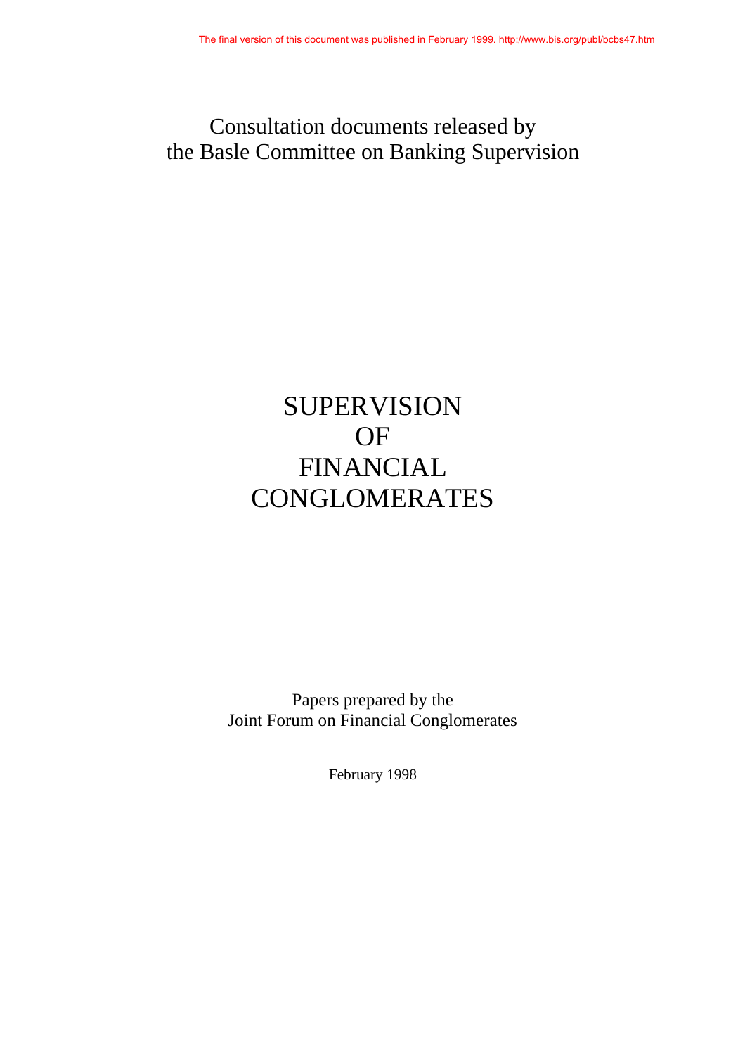The final version of this document was published in February 1999. http://www.bis.org/publ/bcbs47.htm

Consultation documents released by
the Basle Committee on Banking Supervision

# SUPERVISION OF FINANCIAL CONGLOMERATES

Papers prepared by the
Joint Forum on Financial Conglomerates

February 1998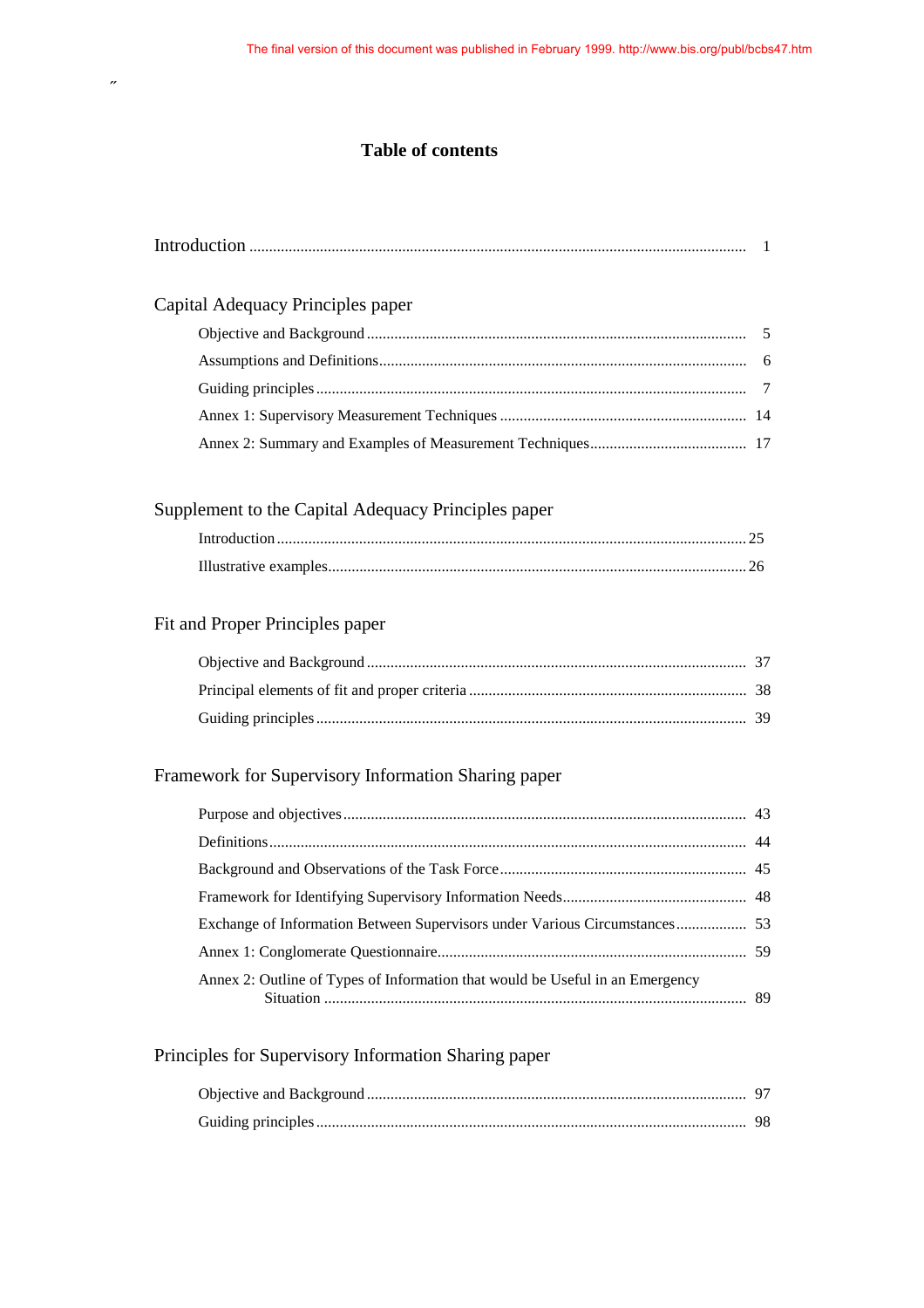# Table of contents

Introduction ........................................................................................................ 1

## Capital Adequacy Principles paper

Objective and Background ........................................................................................ 5

Assumptions and Definitions........................................................................................ 6

Guiding principles ........................................................................................ 7

Annex 1: Supervisory Measurement Techniques ........................................................ 14

Annex 2: Summary and Examples of Measurement Techniques.................................. 17

## Supplement to the Capital Adequacy Principles paper

Introduction ........................................................................................................ 25

Illustrative examples........................................................................................................ 26

## Fit and Proper Principles paper

Objective and Background ........................................................................................ 37

Principal elements of fit and proper criteria ........................................................ 38

Guiding principles ........................................................................................ 39

## Framework for Supervisory Information Sharing paper

Purpose and objectives ........................................................................................ 43

Definitions........................................................................................................ 44

Background and Observations of the Task Force........................................................ 45

Framework for Identifying Supervisory Information Needs.......................................... 48

Exchange of Information Between Supervisors under Various Circumstances.................. 53

Annex 1: Conglomerate Questionnaire........................................................................ 59

Annex 2: Outline of Types of Information that would be Useful in an Emergency Situation ........................................................................................ 89

## Principles for Supervisory Information Sharing paper

Objective and Background ........................................................................................ 97

Guiding principles ........................................................................................ 98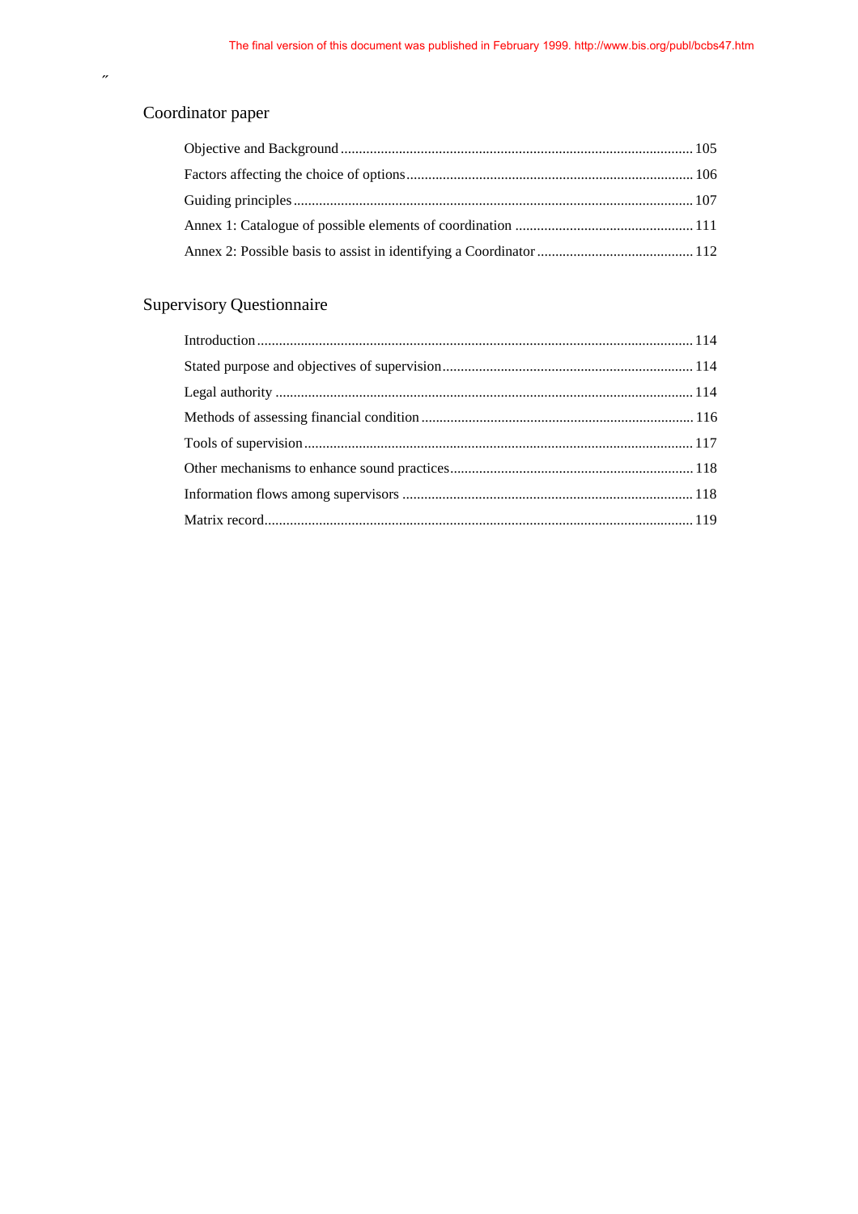## Coordinator paper

| | |
|---|---|
| Objective and Background | 105 |
| Factors affecting the choice of options | 106 |
| Guiding principles | 107 |
| Annex 1: Catalogue of possible elements of coordination | 111 |
| Annex 2: Possible basis to assist in identifying a Coordinator | 112 |

## Supervisory Questionnaire

| | |
|---|---|
| Introduction | 114 |
| Stated purpose and objectives of supervision | 114 |
| Legal authority | 114 |
| Methods of assessing financial condition | 116 |
| Tools of supervision | 117 |
| Other mechanisms to enhance sound practices | 118 |
| Information flows among supervisors | 118 |
| Matrix record | 119 |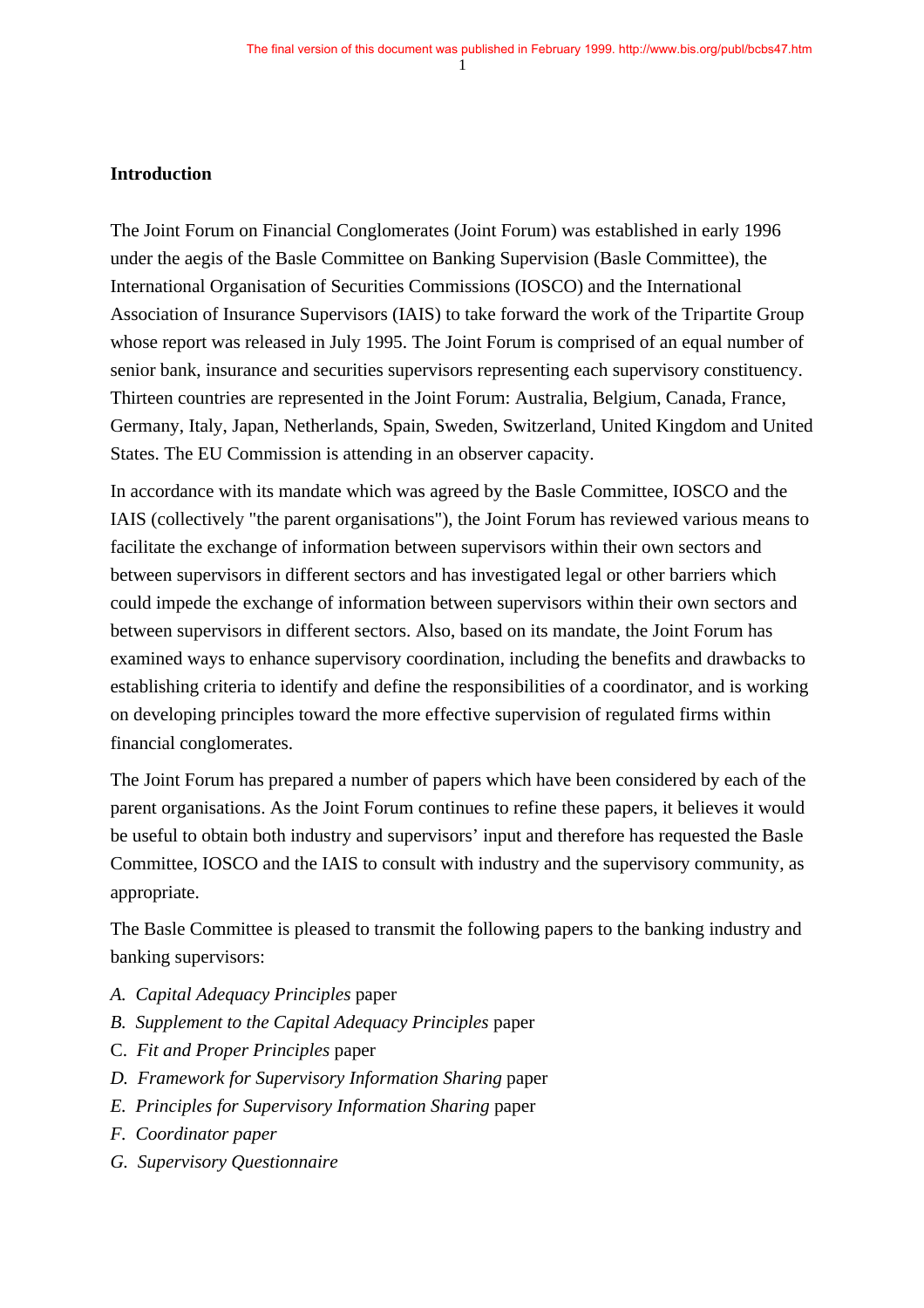**Introduction**

The Joint Forum on Financial Conglomerates (Joint Forum) was established in early 1996 under the aegis of the Basle Committee on Banking Supervision (Basle Committee), the International Organisation of Securities Commissions (IOSCO) and the International Association of Insurance Supervisors (IAIS) to take forward the work of the Tripartite Group whose report was released in July 1995. The Joint Forum is comprised of an equal number of senior bank, insurance and securities supervisors representing each supervisory constituency. Thirteen countries are represented in the Joint Forum: Australia, Belgium, Canada, France, Germany, Italy, Japan, Netherlands, Spain, Sweden, Switzerland, United Kingdom and United States. The EU Commission is attending in an observer capacity.

In accordance with its mandate which was agreed by the Basle Committee, IOSCO and the IAIS (collectively "the parent organisations"), the Joint Forum has reviewed various means to facilitate the exchange of information between supervisors within their own sectors and between supervisors in different sectors and has investigated legal or other barriers which could impede the exchange of information between supervisors within their own sectors and between supervisors in different sectors. Also, based on its mandate, the Joint Forum has examined ways to enhance supervisory coordination, including the benefits and drawbacks to establishing criteria to identify and define the responsibilities of a coordinator, and is working on developing principles toward the more effective supervision of regulated firms within financial conglomerates.

The Joint Forum has prepared a number of papers which have been considered by each of the parent organisations. As the Joint Forum continues to refine these papers, it believes it would be useful to obtain both industry and supervisors' input and therefore has requested the Basle Committee, IOSCO and the IAIS to consult with industry and the supervisory community, as appropriate.

The Basle Committee is pleased to transmit the following papers to the banking industry and banking supervisors:

*A. Capital Adequacy Principles* paper
*B. Supplement to the Capital Adequacy Principles* paper
C. *Fit and Proper Principles* paper
*D. Framework for Supervisory Information Sharing* paper
*E. Principles for Supervisory Information Sharing* paper
*F. Coordinator paper*
*G. Supervisory Questionnaire*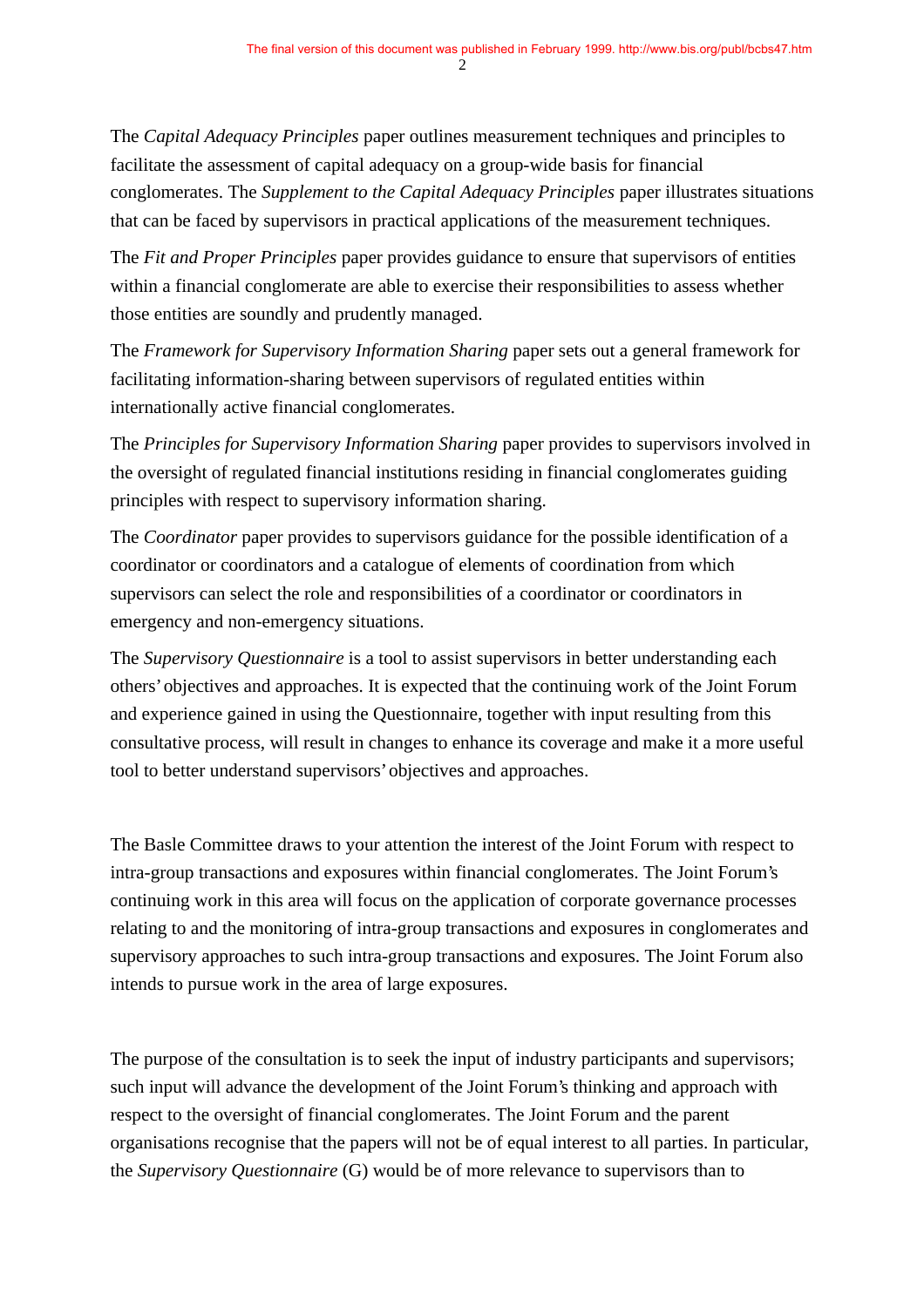The *Capital Adequacy Principles* paper outlines measurement techniques and principles to facilitate the assessment of capital adequacy on a group-wide basis for financial conglomerates. The *Supplement to the Capital Adequacy Principles* paper illustrates situations that can be faced by supervisors in practical applications of the measurement techniques.

The *Fit and Proper Principles* paper provides guidance to ensure that supervisors of entities within a financial conglomerate are able to exercise their responsibilities to assess whether those entities are soundly and prudently managed.

The *Framework for Supervisory Information Sharing* paper sets out a general framework for facilitating information-sharing between supervisors of regulated entities within internationally active financial conglomerates.

The *Principles for Supervisory Information Sharing* paper provides to supervisors involved in the oversight of regulated financial institutions residing in financial conglomerates guiding principles with respect to supervisory information sharing.

The *Coordinator* paper provides to supervisors guidance for the possible identification of a coordinator or coordinators and a catalogue of elements of coordination from which supervisors can select the role and responsibilities of a coordinator or coordinators in emergency and non-emergency situations.

The *Supervisory Questionnaire* is a tool to assist supervisors in better understanding each others' objectives and approaches. It is expected that the continuing work of the Joint Forum and experience gained in using the Questionnaire, together with input resulting from this consultative process, will result in changes to enhance its coverage and make it a more useful tool to better understand supervisors' objectives and approaches.

The Basle Committee draws to your attention the interest of the Joint Forum with respect to intra-group transactions and exposures within financial conglomerates. The Joint Forum's continuing work in this area will focus on the application of corporate governance processes relating to and the monitoring of intra-group transactions and exposures in conglomerates and supervisory approaches to such intra-group transactions and exposures. The Joint Forum also intends to pursue work in the area of large exposures.

The purpose of the consultation is to seek the input of industry participants and supervisors; such input will advance the development of the Joint Forum's thinking and approach with respect to the oversight of financial conglomerates. The Joint Forum and the parent organisations recognise that the papers will not be of equal interest to all parties. In particular, the *Supervisory Questionnaire* (G) would be of more relevance to supervisors than to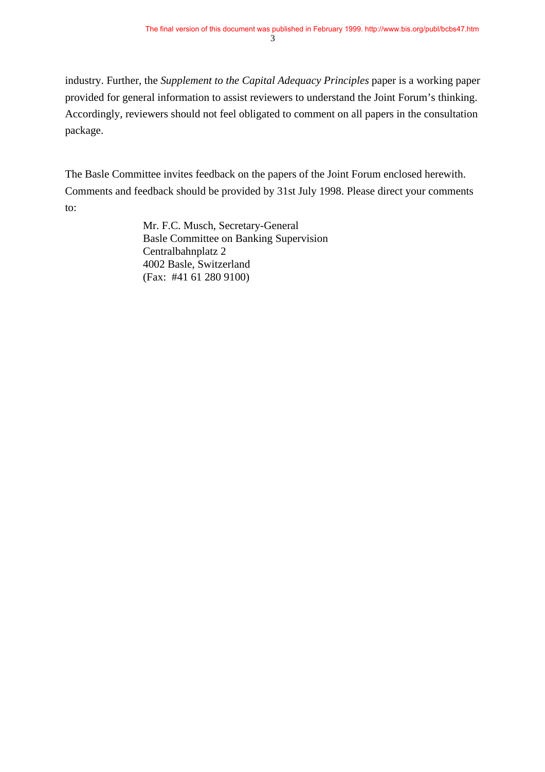industry. Further, the *Supplement to the Capital Adequacy Principles* paper is a working paper provided for general information to assist reviewers to understand the Joint Forum's thinking. Accordingly, reviewers should not feel obligated to comment on all papers in the consultation package.

The Basle Committee invites feedback on the papers of the Joint Forum enclosed herewith. Comments and feedback should be provided by 31st July 1998. Please direct your comments to:

Mr. F.C. Musch, Secretary-General
Basle Committee on Banking Supervision
Centralbahnplatz 2
4002 Basle, Switzerland
(Fax: #41 61 280 9100)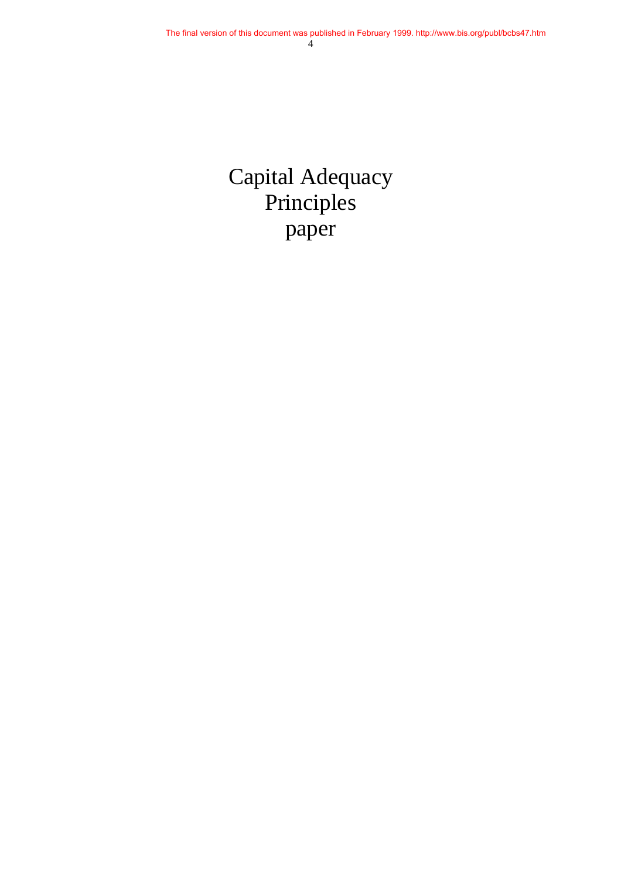# Capital Adequacy Principles paper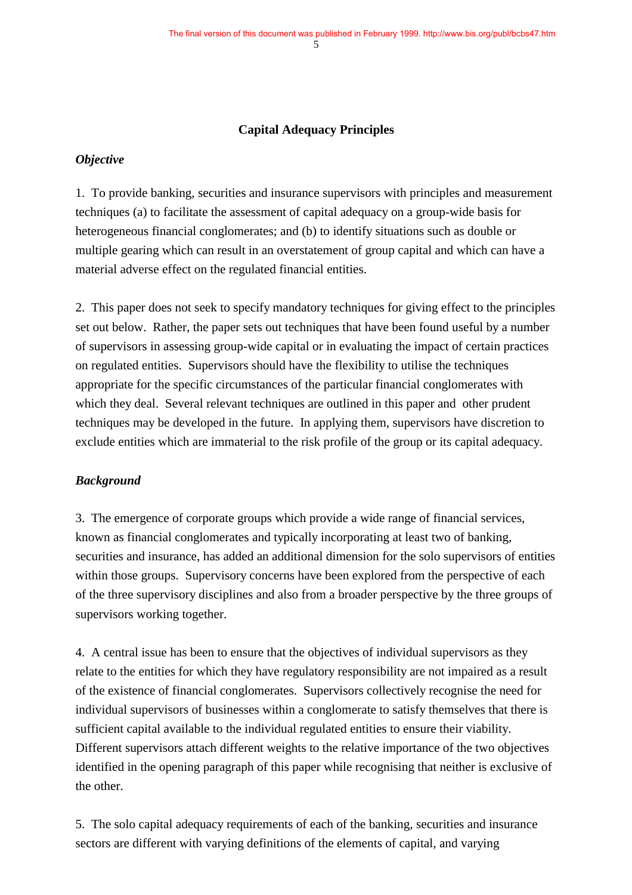## Capital Adequacy Principles

### *Objective*

1. To provide banking, securities and insurance supervisors with principles and measurement techniques (a) to facilitate the assessment of capital adequacy on a group-wide basis for heterogeneous financial conglomerates; and (b) to identify situations such as double or multiple gearing which can result in an overstatement of group capital and which can have a material adverse effect on the regulated financial entities.

2. This paper does not seek to specify mandatory techniques for giving effect to the principles set out below. Rather, the paper sets out techniques that have been found useful by a number of supervisors in assessing group-wide capital or in evaluating the impact of certain practices on regulated entities. Supervisors should have the flexibility to utilise the techniques appropriate for the specific circumstances of the particular financial conglomerates with which they deal. Several relevant techniques are outlined in this paper and other prudent techniques may be developed in the future. In applying them, supervisors have discretion to exclude entities which are immaterial to the risk profile of the group or its capital adequacy.

### *Background*

3. The emergence of corporate groups which provide a wide range of financial services, known as financial conglomerates and typically incorporating at least two of banking, securities and insurance, has added an additional dimension for the solo supervisors of entities within those groups. Supervisory concerns have been explored from the perspective of each of the three supervisory disciplines and also from a broader perspective by the three groups of supervisors working together.

4. A central issue has been to ensure that the objectives of individual supervisors as they relate to the entities for which they have regulatory responsibility are not impaired as a result of the existence of financial conglomerates. Supervisors collectively recognise the need for individual supervisors of businesses within a conglomerate to satisfy themselves that there is sufficient capital available to the individual regulated entities to ensure their viability. Different supervisors attach different weights to the relative importance of the two objectives identified in the opening paragraph of this paper while recognising that neither is exclusive of the other.

5. The solo capital adequacy requirements of each of the banking, securities and insurance sectors are different with varying definitions of the elements of capital, and varying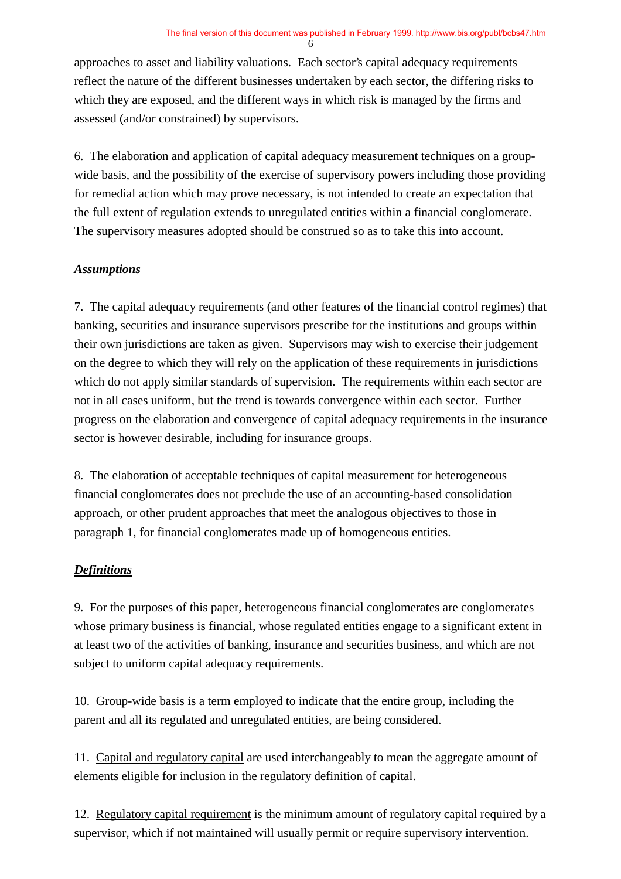approaches to asset and liability valuations. Each sector's capital adequacy requirements reflect the nature of the different businesses undertaken by each sector, the differing risks to which they are exposed, and the different ways in which risk is managed by the firms and assessed (and/or constrained) by supervisors.

6. The elaboration and application of capital adequacy measurement techniques on a group-wide basis, and the possibility of the exercise of supervisory powers including those providing for remedial action which may prove necessary, is not intended to create an expectation that the full extent of regulation extends to unregulated entities within a financial conglomerate. The supervisory measures adopted should be construed so as to take this into account.

***Assumptions***

7. The capital adequacy requirements (and other features of the financial control regimes) that banking, securities and insurance supervisors prescribe for the institutions and groups within their own jurisdictions are taken as given. Supervisors may wish to exercise their judgement on the degree to which they will rely on the application of these requirements in jurisdictions which do not apply similar standards of supervision. The requirements within each sector are not in all cases uniform, but the trend is towards convergence within each sector. Further progress on the elaboration and convergence of capital adequacy requirements in the insurance sector is however desirable, including for insurance groups.

8. The elaboration of acceptable techniques of capital measurement for heterogeneous financial conglomerates does not preclude the use of an accounting-based consolidation approach, or other prudent approaches that meet the analogous objectives to those in paragraph 1, for financial conglomerates made up of homogeneous entities.

***Definitions***

9. For the purposes of this paper, heterogeneous financial conglomerates are conglomerates whose primary business is financial, whose regulated entities engage to a significant extent in at least two of the activities of banking, insurance and securities business, and which are not subject to uniform capital adequacy requirements.

10. Group-wide basis is a term employed to indicate that the entire group, including the parent and all its regulated and unregulated entities, are being considered.

11. Capital and regulatory capital are used interchangeably to mean the aggregate amount of elements eligible for inclusion in the regulatory definition of capital.

12. Regulatory capital requirement is the minimum amount of regulatory capital required by a supervisor, which if not maintained will usually permit or require supervisory intervention.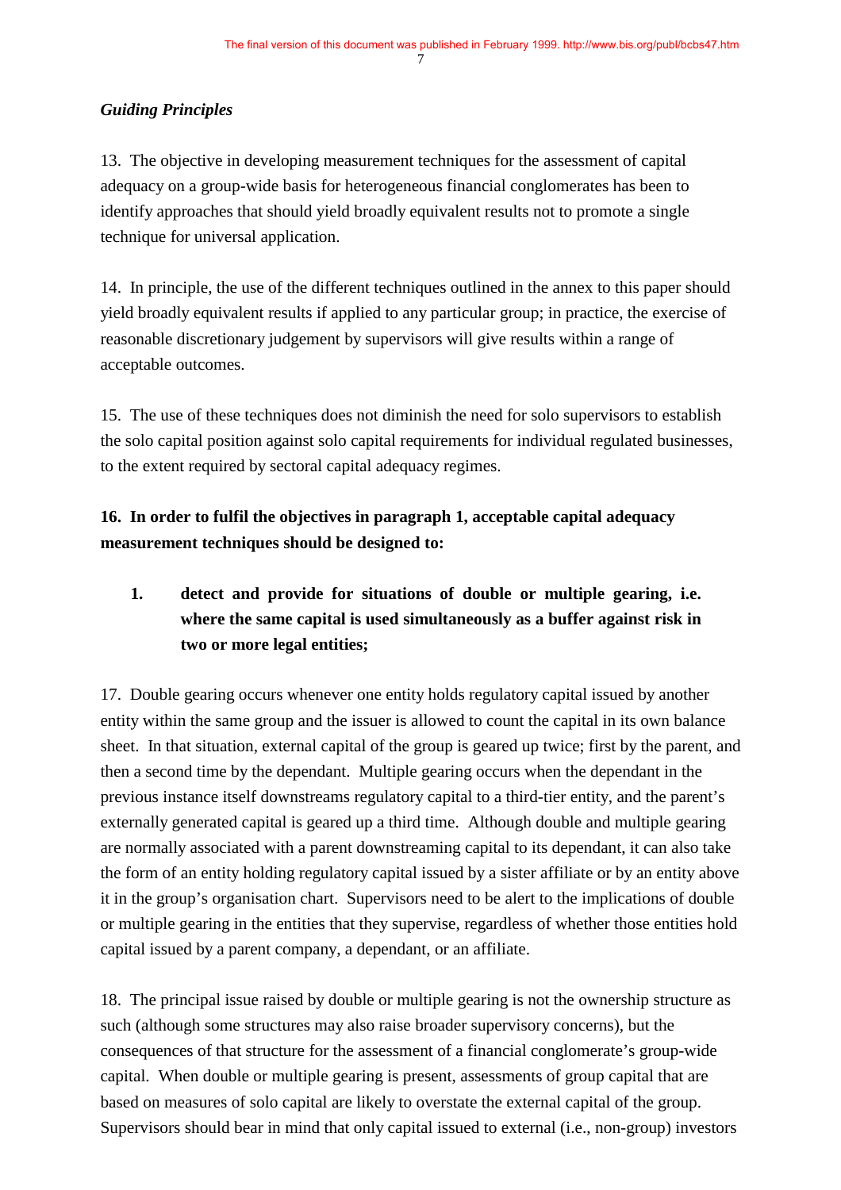*Guiding Principles*

13. The objective in developing measurement techniques for the assessment of capital adequacy on a group-wide basis for heterogeneous financial conglomerates has been to identify approaches that should yield broadly equivalent results not to promote a single technique for universal application.

14. In principle, the use of the different techniques outlined in the annex to this paper should yield broadly equivalent results if applied to any particular group; in practice, the exercise of reasonable discretionary judgement by supervisors will give results within a range of acceptable outcomes.

15. The use of these techniques does not diminish the need for solo supervisors to establish the solo capital position against solo capital requirements for individual regulated businesses, to the extent required by sectoral capital adequacy regimes.

**16. In order to fulfil the objectives in paragraph 1, acceptable capital adequacy measurement techniques should be designed to:**

1. **detect and provide for situations of double or multiple gearing, i.e. where the same capital is used simultaneously as a buffer against risk in two or more legal entities;**

17. Double gearing occurs whenever one entity holds regulatory capital issued by another entity within the same group and the issuer is allowed to count the capital in its own balance sheet. In that situation, external capital of the group is geared up twice; first by the parent, and then a second time by the dependant. Multiple gearing occurs when the dependant in the previous instance itself downstreams regulatory capital to a third-tier entity, and the parent's externally generated capital is geared up a third time. Although double and multiple gearing are normally associated with a parent downstreaming capital to its dependant, it can also take the form of an entity holding regulatory capital issued by a sister affiliate or by an entity above it in the group's organisation chart. Supervisors need to be alert to the implications of double or multiple gearing in the entities that they supervise, regardless of whether those entities hold capital issued by a parent company, a dependant, or an affiliate.

18. The principal issue raised by double or multiple gearing is not the ownership structure as such (although some structures may also raise broader supervisory concerns), but the consequences of that structure for the assessment of a financial conglomerate's group-wide capital. When double or multiple gearing is present, assessments of group capital that are based on measures of solo capital are likely to overstate the external capital of the group. Supervisors should bear in mind that only capital issued to external (i.e., non-group) investors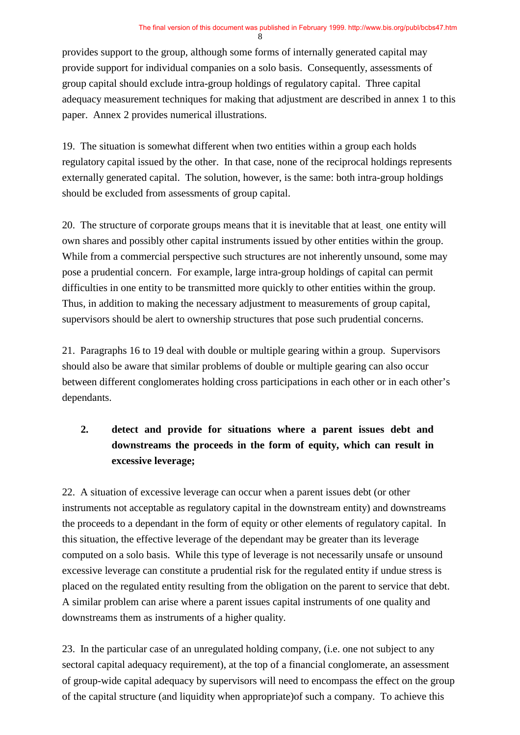provides support to the group, although some forms of internally generated capital may provide support for individual companies on a solo basis. Consequently, assessments of group capital should exclude intra-group holdings of regulatory capital. Three capital adequacy measurement techniques for making that adjustment are described in annex 1 to this paper. Annex 2 provides numerical illustrations.

19. The situation is somewhat different when two entities within a group each holds regulatory capital issued by the other. In that case, none of the reciprocal holdings represents externally generated capital. The solution, however, is the same: both intra-group holdings should be excluded from assessments of group capital.

20. The structure of corporate groups means that it is inevitable that at least one entity will own shares and possibly other capital instruments issued by other entities within the group. While from a commercial perspective such structures are not inherently unsound, some may pose a prudential concern. For example, large intra-group holdings of capital can permit difficulties in one entity to be transmitted more quickly to other entities within the group. Thus, in addition to making the necessary adjustment to measurements of group capital, supervisors should be alert to ownership structures that pose such prudential concerns.

21. Paragraphs 16 to 19 deal with double or multiple gearing within a group. Supervisors should also be aware that similar problems of double or multiple gearing can also occur between different conglomerates holding cross participations in each other or in each other's dependants.

**2. detect and provide for situations where a parent issues debt and downstreams the proceeds in the form of equity, which can result in excessive leverage;**

22. A situation of excessive leverage can occur when a parent issues debt (or other instruments not acceptable as regulatory capital in the downstream entity) and downstreams the proceeds to a dependant in the form of equity or other elements of regulatory capital. In this situation, the effective leverage of the dependant may be greater than its leverage computed on a solo basis. While this type of leverage is not necessarily unsafe or unsound excessive leverage can constitute a prudential risk for the regulated entity if undue stress is placed on the regulated entity resulting from the obligation on the parent to service that debt. A similar problem can arise where a parent issues capital instruments of one quality and downstreams them as instruments of a higher quality.

23. In the particular case of an unregulated holding company, (i.e. one not subject to any sectoral capital adequacy requirement), at the top of a financial conglomerate, an assessment of group-wide capital adequacy by supervisors will need to encompass the effect on the group of the capital structure (and liquidity when appropriate)of such a company. To achieve this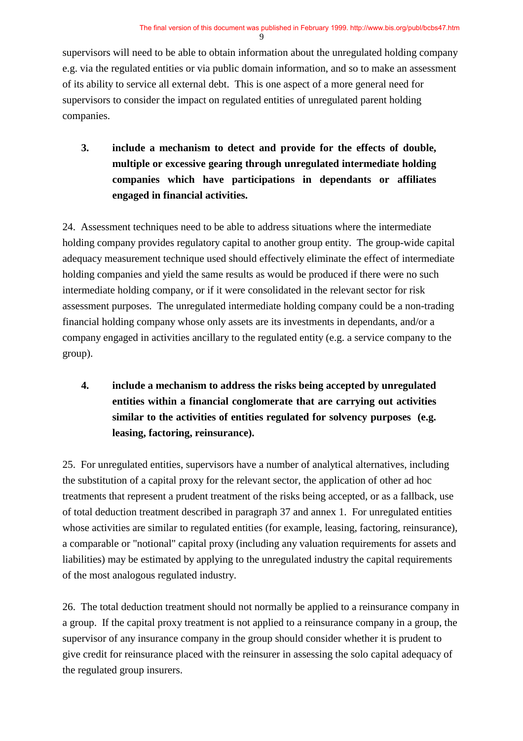supervisors will need to be able to obtain information about the unregulated holding company e.g. via the regulated entities or via public domain information, and so to make an assessment of its ability to service all external debt. This is one aspect of a more general need for supervisors to consider the impact on regulated entities of unregulated parent holding companies.

3. **include a mechanism to detect and provide for the effects of double, multiple or excessive gearing through unregulated intermediate holding companies which have participations in dependants or affiliates engaged in financial activities.**

24. Assessment techniques need to be able to address situations where the intermediate holding company provides regulatory capital to another group entity. The group-wide capital adequacy measurement technique used should effectively eliminate the effect of intermediate holding companies and yield the same results as would be produced if there were no such intermediate holding company, or if it were consolidated in the relevant sector for risk assessment purposes. The unregulated intermediate holding company could be a non-trading financial holding company whose only assets are its investments in dependants, and/or a company engaged in activities ancillary to the regulated entity (e.g. a service company to the group).

4. **include a mechanism to address the risks being accepted by unregulated entities within a financial conglomerate that are carrying out activities similar to the activities of entities regulated for solvency purposes (e.g. leasing, factoring, reinsurance).**

25. For unregulated entities, supervisors have a number of analytical alternatives, including the substitution of a capital proxy for the relevant sector, the application of other ad hoc treatments that represent a prudent treatment of the risks being accepted, or as a fallback, use of total deduction treatment described in paragraph 37 and annex 1. For unregulated entities whose activities are similar to regulated entities (for example, leasing, factoring, reinsurance), a comparable or "notional" capital proxy (including any valuation requirements for assets and liabilities) may be estimated by applying to the unregulated industry the capital requirements of the most analogous regulated industry.

26. The total deduction treatment should not normally be applied to a reinsurance company in a group. If the capital proxy treatment is not applied to a reinsurance company in a group, the supervisor of any insurance company in the group should consider whether it is prudent to give credit for reinsurance placed with the reinsurer in assessing the solo capital adequacy of the regulated group insurers.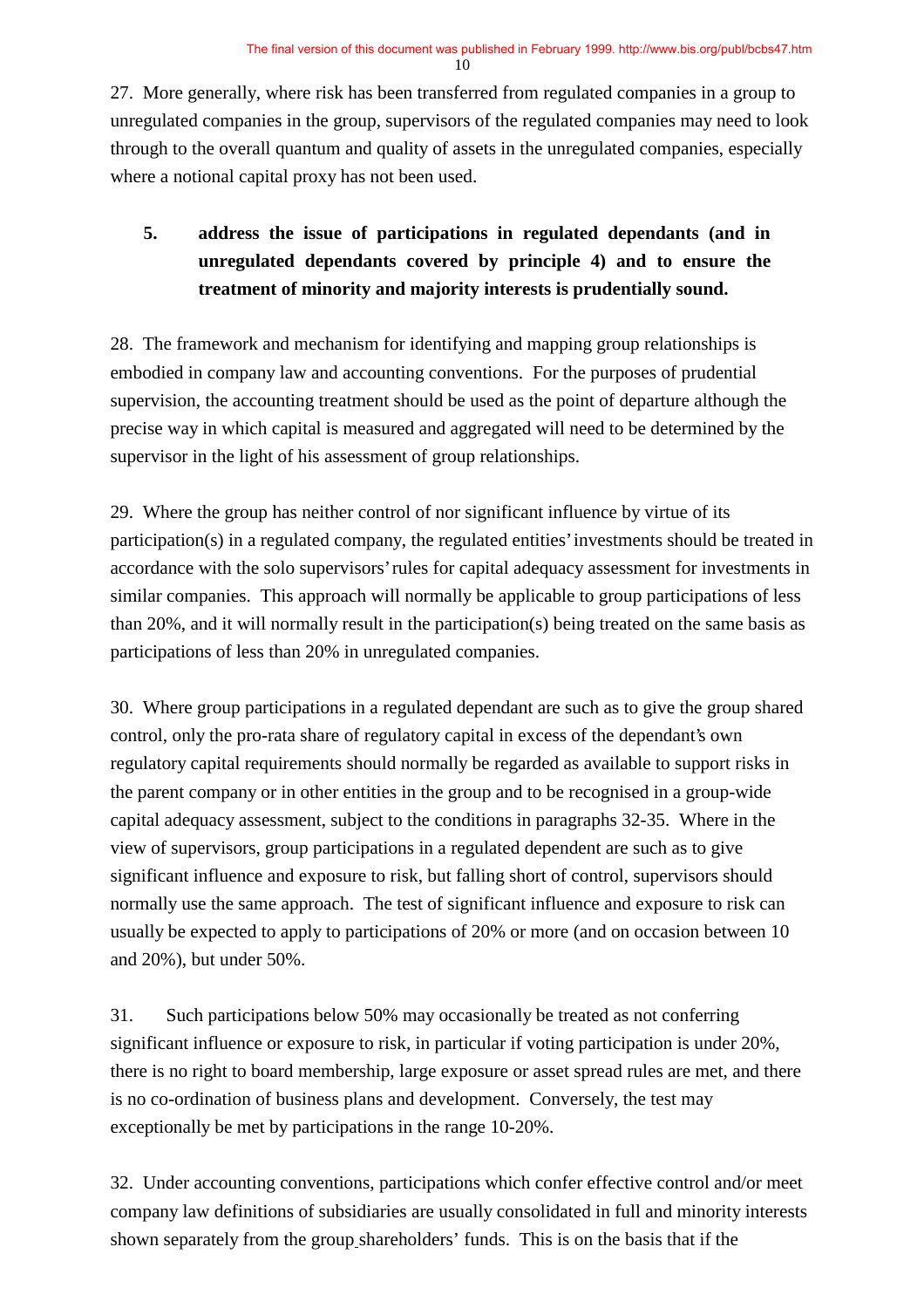27. More generally, where risk has been transferred from regulated companies in a group to unregulated companies in the group, supervisors of the regulated companies may need to look through to the overall quantum and quality of assets in the unregulated companies, especially where a notional capital proxy has not been used.

**5. address the issue of participations in regulated dependants (and in unregulated dependants covered by principle 4) and to ensure the treatment of minority and majority interests is prudentially sound.**

28. The framework and mechanism for identifying and mapping group relationships is embodied in company law and accounting conventions. For the purposes of prudential supervision, the accounting treatment should be used as the point of departure although the precise way in which capital is measured and aggregated will need to be determined by the supervisor in the light of his assessment of group relationships.

29. Where the group has neither control of nor significant influence by virtue of its participation(s) in a regulated company, the regulated entities' investments should be treated in accordance with the solo supervisors' rules for capital adequacy assessment for investments in similar companies. This approach will normally be applicable to group participations of less than 20%, and it will normally result in the participation(s) being treated on the same basis as participations of less than 20% in unregulated companies.

30. Where group participations in a regulated dependant are such as to give the group shared control, only the pro-rata share of regulatory capital in excess of the dependant's own regulatory capital requirements should normally be regarded as available to support risks in the parent company or in other entities in the group and to be recognised in a group-wide capital adequacy assessment, subject to the conditions in paragraphs 32-35. Where in the view of supervisors, group participations in a regulated dependent are such as to give significant influence and exposure to risk, but falling short of control, supervisors should normally use the same approach. The test of significant influence and exposure to risk can usually be expected to apply to participations of 20% or more (and on occasion between 10 and 20%), but under 50%.

31. Such participations below 50% may occasionally be treated as not conferring significant influence or exposure to risk, in particular if voting participation is under 20%, there is no right to board membership, large exposure or asset spread rules are met, and there is no co-ordination of business plans and development. Conversely, the test may exceptionally be met by participations in the range 10-20%.

32. Under accounting conventions, participations which confer effective control and/or meet company law definitions of subsidiaries are usually consolidated in full and minority interests shown separately from the group shareholders' funds. This is on the basis that if the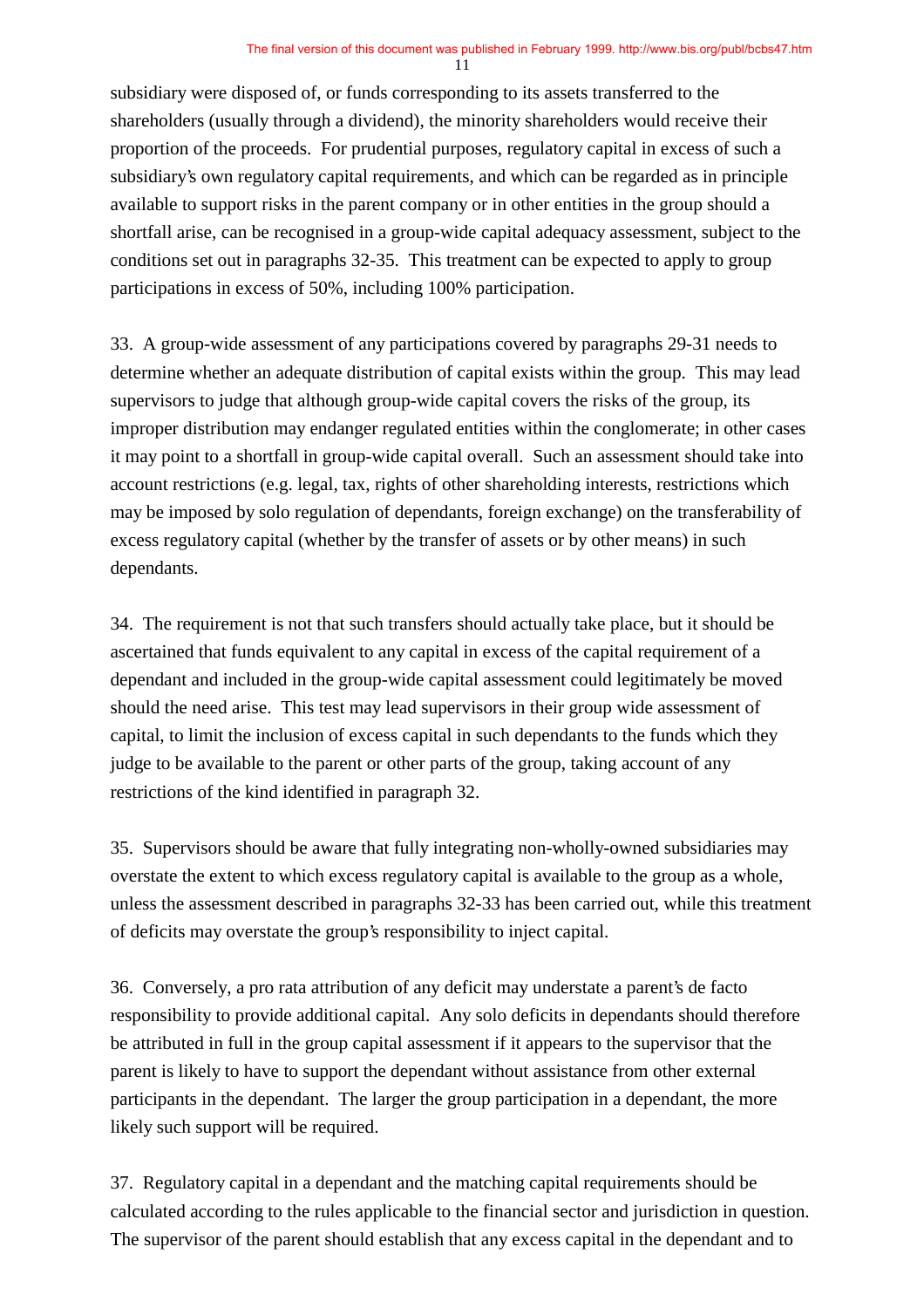subsidiary were disposed of, or funds corresponding to its assets transferred to the shareholders (usually through a dividend), the minority shareholders would receive their proportion of the proceeds. For prudential purposes, regulatory capital in excess of such a subsidiary's own regulatory capital requirements, and which can be regarded as in principle available to support risks in the parent company or in other entities in the group should a shortfall arise, can be recognised in a group-wide capital adequacy assessment, subject to the conditions set out in paragraphs 32-35. This treatment can be expected to apply to group participations in excess of 50%, including 100% participation.

33. A group-wide assessment of any participations covered by paragraphs 29-31 needs to determine whether an adequate distribution of capital exists within the group. This may lead supervisors to judge that although group-wide capital covers the risks of the group, its improper distribution may endanger regulated entities within the conglomerate; in other cases it may point to a shortfall in group-wide capital overall. Such an assessment should take into account restrictions (e.g. legal, tax, rights of other shareholding interests, restrictions which may be imposed by solo regulation of dependants, foreign exchange) on the transferability of excess regulatory capital (whether by the transfer of assets or by other means) in such dependants.

34. The requirement is not that such transfers should actually take place, but it should be ascertained that funds equivalent to any capital in excess of the capital requirement of a dependant and included in the group-wide capital assessment could legitimately be moved should the need arise. This test may lead supervisors in their group wide assessment of capital, to limit the inclusion of excess capital in such dependants to the funds which they judge to be available to the parent or other parts of the group, taking account of any restrictions of the kind identified in paragraph 32.

35. Supervisors should be aware that fully integrating non-wholly-owned subsidiaries may overstate the extent to which excess regulatory capital is available to the group as a whole, unless the assessment described in paragraphs 32-33 has been carried out, while this treatment of deficits may overstate the group's responsibility to inject capital.

36. Conversely, a pro rata attribution of any deficit may understate a parent's de facto responsibility to provide additional capital. Any solo deficits in dependants should therefore be attributed in full in the group capital assessment if it appears to the supervisor that the parent is likely to have to support the dependant without assistance from other external participants in the dependant. The larger the group participation in a dependant, the more likely such support will be required.

37. Regulatory capital in a dependant and the matching capital requirements should be calculated according to the rules applicable to the financial sector and jurisdiction in question. The supervisor of the parent should establish that any excess capital in the dependant and to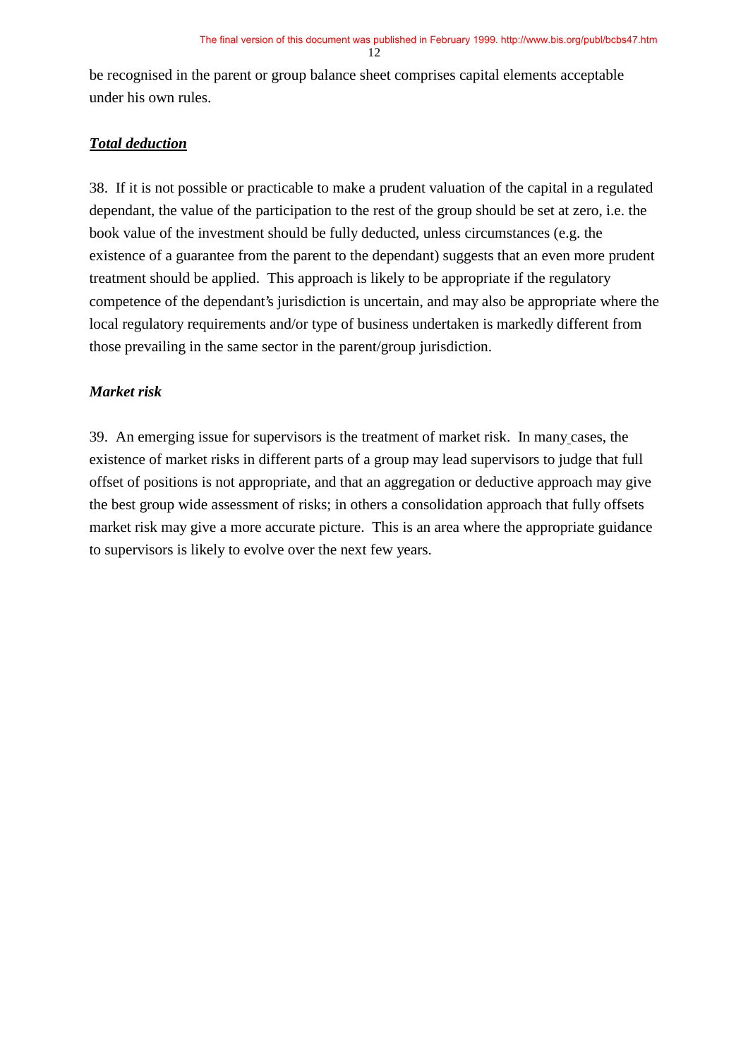be recognised in the parent or group balance sheet comprises capital elements acceptable under his own rules.

***Total deduction***

38. If it is not possible or practicable to make a prudent valuation of the capital in a regulated dependant, the value of the participation to the rest of the group should be set at zero, i.e. the book value of the investment should be fully deducted, unless circumstances (e.g. the existence of a guarantee from the parent to the dependant) suggests that an even more prudent treatment should be applied. This approach is likely to be appropriate if the regulatory competence of the dependant's jurisdiction is uncertain, and may also be appropriate where the local regulatory requirements and/or type of business undertaken is markedly different from those prevailing in the same sector in the parent/group jurisdiction.

***Market risk***

39. An emerging issue for supervisors is the treatment of market risk. In many cases, the existence of market risks in different parts of a group may lead supervisors to judge that full offset of positions is not appropriate, and that an aggregation or deductive approach may give the best group wide assessment of risks; in others a consolidation approach that fully offsets market risk may give a more accurate picture. This is an area where the appropriate guidance to supervisors is likely to evolve over the next few years.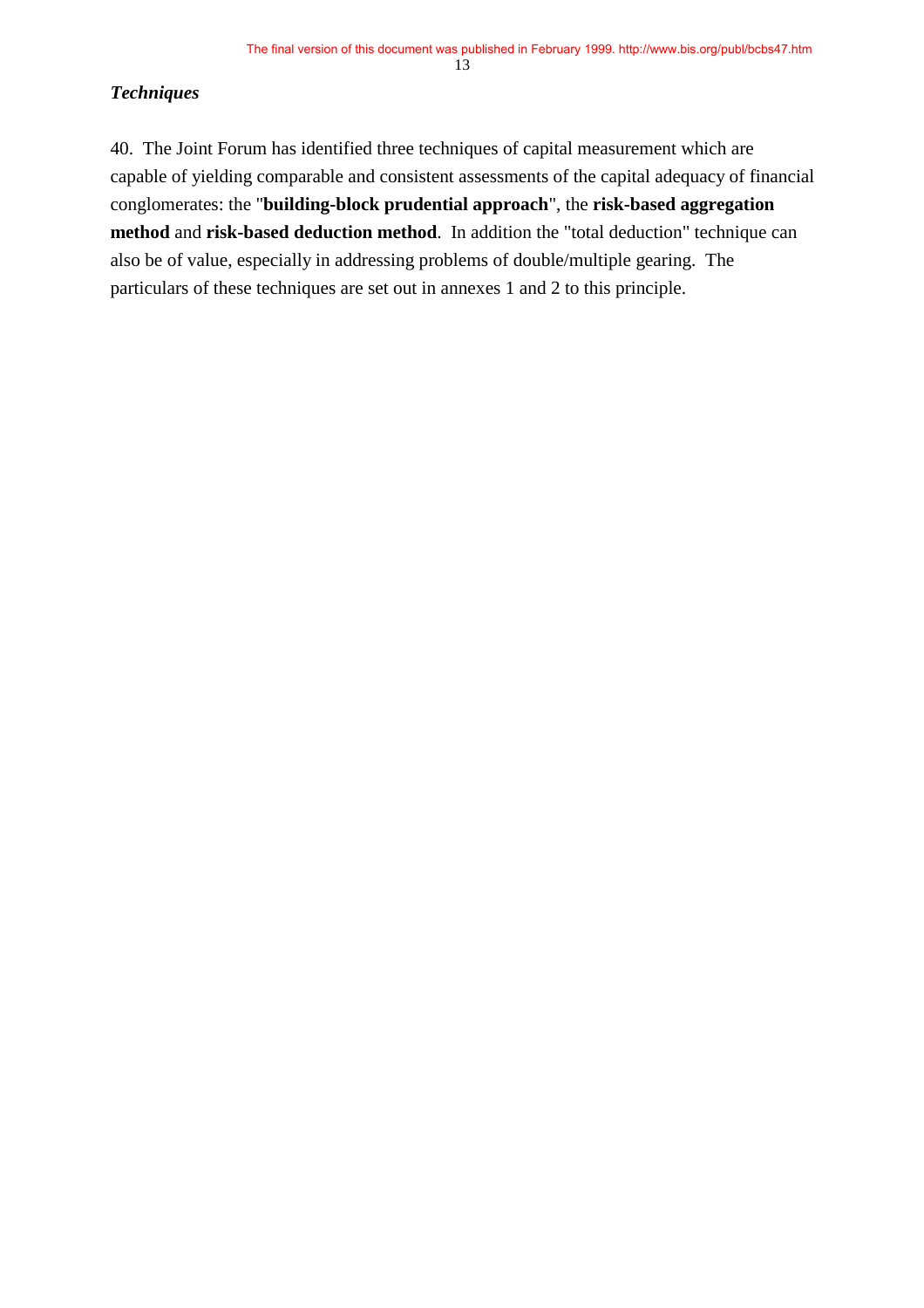### *Techniques*

40. The Joint Forum has identified three techniques of capital measurement which are capable of yielding comparable and consistent assessments of the capital adequacy of financial conglomerates: the "**building-block prudential approach**", the **risk-based aggregation method** and **risk-based deduction method**. In addition the "total deduction" technique can also be of value, especially in addressing problems of double/multiple gearing. The particulars of these techniques are set out in annexes 1 and 2 to this principle.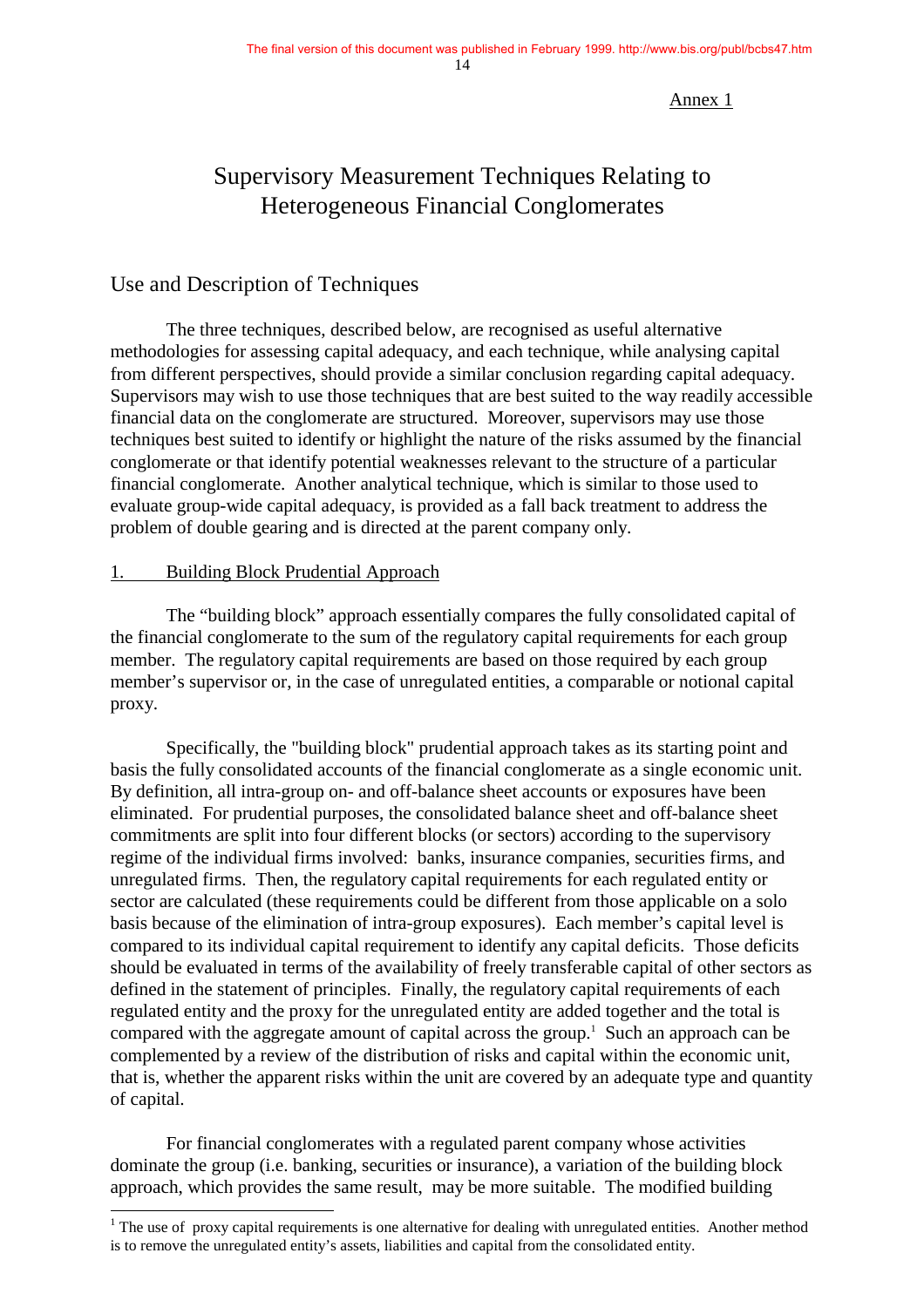Annex 1

# Supervisory Measurement Techniques Relating to Heterogeneous Financial Conglomerates

## Use and Description of Techniques

The three techniques, described below, are recognised as useful alternative methodologies for assessing capital adequacy, and each technique, while analysing capital from different perspectives, should provide a similar conclusion regarding capital adequacy. Supervisors may wish to use those techniques that are best suited to the way readily accessible financial data on the conglomerate are structured. Moreover, supervisors may use those techniques best suited to identify or highlight the nature of the risks assumed by the financial conglomerate or that identify potential weaknesses relevant to the structure of a particular financial conglomerate. Another analytical technique, which is similar to those used to evaluate group-wide capital adequacy, is provided as a fall back treatment to address the problem of double gearing and is directed at the parent company only.

### 1. Building Block Prudential Approach

The "building block" approach essentially compares the fully consolidated capital of the financial conglomerate to the sum of the regulatory capital requirements for each group member. The regulatory capital requirements are based on those required by each group member's supervisor or, in the case of unregulated entities, a comparable or notional capital proxy.

Specifically, the "building block" prudential approach takes as its starting point and basis the fully consolidated accounts of the financial conglomerate as a single economic unit. By definition, all intra-group on- and off-balance sheet accounts or exposures have been eliminated. For prudential purposes, the consolidated balance sheet and off-balance sheet commitments are split into four different blocks (or sectors) according to the supervisory regime of the individual firms involved: banks, insurance companies, securities firms, and unregulated firms. Then, the regulatory capital requirements for each regulated entity or sector are calculated (these requirements could be different from those applicable on a solo basis because of the elimination of intra-group exposures). Each member's capital level is compared to its individual capital requirement to identify any capital deficits. Those deficits should be evaluated in terms of the availability of freely transferable capital of other sectors as defined in the statement of principles. Finally, the regulatory capital requirements of each regulated entity and the proxy for the unregulated entity are added together and the total is compared with the aggregate amount of capital across the group.[1] Such an approach can be complemented by a review of the distribution of risks and capital within the economic unit, that is, whether the apparent risks within the unit are covered by an adequate type and quantity of capital.

For financial conglomerates with a regulated parent company whose activities dominate the group (i.e. banking, securities or insurance), a variation of the building block approach, which provides the same result, may be more suitable. The modified building

[1] The use of proxy capital requirements is one alternative for dealing with unregulated entities. Another method is to remove the unregulated entity's assets, liabilities and capital from the consolidated entity.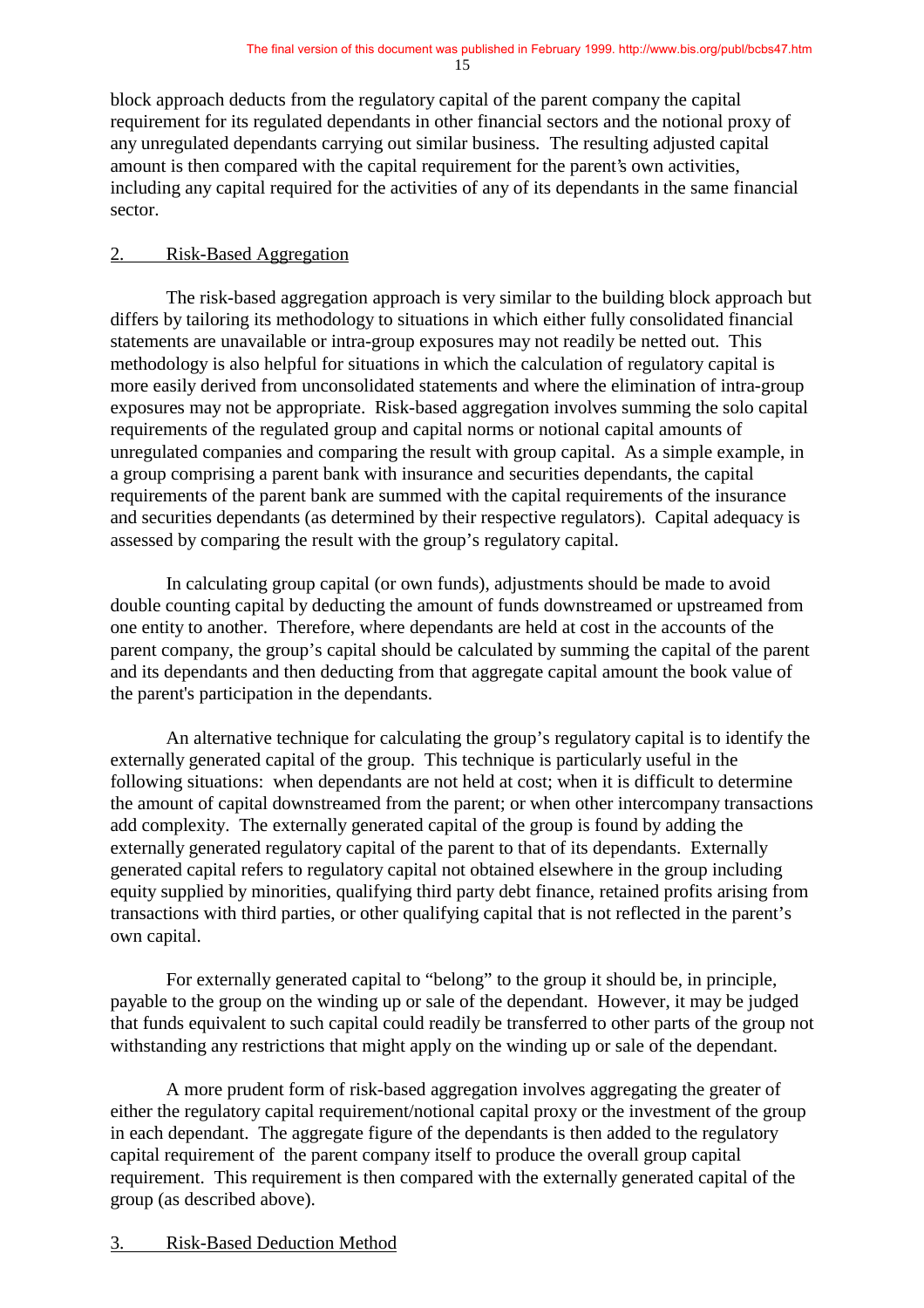block approach deducts from the regulatory capital of the parent company the capital requirement for its regulated dependants in other financial sectors and the notional proxy of any unregulated dependants carrying out similar business. The resulting adjusted capital amount is then compared with the capital requirement for the parent's own activities, including any capital required for the activities of any of its dependants in the same financial sector.

## 2. Risk-Based Aggregation

The risk-based aggregation approach is very similar to the building block approach but differs by tailoring its methodology to situations in which either fully consolidated financial statements are unavailable or intra-group exposures may not readily be netted out. This methodology is also helpful for situations in which the calculation of regulatory capital is more easily derived from unconsolidated statements and where the elimination of intra-group exposures may not be appropriate. Risk-based aggregation involves summing the solo capital requirements of the regulated group and capital norms or notional capital amounts of unregulated companies and comparing the result with group capital. As a simple example, in a group comprising a parent bank with insurance and securities dependants, the capital requirements of the parent bank are summed with the capital requirements of the insurance and securities dependants (as determined by their respective regulators). Capital adequacy is assessed by comparing the result with the group's regulatory capital.

In calculating group capital (or own funds), adjustments should be made to avoid double counting capital by deducting the amount of funds downstreamed or upstreamed from one entity to another. Therefore, where dependants are held at cost in the accounts of the parent company, the group's capital should be calculated by summing the capital of the parent and its dependants and then deducting from that aggregate capital amount the book value of the parent's participation in the dependants.

An alternative technique for calculating the group's regulatory capital is to identify the externally generated capital of the group. This technique is particularly useful in the following situations: when dependants are not held at cost; when it is difficult to determine the amount of capital downstreamed from the parent; or when other intercompany transactions add complexity. The externally generated capital of the group is found by adding the externally generated regulatory capital of the parent to that of its dependants. Externally generated capital refers to regulatory capital not obtained elsewhere in the group including equity supplied by minorities, qualifying third party debt finance, retained profits arising from transactions with third parties, or other qualifying capital that is not reflected in the parent's own capital.

For externally generated capital to "belong" to the group it should be, in principle, payable to the group on the winding up or sale of the dependant. However, it may be judged that funds equivalent to such capital could readily be transferred to other parts of the group not withstanding any restrictions that might apply on the winding up or sale of the dependant.

A more prudent form of risk-based aggregation involves aggregating the greater of either the regulatory capital requirement/notional capital proxy or the investment of the group in each dependant. The aggregate figure of the dependants is then added to the regulatory capital requirement of the parent company itself to produce the overall group capital requirement. This requirement is then compared with the externally generated capital of the group (as described above).

## 3. Risk-Based Deduction Method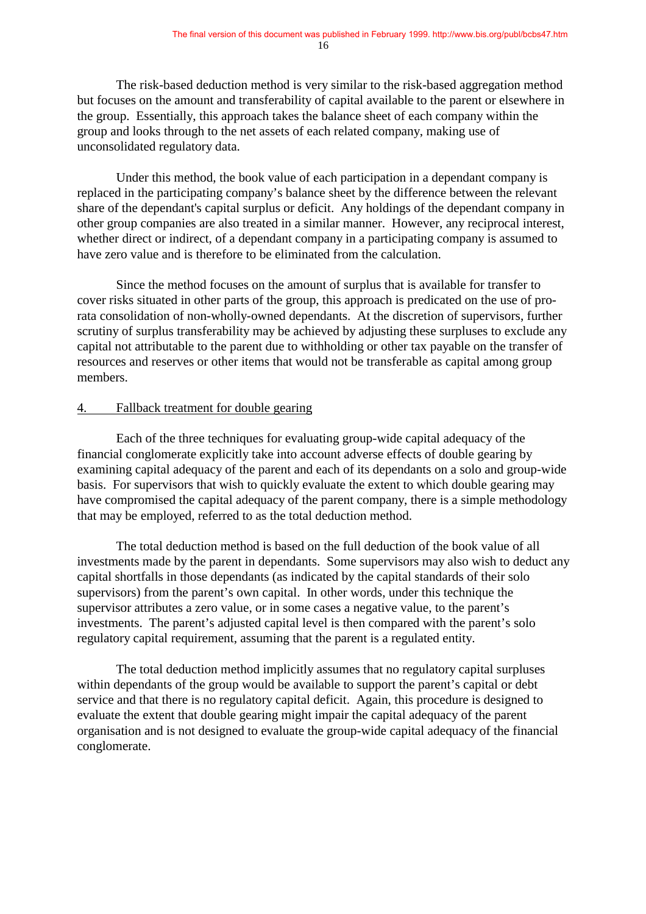The risk-based deduction method is very similar to the risk-based aggregation method but focuses on the amount and transferability of capital available to the parent or elsewhere in the group. Essentially, this approach takes the balance sheet of each company within the group and looks through to the net assets of each related company, making use of unconsolidated regulatory data.

Under this method, the book value of each participation in a dependant company is replaced in the participating company's balance sheet by the difference between the relevant share of the dependant's capital surplus or deficit. Any holdings of the dependant company in other group companies are also treated in a similar manner. However, any reciprocal interest, whether direct or indirect, of a dependant company in a participating company is assumed to have zero value and is therefore to be eliminated from the calculation.

Since the method focuses on the amount of surplus that is available for transfer to cover risks situated in other parts of the group, this approach is predicated on the use of pro-rata consolidation of non-wholly-owned dependants. At the discretion of supervisors, further scrutiny of surplus transferability may be achieved by adjusting these surpluses to exclude any capital not attributable to the parent due to withholding or other tax payable on the transfer of resources and reserves or other items that would not be transferable as capital among group members.

## 4. Fallback treatment for double gearing

Each of the three techniques for evaluating group-wide capital adequacy of the financial conglomerate explicitly take into account adverse effects of double gearing by examining capital adequacy of the parent and each of its dependants on a solo and group-wide basis. For supervisors that wish to quickly evaluate the extent to which double gearing may have compromised the capital adequacy of the parent company, there is a simple methodology that may be employed, referred to as the total deduction method.

The total deduction method is based on the full deduction of the book value of all investments made by the parent in dependants. Some supervisors may also wish to deduct any capital shortfalls in those dependants (as indicated by the capital standards of their solo supervisors) from the parent's own capital. In other words, under this technique the supervisor attributes a zero value, or in some cases a negative value, to the parent's investments. The parent's adjusted capital level is then compared with the parent's solo regulatory capital requirement, assuming that the parent is a regulated entity.

The total deduction method implicitly assumes that no regulatory capital surpluses within dependants of the group would be available to support the parent's capital or debt service and that there is no regulatory capital deficit. Again, this procedure is designed to evaluate the extent that double gearing might impair the capital adequacy of the parent organisation and is not designed to evaluate the group-wide capital adequacy of the financial conglomerate.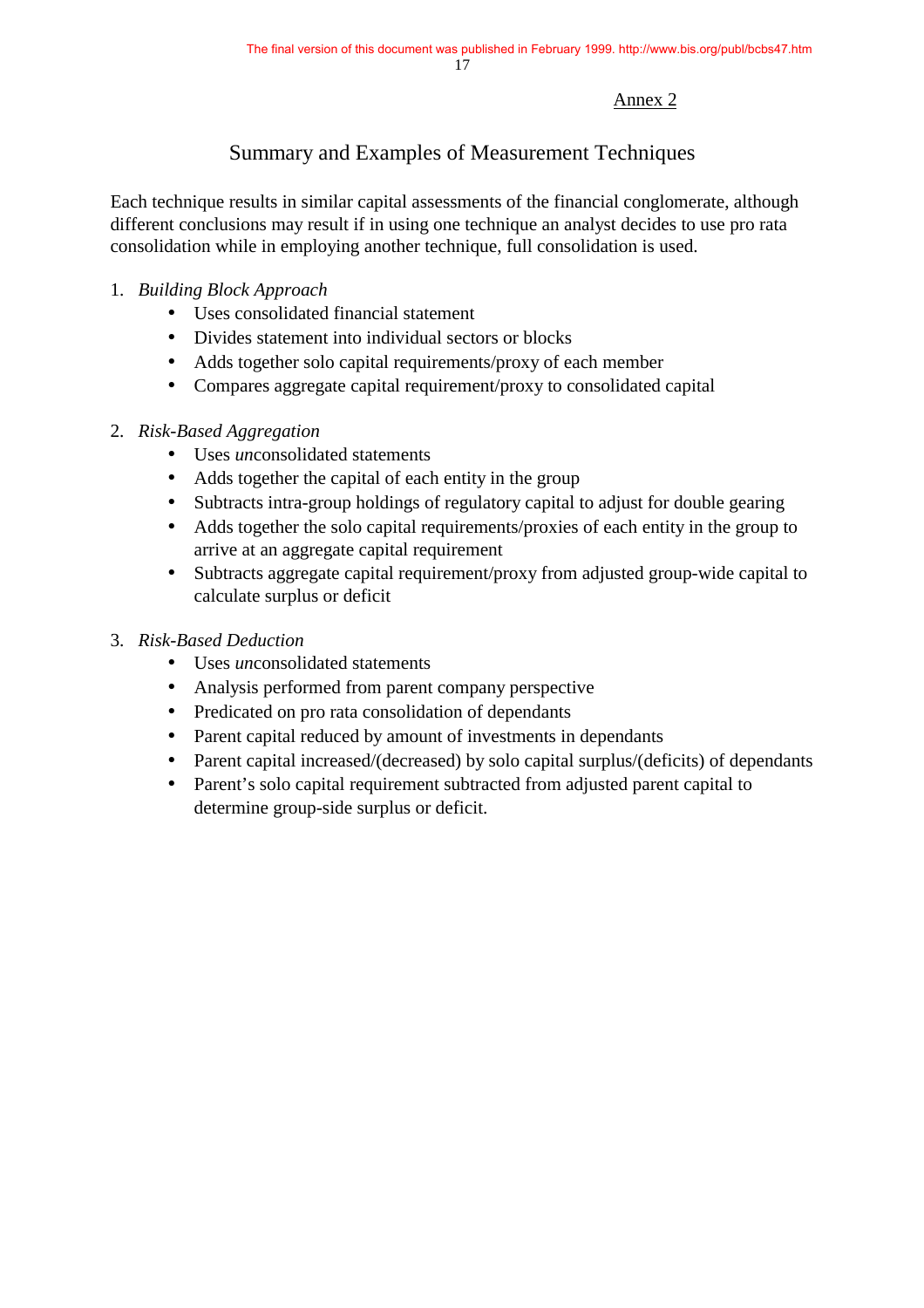Annex 2

## Summary and Examples of Measurement Techniques

Each technique results in similar capital assessments of the financial conglomerate, although different conclusions may result if in using one technique an analyst decides to use pro rata consolidation while in employing another technique, full consolidation is used.

1. *Building Block Approach*
   - Uses consolidated financial statement
   - Divides statement into individual sectors or blocks
   - Adds together solo capital requirements/proxy of each member
   - Compares aggregate capital requirement/proxy to consolidated capital

2. *Risk-Based Aggregation*
   - Uses *un*consolidated statements
   - Adds together the capital of each entity in the group
   - Subtracts intra-group holdings of regulatory capital to adjust for double gearing
   - Adds together the solo capital requirements/proxies of each entity in the group to arrive at an aggregate capital requirement
   - Subtracts aggregate capital requirement/proxy from adjusted group-wide capital to calculate surplus or deficit

3. *Risk-Based Deduction*
   - Uses *un*consolidated statements
   - Analysis performed from parent company perspective
   - Predicated on pro rata consolidation of dependants
   - Parent capital reduced by amount of investments in dependants
   - Parent capital increased/(decreased) by solo capital surplus/(deficits) of dependants
   - Parent's solo capital requirement subtracted from adjusted parent capital to determine group-side surplus or deficit.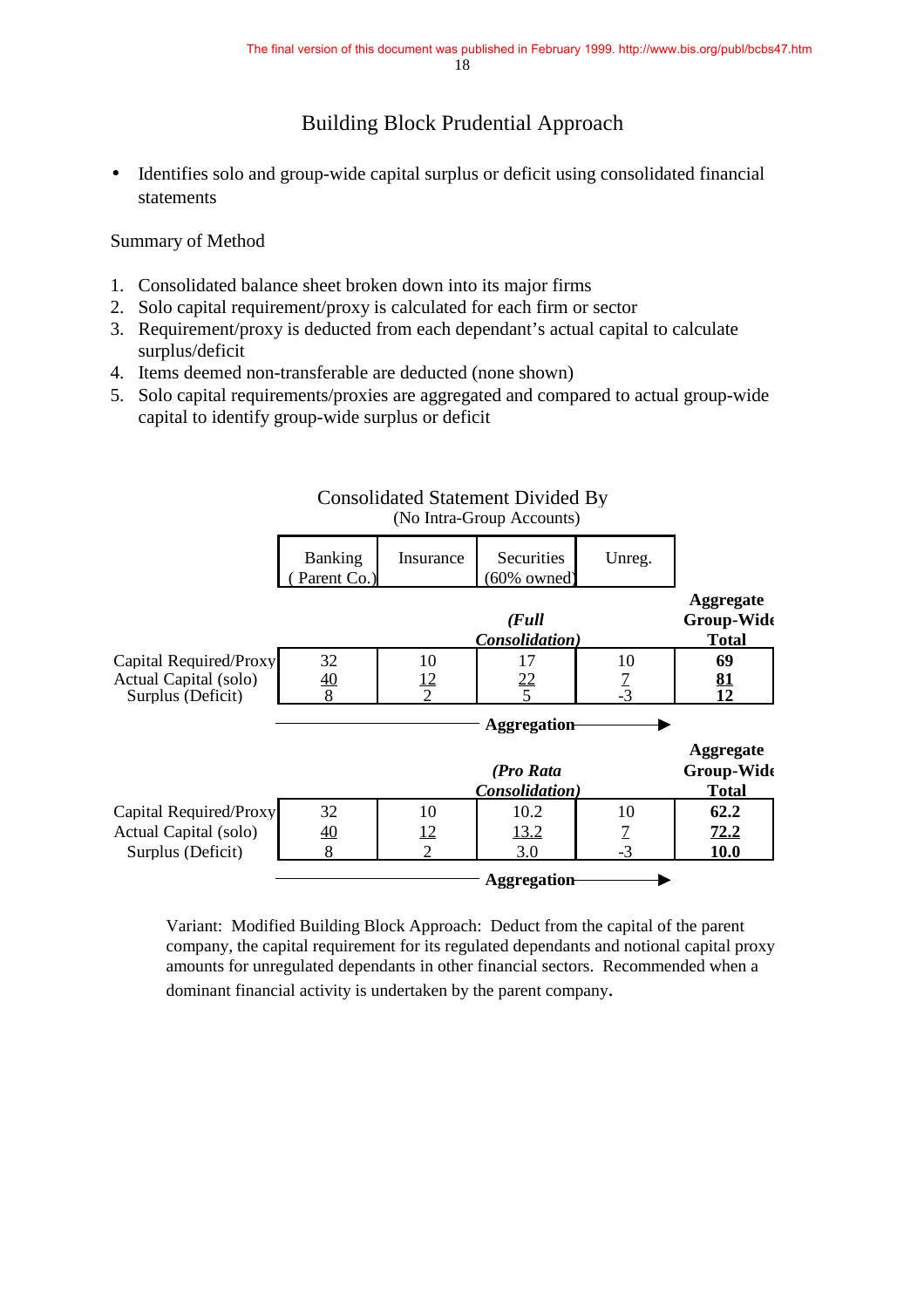# Building Block Prudential Approach

- Identifies solo and group-wide capital surplus or deficit using consolidated financial statements

Summary of Method

1. Consolidated balance sheet broken down into its major firms
2. Solo capital requirement/proxy is calculated for each firm or sector
3. Requirement/proxy is deducted from each dependant's actual capital to calculate surplus/deficit
4. Items deemed non-transferable are deducted (none shown)
5. Solo capital requirements/proxies are aggregated and compared to actual group-wide capital to identify group-wide surplus or deficit

Consolidated Statement Divided By
(No Intra-Group Accounts)

| | Banking (Parent Co.) | Insurance | Securities (60% owned) | Unreg. | Aggregate Group-Wide Total |
|---|---|---|---|---|---|
| | | | ***(Full Consolidation)*** | | |
| Capital Required/Proxy | 32 | 10 | 17 | 10 | **69** |
| Actual Capital (solo) | 40 | 12 | 22 | 7 | **81** |
| Surplus (Deficit) | 8 | 2 | 5 | -3 | **12** |
| | | | ***(Pro Rata Consolidation)*** | | |
| Capital Required/Proxy | 32 | 10 | 10.2 | 10 | **62.2** |
| Actual Capital (solo) | 40 | 12 | 13.2 | 7 | **72.2** |
| Surplus (Deficit) | 8 | 2 | 3.0 | -3 | **10.0** |

**Aggregation** →

Variant: Modified Building Block Approach: Deduct from the capital of the parent company, the capital requirement for its regulated dependants and notional capital proxy amounts for unregulated dependants in other financial sectors. Recommended when a dominant financial activity is undertaken by the parent company.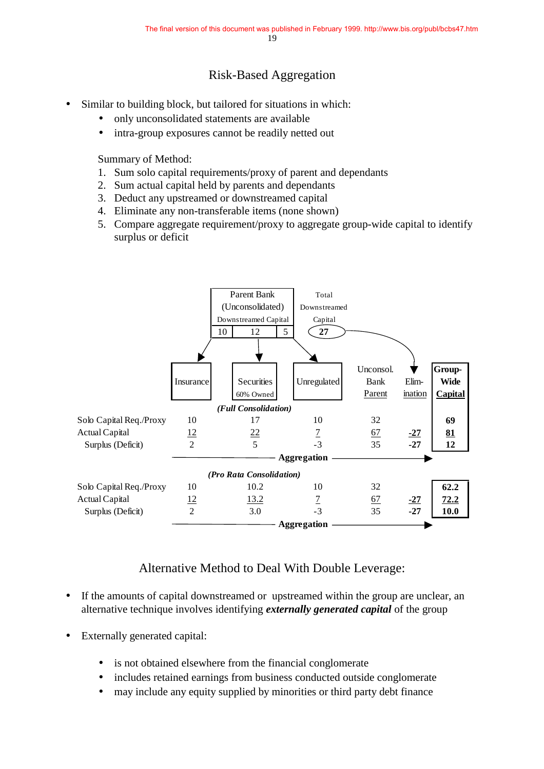## Risk-Based Aggregation

- Similar to building block, but tailored for situations in which:
  - only unconsolidated statements are available
  - intra-group exposures cannot be readily netted out

Summary of Method:

1. Sum solo capital requirements/proxy of parent and dependants
2. Sum actual capital held by parents and dependants
3. Deduct any upstreamed or downstreamed capital
4. Eliminate any non-transferable items (none shown)
5. Compare aggregate requirement/proxy to aggregate group-wide capital to identify surplus or deficit

Parent Bank (Unconsolidated) Downstreamed Capital: 10 (Insurance), 12 (Securities), 5 (Unregulated) — Total Downstreamed Capital: **27**

| | Insurance | Securities 60% Owned | Unregulated | Unconsol. Bank Parent | Elimination | **Group-Wide Capital** |
|---|---|---|---|---|---|---|
| ***(Full Consolidation)*** | | | | | | |
| Solo Capital Req./Proxy | 10 | 17 | 10 | 32 | | **69** |
| Actual Capital | 12 | 22 | 7 | 67 | **-27** | **81** |
| Surplus (Deficit) | 2 | 5 | -3 | 35 | **-27** | **12** |
| ***(Pro Rata Consolidation)*** | | | | | | |
| Solo Capital Req./Proxy | 10 | 10.2 | 10 | 32 | | **62.2** |
| Actual Capital | 12 | 13.2 | 7 | 67 | **-27** | **72.2** |
| Surplus (Deficit) | 2 | 3.0 | -3 | 35 | **-27** | **10.0** |

**Aggregation** →

## Alternative Method to Deal With Double Leverage:

- If the amounts of capital downstreamed or upstreamed within the group are unclear, an alternative technique involves identifying ***externally generated capital*** of the group

- Externally generated capital:
  - is not obtained elsewhere from the financial conglomerate
  - includes retained earnings from business conducted outside conglomerate
  - may include any equity supplied by minorities or third party debt finance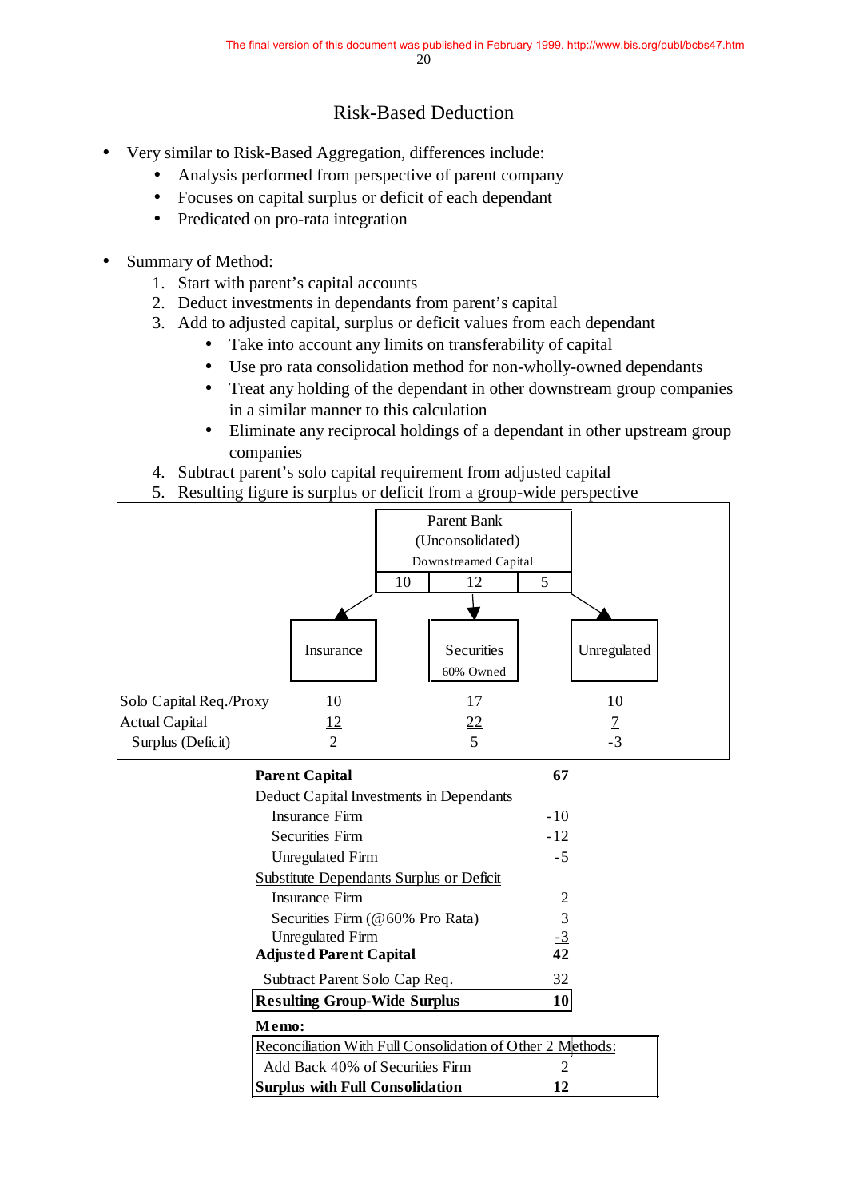The final version of this document was published in February 1999. http://www.bis.org/publ/bcbs47.htm

## Risk-Based Deduction

- Very similar to Risk-Based Aggregation, differences include:
  - Analysis performed from perspective of parent company
  - Focuses on capital surplus or deficit of each dependant
  - Predicated on pro-rata integration

- Summary of Method:
  1. Start with parent's capital accounts
  2. Deduct investments in dependants from parent's capital
  3. Add to adjusted capital, surplus or deficit values from each dependant
     - Take into account any limits on transferability of capital
     - Use pro rata consolidation method for non-wholly-owned dependants
     - Treat any holding of the dependant in other downstream group companies in a similar manner to this calculation
     - Eliminate any reciprocal holdings of a dependant in other upstream group companies
  4. Subtract parent's solo capital requirement from adjusted capital
  5. Resulting figure is surplus or deficit from a group-wide perspective

Parent Bank (Unconsolidated)
Downstreamed Capital: 10 (Insurance), 12 (Securities), 5 (Unregulated)

| | Insurance | Securities (60% Owned) | Unregulated |
|---|---|---|---|
| Solo Capital Req./Proxy | 10 | 17 | 10 |
| Actual Capital | 12 | 22 | 7 |
| Surplus (Deficit) | 2 | 5 | -3 |

| | |
|---|---|
| **Parent Capital** | **67** |
| Deduct Capital Investments in Dependants | |
| Insurance Firm | -10 |
| Securities Firm | -12 |
| Unregulated Firm | -5 |
| Substitute Dependants Surplus or Deficit | |
| Insurance Firm | 2 |
| Securities Firm (@60% Pro Rata) | 3 |
| Unregulated Firm | -3 |
| **Adjusted Parent Capital** | **42** |
| Subtract Parent Solo Cap Req. | 32 |
| **Resulting Group-Wide Surplus** | **10** |

**Memo:**

| | |
|---|---|
| Reconciliation With Full Consolidation of Other 2 Methods: | |
| Add Back 40% of Securities Firm | 2 |
| **Surplus with Full Consolidation** | **12** |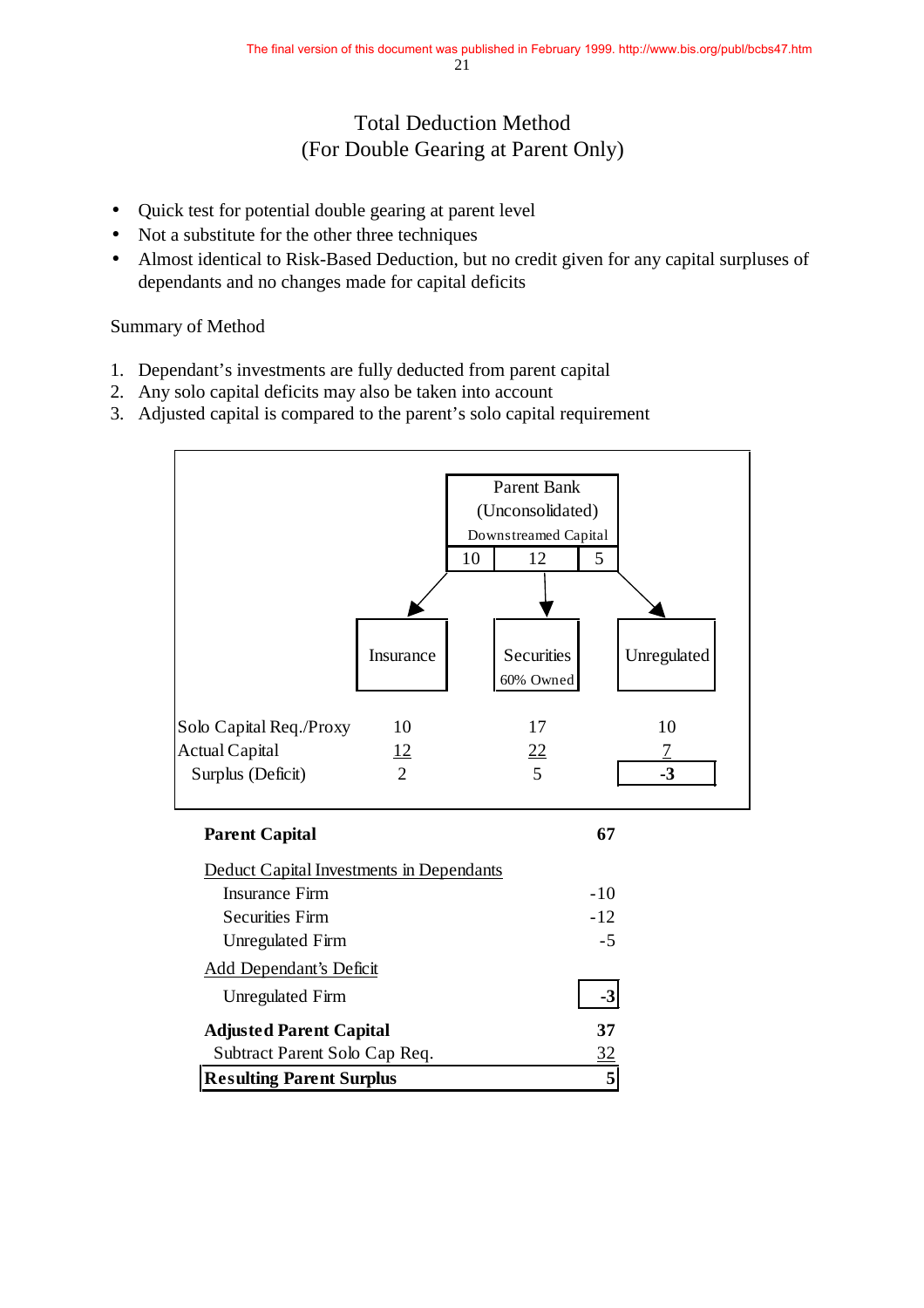## Total Deduction Method
## (For Double Gearing at Parent Only)

- Quick test for potential double gearing at parent level
- Not a substitute for the other three techniques
- Almost identical to Risk-Based Deduction, but no credit given for any capital surpluses of dependants and no changes made for capital deficits

Summary of Method

1. Dependant's investments are fully deducted from parent capital
2. Any solo capital deficits may also be taken into account
3. Adjusted capital is compared to the parent's solo capital requirement

Parent Bank (Unconsolidated)
Downstreamed Capital: 10 | 12 | 5

| | Insurance | Securities (60% Owned) | Unregulated |
|---|---|---|---|
| Solo Capital Req./Proxy | 10 | 17 | 10 |
| Actual Capital | 12 | 22 | 7 |
| Surplus (Deficit) | 2 | 5 | -3 |

| | |
|---|---|
| **Parent Capital** | **67** |
| Deduct Capital Investments in Dependants | |
| Insurance Firm | -10 |
| Securities Firm | -12 |
| Unregulated Firm | -5 |
| Add Dependant's Deficit | |
| Unregulated Firm | -3 |
| **Adjusted Parent Capital** | **37** |
| Subtract Parent Solo Cap Req. | 32 |
| **Resulting Parent Surplus** | **5** |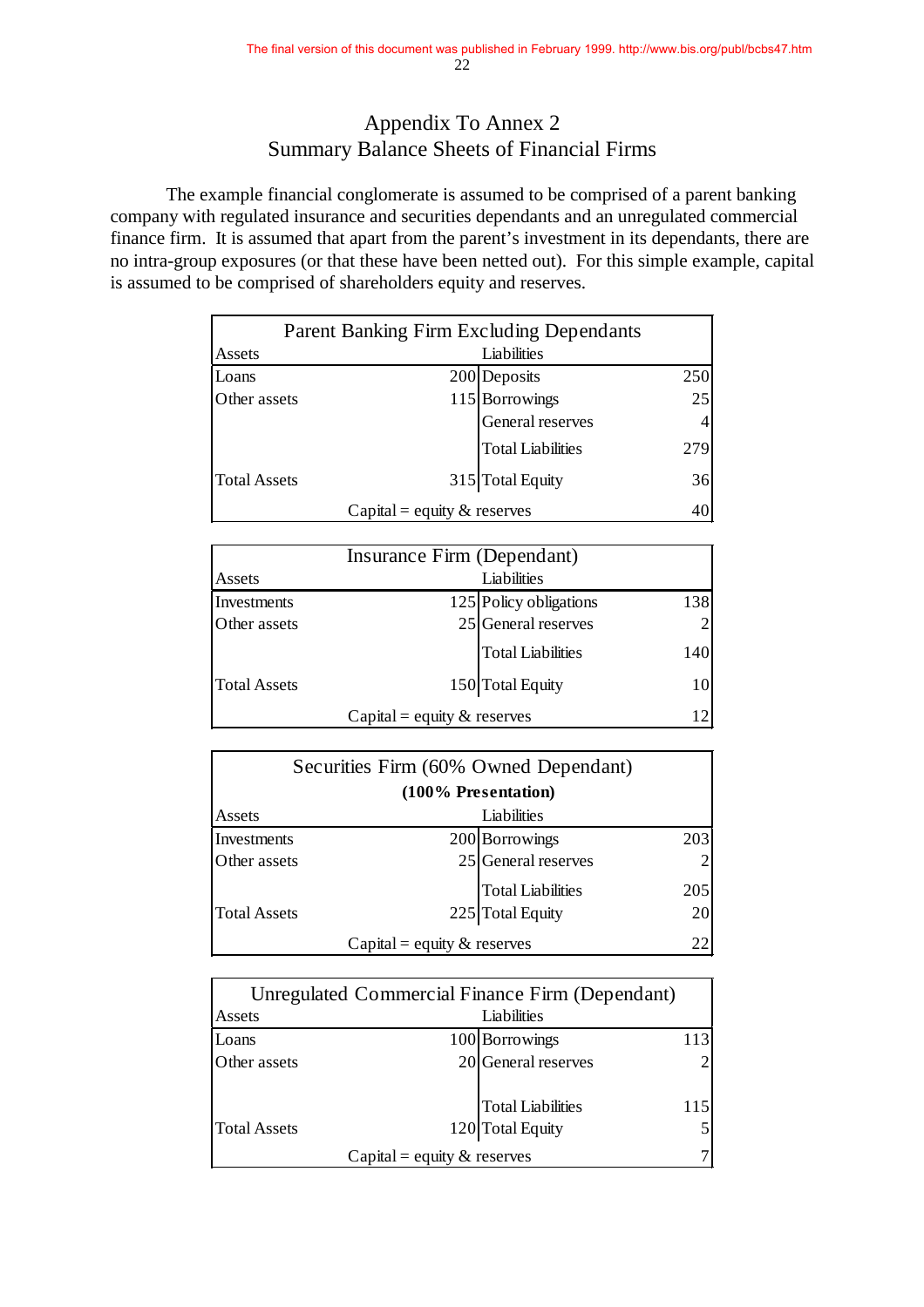# Appendix To Annex 2
## Summary Balance Sheets of Financial Firms

The example financial conglomerate is assumed to be comprised of a parent banking company with regulated insurance and securities dependants and an unregulated commercial finance firm. It is assumed that apart from the parent's investment in its dependants, there are no intra-group exposures (or that these have been netted out). For this simple example, capital is assumed to be comprised of shareholders equity and reserves.

| Parent Banking Firm Excluding Dependants | | | |
|---|---|---|---|
| Assets | | Liabilities | |
| Loans | 200 | Deposits | 250 |
| Other assets | 115 | Borrowings | 25 |
| | | General reserves | 4 |
| | | Total Liabilities | 279 |
| Total Assets | 315 | Total Equity | 36 |
| Capital = equity & reserves | | | 40 |

| Insurance Firm (Dependant) | | | |
|---|---|---|---|
| Assets | | Liabilities | |
| Investments | 125 | Policy obligations | 138 |
| Other assets | 25 | General reserves | 2 |
| | | Total Liabilities | 140 |
| Total Assets | 150 | Total Equity | 10 |
| Capital = equity & reserves | | | 12 |

| Securities Firm (60% Owned Dependant) **(100% Presentation)** | | | |
|---|---|---|---|
| Assets | | Liabilities | |
| Investments | 200 | Borrowings | 203 |
| Other assets | 25 | General reserves | 2 |
| | | Total Liabilities | 205 |
| Total Assets | 225 | Total Equity | 20 |
| Capital = equity & reserves | | | 22 |

| Unregulated Commercial Finance Firm (Dependant) | | | |
|---|---|---|---|
| Assets | | Liabilities | |
| Loans | 100 | Borrowings | 113 |
| Other assets | 20 | General reserves | 2 |
| | | Total Liabilities | 115 |
| Total Assets | 120 | Total Equity | 5 |
| Capital = equity & reserves | | | 7 |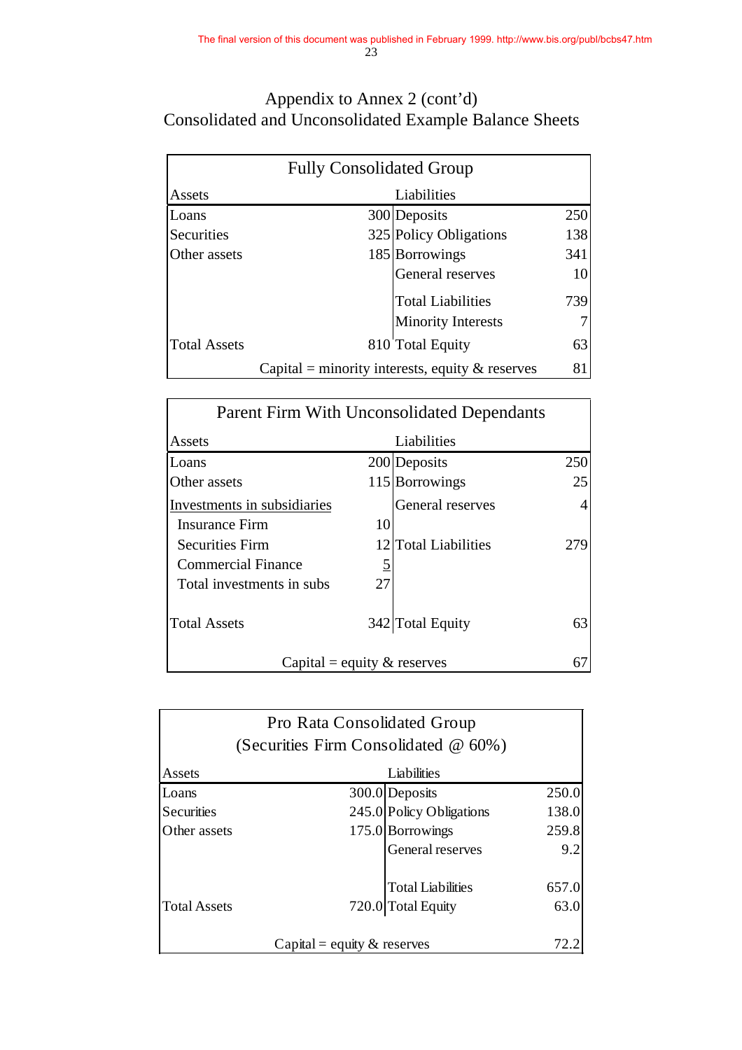The final version of this document was published in February 1999. http://www.bis.org/publ/bcbs47.htm

## Appendix to Annex 2 (cont'd)
## Consolidated and Unconsolidated Example Balance Sheets

| Fully Consolidated Group | | | |
|---|---|---|---|
| **Assets** | | **Liabilities** | |
| Loans | 300 | Deposits | 250 |
| Securities | 325 | Policy Obligations | 138 |
| Other assets | 185 | Borrowings | 341 |
| | | General reserves | 10 |
| | | Total Liabilities | 739 |
| | | Minority Interests | 7 |
| Total Assets | 810 | Total Equity | 63 |
| Capital = minority interests, equity & reserves | | | 81 |

| Parent Firm With Unconsolidated Dependants | | | |
|---|---|---|---|
| **Assets** | | **Liabilities** | |
| Loans | 200 | Deposits | 250 |
| Other assets | 115 | Borrowings | 25 |
| Investments in subsidiaries | | General reserves | 4 |
| Insurance Firm | 10 | | |
| Securities Firm | 12 | Total Liabilities | 279 |
| Commercial Finance | 5 | | |
| Total investments in subs | 27 | | |
| Total Assets | 342 | Total Equity | 63 |
| Capital = equity & reserves | | | 67 |

| Pro Rata Consolidated Group (Securities Firm Consolidated @ 60%) | | | |
|---|---|---|---|
| **Assets** | | **Liabilities** | |
| Loans | 300.0 | Deposits | 250.0 |
| Securities | 245.0 | Policy Obligations | 138.0 |
| Other assets | 175.0 | Borrowings | 259.8 |
| | | General reserves | 9.2 |
| | | Total Liabilities | 657.0 |
| Total Assets | 720.0 | Total Equity | 63.0 |
| Capital = equity & reserves | | | 72.2 |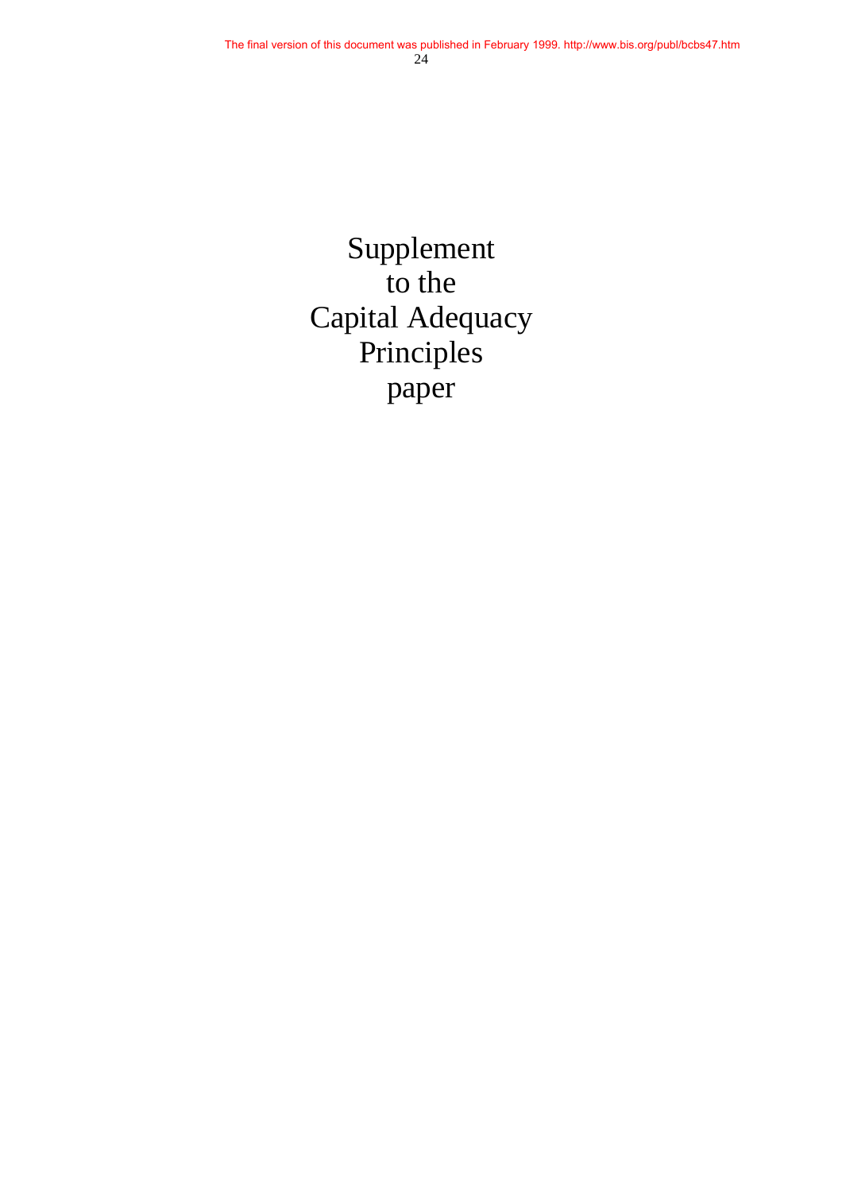# Supplement to the Capital Adequacy Principles paper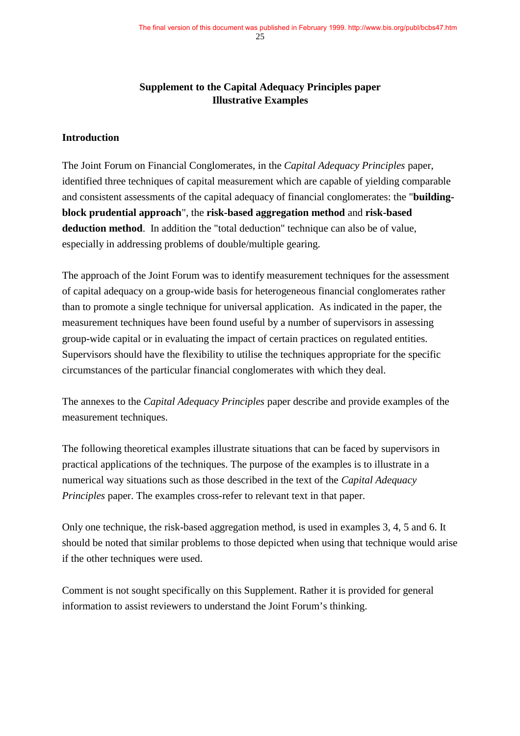# Supplement to the Capital Adequacy Principles paper
# Illustrative Examples

## Introduction

The Joint Forum on Financial Conglomerates, in the *Capital Adequacy Principles* paper, identified three techniques of capital measurement which are capable of yielding comparable and consistent assessments of the capital adequacy of financial conglomerates: the "**building-block prudential approach**", the **risk-based aggregation method** and **risk-based deduction method**. In addition the "total deduction" technique can also be of value, especially in addressing problems of double/multiple gearing.

The approach of the Joint Forum was to identify measurement techniques for the assessment of capital adequacy on a group-wide basis for heterogeneous financial conglomerates rather than to promote a single technique for universal application. As indicated in the paper, the measurement techniques have been found useful by a number of supervisors in assessing group-wide capital or in evaluating the impact of certain practices on regulated entities. Supervisors should have the flexibility to utilise the techniques appropriate for the specific circumstances of the particular financial conglomerates with which they deal.

The annexes to the *Capital Adequacy Principles* paper describe and provide examples of the measurement techniques.

The following theoretical examples illustrate situations that can be faced by supervisors in practical applications of the techniques. The purpose of the examples is to illustrate in a numerical way situations such as those described in the text of the *Capital Adequacy Principles* paper. The examples cross-refer to relevant text in that paper.

Only one technique, the risk-based aggregation method, is used in examples 3, 4, 5 and 6. It should be noted that similar problems to those depicted when using that technique would arise if the other techniques were used.

Comment is not sought specifically on this Supplement. Rather it is provided for general information to assist reviewers to understand the Joint Forum's thinking.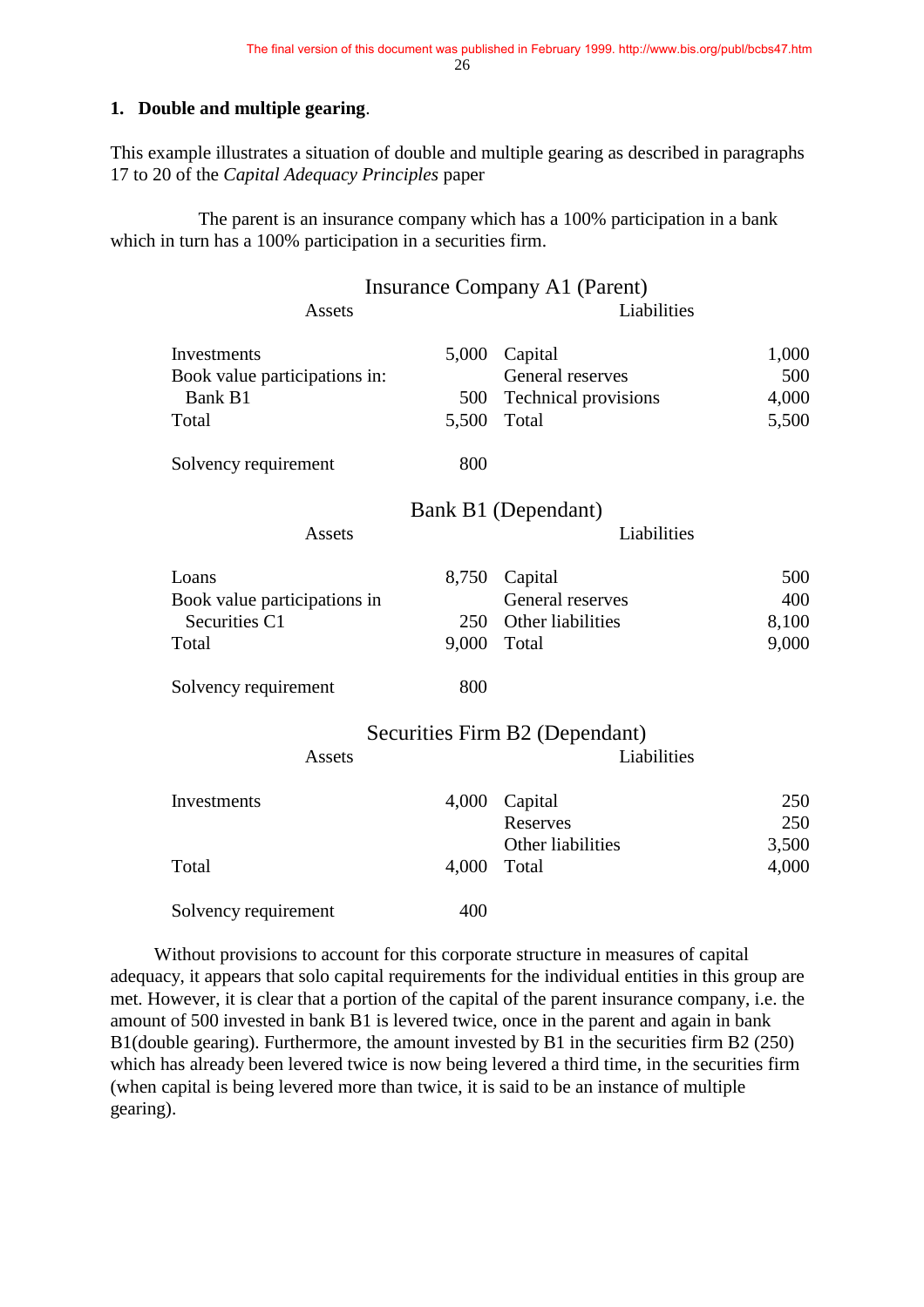**1. Double and multiple gearing**.

This example illustrates a situation of double and multiple gearing as described in paragraphs 17 to 20 of the *Capital Adequacy Principles* paper

The parent is an insurance company which has a 100% participation in a bank which in turn has a 100% participation in a securities firm.

**Insurance Company A1 (Parent)**

| Assets | | Liabilities | |
|---|---|---|---|
| Investments | 5,000 | Capital | 1,000 |
| Book value participations in: | | General reserves | 500 |
| Bank B1 | 500 | Technical provisions | 4,000 |
| Total | 5,500 | Total | 5,500 |
| | | | |
| Solvency requirement | 800 | | |

**Bank B1 (Dependant)**

| Assets | | Liabilities | |
|---|---|---|---|
| Loans | 8,750 | Capital | 500 |
| Book value participations in | | General reserves | 400 |
| Securities C1 | 250 | Other liabilities | 8,100 |
| Total | 9,000 | Total | 9,000 |
| | | | |
| Solvency requirement | 800 | | |

**Securities Firm B2 (Dependant)**

| Assets | | Liabilities | |
|---|---|---|---|
| Investments | 4,000 | Capital | 250 |
| | | Reserves | 250 |
| | | Other liabilities | 3,500 |
| Total | 4,000 | Total | 4,000 |
| | | | |
| Solvency requirement | 400 | | |

Without provisions to account for this corporate structure in measures of capital adequacy, it appears that solo capital requirements for the individual entities in this group are met. However, it is clear that a portion of the capital of the parent insurance company, i.e. the amount of 500 invested in bank B1 is levered twice, once in the parent and again in bank B1(double gearing). Furthermore, the amount invested by B1 in the securities firm B2 (250) which has already been levered twice is now being levered a third time, in the securities firm (when capital is being levered more than twice, it is said to be an instance of multiple gearing).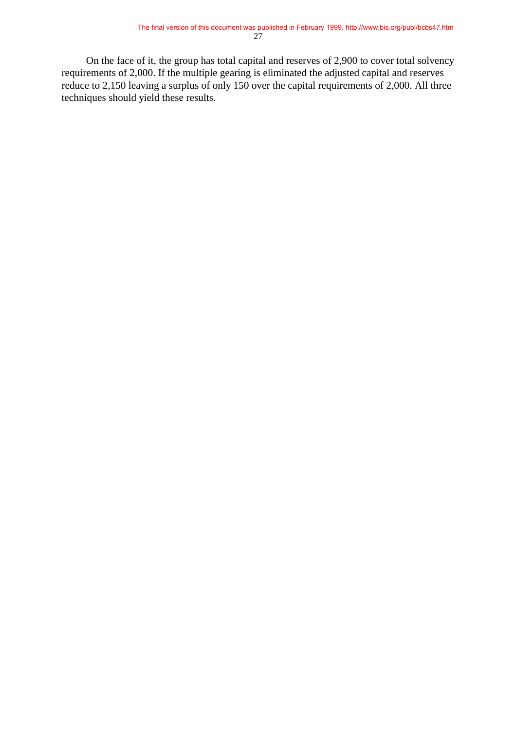On the face of it, the group has total capital and reserves of 2,900 to cover total solvency requirements of 2,000. If the multiple gearing is eliminated the adjusted capital and reserves reduce to 2,150 leaving a surplus of only 150 over the capital requirements of 2,000. All three techniques should yield these results.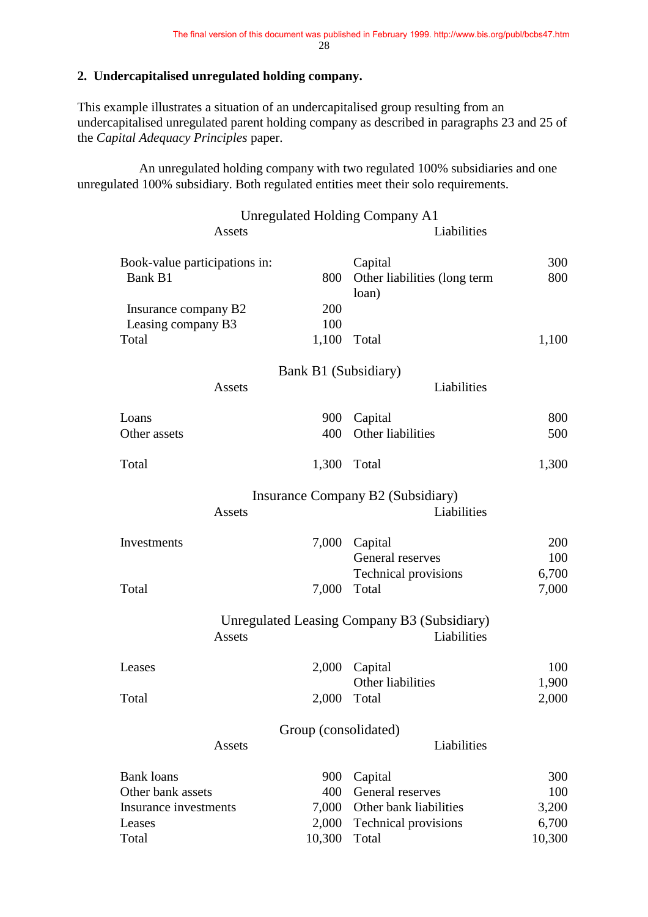## 2. Undercapitalised unregulated holding company.

This example illustrates a situation of an undercapitalised group resulting from an undercapitalised unregulated parent holding company as described in paragraphs 23 and 25 of the *Capital Adequacy Principles* paper.

An unregulated holding company with two regulated 100% subsidiaries and one unregulated 100% subsidiary. Both regulated entities meet their solo requirements.

Unregulated Holding Company A1

| Assets | | Liabilities | |
|---|---|---|---|
| Book-value participations in: | | Capital | 300 |
| Bank B1 | 800 | Other liabilities (long term loan) | 800 |
| Insurance company B2 | 200 | | |
| Leasing company B3 | 100 | | |
| Total | 1,100 | Total | 1,100 |

Bank B1 (Subsidiary)

| Assets | | Liabilities | |
|---|---|---|---|
| Loans | 900 | Capital | 800 |
| Other assets | 400 | Other liabilities | 500 |
| Total | 1,300 | Total | 1,300 |

Insurance Company B2 (Subsidiary)

| Assets | | Liabilities | |
|---|---|---|---|
| Investments | 7,000 | Capital | 200 |
| | | General reserves | 100 |
| | | Technical provisions | 6,700 |
| Total | 7,000 | Total | 7,000 |

Unregulated Leasing Company B3 (Subsidiary)

| Assets | | Liabilities | |
|---|---|---|---|
| Leases | 2,000 | Capital | 100 |
| | | Other liabilities | 1,900 |
| Total | 2,000 | Total | 2,000 |

Group (consolidated)

| Assets | | Liabilities | |
|---|---|---|---|
| Bank loans | 900 | Capital | 300 |
| Other bank assets | 400 | General reserves | 100 |
| Insurance investments | 7,000 | Other bank liabilities | 3,200 |
| Leases | 2,000 | Technical provisions | 6,700 |
| Total | 10,300 | Total | 10,300 |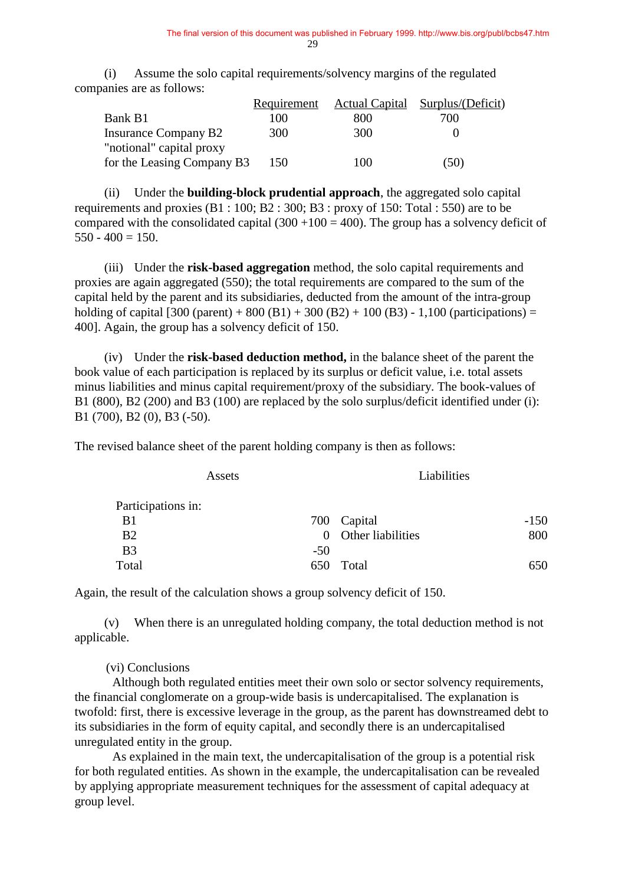(i) Assume the solo capital requirements/solvency margins of the regulated companies are as follows:

| | Requirement | Actual Capital | Surplus/(Deficit) |
|---|---|---|---|
| Bank B1 | 100 | 800 | 700 |
| Insurance Company B2 | 300 | 300 | 0 |
| "notional" capital proxy for the Leasing Company B3 | 150 | 100 | (50) |

(ii) Under the **building-block prudential approach**, the aggregated solo capital requirements and proxies (B1 : 100; B2 : 300; B3 : proxy of 150: Total : 550) are to be compared with the consolidated capital (300 +100 = 400). The group has a solvency deficit of 550 - 400 = 150.

(iii) Under the **risk-based aggregation** method, the solo capital requirements and proxies are again aggregated (550); the total requirements are compared to the sum of the capital held by the parent and its subsidiaries, deducted from the amount of the intra-group holding of capital [300 (parent) + 800 (B1) + 300 (B2) + 100 (B3) - 1,100 (participations) = 400]. Again, the group has a solvency deficit of 150.

(iv) Under the **risk-based deduction method,** in the balance sheet of the parent the book value of each participation is replaced by its surplus or deficit value, i.e. total assets minus liabilities and minus capital requirement/proxy of the subsidiary. The book-values of B1 (800), B2 (200) and B3 (100) are replaced by the solo surplus/deficit identified under (i): B1 (700), B2 (0), B3 (-50).

The revised balance sheet of the parent holding company is then as follows:

| Assets | | Liabilities | |
|---|---|---|---|
| Participations in: | | | |
| B1 | 700 | Capital | -150 |
| B2 | 0 | Other liabilities | 800 |
| B3 | -50 | | |
| Total | 650 | Total | 650 |

Again, the result of the calculation shows a group solvency deficit of 150.

(v) When there is an unregulated holding company, the total deduction method is not applicable.

(vi) Conclusions

Although both regulated entities meet their own solo or sector solvency requirements, the financial conglomerate on a group-wide basis is undercapitalised. The explanation is twofold: first, there is excessive leverage in the group, as the parent has downstreamed debt to its subsidiaries in the form of equity capital, and secondly there is an undercapitalised unregulated entity in the group.

As explained in the main text, the undercapitalisation of the group is a potential risk for both regulated entities. As shown in the example, the undercapitalisation can be revealed by applying appropriate measurement techniques for the assessment of capital adequacy at group level.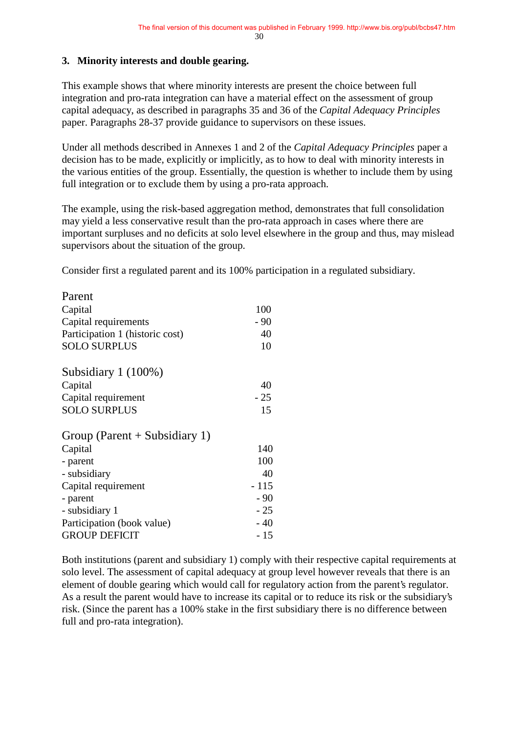### 3. Minority interests and double gearing.

This example shows that where minority interests are present the choice between full integration and pro-rata integration can have a material effect on the assessment of group capital adequacy, as described in paragraphs 35 and 36 of the *Capital Adequacy Principles* paper. Paragraphs 28-37 provide guidance to supervisors on these issues.

Under all methods described in Annexes 1 and 2 of the *Capital Adequacy Principles* paper a decision has to be made, explicitly or implicitly, as to how to deal with minority interests in the various entities of the group. Essentially, the question is whether to include them by using full integration or to exclude them by using a pro-rata approach.

The example, using the risk-based aggregation method, demonstrates that full consolidation may yield a less conservative result than the pro-rata approach in cases where there are important surpluses and no deficits at solo level elsewhere in the group and thus, may mislead supervisors about the situation of the group.

Consider first a regulated parent and its 100% participation in a regulated subsidiary.

| Parent | |
|---|---|
| Capital | 100 |
| Capital requirements | - 90 |
| Participation 1 (historic cost) | 40 |
| SOLO SURPLUS | 10 |

| Subsidiary 1 (100%) | |
|---|---|
| Capital | 40 |
| Capital requirement | - 25 |
| SOLO SURPLUS | 15 |

| Group (Parent + Subsidiary 1) | |
|---|---|
| Capital | 140 |
| - parent | 100 |
| - subsidiary | 40 |
| Capital requirement | - 115 |
| - parent | - 90 |
| - subsidiary 1 | - 25 |
| Participation (book value) | - 40 |
| GROUP DEFICIT | - 15 |

Both institutions (parent and subsidiary 1) comply with their respective capital requirements at solo level. The assessment of capital adequacy at group level however reveals that there is an element of double gearing which would call for regulatory action from the parent's regulator. As a result the parent would have to increase its capital or to reduce its risk or the subsidiary's risk. (Since the parent has a 100% stake in the first subsidiary there is no difference between full and pro-rata integration).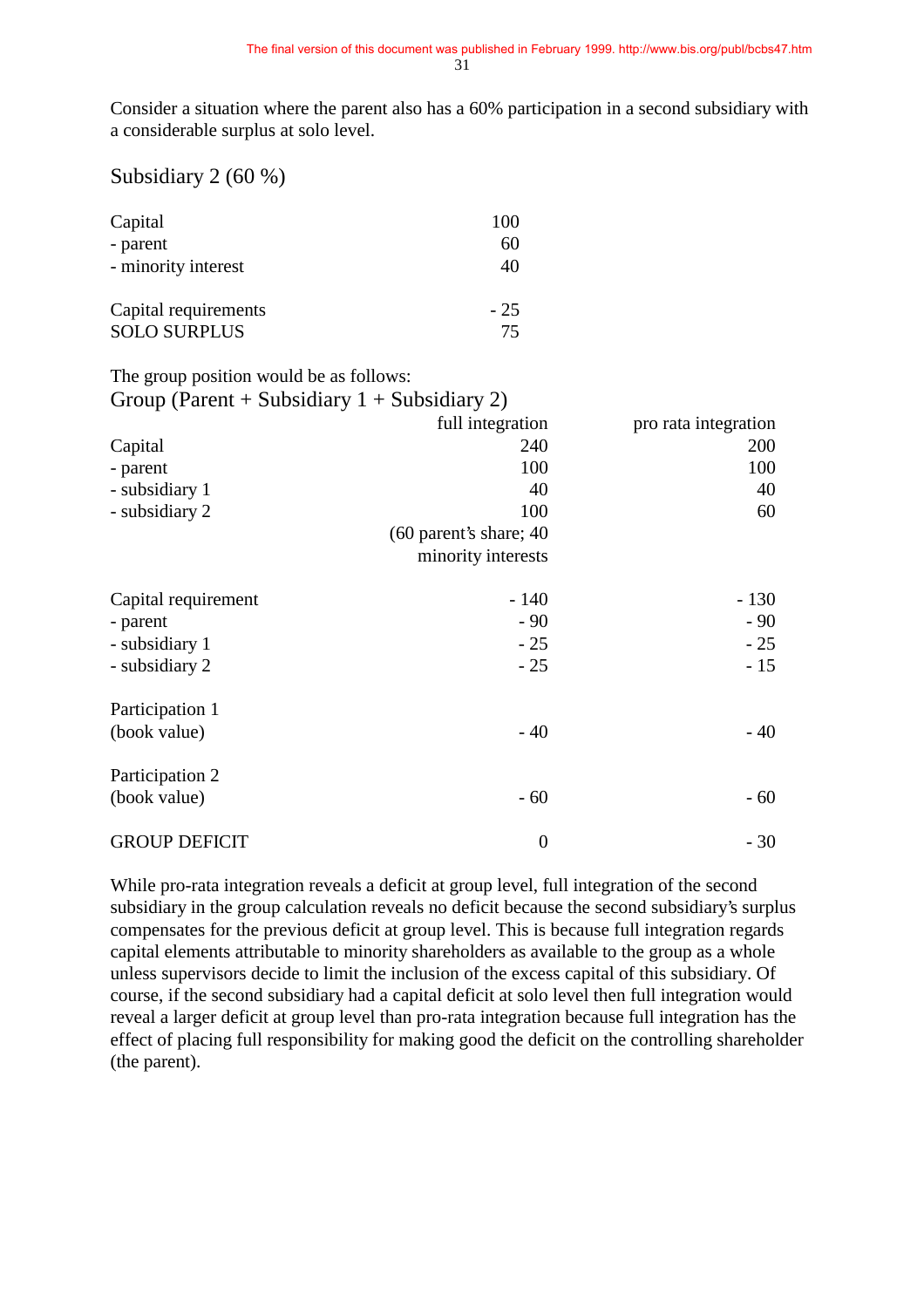Consider a situation where the parent also has a 60% participation in a second subsidiary with a considerable surplus at solo level.

### Subsidiary 2 (60 %)

| | |
|---|---|
| Capital | 100 |
| - parent | 60 |
| - minority interest | 40 |
| | |
| Capital requirements | - 25 |
| SOLO SURPLUS | 75 |

The group position would be as follows:

### Group (Parent + Subsidiary 1 + Subsidiary 2)

| | full integration | pro rata integration |
|---|---|---|
| Capital | 240 | 200 |
| - parent | 100 | 100 |
| - subsidiary 1 | 40 | 40 |
| - subsidiary 2 | 100 (60 parent's share; 40 minority interests | 60 |
| | | |
| Capital requirement | - 140 | - 130 |
| - parent | - 90 | - 90 |
| - subsidiary 1 | - 25 | - 25 |
| - subsidiary 2 | - 25 | - 15 |
| | | |
| Participation 1 (book value) | - 40 | - 40 |
| | | |
| Participation 2 (book value) | - 60 | - 60 |
| | | |
| GROUP DEFICIT | 0 | - 30 |

While pro-rata integration reveals a deficit at group level, full integration of the second subsidiary in the group calculation reveals no deficit because the second subsidiary's surplus compensates for the previous deficit at group level. This is because full integration regards capital elements attributable to minority shareholders as available to the group as a whole unless supervisors decide to limit the inclusion of the excess capital of this subsidiary. Of course, if the second subsidiary had a capital deficit at solo level then full integration would reveal a larger deficit at group level than pro-rata integration because full integration has the effect of placing full responsibility for making good the deficit on the controlling shareholder (the parent).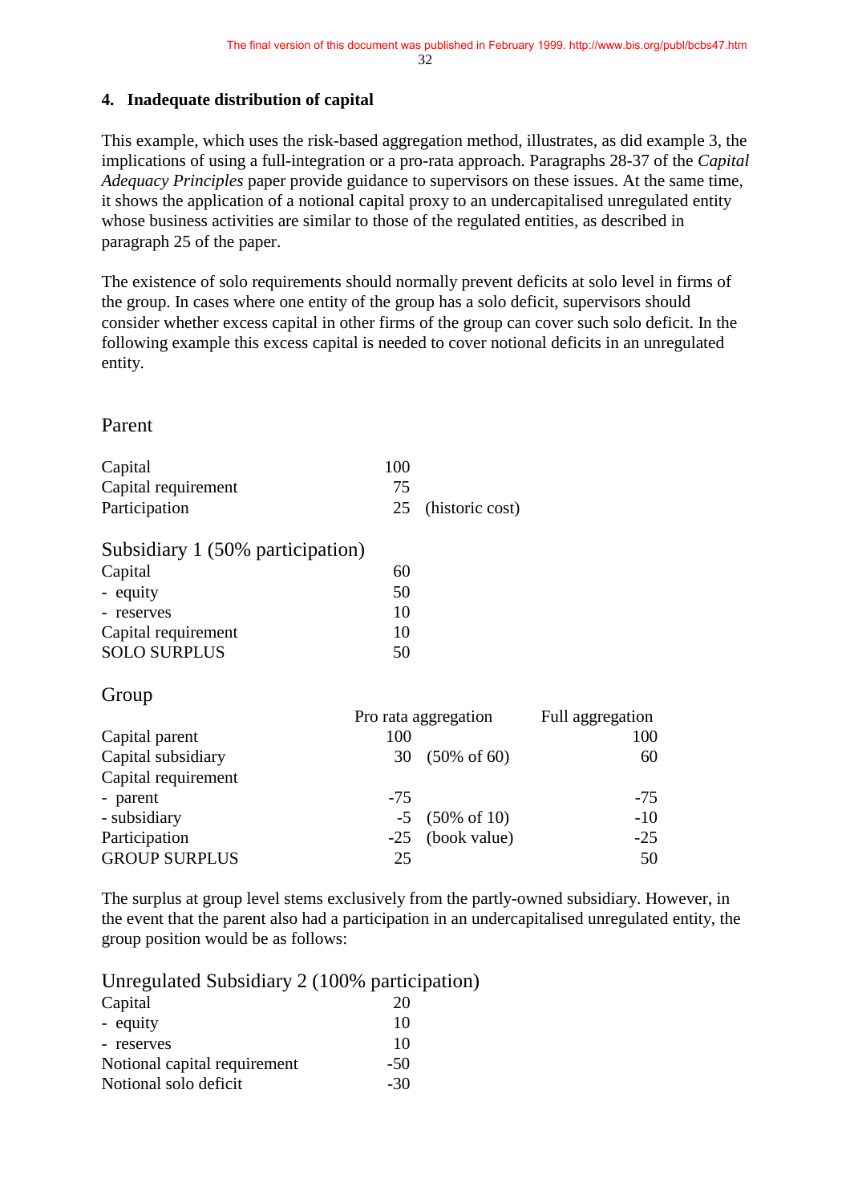## 4. Inadequate distribution of capital

This example, which uses the risk-based aggregation method, illustrates, as did example 3, the implications of using a full-integration or a pro-rata approach. Paragraphs 28-37 of the *Capital Adequacy Principles* paper provide guidance to supervisors on these issues. At the same time, it shows the application of a notional capital proxy to an undercapitalised unregulated entity whose business activities are similar to those of the regulated entities, as described in paragraph 25 of the paper.

The existence of solo requirements should normally prevent deficits at solo level in firms of the group. In cases where one entity of the group has a solo deficit, supervisors should consider whether excess capital in other firms of the group can cover such solo deficit. In the following example this excess capital is needed to cover notional deficits in an unregulated entity.

### Parent

| | | |
|---|---|---|
| Capital | 100 | |
| Capital requirement | 75 | |
| Participation | 25 | (historic cost) |

### Subsidiary 1 (50% participation)

| | |
|---|---|
| Capital | 60 |
| - equity | 50 |
| - reserves | 10 |
| Capital requirement | 10 |
| SOLO SURPLUS | 50 |

### Group

| | Pro rata aggregation | | Full aggregation |
|---|---|---|---|
| Capital parent | 100 | | 100 |
| Capital subsidiary | 30 | (50% of 60) | 60 |
| Capital requirement | | | |
| - parent | -75 | | -75 |
| - subsidiary | -5 | (50% of 10) | -10 |
| Participation | -25 | (book value) | -25 |
| GROUP SURPLUS | 25 | | 50 |

The surplus at group level stems exclusively from the partly-owned subsidiary. However, in the event that the parent also had a participation in an undercapitalised unregulated entity, the group position would be as follows:

### Unregulated Subsidiary 2 (100% participation)

| | |
|---|---|
| Capital | 20 |
| - equity | 10 |
| - reserves | 10 |
| Notional capital requirement | -50 |
| Notional solo deficit | -30 |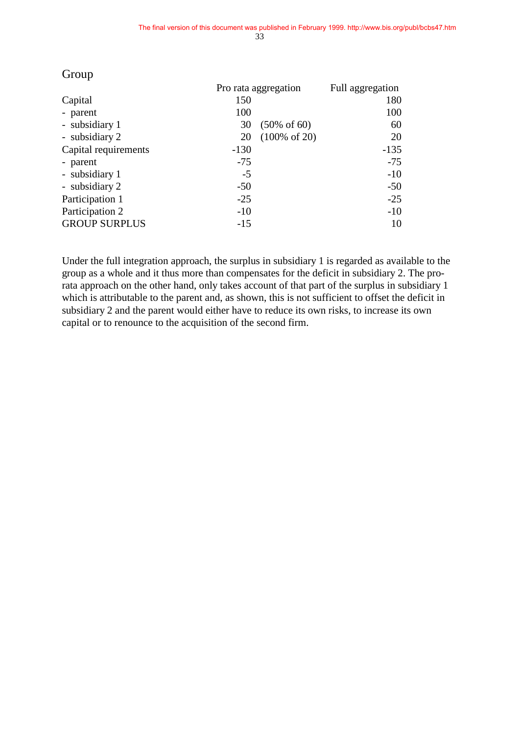Group

| | Pro rata aggregation | | Full aggregation |
|---|---|---|---|
| Capital | 150 | | 180 |
| - parent | 100 | | 100 |
| - subsidiary 1 | 30 | (50% of 60) | 60 |
| - subsidiary 2 | 20 | (100% of 20) | 20 |
| Capital requirements | -130 | | -135 |
| - parent | -75 | | -75 |
| - subsidiary 1 | -5 | | -10 |
| - subsidiary 2 | -50 | | -50 |
| Participation 1 | -25 | | -25 |
| Participation 2 | -10 | | -10 |
| GROUP SURPLUS | -15 | | 10 |

Under the full integration approach, the surplus in subsidiary 1 is regarded as available to the group as a whole and it thus more than compensates for the deficit in subsidiary 2. The pro-rata approach on the other hand, only takes account of that part of the surplus in subsidiary 1 which is attributable to the parent and, as shown, this is not sufficient to offset the deficit in subsidiary 2 and the parent would either have to reduce its own risks, to increase its own capital or to renounce to the acquisition of the second firm.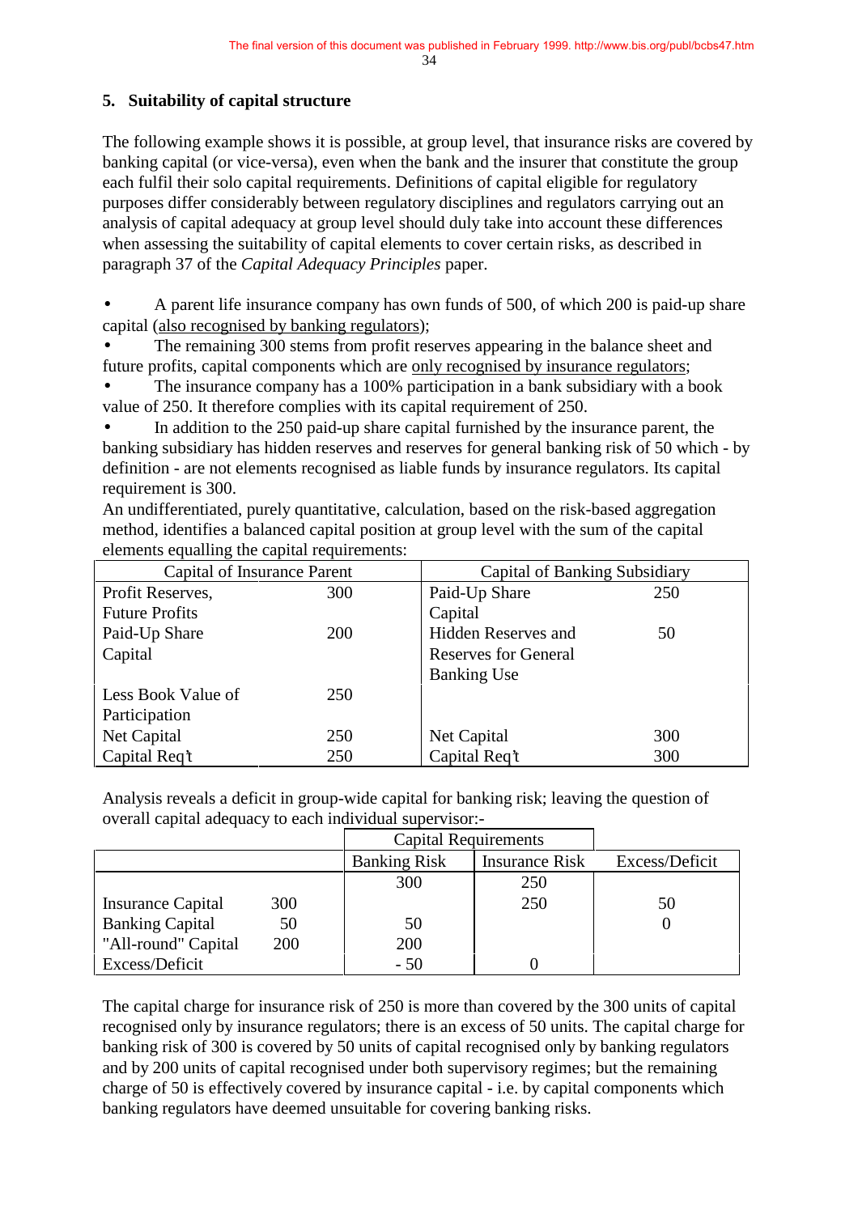## 5. Suitability of capital structure

The following example shows it is possible, at group level, that insurance risks are covered by banking capital (or vice-versa), even when the bank and the insurer that constitute the group each fulfil their solo capital requirements. Definitions of capital eligible for regulatory purposes differ considerably between regulatory disciplines and regulators carrying out an analysis of capital adequacy at group level should duly take into account these differences when assessing the suitability of capital elements to cover certain risks, as described in paragraph 37 of the *Capital Adequacy Principles* paper.

- A parent life insurance company has own funds of 500, of which 200 is paid-up share capital (<u>also recognised by banking regulators</u>);
- The remaining 300 stems from profit reserves appearing in the balance sheet and future profits, capital components which are <u>only recognised by insurance regulators</u>;
- The insurance company has a 100% participation in a bank subsidiary with a book value of 250. It therefore complies with its capital requirement of 250.
- In addition to the 250 paid-up share capital furnished by the insurance parent, the banking subsidiary has hidden reserves and reserves for general banking risk of 50 which - by definition - are not elements recognised as liable funds by insurance regulators. Its capital requirement is 300.

An undifferentiated, purely quantitative, calculation, based on the risk-based aggregation method, identifies a balanced capital position at group level with the sum of the capital elements equalling the capital requirements:

| Capital of Insurance Parent | | Capital of Banking Subsidiary | |
|---|---|---|---|
| Profit Reserves, Future Profits | 300 | Paid-Up Share Capital | 250 |
| Paid-Up Share Capital | 200 | Hidden Reserves and Reserves for General Banking Use | 50 |
| Less Book Value of Participation | 250 | | |
| Net Capital | 250 | Net Capital | 300 |
| Capital Req't | 250 | Capital Req't | 300 |

Analysis reveals a deficit in group-wide capital for banking risk; leaving the question of overall capital adequacy to each individual supervisor:-

| | | Capital Requirements | | |
|---|---|---|---|---|
| | | Banking Risk | Insurance Risk | Excess/Deficit |
| | | 300 | 250 | |
| Insurance Capital | 300 | | 250 | 50 |
| Banking Capital | 50 | 50 | | 0 |
| "All-round" Capital | 200 | 200 | | |
| Excess/Deficit | | - 50 | 0 | |

The capital charge for insurance risk of 250 is more than covered by the 300 units of capital recognised only by insurance regulators; there is an excess of 50 units. The capital charge for banking risk of 300 is covered by 50 units of capital recognised only by banking regulators and by 200 units of capital recognised under both supervisory regimes; but the remaining charge of 50 is effectively covered by insurance capital - i.e. by capital components which banking regulators have deemed unsuitable for covering banking risks.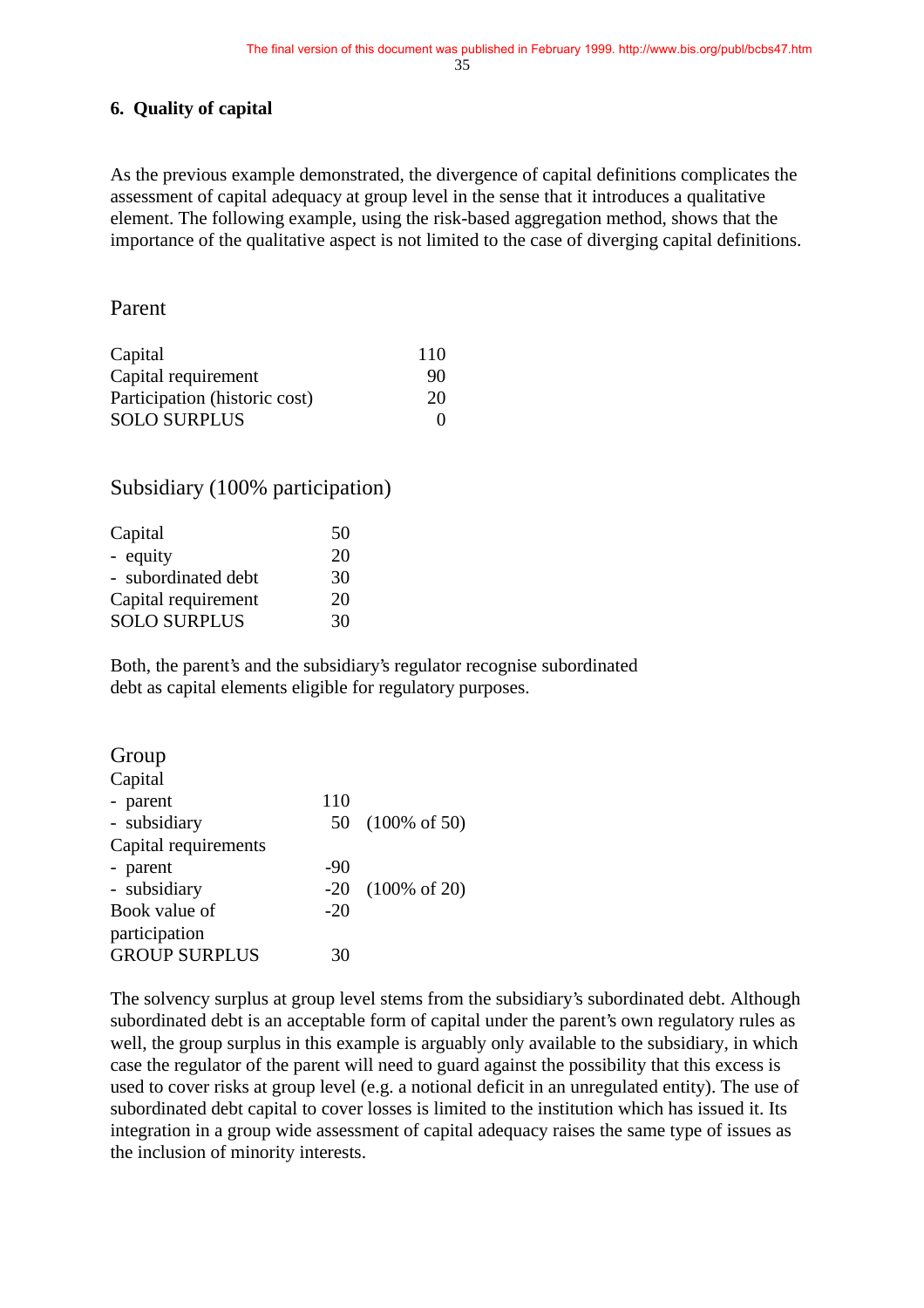## 6. Quality of capital

As the previous example demonstrated, the divergence of capital definitions complicates the assessment of capital adequacy at group level in the sense that it introduces a qualitative element. The following example, using the risk-based aggregation method, shows that the importance of the qualitative aspect is not limited to the case of diverging capital definitions.

### Parent

| | |
|---|---|
| Capital | 110 |
| Capital requirement | 90 |
| Participation (historic cost) | 20 |
| SOLO SURPLUS | 0 |

### Subsidiary (100% participation)

| | |
|---|---|
| Capital | 50 |
| - equity | 20 |
| - subordinated debt | 30 |
| Capital requirement | 20 |
| SOLO SURPLUS | 30 |

Both, the parent's and the subsidiary's regulator recognise subordinated debt as capital elements eligible for regulatory purposes.

### Group

| | | |
|---|---|---|
| Capital | | |
| - parent | 110 | |
| - subsidiary | 50 | (100% of 50) |
| Capital requirements | | |
| - parent | -90 | |
| - subsidiary | -20 | (100% of 20) |
| Book value of participation | -20 | |
| GROUP SURPLUS | 30 | |

The solvency surplus at group level stems from the subsidiary's subordinated debt. Although subordinated debt is an acceptable form of capital under the parent's own regulatory rules as well, the group surplus in this example is arguably only available to the subsidiary, in which case the regulator of the parent will need to guard against the possibility that this excess is used to cover risks at group level (e.g. a notional deficit in an unregulated entity). The use of subordinated debt capital to cover losses is limited to the institution which has issued it. Its integration in a group wide assessment of capital adequacy raises the same type of issues as the inclusion of minority interests.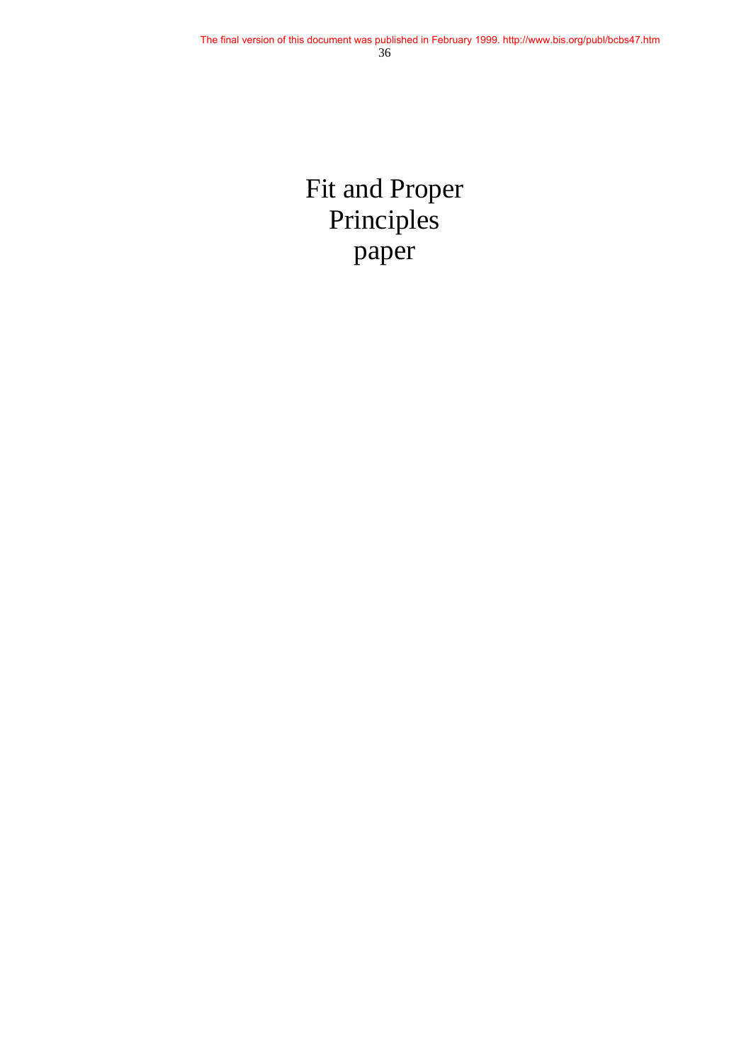# Fit and Proper Principles paper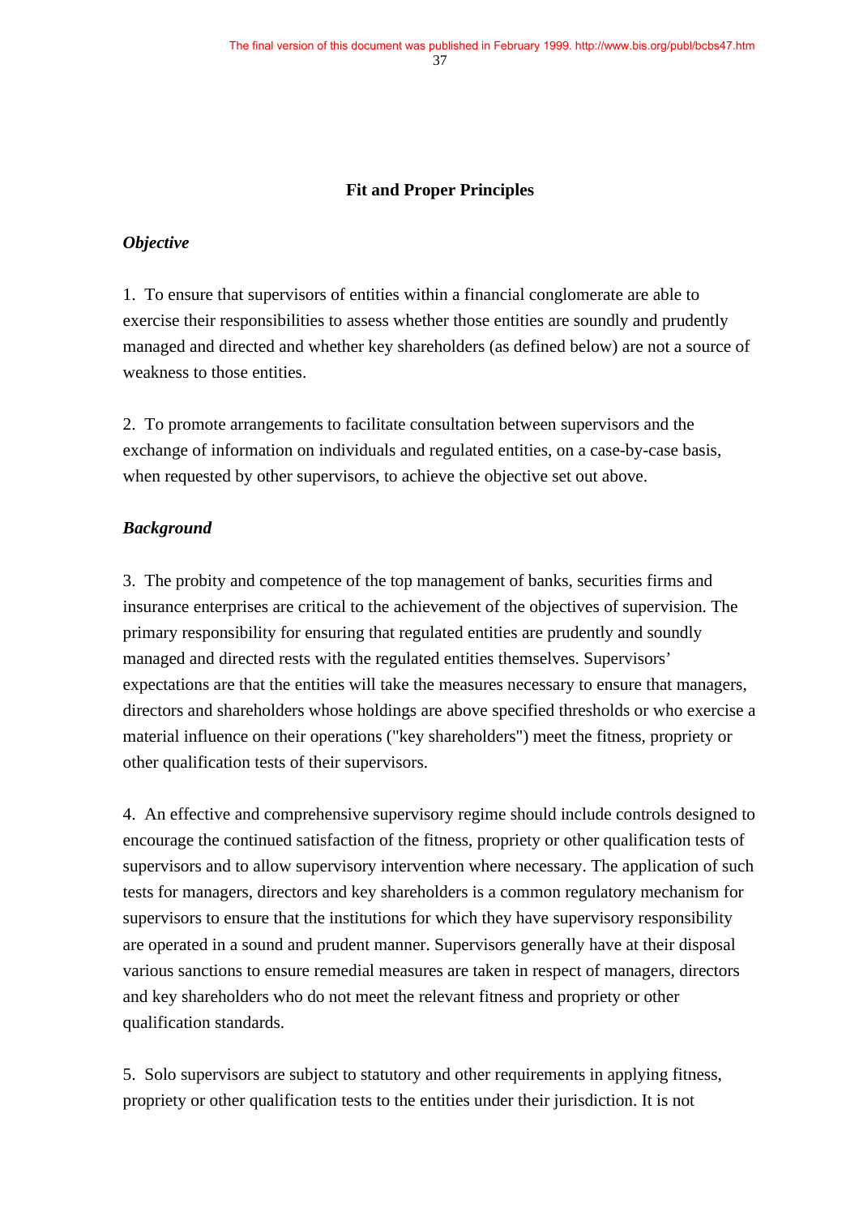## Fit and Proper Principles

### *Objective*

1. To ensure that supervisors of entities within a financial conglomerate are able to exercise their responsibilities to assess whether those entities are soundly and prudently managed and directed and whether key shareholders (as defined below) are not a source of weakness to those entities.

2. To promote arrangements to facilitate consultation between supervisors and the exchange of information on individuals and regulated entities, on a case-by-case basis, when requested by other supervisors, to achieve the objective set out above.

### *Background*

3. The probity and competence of the top management of banks, securities firms and insurance enterprises are critical to the achievement of the objectives of supervision. The primary responsibility for ensuring that regulated entities are prudently and soundly managed and directed rests with the regulated entities themselves. Supervisors' expectations are that the entities will take the measures necessary to ensure that managers, directors and shareholders whose holdings are above specified thresholds or who exercise a material influence on their operations ("key shareholders") meet the fitness, propriety or other qualification tests of their supervisors.

4. An effective and comprehensive supervisory regime should include controls designed to encourage the continued satisfaction of the fitness, propriety or other qualification tests of supervisors and to allow supervisory intervention where necessary. The application of such tests for managers, directors and key shareholders is a common regulatory mechanism for supervisors to ensure that the institutions for which they have supervisory responsibility are operated in a sound and prudent manner. Supervisors generally have at their disposal various sanctions to ensure remedial measures are taken in respect of managers, directors and key shareholders who do not meet the relevant fitness and propriety or other qualification standards.

5. Solo supervisors are subject to statutory and other requirements in applying fitness, propriety or other qualification tests to the entities under their jurisdiction. It is not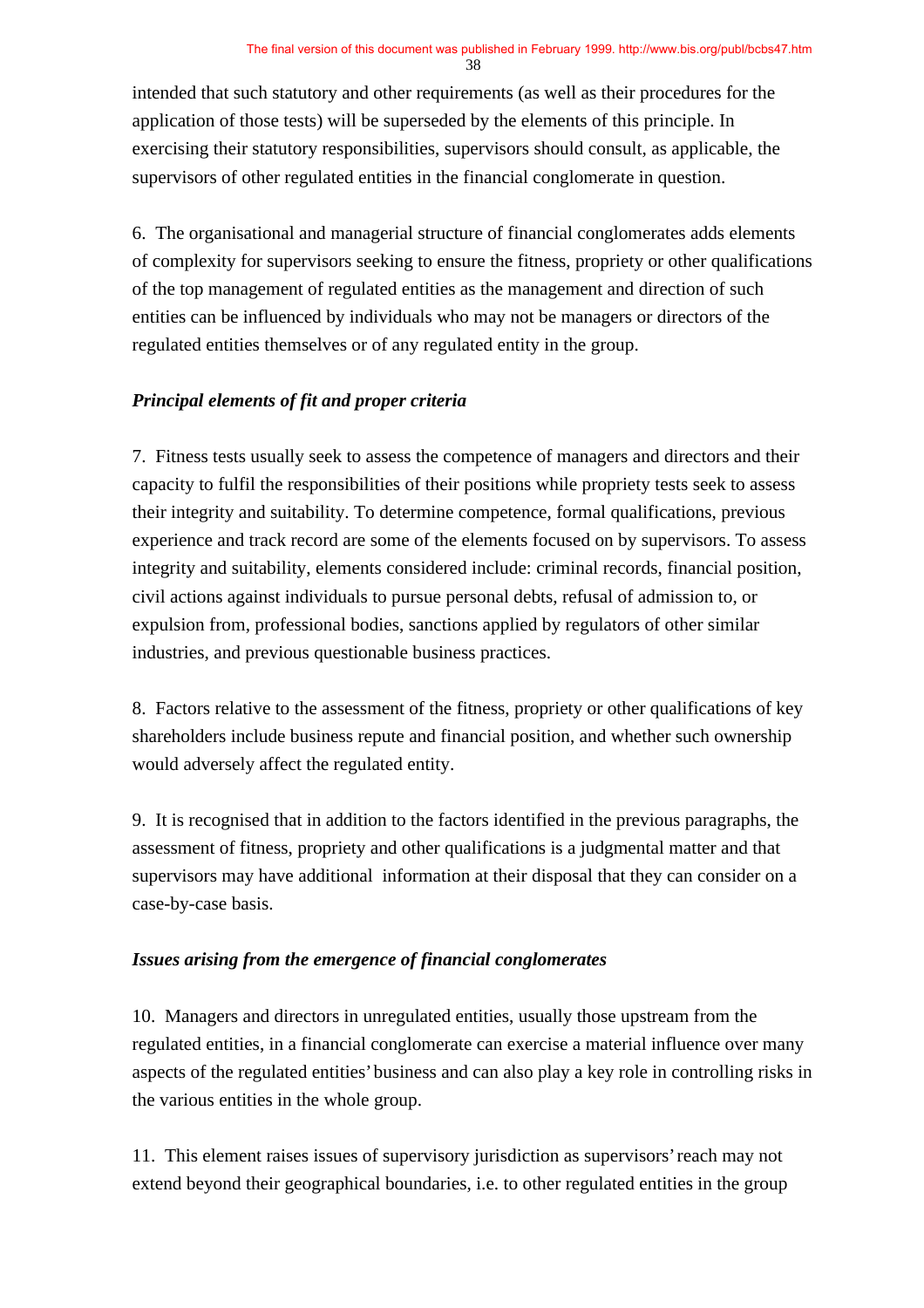intended that such statutory and other requirements (as well as their procedures for the application of those tests) will be superseded by the elements of this principle. In exercising their statutory responsibilities, supervisors should consult, as applicable, the supervisors of other regulated entities in the financial conglomerate in question.

6. The organisational and managerial structure of financial conglomerates adds elements of complexity for supervisors seeking to ensure the fitness, propriety or other qualifications of the top management of regulated entities as the management and direction of such entities can be influenced by individuals who may not be managers or directors of the regulated entities themselves or of any regulated entity in the group.

***Principal elements of fit and proper criteria***

7. Fitness tests usually seek to assess the competence of managers and directors and their capacity to fulfil the responsibilities of their positions while propriety tests seek to assess their integrity and suitability. To determine competence, formal qualifications, previous experience and track record are some of the elements focused on by supervisors. To assess integrity and suitability, elements considered include: criminal records, financial position, civil actions against individuals to pursue personal debts, refusal of admission to, or expulsion from, professional bodies, sanctions applied by regulators of other similar industries, and previous questionable business practices.

8. Factors relative to the assessment of the fitness, propriety or other qualifications of key shareholders include business repute and financial position, and whether such ownership would adversely affect the regulated entity.

9. It is recognised that in addition to the factors identified in the previous paragraphs, the assessment of fitness, propriety and other qualifications is a judgmental matter and that supervisors may have additional information at their disposal that they can consider on a case-by-case basis.

***Issues arising from the emergence of financial conglomerates***

10. Managers and directors in unregulated entities, usually those upstream from the regulated entities, in a financial conglomerate can exercise a material influence over many aspects of the regulated entities' business and can also play a key role in controlling risks in the various entities in the whole group.

11. This element raises issues of supervisory jurisdiction as supervisors' reach may not extend beyond their geographical boundaries, i.e. to other regulated entities in the group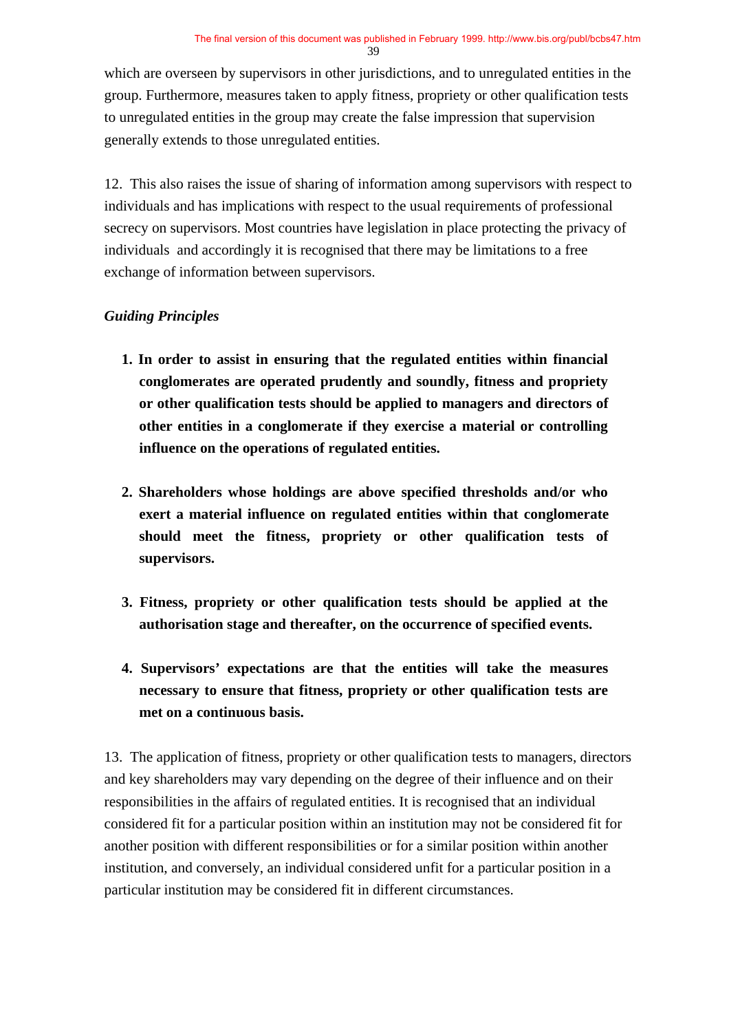which are overseen by supervisors in other jurisdictions, and to unregulated entities in the group. Furthermore, measures taken to apply fitness, propriety or other qualification tests to unregulated entities in the group may create the false impression that supervision generally extends to those unregulated entities.

12. This also raises the issue of sharing of information among supervisors with respect to individuals and has implications with respect to the usual requirements of professional secrecy on supervisors. Most countries have legislation in place protecting the privacy of individuals and accordingly it is recognised that there may be limitations to a free exchange of information between supervisors.

### *Guiding Principles*

1. **In order to assist in ensuring that the regulated entities within financial conglomerates are operated prudently and soundly, fitness and propriety or other qualification tests should be applied to managers and directors of other entities in a conglomerate if they exercise a material or controlling influence on the operations of regulated entities.**

2. **Shareholders whose holdings are above specified thresholds and/or who exert a material influence on regulated entities within that conglomerate should meet the fitness, propriety or other qualification tests of supervisors.**

3. **Fitness, propriety or other qualification tests should be applied at the authorisation stage and thereafter, on the occurrence of specified events.**

4. **Supervisors' expectations are that the entities will take the measures necessary to ensure that fitness, propriety or other qualification tests are met on a continuous basis.**

13. The application of fitness, propriety or other qualification tests to managers, directors and key shareholders may vary depending on the degree of their influence and on their responsibilities in the affairs of regulated entities. It is recognised that an individual considered fit for a particular position within an institution may not be considered fit for another position with different responsibilities or for a similar position within another institution, and conversely, an individual considered unfit for a particular position in a particular institution may be considered fit in different circumstances.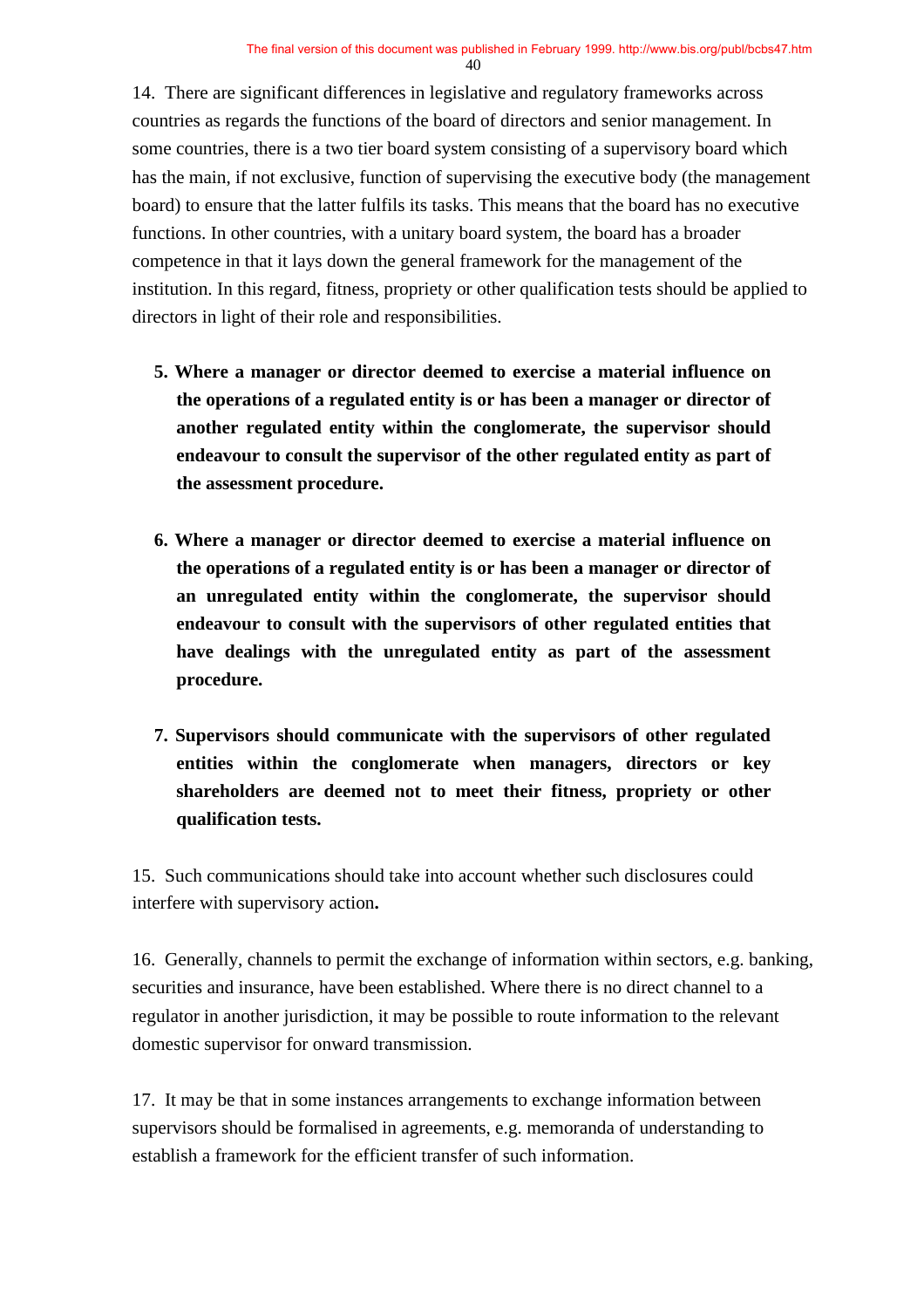14. There are significant differences in legislative and regulatory frameworks across countries as regards the functions of the board of directors and senior management. In some countries, there is a two tier board system consisting of a supervisory board which has the main, if not exclusive, function of supervising the executive body (the management board) to ensure that the latter fulfils its tasks. This means that the board has no executive functions. In other countries, with a unitary board system, the board has a broader competence in that it lays down the general framework for the management of the institution. In this regard, fitness, propriety or other qualification tests should be applied to directors in light of their role and responsibilities.

5. **Where a manager or director deemed to exercise a material influence on the operations of a regulated entity is or has been a manager or director of another regulated entity within the conglomerate, the supervisor should endeavour to consult the supervisor of the other regulated entity as part of the assessment procedure.**

6. **Where a manager or director deemed to exercise a material influence on the operations of a regulated entity is or has been a manager or director of an unregulated entity within the conglomerate, the supervisor should endeavour to consult with the supervisors of other regulated entities that have dealings with the unregulated entity as part of the assessment procedure.**

7. **Supervisors should communicate with the supervisors of other regulated entities within the conglomerate when managers, directors or key shareholders are deemed not to meet their fitness, propriety or other qualification tests.**

15. Such communications should take into account whether such disclosures could interfere with supervisory action**.**

16. Generally, channels to permit the exchange of information within sectors, e.g. banking, securities and insurance, have been established. Where there is no direct channel to a regulator in another jurisdiction, it may be possible to route information to the relevant domestic supervisor for onward transmission.

17. It may be that in some instances arrangements to exchange information between supervisors should be formalised in agreements, e.g. memoranda of understanding to establish a framework for the efficient transfer of such information.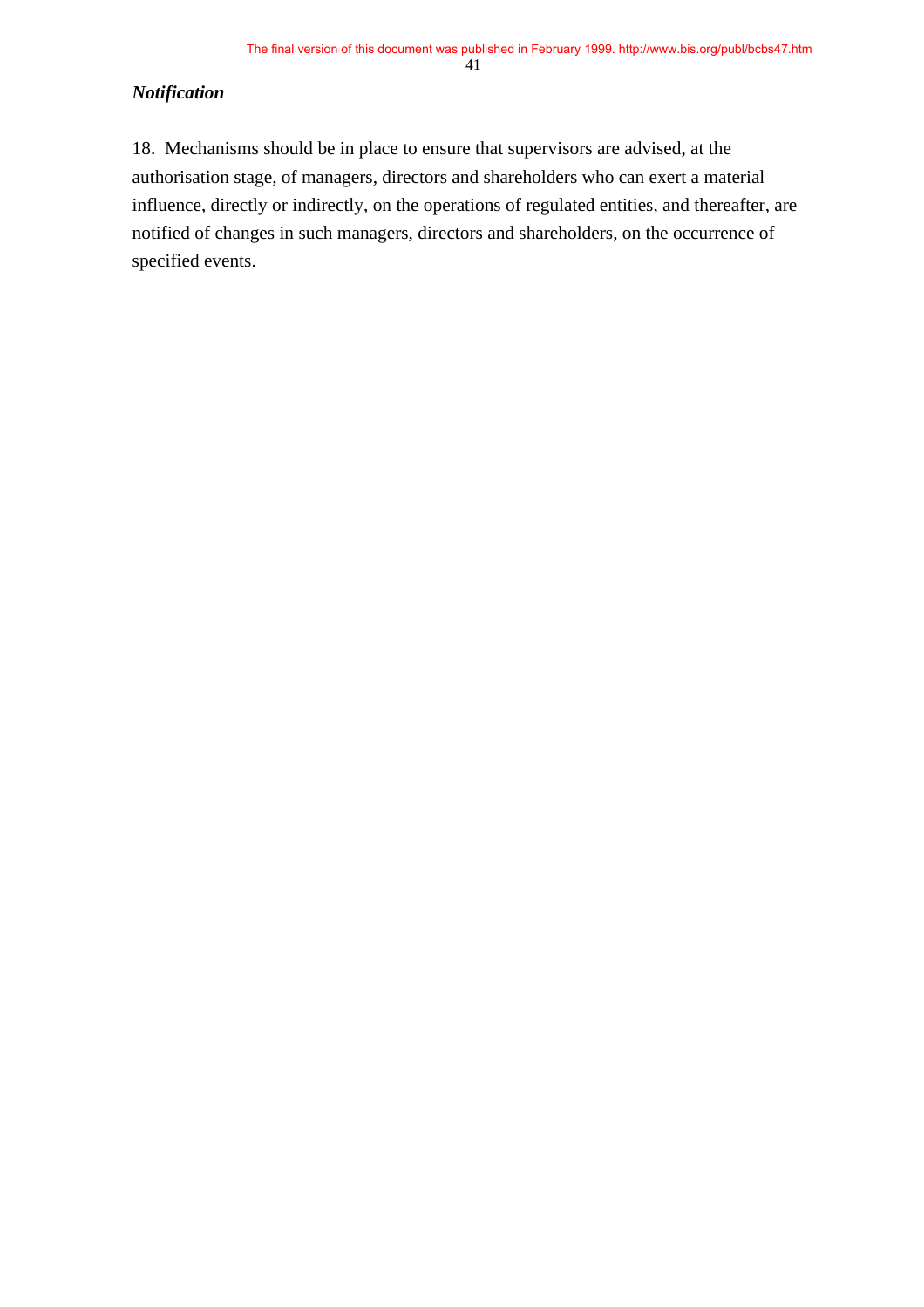***Notification***

18. Mechanisms should be in place to ensure that supervisors are advised, at the authorisation stage, of managers, directors and shareholders who can exert a material influence, directly or indirectly, on the operations of regulated entities, and thereafter, are notified of changes in such managers, directors and shareholders, on the occurrence of specified events.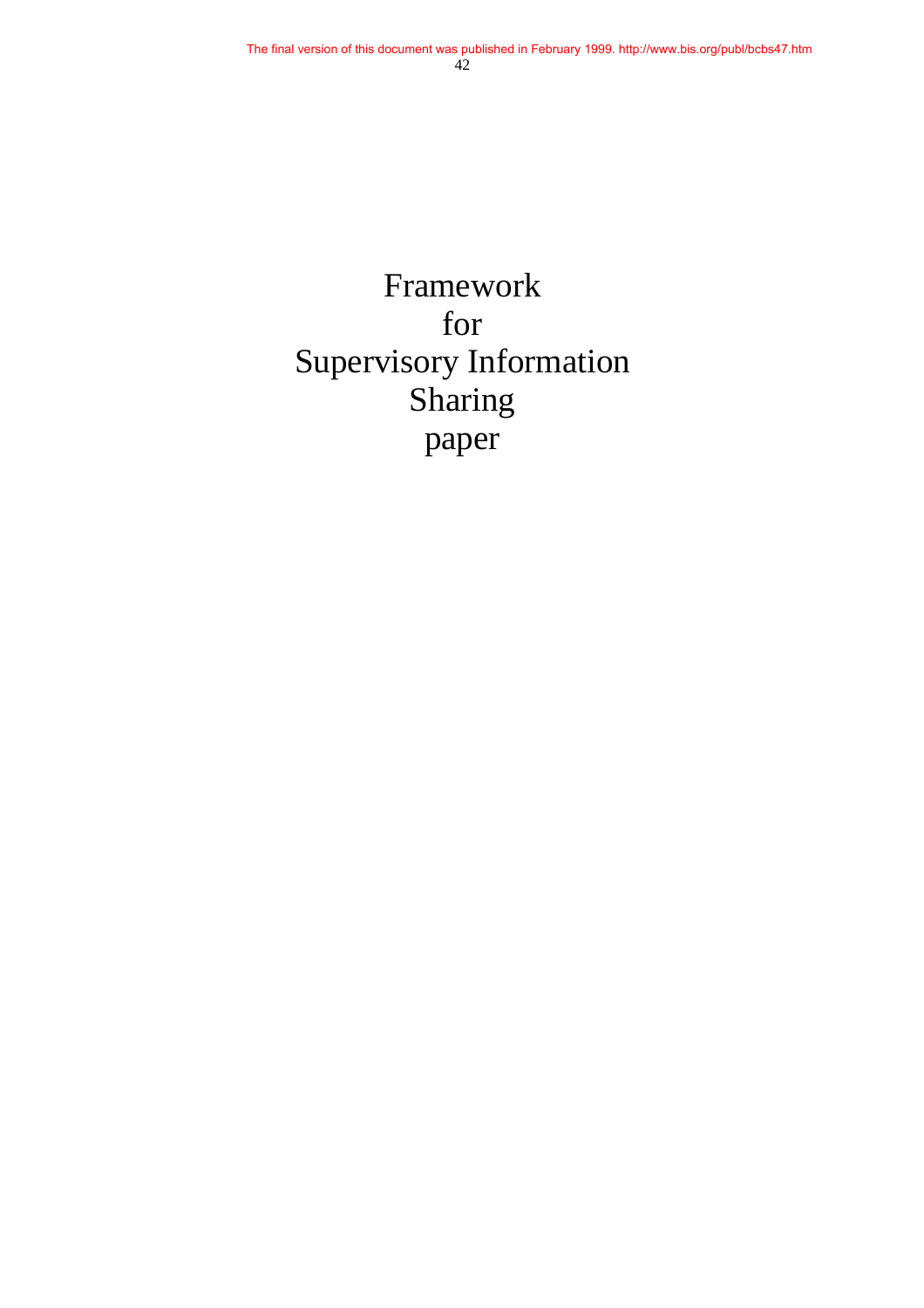# Framework for Supervisory Information Sharing paper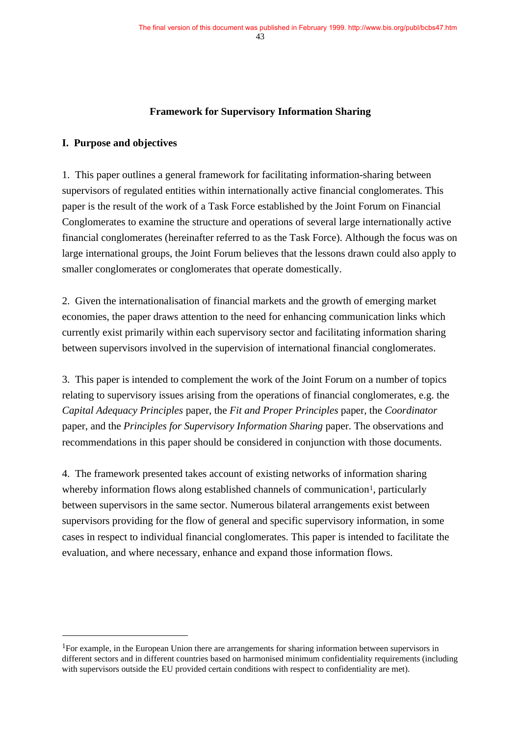## Framework for Supervisory Information Sharing

### I. Purpose and objectives

1. This paper outlines a general framework for facilitating information-sharing between supervisors of regulated entities within internationally active financial conglomerates. This paper is the result of the work of a Task Force established by the Joint Forum on Financial Conglomerates to examine the structure and operations of several large internationally active financial conglomerates (hereinafter referred to as the Task Force). Although the focus was on large international groups, the Joint Forum believes that the lessons drawn could also apply to smaller conglomerates or conglomerates that operate domestically.

2. Given the internationalisation of financial markets and the growth of emerging market economies, the paper draws attention to the need for enhancing communication links which currently exist primarily within each supervisory sector and facilitating information sharing between supervisors involved in the supervision of international financial conglomerates.

3. This paper is intended to complement the work of the Joint Forum on a number of topics relating to supervisory issues arising from the operations of financial conglomerates, e.g. the *Capital Adequacy Principles* paper, the *Fit and Proper Principles* paper, the *Coordinator* paper, and the *Principles for Supervisory Information Sharing* paper. The observations and recommendations in this paper should be considered in conjunction with those documents.

4. The framework presented takes account of existing networks of information sharing whereby information flows along established channels of communication[1], particularly between supervisors in the same sector. Numerous bilateral arrangements exist between supervisors providing for the flow of general and specific supervisory information, in some cases in respect to individual financial conglomerates. This paper is intended to facilitate the evaluation, and where necessary, enhance and expand those information flows.

---

[1] For example, in the European Union there are arrangements for sharing information between supervisors in different sectors and in different countries based on harmonised minimum confidentiality requirements (including with supervisors outside the EU provided certain conditions with respect to confidentiality are met).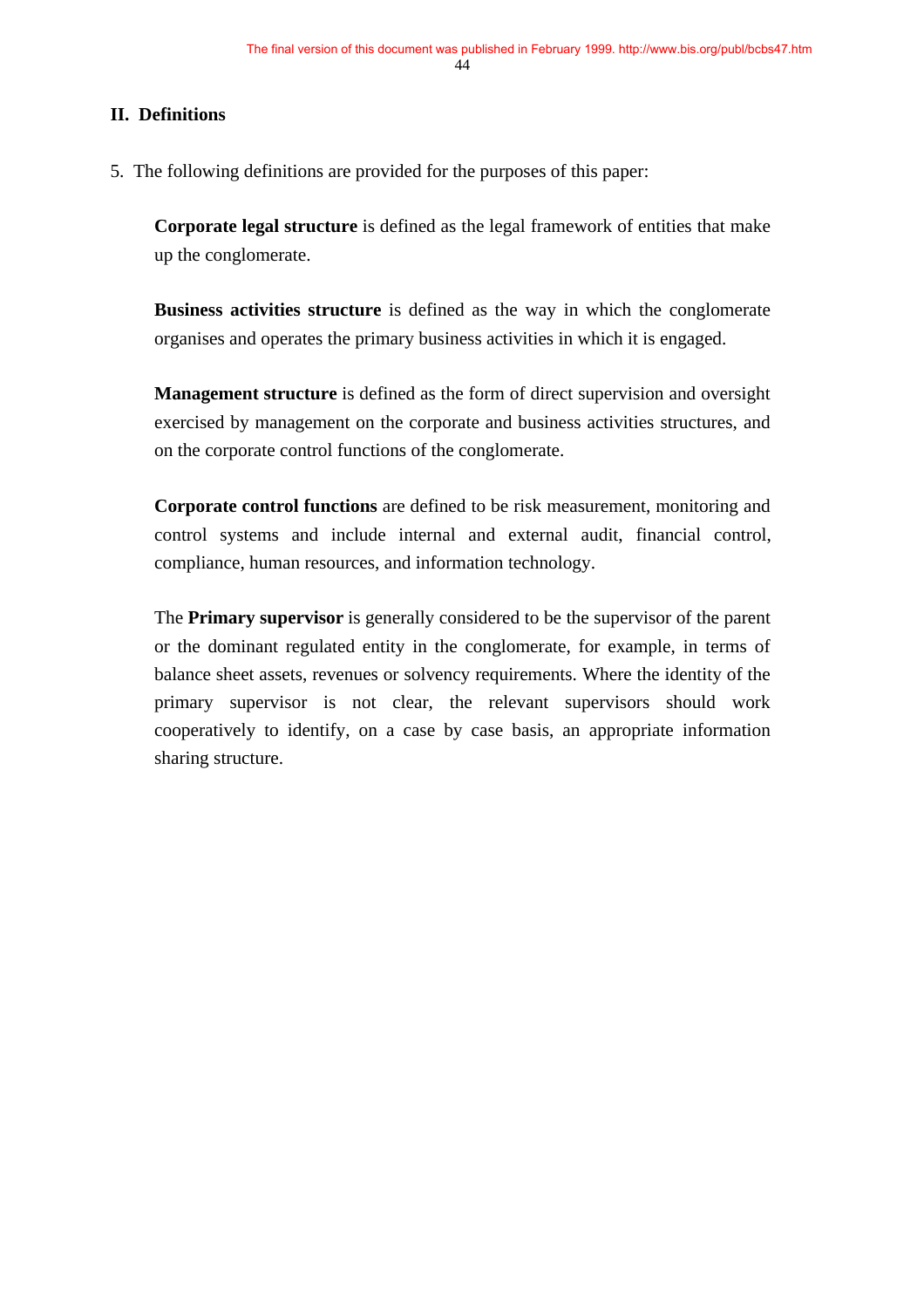## II. Definitions

5. The following definitions are provided for the purposes of this paper:

   **Corporate legal structure** is defined as the legal framework of entities that make up the conglomerate.

   **Business activities structure** is defined as the way in which the conglomerate organises and operates the primary business activities in which it is engaged.

   **Management structure** is defined as the form of direct supervision and oversight exercised by management on the corporate and business activities structures, and on the corporate control functions of the conglomerate.

   **Corporate control functions** are defined to be risk measurement, monitoring and control systems and include internal and external audit, financial control, compliance, human resources, and information technology.

   The **Primary supervisor** is generally considered to be the supervisor of the parent or the dominant regulated entity in the conglomerate, for example, in terms of balance sheet assets, revenues or solvency requirements. Where the identity of the primary supervisor is not clear, the relevant supervisors should work cooperatively to identify, on a case by case basis, an appropriate information sharing structure.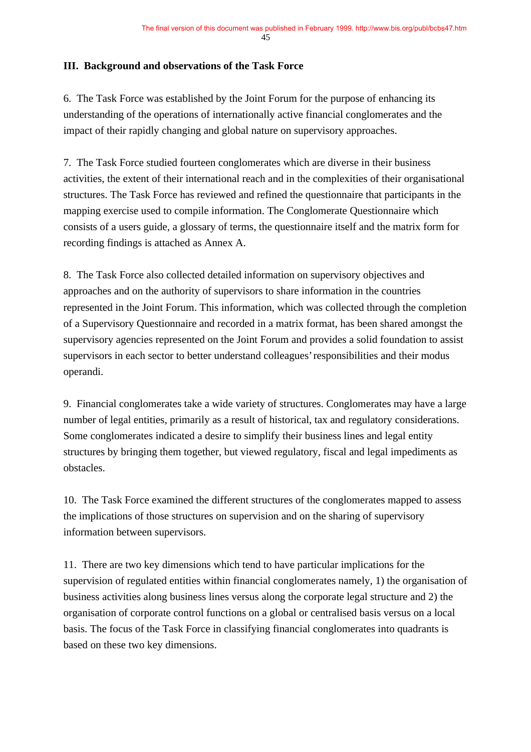## III. Background and observations of the Task Force

6. The Task Force was established by the Joint Forum for the purpose of enhancing its understanding of the operations of internationally active financial conglomerates and the impact of their rapidly changing and global nature on supervisory approaches.

7. The Task Force studied fourteen conglomerates which are diverse in their business activities, the extent of their international reach and in the complexities of their organisational structures. The Task Force has reviewed and refined the questionnaire that participants in the mapping exercise used to compile information. The Conglomerate Questionnaire which consists of a users guide, a glossary of terms, the questionnaire itself and the matrix form for recording findings is attached as Annex A.

8. The Task Force also collected detailed information on supervisory objectives and approaches and on the authority of supervisors to share information in the countries represented in the Joint Forum. This information, which was collected through the completion of a Supervisory Questionnaire and recorded in a matrix format, has been shared amongst the supervisory agencies represented on the Joint Forum and provides a solid foundation to assist supervisors in each sector to better understand colleagues' responsibilities and their modus operandi.

9. Financial conglomerates take a wide variety of structures. Conglomerates may have a large number of legal entities, primarily as a result of historical, tax and regulatory considerations. Some conglomerates indicated a desire to simplify their business lines and legal entity structures by bringing them together, but viewed regulatory, fiscal and legal impediments as obstacles.

10. The Task Force examined the different structures of the conglomerates mapped to assess the implications of those structures on supervision and on the sharing of supervisory information between supervisors.

11. There are two key dimensions which tend to have particular implications for the supervision of regulated entities within financial conglomerates namely, 1) the organisation of business activities along business lines versus along the corporate legal structure and 2) the organisation of corporate control functions on a global or centralised basis versus on a local basis. The focus of the Task Force in classifying financial conglomerates into quadrants is based on these two key dimensions.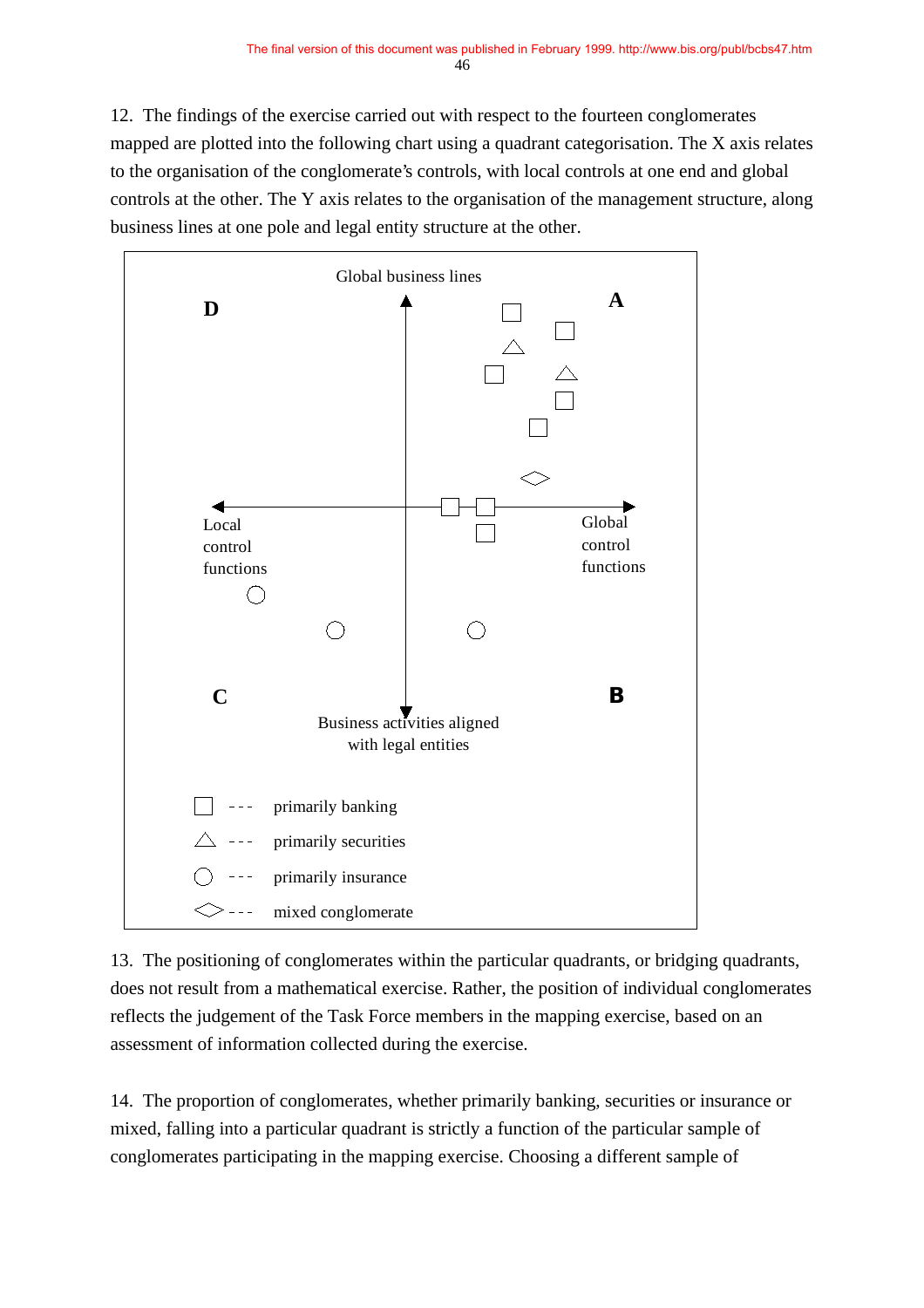12. The findings of the exercise carried out with respect to the fourteen conglomerates mapped are plotted into the following chart using a quadrant categorisation. The X axis relates to the organisation of the conglomerate's controls, with local controls at one end and global controls at the other. The Y axis relates to the organisation of the management structure, along business lines at one pole and legal entity structure at the other.

Global business lines

D

A

Local control functions

Global control functions

C

B

Business activities aligned with legal entities

□ --- primarily banking

△ --- primarily securities

○ --- primarily insurance

◇ --- mixed conglomerate

13. The positioning of conglomerates within the particular quadrants, or bridging quadrants, does not result from a mathematical exercise. Rather, the position of individual conglomerates reflects the judgement of the Task Force members in the mapping exercise, based on an assessment of information collected during the exercise.

14. The proportion of conglomerates, whether primarily banking, securities or insurance or mixed, falling into a particular quadrant is strictly a function of the particular sample of conglomerates participating in the mapping exercise. Choosing a different sample of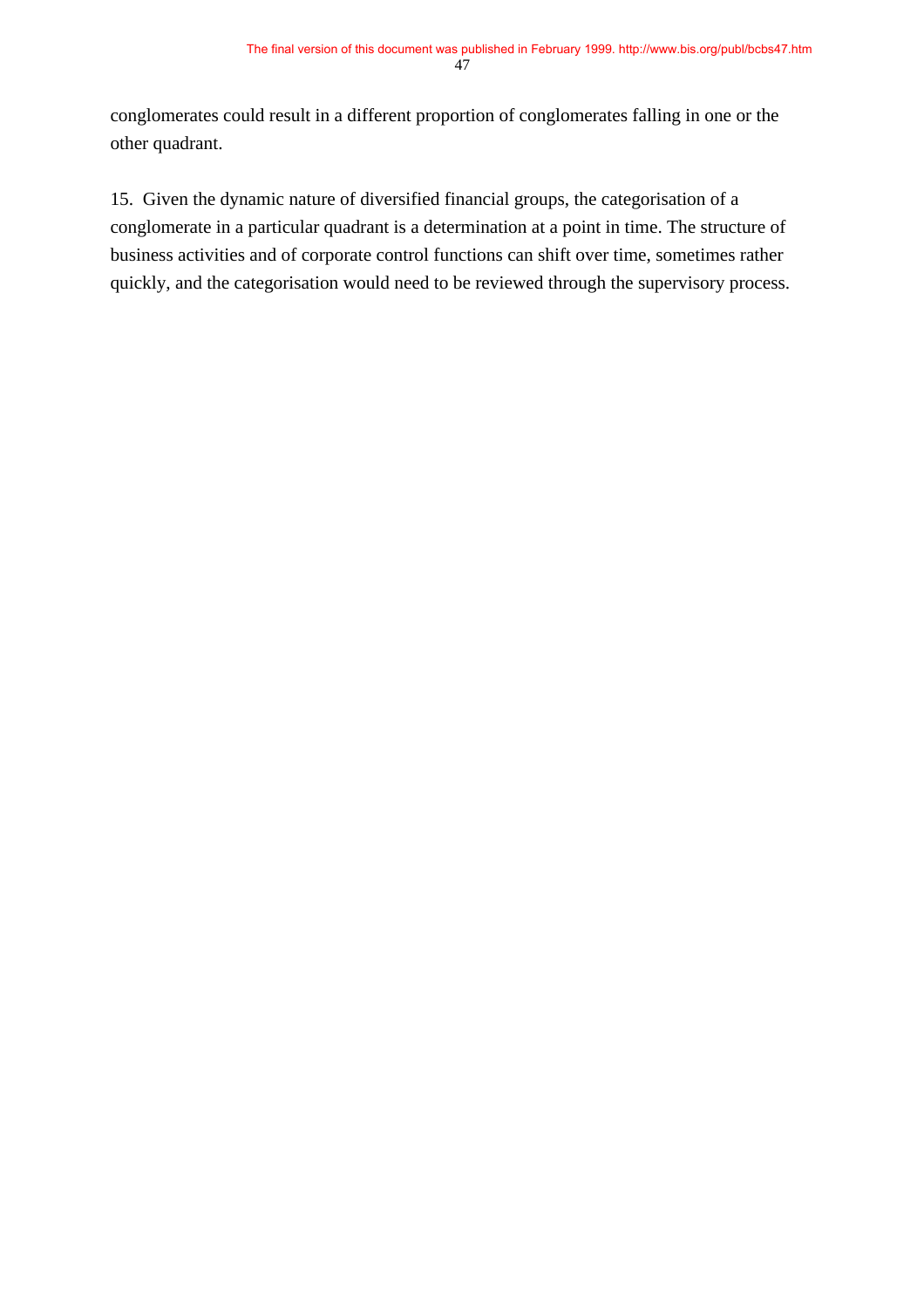conglomerates could result in a different proportion of conglomerates falling in one or the other quadrant.

15. Given the dynamic nature of diversified financial groups, the categorisation of a conglomerate in a particular quadrant is a determination at a point in time. The structure of business activities and of corporate control functions can shift over time, sometimes rather quickly, and the categorisation would need to be reviewed through the supervisory process.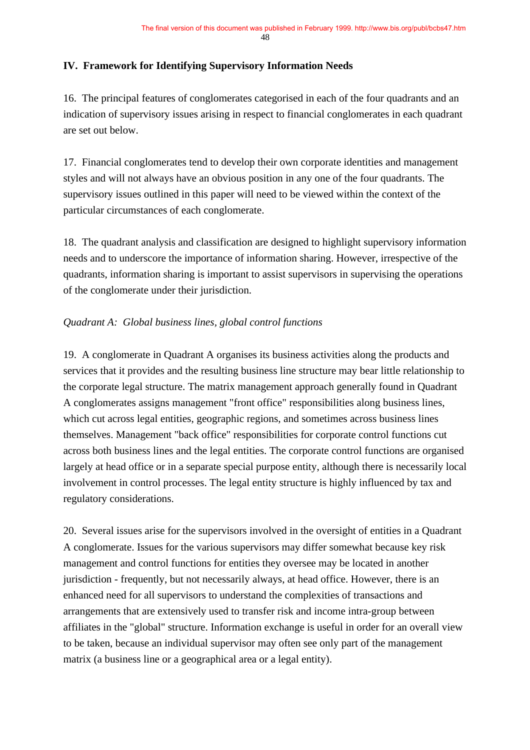## IV. Framework for Identifying Supervisory Information Needs

16. The principal features of conglomerates categorised in each of the four quadrants and an indication of supervisory issues arising in respect to financial conglomerates in each quadrant are set out below.

17. Financial conglomerates tend to develop their own corporate identities and management styles and will not always have an obvious position in any one of the four quadrants. The supervisory issues outlined in this paper will need to be viewed within the context of the particular circumstances of each conglomerate.

18. The quadrant analysis and classification are designed to highlight supervisory information needs and to underscore the importance of information sharing. However, irrespective of the quadrants, information sharing is important to assist supervisors in supervising the operations of the conglomerate under their jurisdiction.

*Quadrant A: Global business lines, global control functions*

19. A conglomerate in Quadrant A organises its business activities along the products and services that it provides and the resulting business line structure may bear little relationship to the corporate legal structure. The matrix management approach generally found in Quadrant A conglomerates assigns management "front office" responsibilities along business lines, which cut across legal entities, geographic regions, and sometimes across business lines themselves. Management "back office" responsibilities for corporate control functions cut across both business lines and the legal entities. The corporate control functions are organised largely at head office or in a separate special purpose entity, although there is necessarily local involvement in control processes. The legal entity structure is highly influenced by tax and regulatory considerations.

20. Several issues arise for the supervisors involved in the oversight of entities in a Quadrant A conglomerate. Issues for the various supervisors may differ somewhat because key risk management and control functions for entities they oversee may be located in another jurisdiction - frequently, but not necessarily always, at head office. However, there is an enhanced need for all supervisors to understand the complexities of transactions and arrangements that are extensively used to transfer risk and income intra-group between affiliates in the "global" structure. Information exchange is useful in order for an overall view to be taken, because an individual supervisor may often see only part of the management matrix (a business line or a geographical area or a legal entity).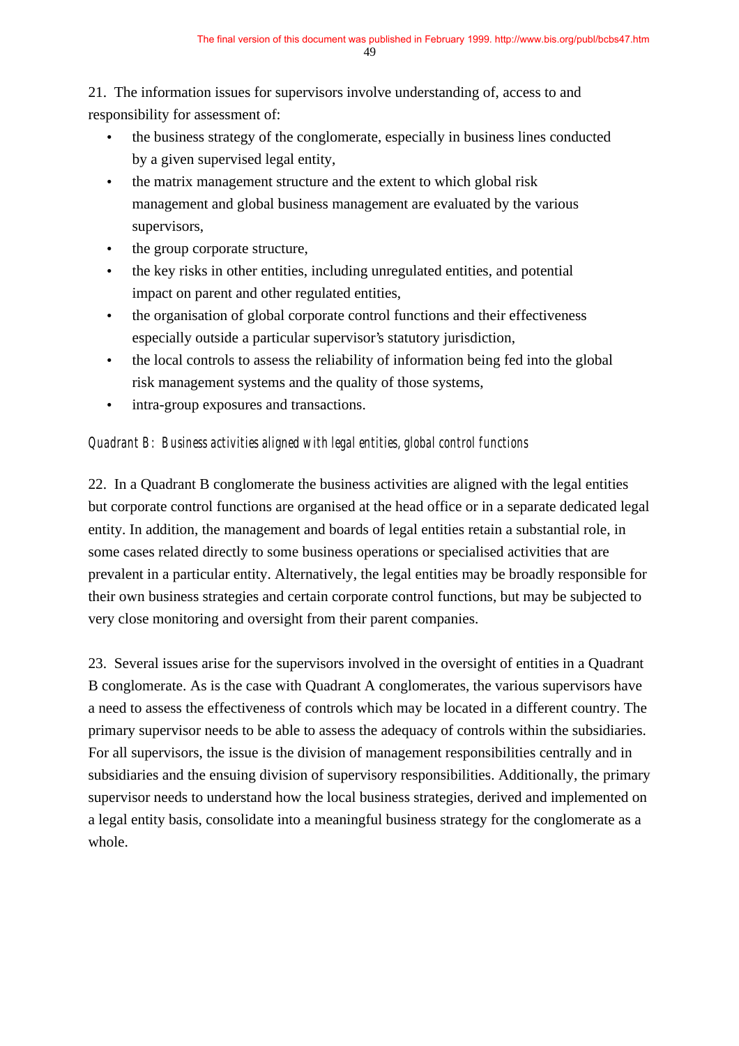21. The information issues for supervisors involve understanding of, access to and responsibility for assessment of:

- the business strategy of the conglomerate, especially in business lines conducted by a given supervised legal entity,
- the matrix management structure and the extent to which global risk management and global business management are evaluated by the various supervisors,
- the group corporate structure,
- the key risks in other entities, including unregulated entities, and potential impact on parent and other regulated entities,
- the organisation of global corporate control functions and their effectiveness especially outside a particular supervisor's statutory jurisdiction,
- the local controls to assess the reliability of information being fed into the global risk management systems and the quality of those systems,
- intra-group exposures and transactions.

*Quadrant B: Business activities aligned with legal entities, global control functions*

22. In a Quadrant B conglomerate the business activities are aligned with the legal entities but corporate control functions are organised at the head office or in a separate dedicated legal entity. In addition, the management and boards of legal entities retain a substantial role, in some cases related directly to some business operations or specialised activities that are prevalent in a particular entity. Alternatively, the legal entities may be broadly responsible for their own business strategies and certain corporate control functions, but may be subjected to very close monitoring and oversight from their parent companies.

23. Several issues arise for the supervisors involved in the oversight of entities in a Quadrant B conglomerate. As is the case with Quadrant A conglomerates, the various supervisors have a need to assess the effectiveness of controls which may be located in a different country. The primary supervisor needs to be able to assess the adequacy of controls within the subsidiaries. For all supervisors, the issue is the division of management responsibilities centrally and in subsidiaries and the ensuing division of supervisory responsibilities. Additionally, the primary supervisor needs to understand how the local business strategies, derived and implemented on a legal entity basis, consolidate into a meaningful business strategy for the conglomerate as a whole.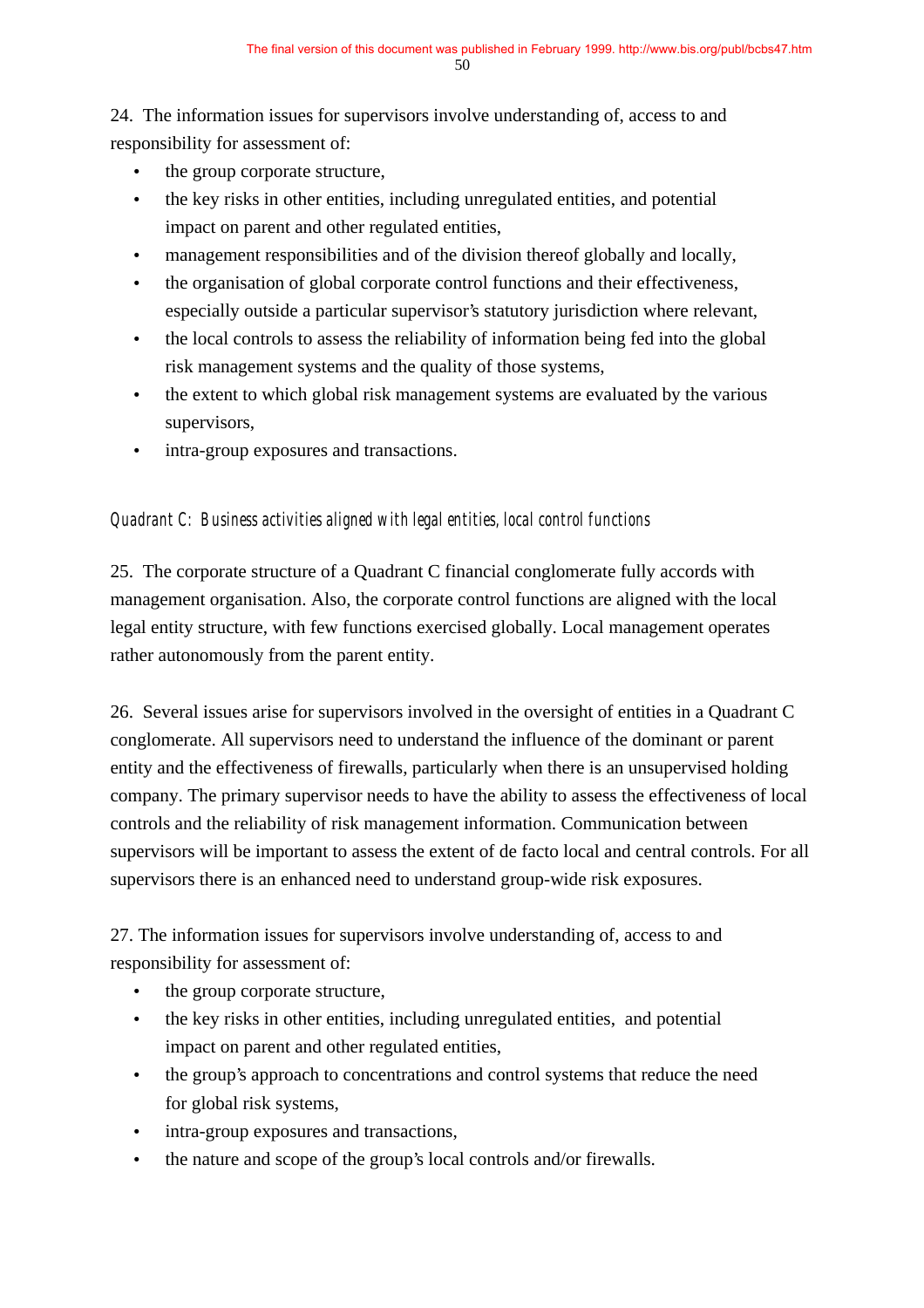24. The information issues for supervisors involve understanding of, access to and responsibility for assessment of:

- the group corporate structure,
- the key risks in other entities, including unregulated entities, and potential impact on parent and other regulated entities,
- management responsibilities and of the division thereof globally and locally,
- the organisation of global corporate control functions and their effectiveness, especially outside a particular supervisor's statutory jurisdiction where relevant,
- the local controls to assess the reliability of information being fed into the global risk management systems and the quality of those systems,
- the extent to which global risk management systems are evaluated by the various supervisors,
- intra-group exposures and transactions.

*Quadrant C: Business activities aligned with legal entities, local control functions*

25. The corporate structure of a Quadrant C financial conglomerate fully accords with management organisation. Also, the corporate control functions are aligned with the local legal entity structure, with few functions exercised globally. Local management operates rather autonomously from the parent entity.

26. Several issues arise for supervisors involved in the oversight of entities in a Quadrant C conglomerate. All supervisors need to understand the influence of the dominant or parent entity and the effectiveness of firewalls, particularly when there is an unsupervised holding company. The primary supervisor needs to have the ability to assess the effectiveness of local controls and the reliability of risk management information. Communication between supervisors will be important to assess the extent of de facto local and central controls. For all supervisors there is an enhanced need to understand group-wide risk exposures.

27. The information issues for supervisors involve understanding of, access to and responsibility for assessment of:

- the group corporate structure,
- the key risks in other entities, including unregulated entities, and potential impact on parent and other regulated entities,
- the group's approach to concentrations and control systems that reduce the need for global risk systems,
- intra-group exposures and transactions,
- the nature and scope of the group's local controls and/or firewalls.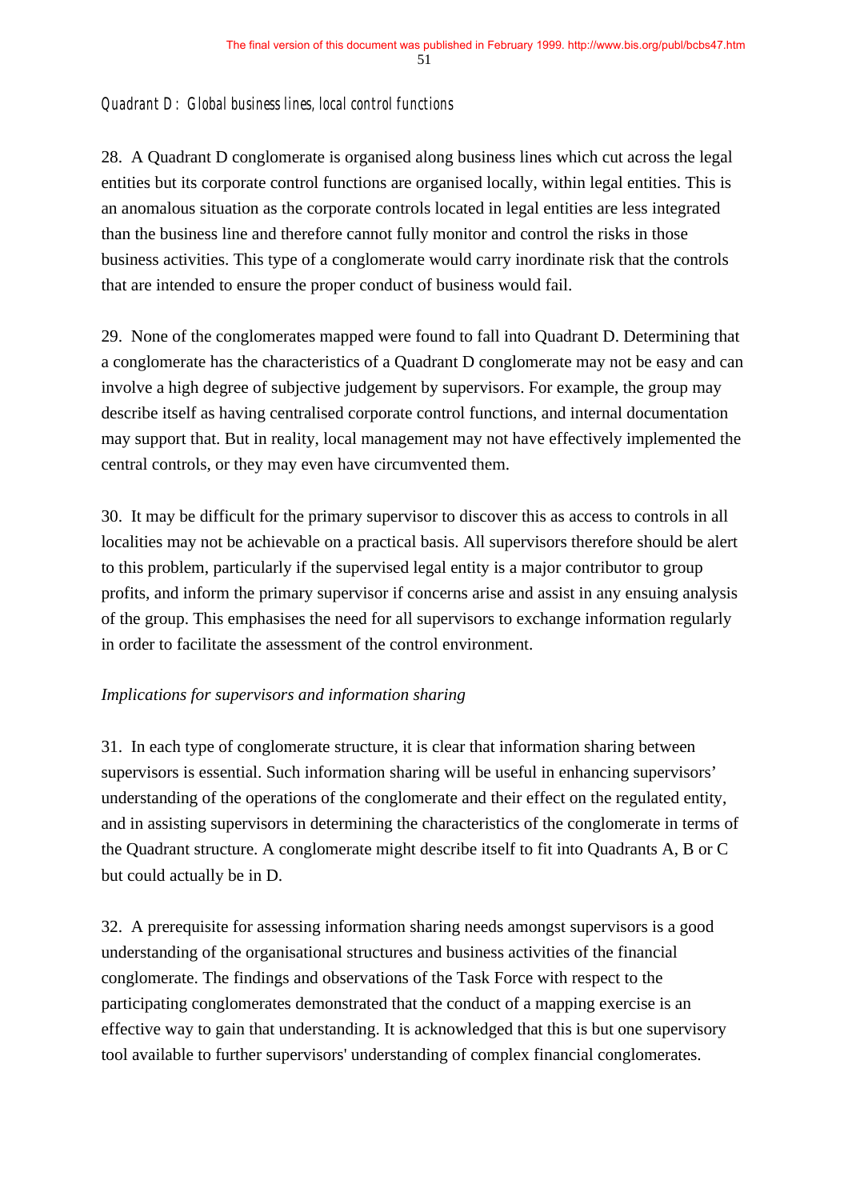*Quadrant D: Global business lines, local control functions*

28. A Quadrant D conglomerate is organised along business lines which cut across the legal entities but its corporate control functions are organised locally, within legal entities. This is an anomalous situation as the corporate controls located in legal entities are less integrated than the business line and therefore cannot fully monitor and control the risks in those business activities. This type of a conglomerate would carry inordinate risk that the controls that are intended to ensure the proper conduct of business would fail.

29. None of the conglomerates mapped were found to fall into Quadrant D. Determining that a conglomerate has the characteristics of a Quadrant D conglomerate may not be easy and can involve a high degree of subjective judgement by supervisors. For example, the group may describe itself as having centralised corporate control functions, and internal documentation may support that. But in reality, local management may not have effectively implemented the central controls, or they may even have circumvented them.

30. It may be difficult for the primary supervisor to discover this as access to controls in all localities may not be achievable on a practical basis. All supervisors therefore should be alert to this problem, particularly if the supervised legal entity is a major contributor to group profits, and inform the primary supervisor if concerns arise and assist in any ensuing analysis of the group. This emphasises the need for all supervisors to exchange information regularly in order to facilitate the assessment of the control environment.

*Implications for supervisors and information sharing*

31. In each type of conglomerate structure, it is clear that information sharing between supervisors is essential. Such information sharing will be useful in enhancing supervisors' understanding of the operations of the conglomerate and their effect on the regulated entity, and in assisting supervisors in determining the characteristics of the conglomerate in terms of the Quadrant structure. A conglomerate might describe itself to fit into Quadrants A, B or C but could actually be in D.

32. A prerequisite for assessing information sharing needs amongst supervisors is a good understanding of the organisational structures and business activities of the financial conglomerate. The findings and observations of the Task Force with respect to the participating conglomerates demonstrated that the conduct of a mapping exercise is an effective way to gain that understanding. It is acknowledged that this is but one supervisory tool available to further supervisors' understanding of complex financial conglomerates.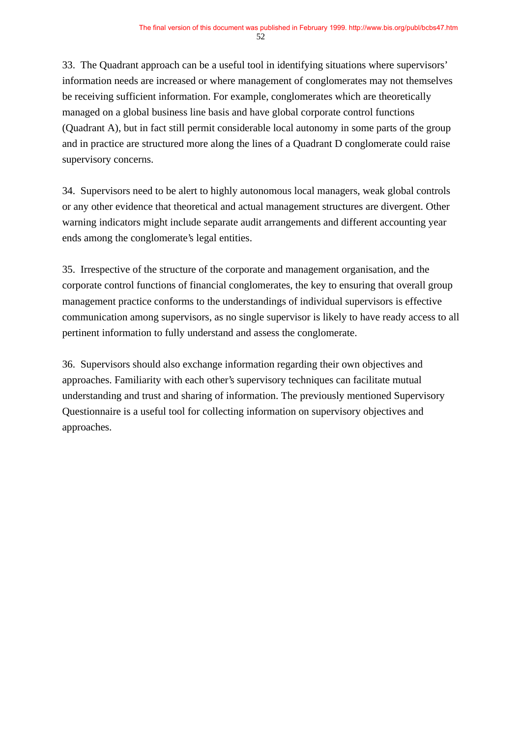33. The Quadrant approach can be a useful tool in identifying situations where supervisors' information needs are increased or where management of conglomerates may not themselves be receiving sufficient information. For example, conglomerates which are theoretically managed on a global business line basis and have global corporate control functions (Quadrant A), but in fact still permit considerable local autonomy in some parts of the group and in practice are structured more along the lines of a Quadrant D conglomerate could raise supervisory concerns.

34. Supervisors need to be alert to highly autonomous local managers, weak global controls or any other evidence that theoretical and actual management structures are divergent. Other warning indicators might include separate audit arrangements and different accounting year ends among the conglomerate's legal entities.

35. Irrespective of the structure of the corporate and management organisation, and the corporate control functions of financial conglomerates, the key to ensuring that overall group management practice conforms to the understandings of individual supervisors is effective communication among supervisors, as no single supervisor is likely to have ready access to all pertinent information to fully understand and assess the conglomerate.

36. Supervisors should also exchange information regarding their own objectives and approaches. Familiarity with each other's supervisory techniques can facilitate mutual understanding and trust and sharing of information. The previously mentioned Supervisory Questionnaire is a useful tool for collecting information on supervisory objectives and approaches.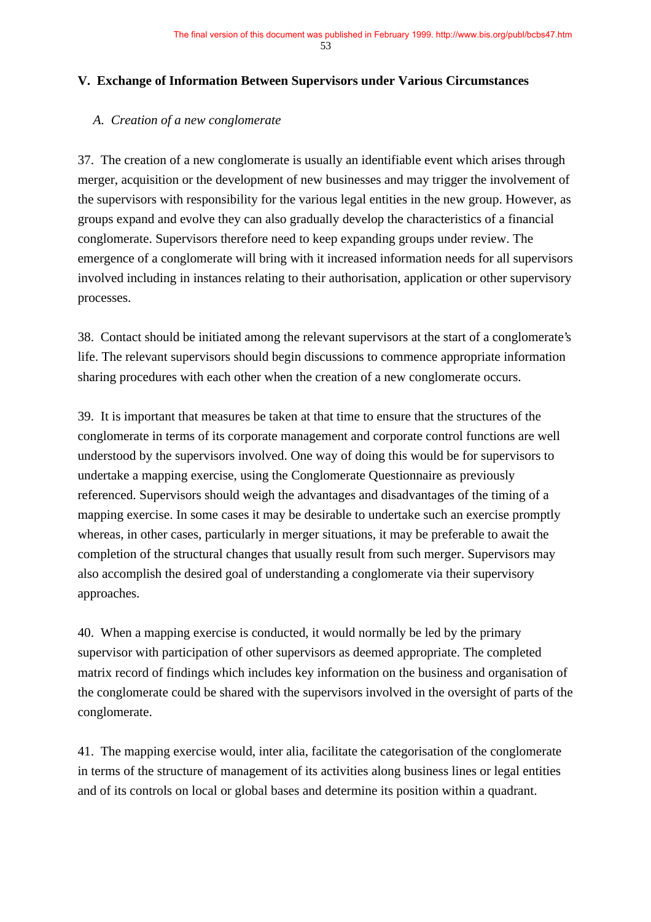## V. Exchange of Information Between Supervisors under Various Circumstances

### *A. Creation of a new conglomerate*

37. The creation of a new conglomerate is usually an identifiable event which arises through merger, acquisition or the development of new businesses and may trigger the involvement of the supervisors with responsibility for the various legal entities in the new group. However, as groups expand and evolve they can also gradually develop the characteristics of a financial conglomerate. Supervisors therefore need to keep expanding groups under review. The emergence of a conglomerate will bring with it increased information needs for all supervisors involved including in instances relating to their authorisation, application or other supervisory processes.

38. Contact should be initiated among the relevant supervisors at the start of a conglomerate's life. The relevant supervisors should begin discussions to commence appropriate information sharing procedures with each other when the creation of a new conglomerate occurs.

39. It is important that measures be taken at that time to ensure that the structures of the conglomerate in terms of its corporate management and corporate control functions are well understood by the supervisors involved. One way of doing this would be for supervisors to undertake a mapping exercise, using the Conglomerate Questionnaire as previously referenced. Supervisors should weigh the advantages and disadvantages of the timing of a mapping exercise. In some cases it may be desirable to undertake such an exercise promptly whereas, in other cases, particularly in merger situations, it may be preferable to await the completion of the structural changes that usually result from such merger. Supervisors may also accomplish the desired goal of understanding a conglomerate via their supervisory approaches.

40. When a mapping exercise is conducted, it would normally be led by the primary supervisor with participation of other supervisors as deemed appropriate. The completed matrix record of findings which includes key information on the business and organisation of the conglomerate could be shared with the supervisors involved in the oversight of parts of the conglomerate.

41. The mapping exercise would, inter alia, facilitate the categorisation of the conglomerate in terms of the structure of management of its activities along business lines or legal entities and of its controls on local or global bases and determine its position within a quadrant.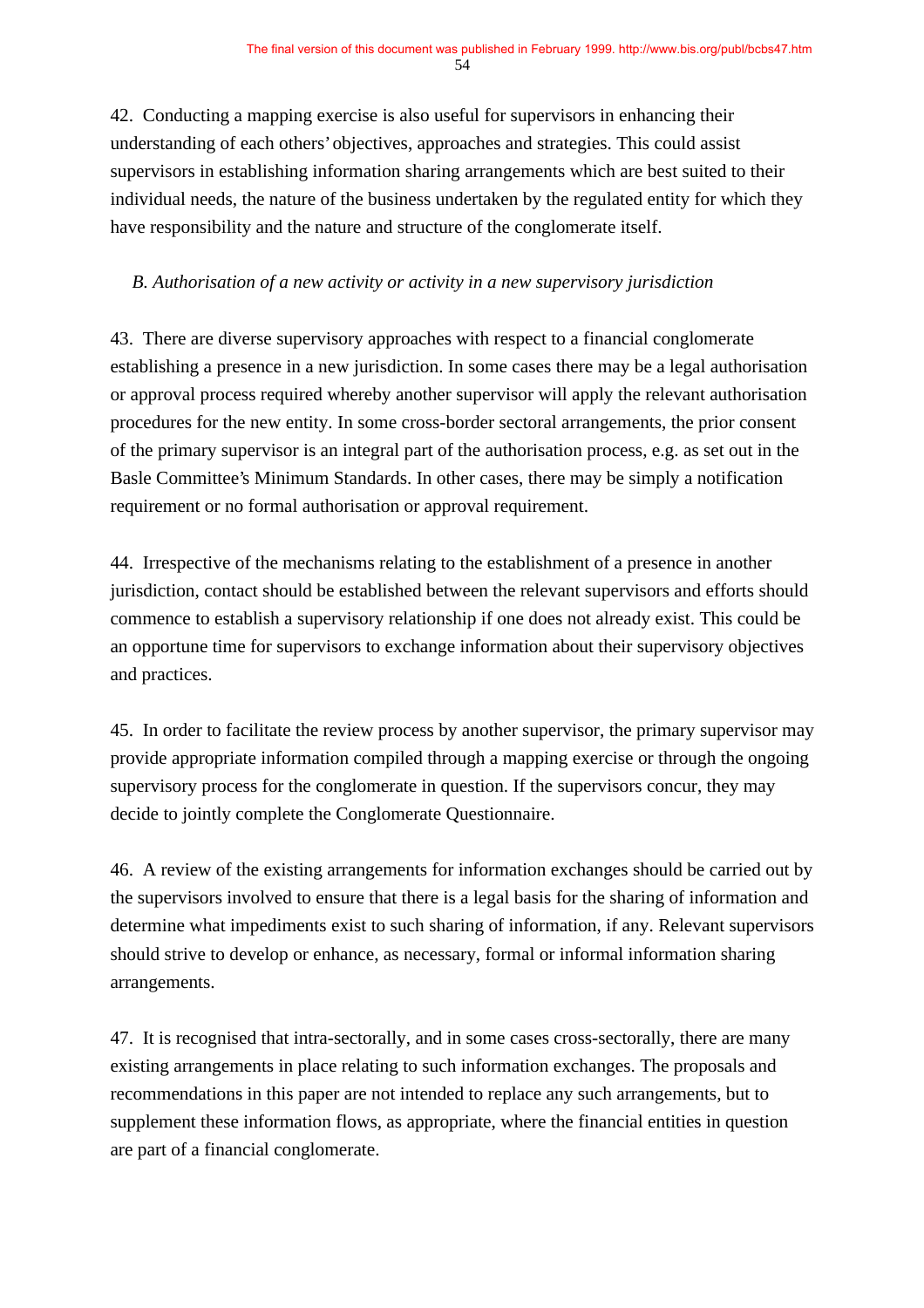42. Conducting a mapping exercise is also useful for supervisors in enhancing their understanding of each others' objectives, approaches and strategies. This could assist supervisors in establishing information sharing arrangements which are best suited to their individual needs, the nature of the business undertaken by the regulated entity for which they have responsibility and the nature and structure of the conglomerate itself.

*B. Authorisation of a new activity or activity in a new supervisory jurisdiction*

43. There are diverse supervisory approaches with respect to a financial conglomerate establishing a presence in a new jurisdiction. In some cases there may be a legal authorisation or approval process required whereby another supervisor will apply the relevant authorisation procedures for the new entity. In some cross-border sectoral arrangements, the prior consent of the primary supervisor is an integral part of the authorisation process, e.g. as set out in the Basle Committee's Minimum Standards. In other cases, there may be simply a notification requirement or no formal authorisation or approval requirement.

44. Irrespective of the mechanisms relating to the establishment of a presence in another jurisdiction, contact should be established between the relevant supervisors and efforts should commence to establish a supervisory relationship if one does not already exist. This could be an opportune time for supervisors to exchange information about their supervisory objectives and practices.

45. In order to facilitate the review process by another supervisor, the primary supervisor may provide appropriate information compiled through a mapping exercise or through the ongoing supervisory process for the conglomerate in question. If the supervisors concur, they may decide to jointly complete the Conglomerate Questionnaire.

46. A review of the existing arrangements for information exchanges should be carried out by the supervisors involved to ensure that there is a legal basis for the sharing of information and determine what impediments exist to such sharing of information, if any. Relevant supervisors should strive to develop or enhance, as necessary, formal or informal information sharing arrangements.

47. It is recognised that intra-sectorally, and in some cases cross-sectorally, there are many existing arrangements in place relating to such information exchanges. The proposals and recommendations in this paper are not intended to replace any such arrangements, but to supplement these information flows, as appropriate, where the financial entities in question are part of a financial conglomerate.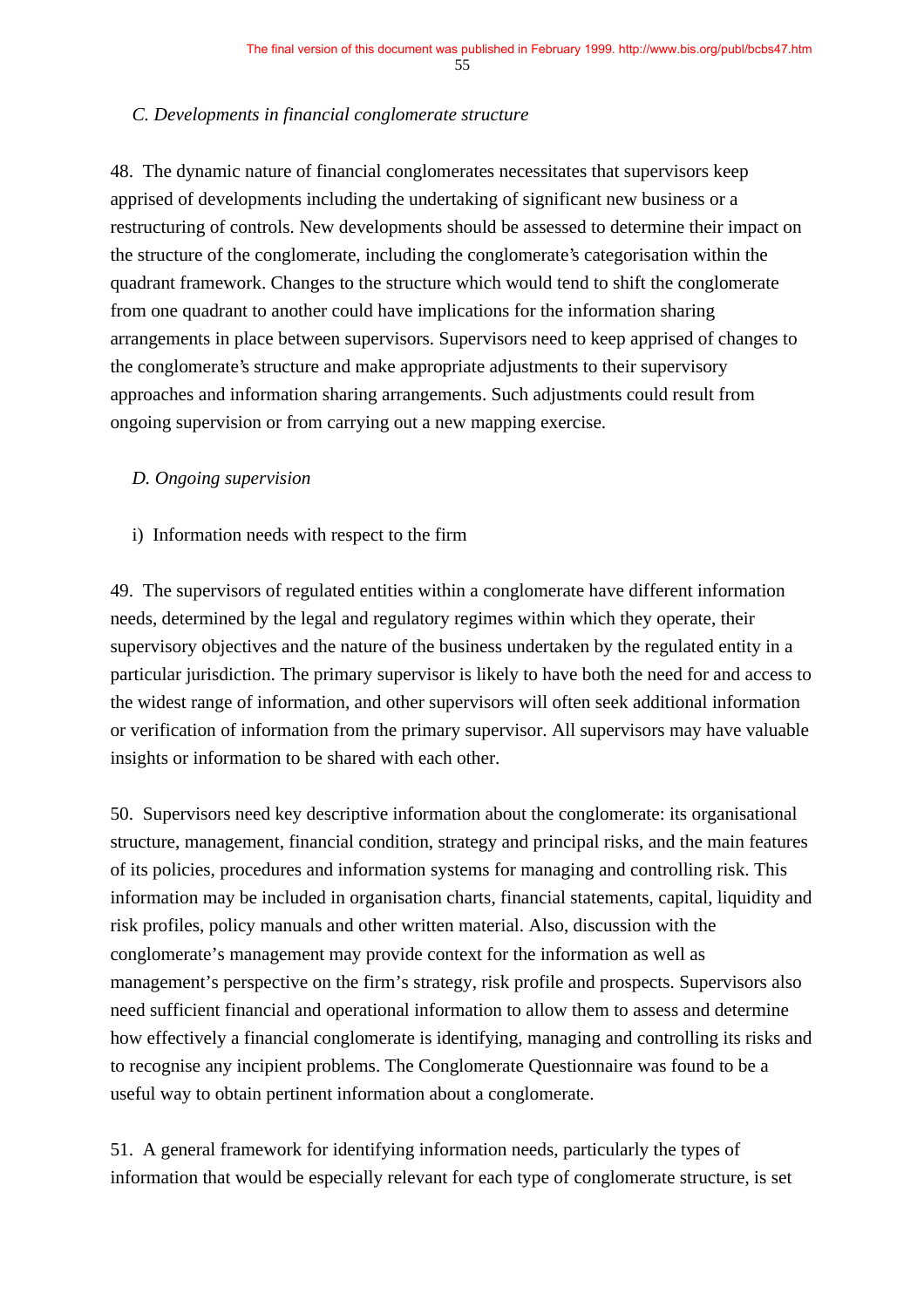*C. Developments in financial conglomerate structure*

48. The dynamic nature of financial conglomerates necessitates that supervisors keep apprised of developments including the undertaking of significant new business or a restructuring of controls. New developments should be assessed to determine their impact on the structure of the conglomerate, including the conglomerate's categorisation within the quadrant framework. Changes to the structure which would tend to shift the conglomerate from one quadrant to another could have implications for the information sharing arrangements in place between supervisors. Supervisors need to keep apprised of changes to the conglomerate's structure and make appropriate adjustments to their supervisory approaches and information sharing arrangements. Such adjustments could result from ongoing supervision or from carrying out a new mapping exercise.

*D. Ongoing supervision*

i) Information needs with respect to the firm

49. The supervisors of regulated entities within a conglomerate have different information needs, determined by the legal and regulatory regimes within which they operate, their supervisory objectives and the nature of the business undertaken by the regulated entity in a particular jurisdiction. The primary supervisor is likely to have both the need for and access to the widest range of information, and other supervisors will often seek additional information or verification of information from the primary supervisor. All supervisors may have valuable insights or information to be shared with each other.

50. Supervisors need key descriptive information about the conglomerate: its organisational structure, management, financial condition, strategy and principal risks, and the main features of its policies, procedures and information systems for managing and controlling risk. This information may be included in organisation charts, financial statements, capital, liquidity and risk profiles, policy manuals and other written material. Also, discussion with the conglomerate's management may provide context for the information as well as management's perspective on the firm's strategy, risk profile and prospects. Supervisors also need sufficient financial and operational information to allow them to assess and determine how effectively a financial conglomerate is identifying, managing and controlling its risks and to recognise any incipient problems. The Conglomerate Questionnaire was found to be a useful way to obtain pertinent information about a conglomerate.

51. A general framework for identifying information needs, particularly the types of information that would be especially relevant for each type of conglomerate structure, is set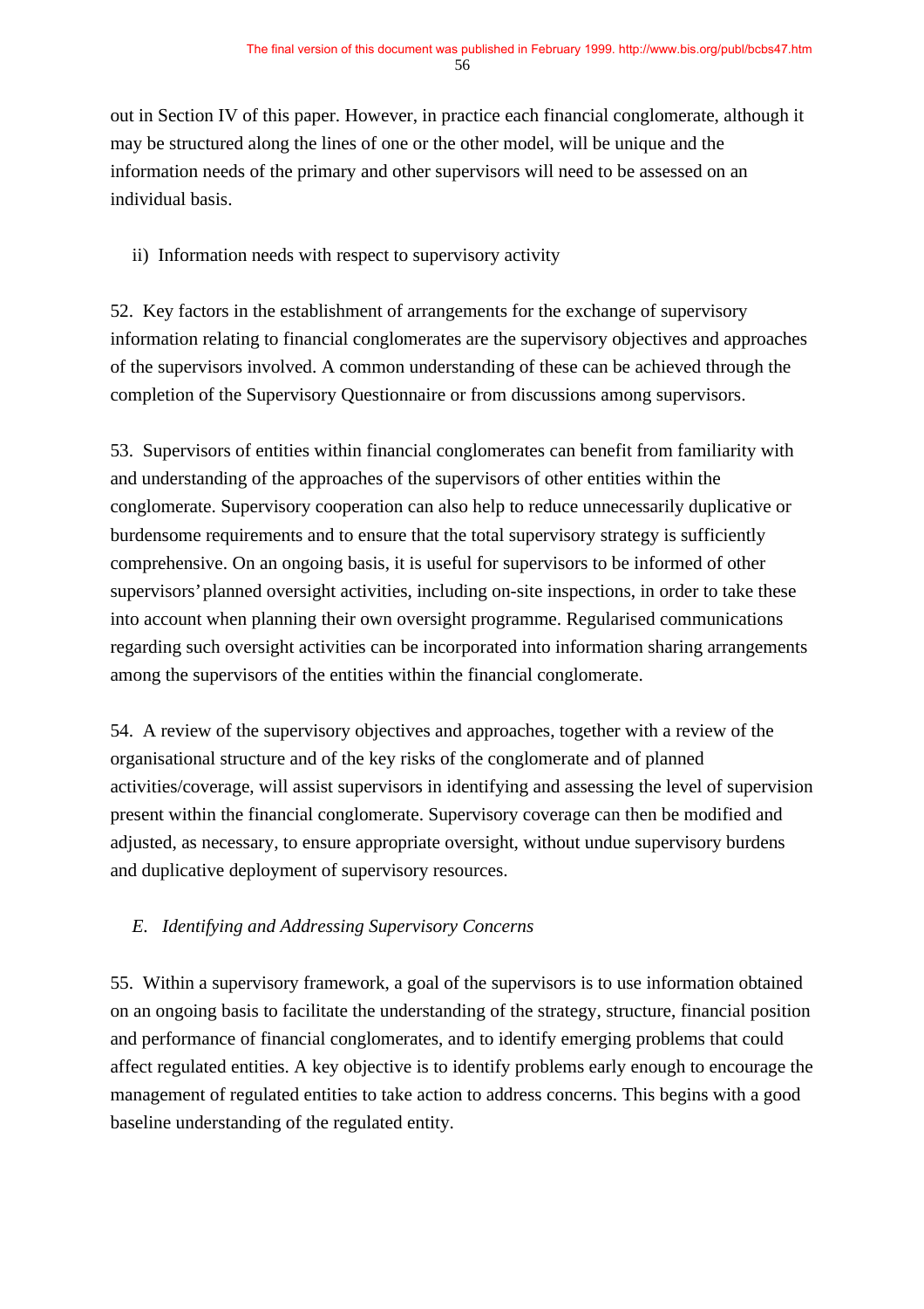out in Section IV of this paper. However, in practice each financial conglomerate, although it may be structured along the lines of one or the other model, will be unique and the information needs of the primary and other supervisors will need to be assessed on an individual basis.

ii) Information needs with respect to supervisory activity

52. Key factors in the establishment of arrangements for the exchange of supervisory information relating to financial conglomerates are the supervisory objectives and approaches of the supervisors involved. A common understanding of these can be achieved through the completion of the Supervisory Questionnaire or from discussions among supervisors.

53. Supervisors of entities within financial conglomerates can benefit from familiarity with and understanding of the approaches of the supervisors of other entities within the conglomerate. Supervisory cooperation can also help to reduce unnecessarily duplicative or burdensome requirements and to ensure that the total supervisory strategy is sufficiently comprehensive. On an ongoing basis, it is useful for supervisors to be informed of other supervisors' planned oversight activities, including on-site inspections, in order to take these into account when planning their own oversight programme. Regularised communications regarding such oversight activities can be incorporated into information sharing arrangements among the supervisors of the entities within the financial conglomerate.

54. A review of the supervisory objectives and approaches, together with a review of the organisational structure and of the key risks of the conglomerate and of planned activities/coverage, will assist supervisors in identifying and assessing the level of supervision present within the financial conglomerate. Supervisory coverage can then be modified and adjusted, as necessary, to ensure appropriate oversight, without undue supervisory burdens and duplicative deployment of supervisory resources.

*E. Identifying and Addressing Supervisory Concerns*

55. Within a supervisory framework, a goal of the supervisors is to use information obtained on an ongoing basis to facilitate the understanding of the strategy, structure, financial position and performance of financial conglomerates, and to identify emerging problems that could affect regulated entities. A key objective is to identify problems early enough to encourage the management of regulated entities to take action to address concerns. This begins with a good baseline understanding of the regulated entity.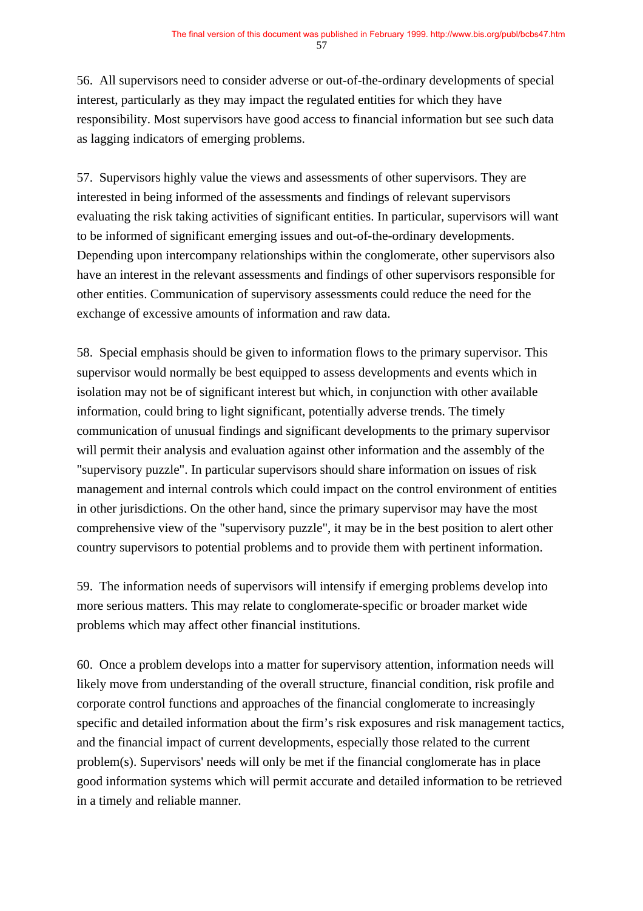56. All supervisors need to consider adverse or out-of-the-ordinary developments of special interest, particularly as they may impact the regulated entities for which they have responsibility. Most supervisors have good access to financial information but see such data as lagging indicators of emerging problems.

57. Supervisors highly value the views and assessments of other supervisors. They are interested in being informed of the assessments and findings of relevant supervisors evaluating the risk taking activities of significant entities. In particular, supervisors will want to be informed of significant emerging issues and out-of-the-ordinary developments. Depending upon intercompany relationships within the conglomerate, other supervisors also have an interest in the relevant assessments and findings of other supervisors responsible for other entities. Communication of supervisory assessments could reduce the need for the exchange of excessive amounts of information and raw data.

58. Special emphasis should be given to information flows to the primary supervisor. This supervisor would normally be best equipped to assess developments and events which in isolation may not be of significant interest but which, in conjunction with other available information, could bring to light significant, potentially adverse trends. The timely communication of unusual findings and significant developments to the primary supervisor will permit their analysis and evaluation against other information and the assembly of the "supervisory puzzle". In particular supervisors should share information on issues of risk management and internal controls which could impact on the control environment of entities in other jurisdictions. On the other hand, since the primary supervisor may have the most comprehensive view of the "supervisory puzzle", it may be in the best position to alert other country supervisors to potential problems and to provide them with pertinent information.

59. The information needs of supervisors will intensify if emerging problems develop into more serious matters. This may relate to conglomerate-specific or broader market wide problems which may affect other financial institutions.

60. Once a problem develops into a matter for supervisory attention, information needs will likely move from understanding of the overall structure, financial condition, risk profile and corporate control functions and approaches of the financial conglomerate to increasingly specific and detailed information about the firm's risk exposures and risk management tactics, and the financial impact of current developments, especially those related to the current problem(s). Supervisors' needs will only be met if the financial conglomerate has in place good information systems which will permit accurate and detailed information to be retrieved in a timely and reliable manner.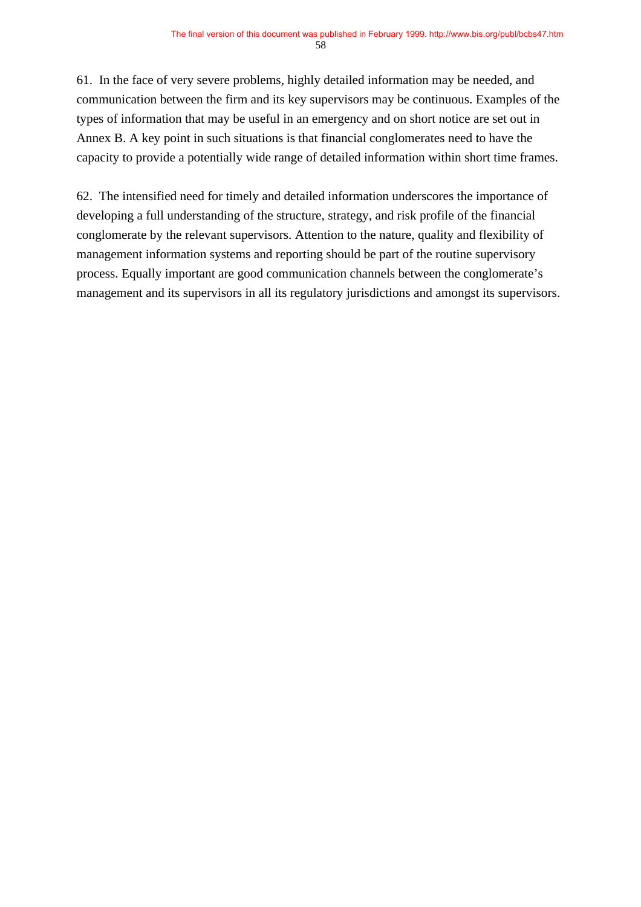61. In the face of very severe problems, highly detailed information may be needed, and communication between the firm and its key supervisors may be continuous. Examples of the types of information that may be useful in an emergency and on short notice are set out in Annex B. A key point in such situations is that financial conglomerates need to have the capacity to provide a potentially wide range of detailed information within short time frames.

62. The intensified need for timely and detailed information underscores the importance of developing a full understanding of the structure, strategy, and risk profile of the financial conglomerate by the relevant supervisors. Attention to the nature, quality and flexibility of management information systems and reporting should be part of the routine supervisory process. Equally important are good communication channels between the conglomerate's management and its supervisors in all its regulatory jurisdictions and amongst its supervisors.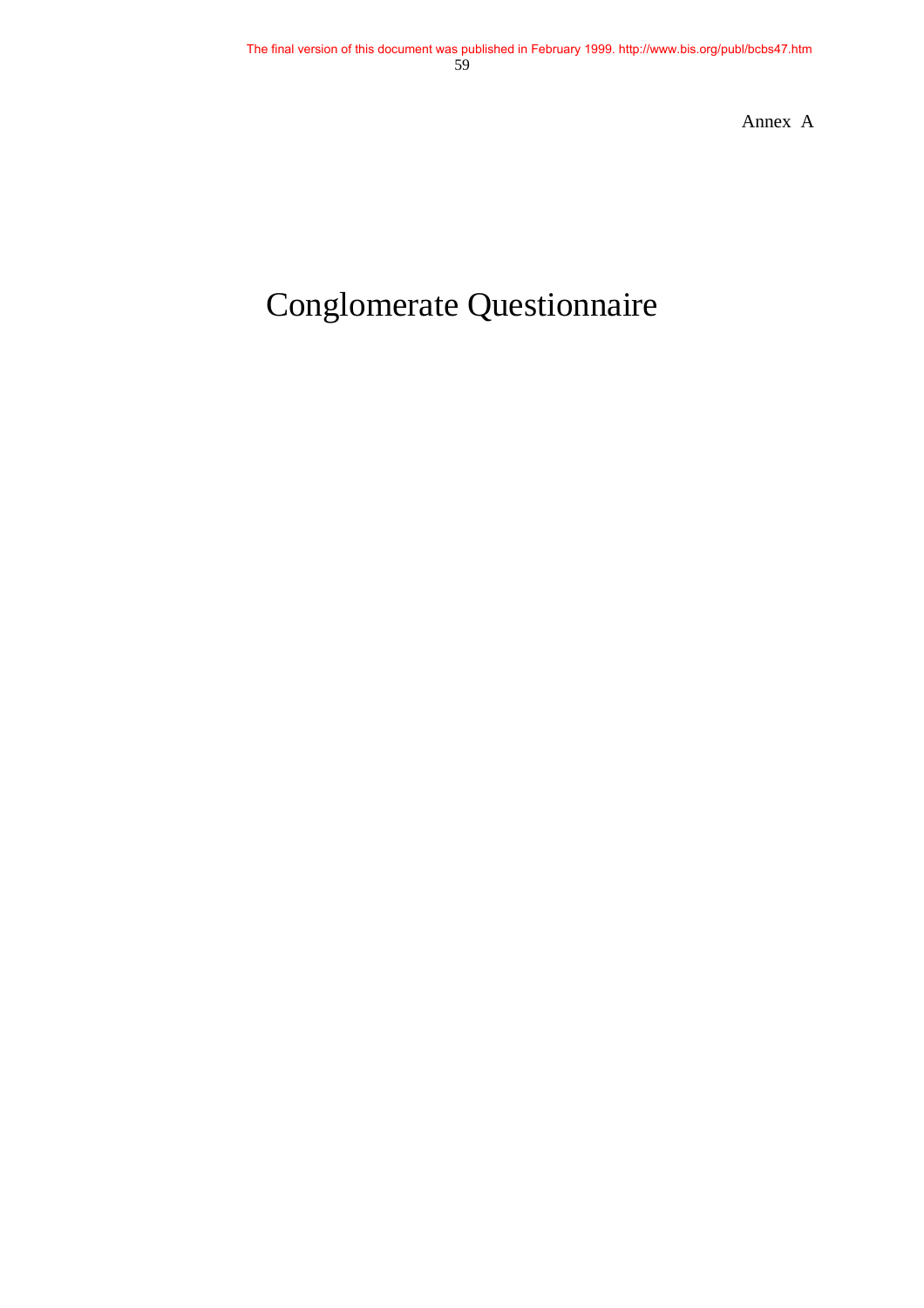Annex A

# Conglomerate Questionnaire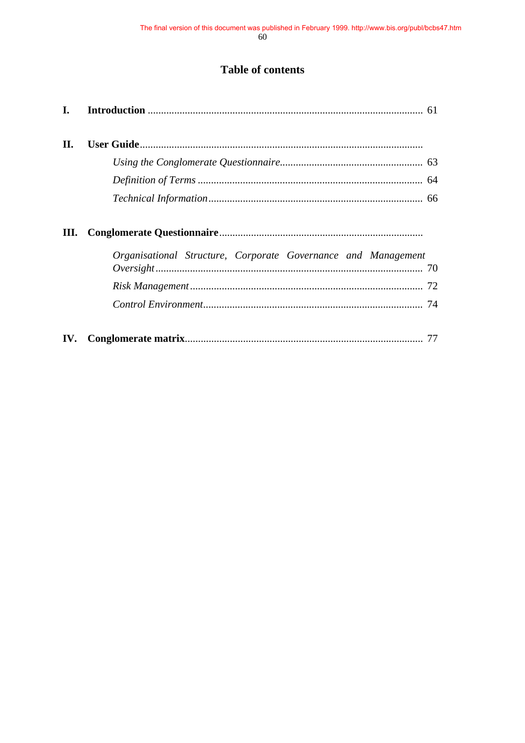## Table of contents

**I. Introduction** ........................................................................ 61

**II. User Guide** ..........................................................................

*Using the Conglomerate Questionnaire*...................................................... 63

*Definition of Terms* .................................................................... 64

*Technical Information* ................................................................. 66

**III. Conglomerate Questionnaire** ...........................................................

*Organisational Structure, Corporate Governance and Management Oversight* ........................................................................ 70

*Risk Management* ........................................................................ 72

*Control Environment* .................................................................... 74

**IV. Conglomerate matrix** ................................................................. 77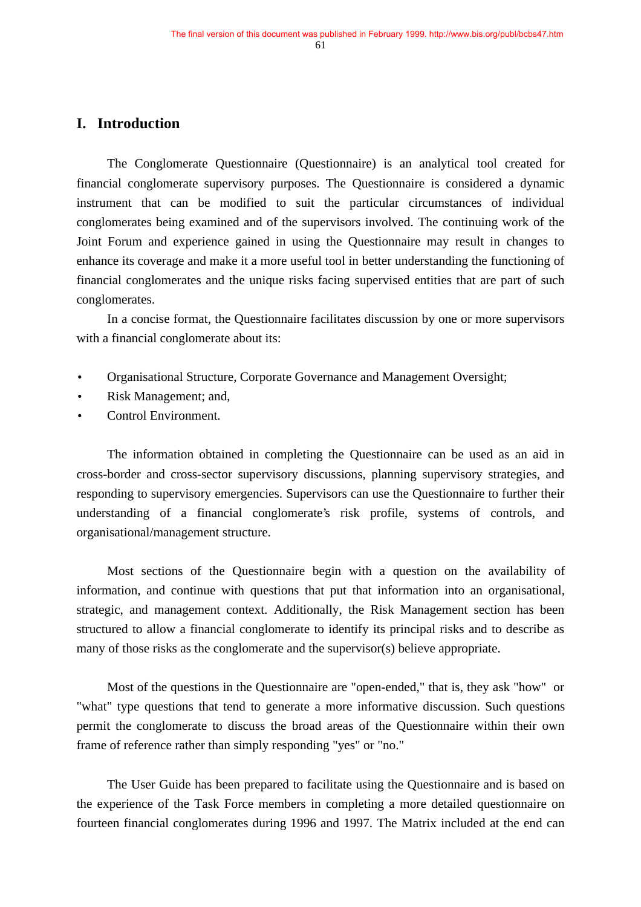## I. Introduction

The Conglomerate Questionnaire (Questionnaire) is an analytical tool created for financial conglomerate supervisory purposes. The Questionnaire is considered a dynamic instrument that can be modified to suit the particular circumstances of individual conglomerates being examined and of the supervisors involved. The continuing work of the Joint Forum and experience gained in using the Questionnaire may result in changes to enhance its coverage and make it a more useful tool in better understanding the functioning of financial conglomerates and the unique risks facing supervised entities that are part of such conglomerates.

In a concise format, the Questionnaire facilitates discussion by one or more supervisors with a financial conglomerate about its:

- Organisational Structure, Corporate Governance and Management Oversight;
- Risk Management; and,
- Control Environment.

The information obtained in completing the Questionnaire can be used as an aid in cross-border and cross-sector supervisory discussions, planning supervisory strategies, and responding to supervisory emergencies. Supervisors can use the Questionnaire to further their understanding of a financial conglomerate's risk profile, systems of controls, and organisational/management structure.

Most sections of the Questionnaire begin with a question on the availability of information, and continue with questions that put that information into an organisational, strategic, and management context. Additionally, the Risk Management section has been structured to allow a financial conglomerate to identify its principal risks and to describe as many of those risks as the conglomerate and the supervisor(s) believe appropriate.

Most of the questions in the Questionnaire are "open-ended," that is, they ask "how" or "what" type questions that tend to generate a more informative discussion. Such questions permit the conglomerate to discuss the broad areas of the Questionnaire within their own frame of reference rather than simply responding "yes" or "no."

The User Guide has been prepared to facilitate using the Questionnaire and is based on the experience of the Task Force members in completing a more detailed questionnaire on fourteen financial conglomerates during 1996 and 1997. The Matrix included at the end can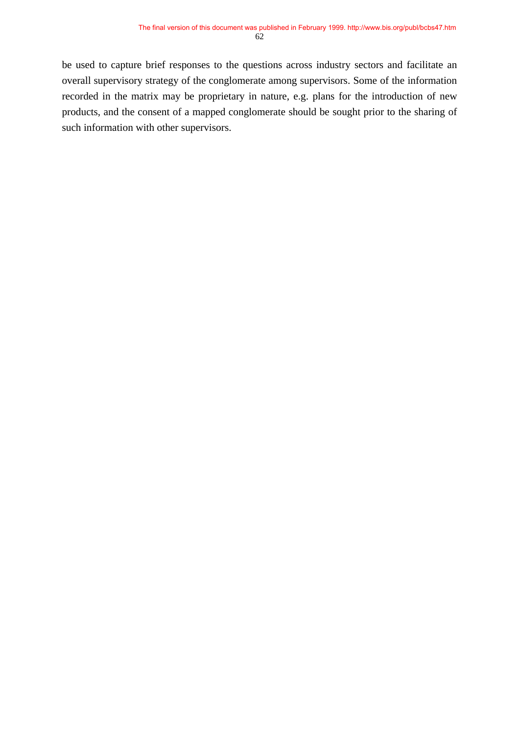be used to capture brief responses to the questions across industry sectors and facilitate an overall supervisory strategy of the conglomerate among supervisors. Some of the information recorded in the matrix may be proprietary in nature, e.g. plans for the introduction of new products, and the consent of a mapped conglomerate should be sought prior to the sharing of such information with other supervisors.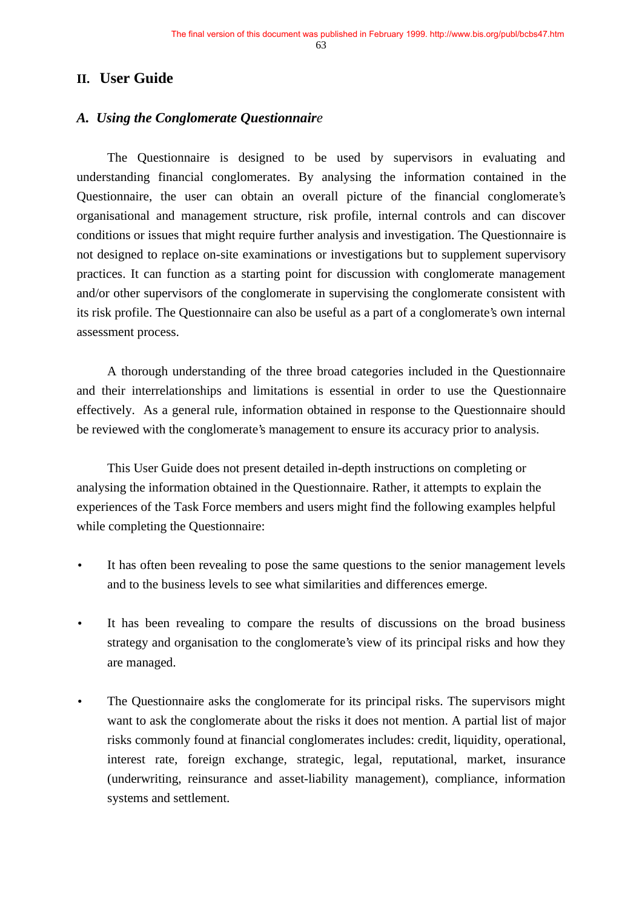## II. User Guide

### *A. Using the Conglomerate Questionnaire*

The Questionnaire is designed to be used by supervisors in evaluating and understanding financial conglomerates. By analysing the information contained in the Questionnaire, the user can obtain an overall picture of the financial conglomerate's organisational and management structure, risk profile, internal controls and can discover conditions or issues that might require further analysis and investigation. The Questionnaire is not designed to replace on-site examinations or investigations but to supplement supervisory practices. It can function as a starting point for discussion with conglomerate management and/or other supervisors of the conglomerate in supervising the conglomerate consistent with its risk profile. The Questionnaire can also be useful as a part of a conglomerate's own internal assessment process.

A thorough understanding of the three broad categories included in the Questionnaire and their interrelationships and limitations is essential in order to use the Questionnaire effectively. As a general rule, information obtained in response to the Questionnaire should be reviewed with the conglomerate's management to ensure its accuracy prior to analysis.

This User Guide does not present detailed in-depth instructions on completing or analysing the information obtained in the Questionnaire. Rather, it attempts to explain the experiences of the Task Force members and users might find the following examples helpful while completing the Questionnaire:

- It has often been revealing to pose the same questions to the senior management levels and to the business levels to see what similarities and differences emerge.

- It has been revealing to compare the results of discussions on the broad business strategy and organisation to the conglomerate's view of its principal risks and how they are managed.

- The Questionnaire asks the conglomerate for its principal risks. The supervisors might want to ask the conglomerate about the risks it does not mention. A partial list of major risks commonly found at financial conglomerates includes: credit, liquidity, operational, interest rate, foreign exchange, strategic, legal, reputational, market, insurance (underwriting, reinsurance and asset-liability management), compliance, information systems and settlement.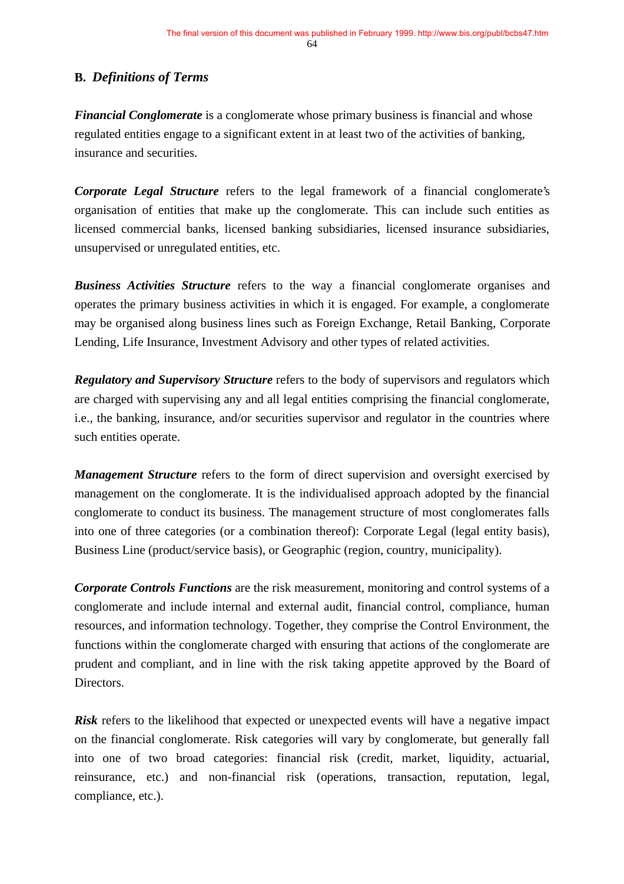## B. *Definitions of Terms*

***Financial Conglomerate*** is a conglomerate whose primary business is financial and whose regulated entities engage to a significant extent in at least two of the activities of banking, insurance and securities.

***Corporate Legal Structure*** refers to the legal framework of a financial conglomerate's organisation of entities that make up the conglomerate. This can include such entities as licensed commercial banks, licensed banking subsidiaries, licensed insurance subsidiaries, unsupervised or unregulated entities, etc.

***Business Activities Structure*** refers to the way a financial conglomerate organises and operates the primary business activities in which it is engaged. For example, a conglomerate may be organised along business lines such as Foreign Exchange, Retail Banking, Corporate Lending, Life Insurance, Investment Advisory and other types of related activities.

***Regulatory and Supervisory Structure*** refers to the body of supervisors and regulators which are charged with supervising any and all legal entities comprising the financial conglomerate, i.e., the banking, insurance, and/or securities supervisor and regulator in the countries where such entities operate.

***Management Structure*** refers to the form of direct supervision and oversight exercised by management on the conglomerate. It is the individualised approach adopted by the financial conglomerate to conduct its business. The management structure of most conglomerates falls into one of three categories (or a combination thereof): Corporate Legal (legal entity basis), Business Line (product/service basis), or Geographic (region, country, municipality).

***Corporate Controls Functions*** are the risk measurement, monitoring and control systems of a conglomerate and include internal and external audit, financial control, compliance, human resources, and information technology. Together, they comprise the Control Environment, the functions within the conglomerate charged with ensuring that actions of the conglomerate are prudent and compliant, and in line with the risk taking appetite approved by the Board of Directors.

***Risk*** refers to the likelihood that expected or unexpected events will have a negative impact on the financial conglomerate. Risk categories will vary by conglomerate, but generally fall into one of two broad categories: financial risk (credit, market, liquidity, actuarial, reinsurance, etc.) and non-financial risk (operations, transaction, reputation, legal, compliance, etc.).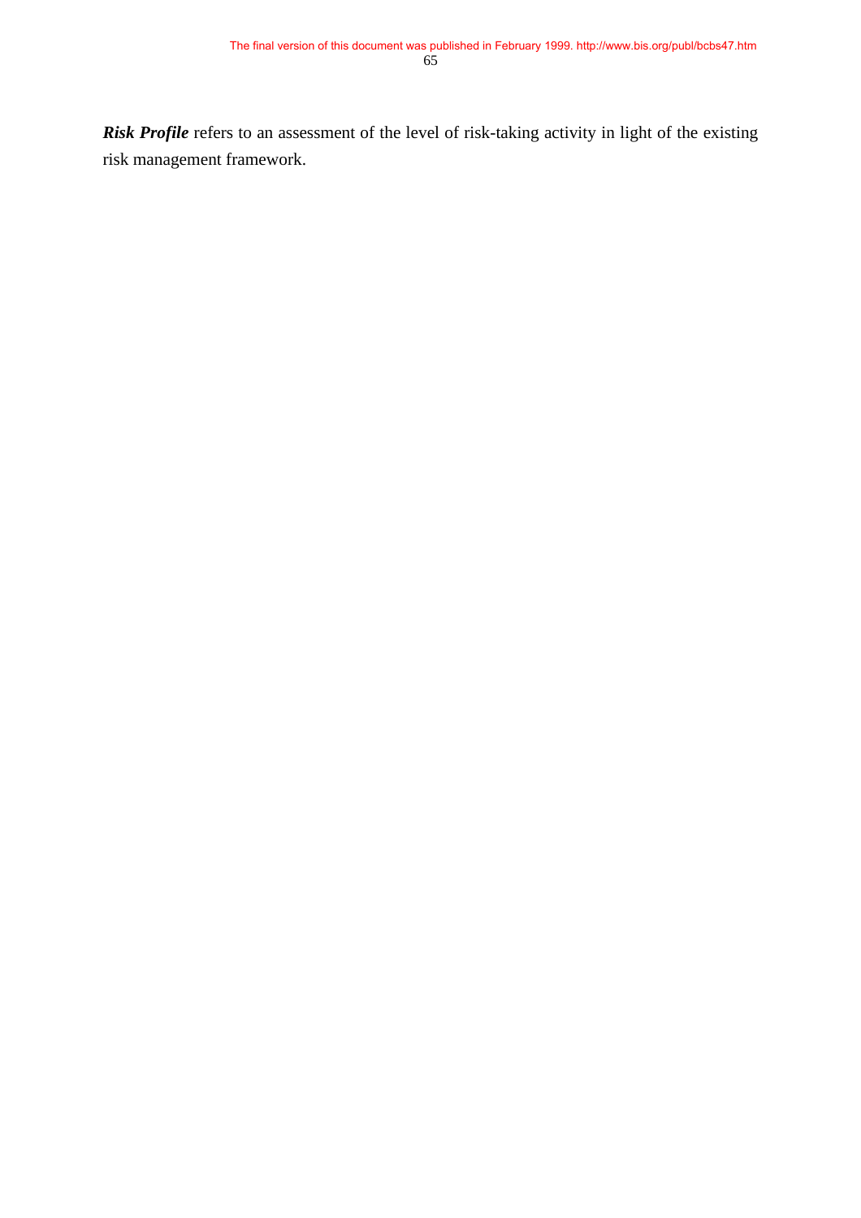***Risk Profile*** refers to an assessment of the level of risk-taking activity in light of the existing risk management framework.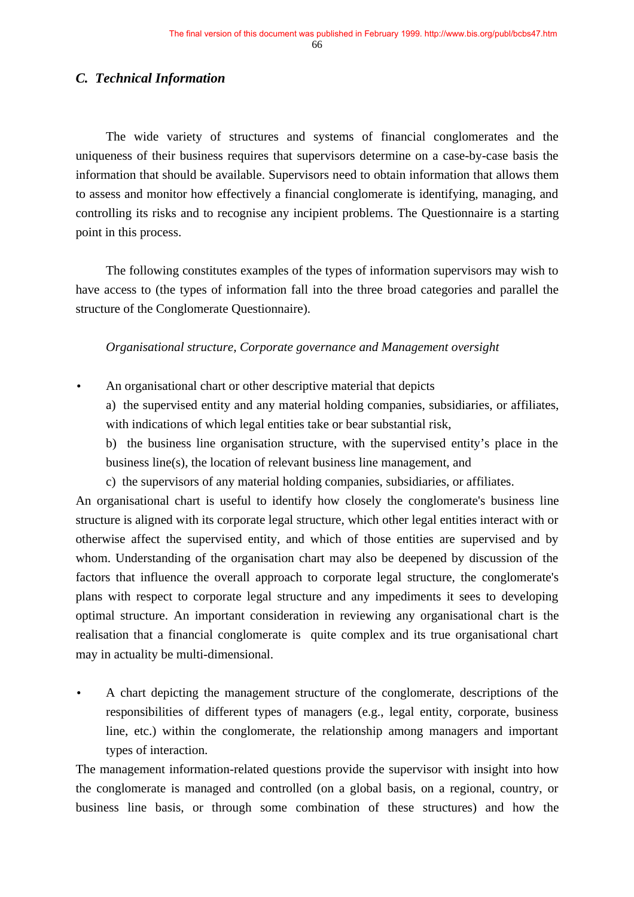## C. *Technical Information*

The wide variety of structures and systems of financial conglomerates and the uniqueness of their business requires that supervisors determine on a case-by-case basis the information that should be available. Supervisors need to obtain information that allows them to assess and monitor how effectively a financial conglomerate is identifying, managing, and controlling its risks and to recognise any incipient problems. The Questionnaire is a starting point in this process.

The following constitutes examples of the types of information supervisors may wish to have access to (the types of information fall into the three broad categories and parallel the structure of the Conglomerate Questionnaire).

*Organisational structure, Corporate governance and Management oversight*

- An organisational chart or other descriptive material that depicts
  a) the supervised entity and any material holding companies, subsidiaries, or affiliates, with indications of which legal entities take or bear substantial risk,
  b) the business line organisation structure, with the supervised entity's place in the business line(s), the location of relevant business line management, and
  c) the supervisors of any material holding companies, subsidiaries, or affiliates.

An organisational chart is useful to identify how closely the conglomerate's business line structure is aligned with its corporate legal structure, which other legal entities interact with or otherwise affect the supervised entity, and which of those entities are supervised and by whom. Understanding of the organisation chart may also be deepened by discussion of the factors that influence the overall approach to corporate legal structure, the conglomerate's plans with respect to corporate legal structure and any impediments it sees to developing optimal structure. An important consideration in reviewing any organisational chart is the realisation that a financial conglomerate is quite complex and its true organisational chart may in actuality be multi-dimensional.

- A chart depicting the management structure of the conglomerate, descriptions of the responsibilities of different types of managers (e.g., legal entity, corporate, business line, etc.) within the conglomerate, the relationship among managers and important types of interaction.

The management information-related questions provide the supervisor with insight into how the conglomerate is managed and controlled (on a global basis, on a regional, country, or business line basis, or through some combination of these structures) and how the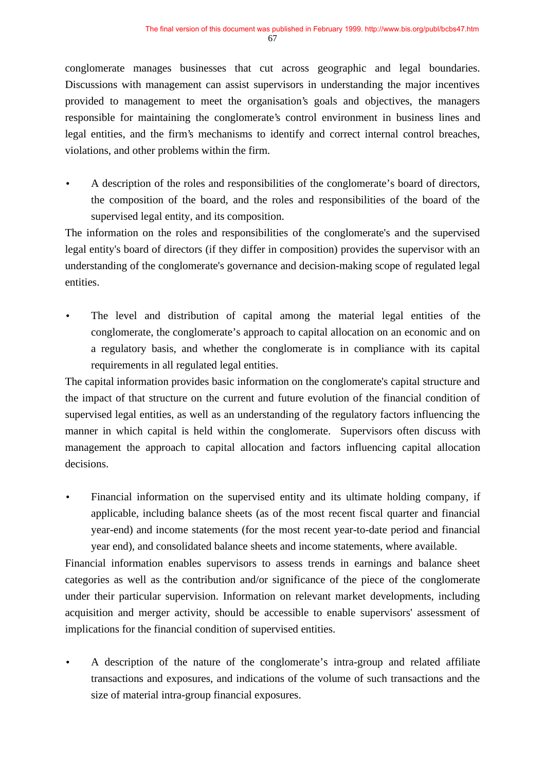conglomerate manages businesses that cut across geographic and legal boundaries. Discussions with management can assist supervisors in understanding the major incentives provided to management to meet the organisation's goals and objectives, the managers responsible for maintaining the conglomerate's control environment in business lines and legal entities, and the firm's mechanisms to identify and correct internal control breaches, violations, and other problems within the firm.

- A description of the roles and responsibilities of the conglomerate's board of directors, the composition of the board, and the roles and responsibilities of the board of the supervised legal entity, and its composition.

The information on the roles and responsibilities of the conglomerate's and the supervised legal entity's board of directors (if they differ in composition) provides the supervisor with an understanding of the conglomerate's governance and decision-making scope of regulated legal entities.

- The level and distribution of capital among the material legal entities of the conglomerate, the conglomerate's approach to capital allocation on an economic and on a regulatory basis, and whether the conglomerate is in compliance with its capital requirements in all regulated legal entities.

The capital information provides basic information on the conglomerate's capital structure and the impact of that structure on the current and future evolution of the financial condition of supervised legal entities, as well as an understanding of the regulatory factors influencing the manner in which capital is held within the conglomerate. Supervisors often discuss with management the approach to capital allocation and factors influencing capital allocation decisions.

- Financial information on the supervised entity and its ultimate holding company, if applicable, including balance sheets (as of the most recent fiscal quarter and financial year-end) and income statements (for the most recent year-to-date period and financial year end), and consolidated balance sheets and income statements, where available.

Financial information enables supervisors to assess trends in earnings and balance sheet categories as well as the contribution and/or significance of the piece of the conglomerate under their particular supervision. Information on relevant market developments, including acquisition and merger activity, should be accessible to enable supervisors' assessment of implications for the financial condition of supervised entities.

- A description of the nature of the conglomerate's intra-group and related affiliate transactions and exposures, and indications of the volume of such transactions and the size of material intra-group financial exposures.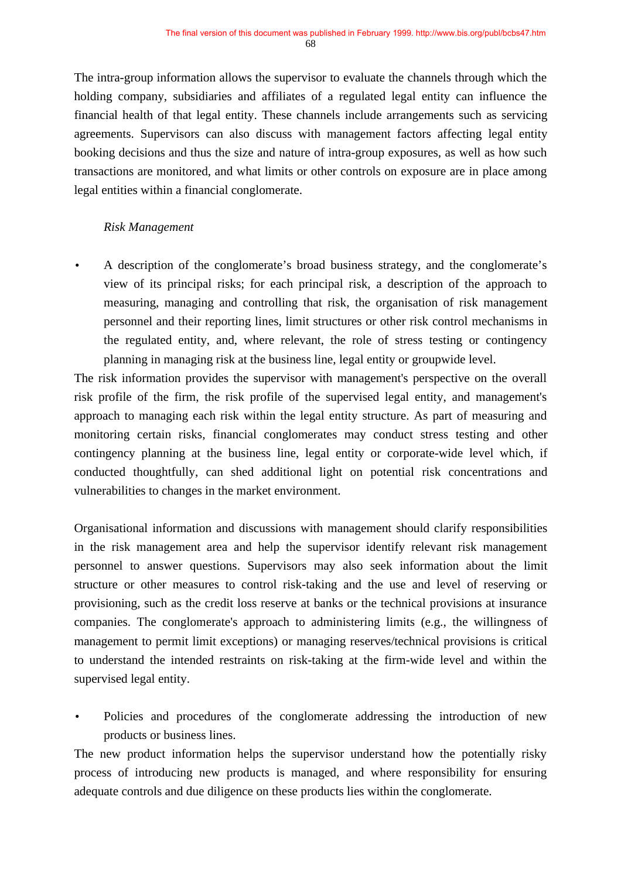The intra-group information allows the supervisor to evaluate the channels through which the holding company, subsidiaries and affiliates of a regulated legal entity can influence the financial health of that legal entity. These channels include arrangements such as servicing agreements. Supervisors can also discuss with management factors affecting legal entity booking decisions and thus the size and nature of intra-group exposures, as well as how such transactions are monitored, and what limits or other controls on exposure are in place among legal entities within a financial conglomerate.

*Risk Management*

- A description of the conglomerate's broad business strategy, and the conglomerate's view of its principal risks; for each principal risk, a description of the approach to measuring, managing and controlling that risk, the organisation of risk management personnel and their reporting lines, limit structures or other risk control mechanisms in the regulated entity, and, where relevant, the role of stress testing or contingency planning in managing risk at the business line, legal entity or groupwide level.

The risk information provides the supervisor with management's perspective on the overall risk profile of the firm, the risk profile of the supervised legal entity, and management's approach to managing each risk within the legal entity structure. As part of measuring and monitoring certain risks, financial conglomerates may conduct stress testing and other contingency planning at the business line, legal entity or corporate-wide level which, if conducted thoughtfully, can shed additional light on potential risk concentrations and vulnerabilities to changes in the market environment.

Organisational information and discussions with management should clarify responsibilities in the risk management area and help the supervisor identify relevant risk management personnel to answer questions. Supervisors may also seek information about the limit structure or other measures to control risk-taking and the use and level of reserving or provisioning, such as the credit loss reserve at banks or the technical provisions at insurance companies. The conglomerate's approach to administering limits (e.g., the willingness of management to permit limit exceptions) or managing reserves/technical provisions is critical to understand the intended restraints on risk-taking at the firm-wide level and within the supervised legal entity.

- Policies and procedures of the conglomerate addressing the introduction of new products or business lines.

The new product information helps the supervisor understand how the potentially risky process of introducing new products is managed, and where responsibility for ensuring adequate controls and due diligence on these products lies within the conglomerate.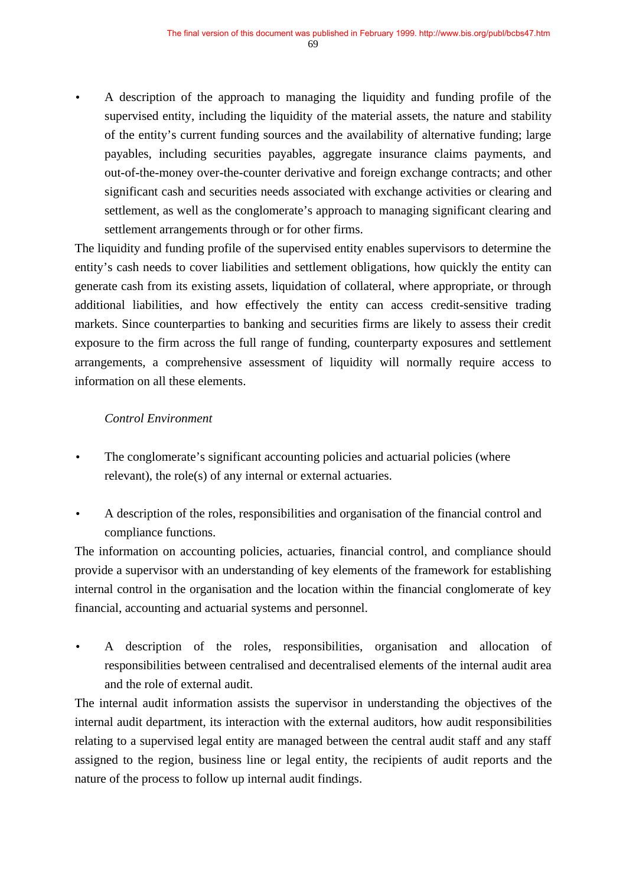- A description of the approach to managing the liquidity and funding profile of the supervised entity, including the liquidity of the material assets, the nature and stability of the entity's current funding sources and the availability of alternative funding; large payables, including securities payables, aggregate insurance claims payments, and out-of-the-money over-the-counter derivative and foreign exchange contracts; and other significant cash and securities needs associated with exchange activities or clearing and settlement, as well as the conglomerate's approach to managing significant clearing and settlement arrangements through or for other firms.

The liquidity and funding profile of the supervised entity enables supervisors to determine the entity's cash needs to cover liabilities and settlement obligations, how quickly the entity can generate cash from its existing assets, liquidation of collateral, where appropriate, or through additional liabilities, and how effectively the entity can access credit-sensitive trading markets. Since counterparties to banking and securities firms are likely to assess their credit exposure to the firm across the full range of funding, counterparty exposures and settlement arrangements, a comprehensive assessment of liquidity will normally require access to information on all these elements.

*Control Environment*

- The conglomerate's significant accounting policies and actuarial policies (where relevant), the role(s) of any internal or external actuaries.

- A description of the roles, responsibilities and organisation of the financial control and compliance functions.

The information on accounting policies, actuaries, financial control, and compliance should provide a supervisor with an understanding of key elements of the framework for establishing internal control in the organisation and the location within the financial conglomerate of key financial, accounting and actuarial systems and personnel.

- A description of the roles, responsibilities, organisation and allocation of responsibilities between centralised and decentralised elements of the internal audit area and the role of external audit.

The internal audit information assists the supervisor in understanding the objectives of the internal audit department, its interaction with the external auditors, how audit responsibilities relating to a supervised legal entity are managed between the central audit staff and any staff assigned to the region, business line or legal entity, the recipients of audit reports and the nature of the process to follow up internal audit findings.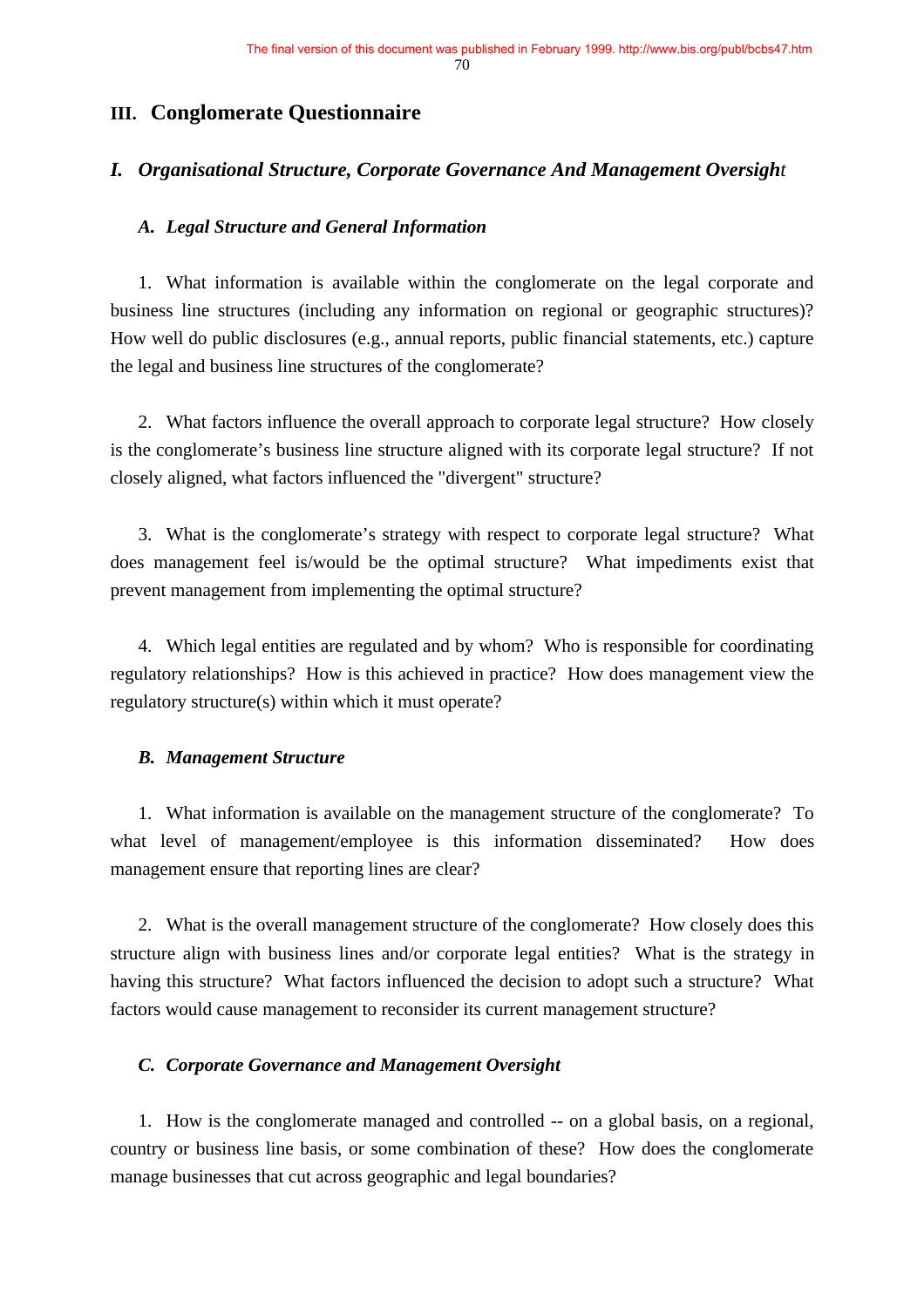## III. Conglomerate Questionnaire

### *I. Organisational Structure, Corporate Governance And Management Oversight*

#### *A. Legal Structure and General Information*

1. What information is available within the conglomerate on the legal corporate and business line structures (including any information on regional or geographic structures)? How well do public disclosures (e.g., annual reports, public financial statements, etc.) capture the legal and business line structures of the conglomerate?

2. What factors influence the overall approach to corporate legal structure? How closely is the conglomerate's business line structure aligned with its corporate legal structure? If not closely aligned, what factors influenced the "divergent" structure?

3. What is the conglomerate's strategy with respect to corporate legal structure? What does management feel is/would be the optimal structure? What impediments exist that prevent management from implementing the optimal structure?

4. Which legal entities are regulated and by whom? Who is responsible for coordinating regulatory relationships? How is this achieved in practice? How does management view the regulatory structure(s) within which it must operate?

#### *B. Management Structure*

1. What information is available on the management structure of the conglomerate? To what level of management/employee is this information disseminated? How does management ensure that reporting lines are clear?

2. What is the overall management structure of the conglomerate? How closely does this structure align with business lines and/or corporate legal entities? What is the strategy in having this structure? What factors influenced the decision to adopt such a structure? What factors would cause management to reconsider its current management structure?

#### *C. Corporate Governance and Management Oversight*

1. How is the conglomerate managed and controlled -- on a global basis, on a regional, country or business line basis, or some combination of these? How does the conglomerate manage businesses that cut across geographic and legal boundaries?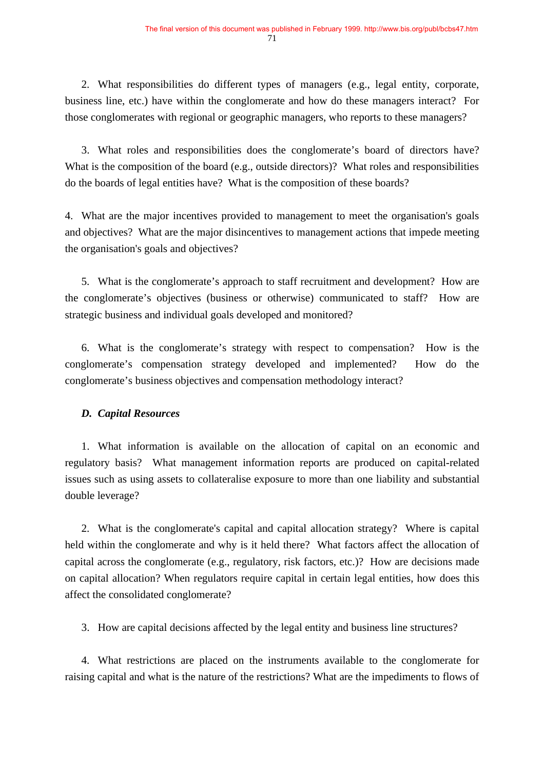2. What responsibilities do different types of managers (e.g., legal entity, corporate, business line, etc.) have within the conglomerate and how do these managers interact? For those conglomerates with regional or geographic managers, who reports to these managers?

3. What roles and responsibilities does the conglomerate's board of directors have? What is the composition of the board (e.g., outside directors)? What roles and responsibilities do the boards of legal entities have? What is the composition of these boards?

4. What are the major incentives provided to management to meet the organisation's goals and objectives? What are the major disincentives to management actions that impede meeting the organisation's goals and objectives?

5. What is the conglomerate's approach to staff recruitment and development? How are the conglomerate's objectives (business or otherwise) communicated to staff? How are strategic business and individual goals developed and monitored?

6. What is the conglomerate's strategy with respect to compensation? How is the conglomerate's compensation strategy developed and implemented? How do the conglomerate's business objectives and compensation methodology interact?

### *D. Capital Resources*

1. What information is available on the allocation of capital on an economic and regulatory basis? What management information reports are produced on capital-related issues such as using assets to collateralise exposure to more than one liability and substantial double leverage?

2. What is the conglomerate's capital and capital allocation strategy? Where is capital held within the conglomerate and why is it held there? What factors affect the allocation of capital across the conglomerate (e.g., regulatory, risk factors, etc.)? How are decisions made on capital allocation? When regulators require capital in certain legal entities, how does this affect the consolidated conglomerate?

3. How are capital decisions affected by the legal entity and business line structures?

4. What restrictions are placed on the instruments available to the conglomerate for raising capital and what is the nature of the restrictions? What are the impediments to flows of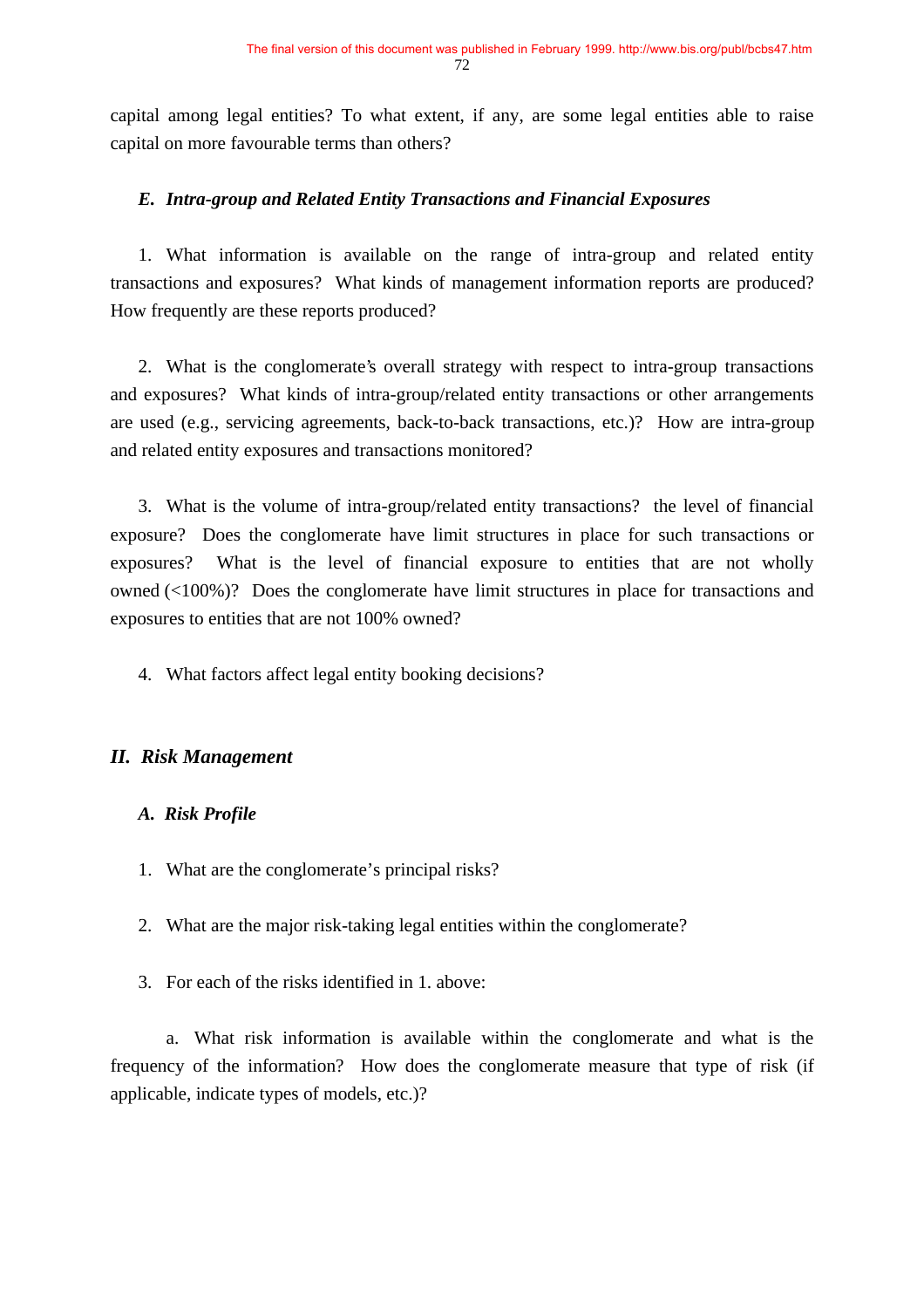capital among legal entities? To what extent, if any, are some legal entities able to raise capital on more favourable terms than others?

### *E. Intra-group and Related Entity Transactions and Financial Exposures*

1. What information is available on the range of intra-group and related entity transactions and exposures? What kinds of management information reports are produced? How frequently are these reports produced?

2. What is the conglomerate's overall strategy with respect to intra-group transactions and exposures? What kinds of intra-group/related entity transactions or other arrangements are used (e.g., servicing agreements, back-to-back transactions, etc.)? How are intra-group and related entity exposures and transactions monitored?

3. What is the volume of intra-group/related entity transactions? the level of financial exposure? Does the conglomerate have limit structures in place for such transactions or exposures? What is the level of financial exposure to entities that are not wholly owned (<100%)? Does the conglomerate have limit structures in place for transactions and exposures to entities that are not 100% owned?

4. What factors affect legal entity booking decisions?

## *II. Risk Management*

### *A. Risk Profile*

1. What are the conglomerate's principal risks?

2. What are the major risk-taking legal entities within the conglomerate?

3. For each of the risks identified in 1. above:

   a. What risk information is available within the conglomerate and what is the frequency of the information? How does the conglomerate measure that type of risk (if applicable, indicate types of models, etc.)?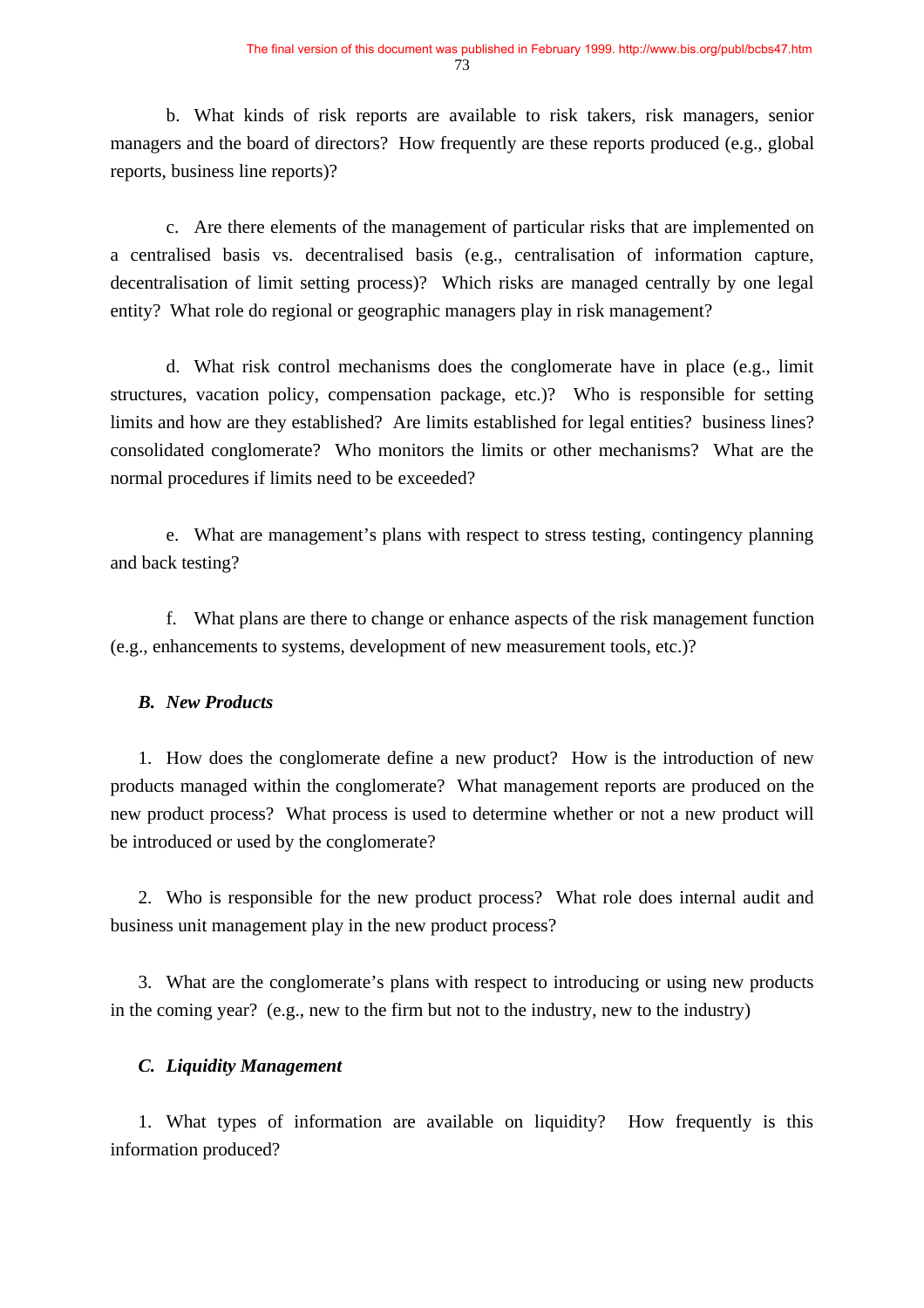b. What kinds of risk reports are available to risk takers, risk managers, senior managers and the board of directors? How frequently are these reports produced (e.g., global reports, business line reports)?

c. Are there elements of the management of particular risks that are implemented on a centralised basis vs. decentralised basis (e.g., centralisation of information capture, decentralisation of limit setting process)? Which risks are managed centrally by one legal entity? What role do regional or geographic managers play in risk management?

d. What risk control mechanisms does the conglomerate have in place (e.g., limit structures, vacation policy, compensation package, etc.)? Who is responsible for setting limits and how are they established? Are limits established for legal entities? business lines? consolidated conglomerate? Who monitors the limits or other mechanisms? What are the normal procedures if limits need to be exceeded?

e. What are management's plans with respect to stress testing, contingency planning and back testing?

f. What plans are there to change or enhance aspects of the risk management function (e.g., enhancements to systems, development of new measurement tools, etc.)?

***B. New Products***

1. How does the conglomerate define a new product? How is the introduction of new products managed within the conglomerate? What management reports are produced on the new product process? What process is used to determine whether or not a new product will be introduced or used by the conglomerate?

2. Who is responsible for the new product process? What role does internal audit and business unit management play in the new product process?

3. What are the conglomerate's plans with respect to introducing or using new products in the coming year? (e.g., new to the firm but not to the industry, new to the industry)

***C. Liquidity Management***

1. What types of information are available on liquidity? How frequently is this information produced?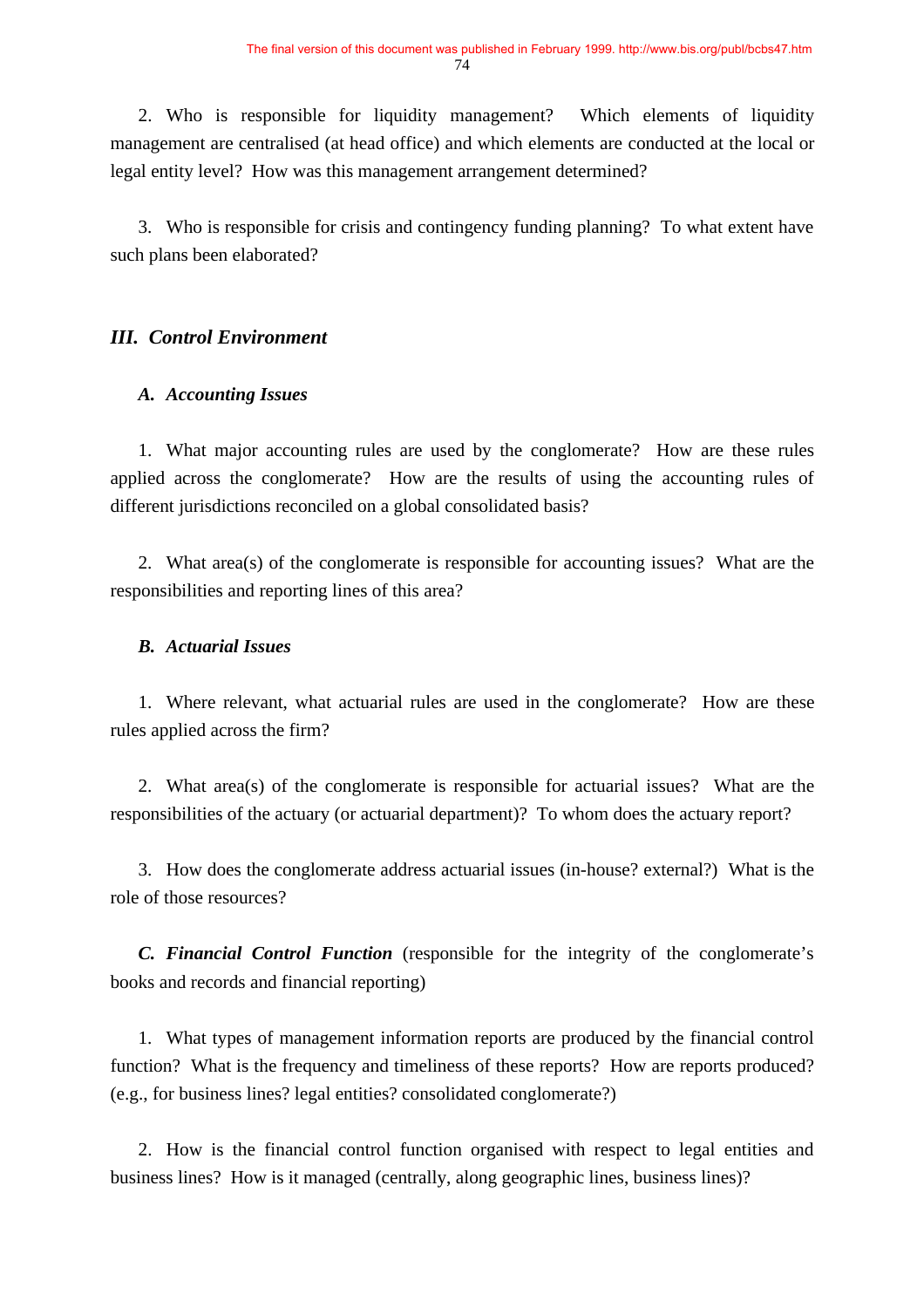2. Who is responsible for liquidity management? Which elements of liquidity management are centralised (at head office) and which elements are conducted at the local or legal entity level? How was this management arrangement determined?

3. Who is responsible for crisis and contingency funding planning? To what extent have such plans been elaborated?

### *III. Control Environment*

#### *A. Accounting Issues*

1. What major accounting rules are used by the conglomerate? How are these rules applied across the conglomerate? How are the results of using the accounting rules of different jurisdictions reconciled on a global consolidated basis?

2. What area(s) of the conglomerate is responsible for accounting issues? What are the responsibilities and reporting lines of this area?

#### *B. Actuarial Issues*

1. Where relevant, what actuarial rules are used in the conglomerate? How are these rules applied across the firm?

2. What area(s) of the conglomerate is responsible for actuarial issues? What are the responsibilities of the actuary (or actuarial department)? To whom does the actuary report?

3. How does the conglomerate address actuarial issues (in-house? external?) What is the role of those resources?

***C. Financial Control Function*** (responsible for the integrity of the conglomerate's books and records and financial reporting)

1. What types of management information reports are produced by the financial control function? What is the frequency and timeliness of these reports? How are reports produced? (e.g., for business lines? legal entities? consolidated conglomerate?)

2. How is the financial control function organised with respect to legal entities and business lines? How is it managed (centrally, along geographic lines, business lines)?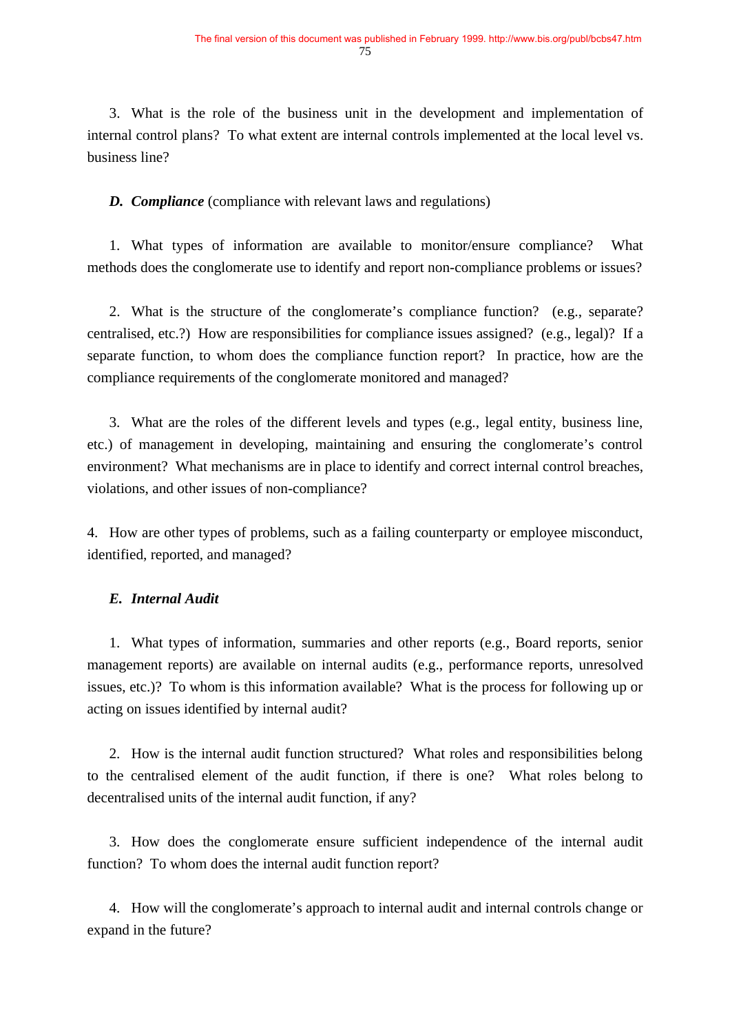3. What is the role of the business unit in the development and implementation of internal control plans? To what extent are internal controls implemented at the local level vs. business line?

***D. Compliance*** (compliance with relevant laws and regulations)

1. What types of information are available to monitor/ensure compliance? What methods does the conglomerate use to identify and report non-compliance problems or issues?

2. What is the structure of the conglomerate's compliance function? (e.g., separate? centralised, etc.?) How are responsibilities for compliance issues assigned? (e.g., legal)? If a separate function, to whom does the compliance function report? In practice, how are the compliance requirements of the conglomerate monitored and managed?

3. What are the roles of the different levels and types (e.g., legal entity, business line, etc.) of management in developing, maintaining and ensuring the conglomerate's control environment? What mechanisms are in place to identify and correct internal control breaches, violations, and other issues of non-compliance?

4. How are other types of problems, such as a failing counterparty or employee misconduct, identified, reported, and managed?

***E. Internal Audit***

1. What types of information, summaries and other reports (e.g., Board reports, senior management reports) are available on internal audits (e.g., performance reports, unresolved issues, etc.)? To whom is this information available? What is the process for following up or acting on issues identified by internal audit?

2. How is the internal audit function structured? What roles and responsibilities belong to the centralised element of the audit function, if there is one? What roles belong to decentralised units of the internal audit function, if any?

3. How does the conglomerate ensure sufficient independence of the internal audit function? To whom does the internal audit function report?

4. How will the conglomerate's approach to internal audit and internal controls change or expand in the future?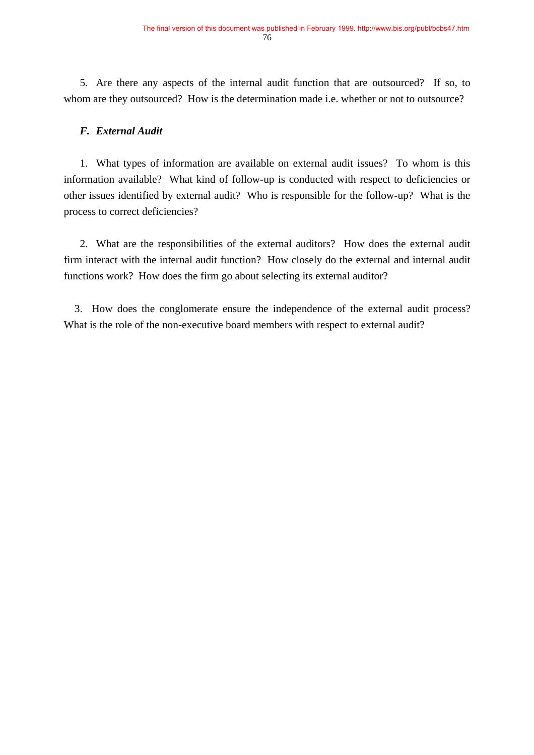5. Are there any aspects of the internal audit function that are outsourced? If so, to whom are they outsourced? How is the determination made i.e. whether or not to outsource?

### *F. External Audit*

1. What types of information are available on external audit issues? To whom is this information available? What kind of follow-up is conducted with respect to deficiencies or other issues identified by external audit? Who is responsible for the follow-up? What is the process to correct deficiencies?

2. What are the responsibilities of the external auditors? How does the external audit firm interact with the internal audit function? How closely do the external and internal audit functions work? How does the firm go about selecting its external auditor?

3. How does the conglomerate ensure the independence of the external audit process? What is the role of the non-executive board members with respect to external audit?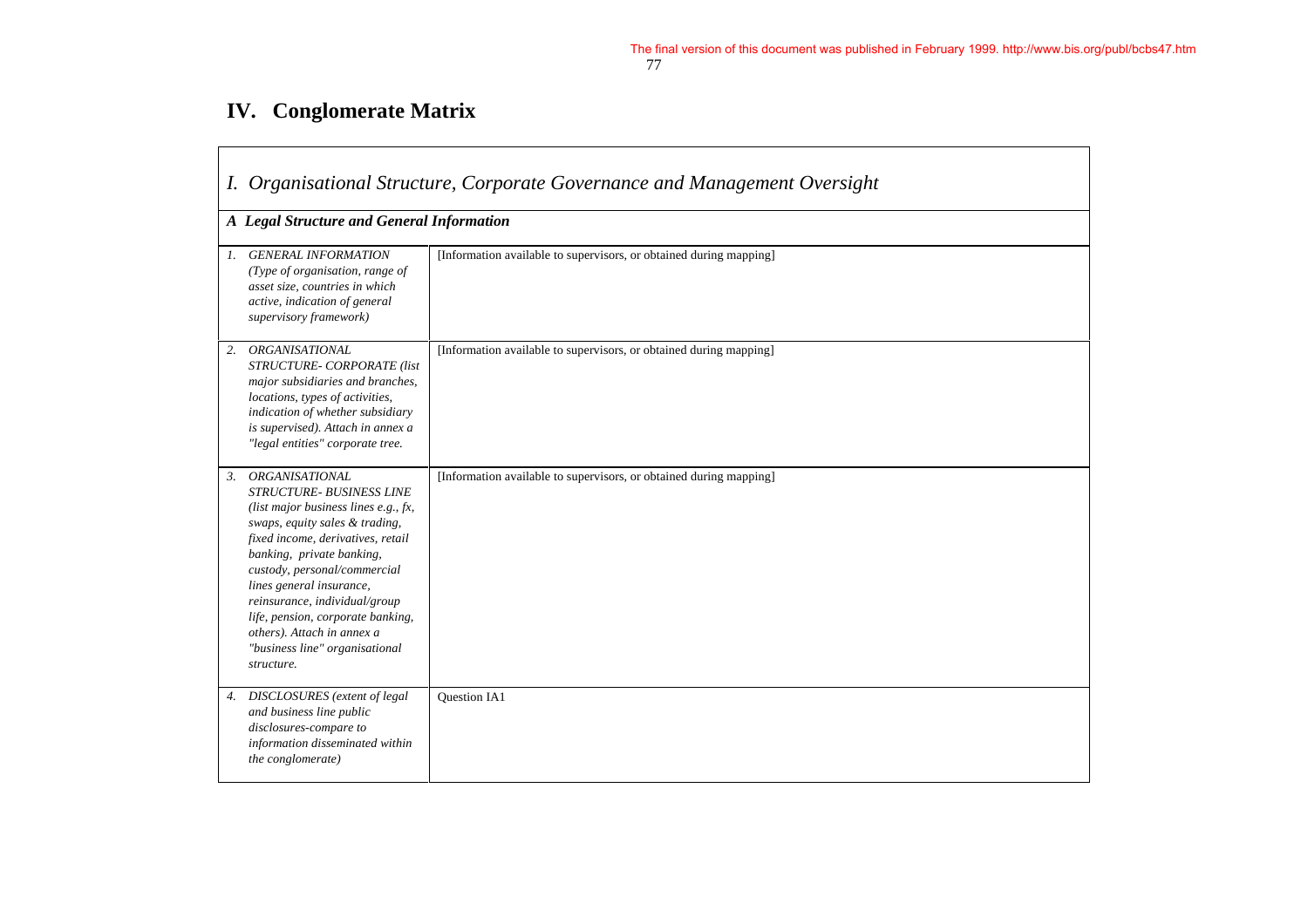# IV. Conglomerate Matrix

| *I. Organisational Structure, Corporate Governance and Management Oversight* | |
|---|---|
| ***A Legal Structure and General Information*** | |
| *1. GENERAL INFORMATION (Type of organisation, range of asset size, countries in which active, indication of general supervisory framework)* | [Information available to supervisors, or obtained during mapping] |
| *2. ORGANISATIONAL STRUCTURE- CORPORATE (list major subsidiaries and branches, locations, types of activities, indication of whether subsidiary is supervised). Attach in annex a "legal entities" corporate tree.* | [Information available to supervisors, or obtained during mapping] |
| *3. ORGANISATIONAL STRUCTURE- BUSINESS LINE (list major business lines e.g., fx, swaps, equity sales & trading, fixed income, derivatives, retail banking, private banking, custody, personal/commercial lines general insurance, reinsurance, individual/group life, pension, corporate banking, others). Attach in annex a "business line" organisational structure.* | [Information available to supervisors, or obtained during mapping] |
| *4. DISCLOSURES (extent of legal and business line public disclosures-compare to information disseminated within the conglomerate)* | Question IA1 |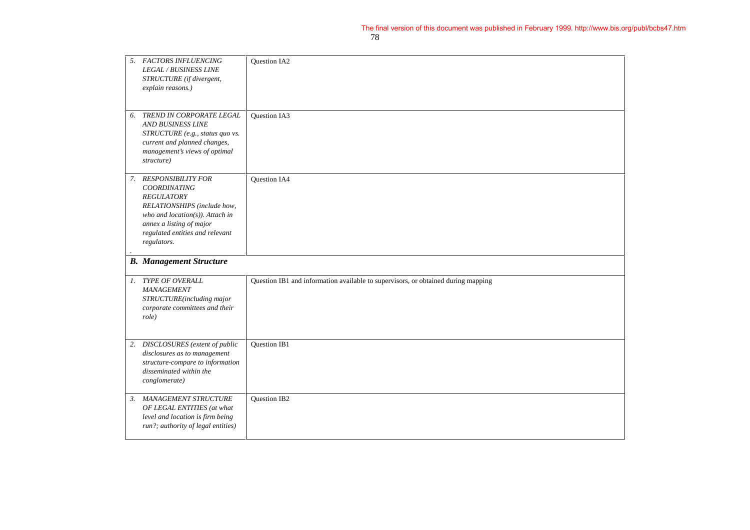| | |
|---|---|
| 5. *FACTORS INFLUENCING LEGAL / BUSINESS LINE STRUCTURE (if divergent, explain reasons.)* | Question IA2 |
| 6. *TREND IN CORPORATE LEGAL AND BUSINESS LINE STRUCTURE (e.g., status quo vs. current and planned changes, management's views of optimal structure)* | Question IA3 |
| 7. *RESPONSIBILITY FOR COORDINATING REGULATORY RELATIONSHIPS (include how, who and location(s)). Attach in annex a listing of major regulated entities and relevant regulators.* | Question IA4 |
| ***B. Management Structure*** | |
| 1. *TYPE OF OVERALL MANAGEMENT STRUCTURE(including major corporate committees and their role)* | Question IB1 and information available to supervisors, or obtained during mapping |
| 2. *DISCLOSURES (extent of public disclosures as to management structure-compare to information disseminated within the conglomerate)* | Question IB1 |
| 3. *MANAGEMENT STRUCTURE OF LEGAL ENTITIES (at what level and location is firm being run?; authority of legal entities)* | Question IB2 |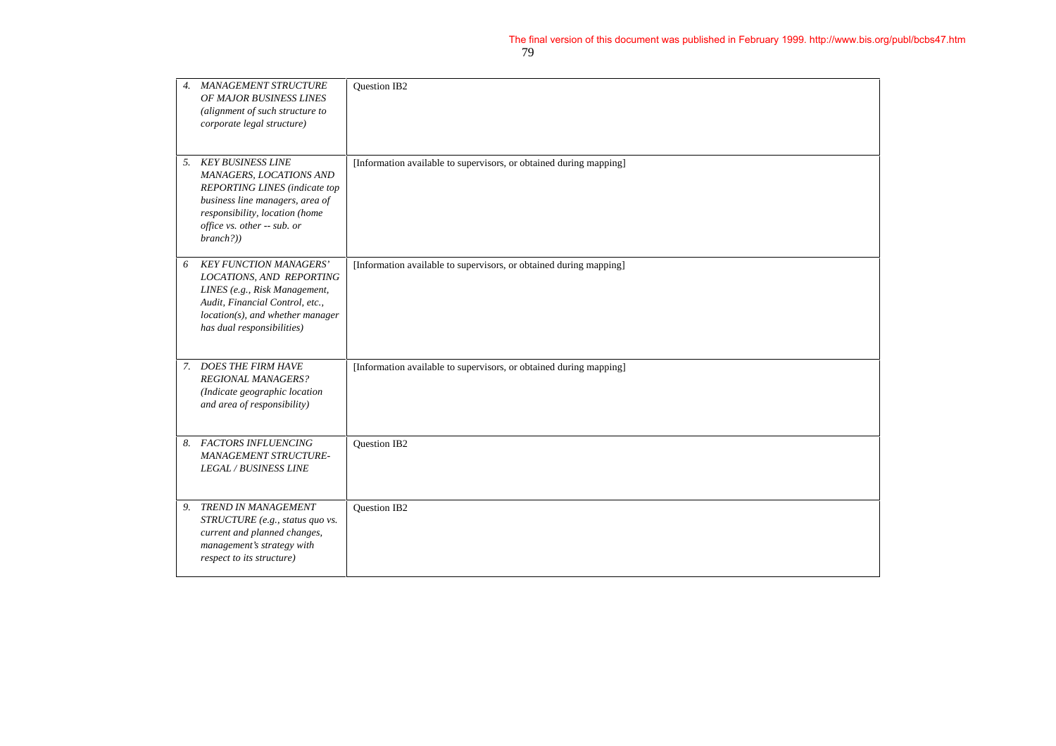| | |
|---|---|
| 4. *MANAGEMENT STRUCTURE OF MAJOR BUSINESS LINES (alignment of such structure to corporate legal structure)* | Question IB2 |
| 5. *KEY BUSINESS LINE MANAGERS, LOCATIONS AND REPORTING LINES (indicate top business line managers, area of responsibility, location (home office vs. other -- sub. or branch?))* | [Information available to supervisors, or obtained during mapping] |
| 6 *KEY FUNCTION MANAGERS' LOCATIONS, AND REPORTING LINES (e.g., Risk Management, Audit, Financial Control, etc., location(s), and whether manager has dual responsibilities)* | [Information available to supervisors, or obtained during mapping] |
| 7. *DOES THE FIRM HAVE REGIONAL MANAGERS? (Indicate geographic location and area of responsibility)* | [Information available to supervisors, or obtained during mapping] |
| 8. *FACTORS INFLUENCING MANAGEMENT STRUCTURE-LEGAL / BUSINESS LINE* | Question IB2 |
| 9. *TREND IN MANAGEMENT STRUCTURE (e.g., status quo vs. current and planned changes, management's strategy with respect to its structure)* | Question IB2 |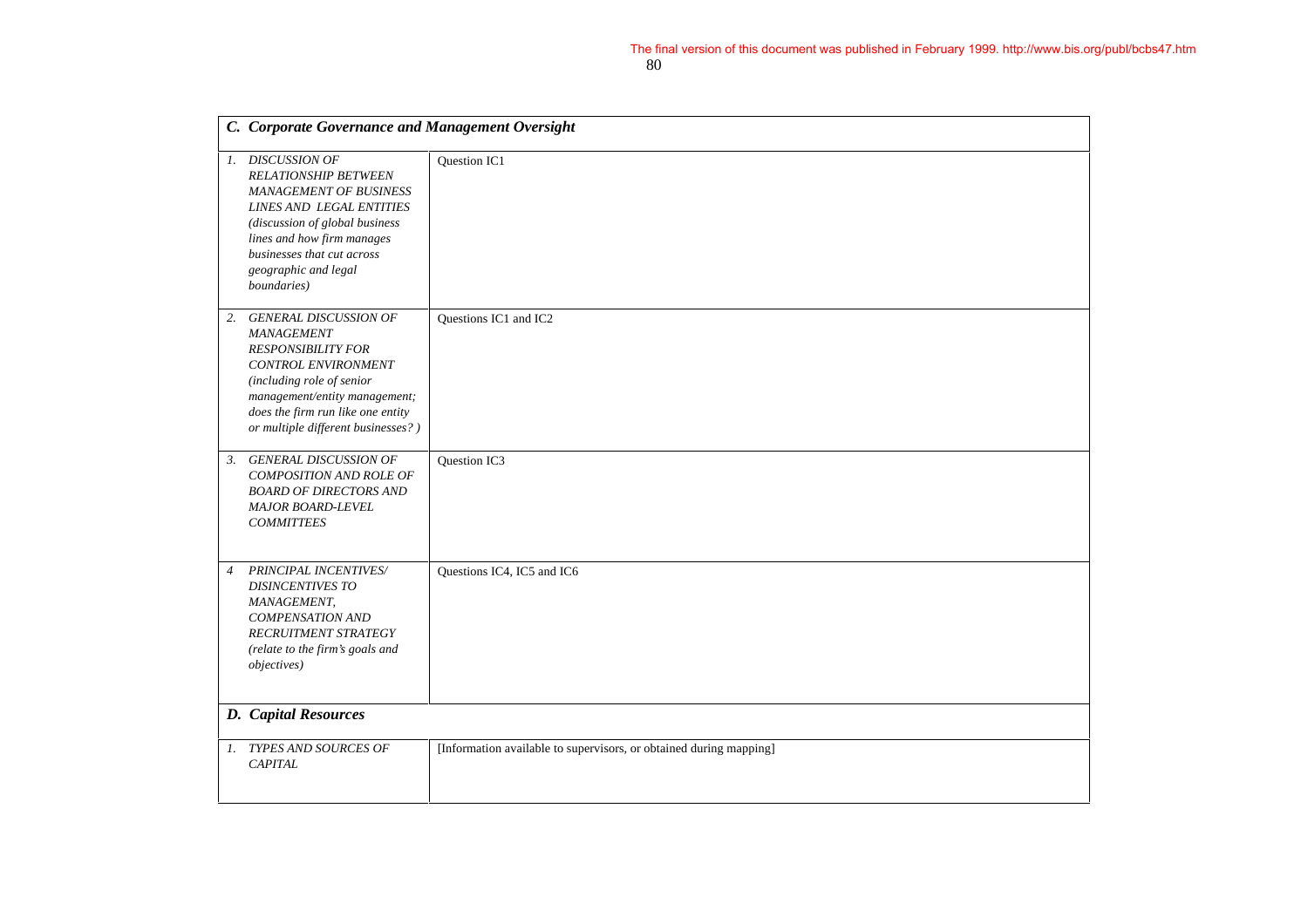| *C. Corporate Governance and Management Oversight* | |
|---|---|
| 1. *DISCUSSION OF RELATIONSHIP BETWEEN MANAGEMENT OF BUSINESS LINES AND LEGAL ENTITIES (discussion of global business lines and how firm manages businesses that cut across geographic and legal boundaries)* | Question IC1 |
| 2. *GENERAL DISCUSSION OF MANAGEMENT RESPONSIBILITY FOR CONTROL ENVIRONMENT (including role of senior management/entity management; does the firm run like one entity or multiple different businesses? )* | Questions IC1 and IC2 |
| 3. *GENERAL DISCUSSION OF COMPOSITION AND ROLE OF BOARD OF DIRECTORS AND MAJOR BOARD-LEVEL COMMITTEES* | Question IC3 |
| 4 *PRINCIPAL INCENTIVES/ DISINCENTIVES TO MANAGEMENT, COMPENSATION AND RECRUITMENT STRATEGY (relate to the firm's goals and objectives)* | Questions IC4, IC5 and IC6 |
| ***D. Capital Resources*** | |
| 1. *TYPES AND SOURCES OF CAPITAL* | [Information available to supervisors, or obtained during mapping] |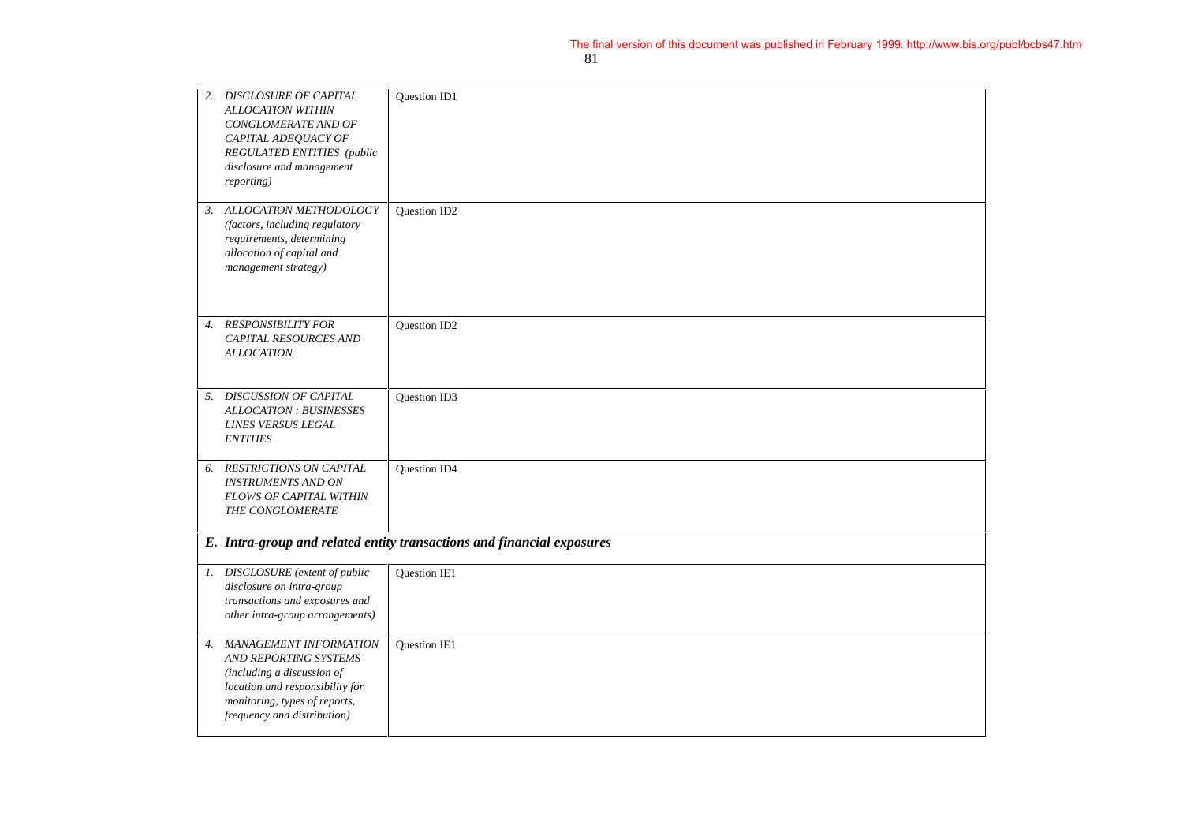| | |
|---|---|
| 2. *DISCLOSURE OF CAPITAL ALLOCATION WITHIN CONGLOMERATE AND OF CAPITAL ADEQUACY OF REGULATED ENTITIES (public disclosure and management reporting)* | Question ID1 |
| 3. *ALLOCATION METHODOLOGY (factors, including regulatory requirements, determining allocation of capital and management strategy)* | Question ID2 |
| 4. *RESPONSIBILITY FOR CAPITAL RESOURCES AND ALLOCATION* | Question ID2 |
| 5. *DISCUSSION OF CAPITAL ALLOCATION : BUSINESSES LINES VERSUS LEGAL ENTITIES* | Question ID3 |
| 6. *RESTRICTIONS ON CAPITAL INSTRUMENTS AND ON FLOWS OF CAPITAL WITHIN THE CONGLOMERATE* | Question ID4 |
| ***E. Intra-group and related entity transactions and financial exposures*** | |
| 1. *DISCLOSURE (extent of public disclosure on intra-group transactions and exposures and other intra-group arrangements)* | Question IE1 |
| 4. *MANAGEMENT INFORMATION AND REPORTING SYSTEMS (including a discussion of location and responsibility for monitoring, types of reports, frequency and distribution)* | Question IE1 |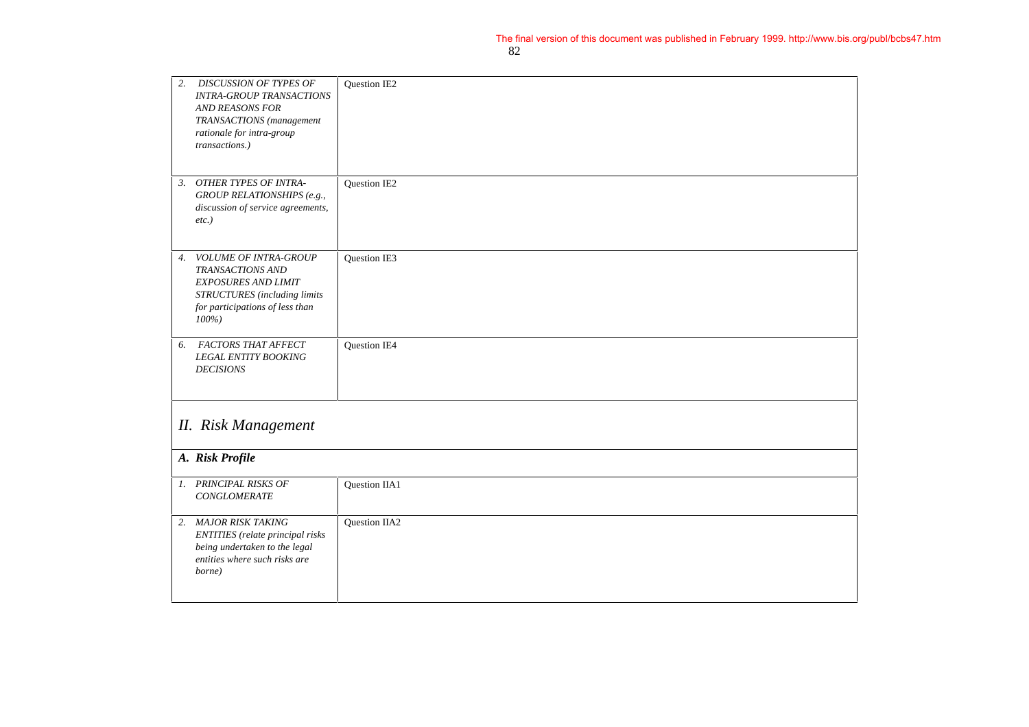| | |
|---|---|
| 2. *DISCUSSION OF TYPES OF INTRA-GROUP TRANSACTIONS AND REASONS FOR TRANSACTIONS (management rationale for intra-group transactions.)* | Question IE2 |
| 3. *OTHER TYPES OF INTRA-GROUP RELATIONSHIPS (e.g., discussion of service agreements, etc.)* | Question IE2 |
| 4. *VOLUME OF INTRA-GROUP TRANSACTIONS AND EXPOSURES AND LIMIT STRUCTURES (including limits for participations of less than 100%)* | Question IE3 |
| 6. *FACTORS THAT AFFECT LEGAL ENTITY BOOKING DECISIONS* | Question IE4 |

## *II. Risk Management*

### *A. Risk Profile*

| | |
|---|---|
| 1. *PRINCIPAL RISKS OF CONGLOMERATE* | Question IIA1 |
| 2. *MAJOR RISK TAKING ENTITIES (relate principal risks being undertaken to the legal entities where such risks are borne)* | Question IIA2 |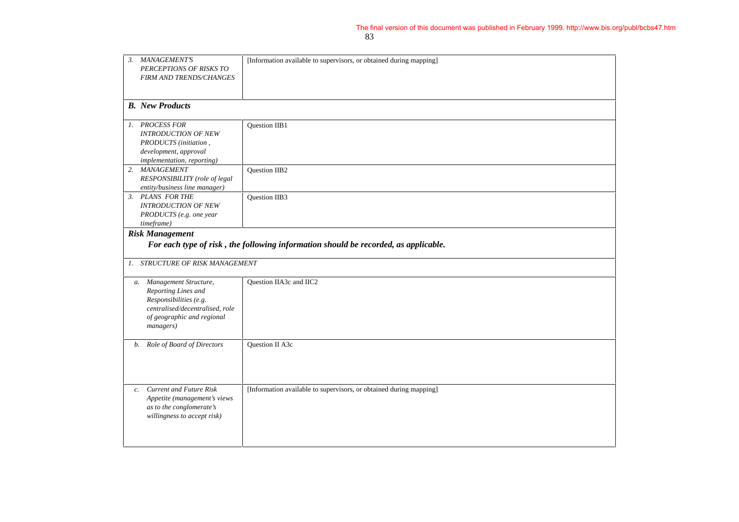| | |
|---|---|
| 3. *MANAGEMENT'S PERCEPTIONS OF RISKS TO FIRM AND TRENDS/CHANGES* | [Information available to supervisors, or obtained during mapping] |
| ***B. New Products*** | |
| 1. *PROCESS FOR INTRODUCTION OF NEW PRODUCTS (initiation , development, approval implementation, reporting)* | Question IIB1 |
| 2. *MANAGEMENT RESPONSIBILITY (role of legal entity/business line manager)* | Question IIB2 |
| 3. *PLANS FOR THE INTRODUCTION OF NEW PRODUCTS (e.g. one year timeframe)* | Question IIB3 |
| ***Risk Management*** ***For each type of risk , the following information should be recorded, as applicable.*** | |
| 1. *STRUCTURE OF RISK MANAGEMENT* | |
| a. *Management Structure, Reporting Lines and Responsibilities (e.g. centralised/decentralised, role of geographic and regional managers)* | Question IIA3c and IIC2 |
| b. *Role of Board of Directors* | Question II A3c |
| c. *Current and Future Risk Appetite (management's views as to the conglomerate's willingness to accept risk)* | [Information available to supervisors, or obtained during mapping] |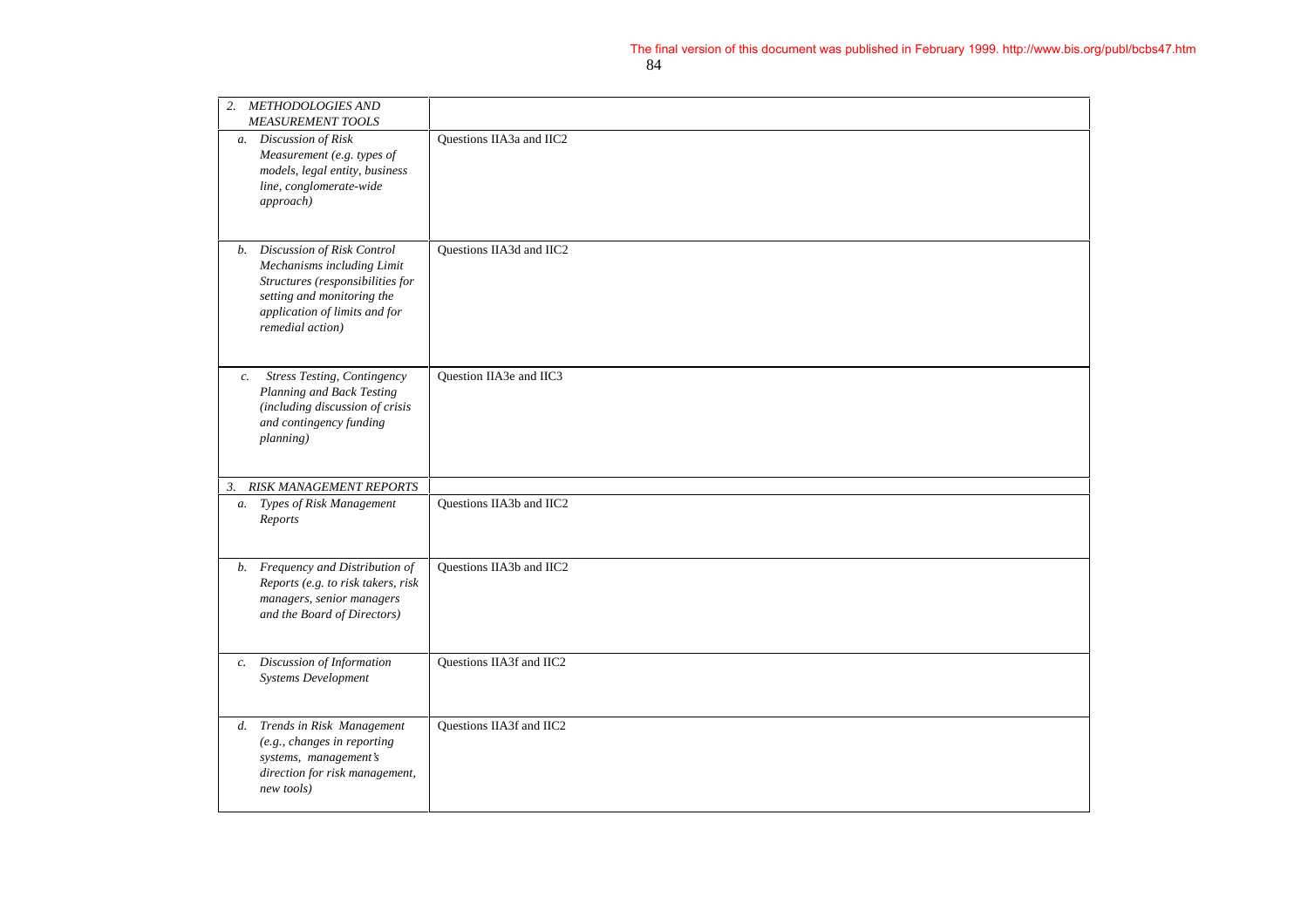| 2. *METHODOLOGIES AND MEASUREMENT TOOLS* | |
|---|---|
| a. *Discussion of Risk Measurement (e.g. types of models, legal entity, business line, conglomerate-wide approach)* | Questions IIA3a and IIC2 |
| b. *Discussion of Risk Control Mechanisms including Limit Structures (responsibilities for setting and monitoring the application of limits and for remedial action)* | Questions IIA3d and IIC2 |
| c. *Stress Testing, Contingency Planning and Back Testing (including discussion of crisis and contingency funding planning)* | Question IIA3e and IIC3 |
| 3. *RISK MANAGEMENT REPORTS* | |
| a. *Types of Risk Management Reports* | Questions IIA3b and IIC2 |
| b. *Frequency and Distribution of Reports (e.g. to risk takers, risk managers, senior managers and the Board of Directors)* | Questions IIA3b and IIC2 |
| c. *Discussion of Information Systems Development* | Questions IIA3f and IIC2 |
| d. *Trends in Risk Management (e.g., changes in reporting systems, management's direction for risk management, new tools)* | Questions IIA3f and IIC2 |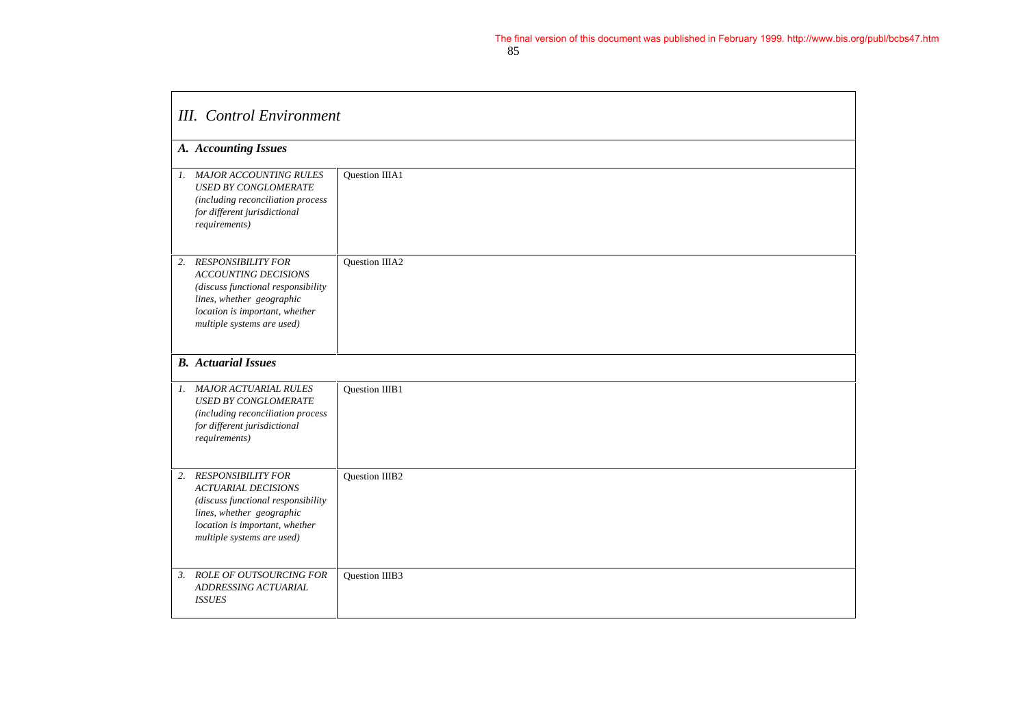| *III. Control Environment* | |
|---|---|
| ***A. Accounting Issues*** | |
| *1. MAJOR ACCOUNTING RULES USED BY CONGLOMERATE (including reconciliation process for different jurisdictional requirements)* | Question IIIA1 |
| *2. RESPONSIBILITY FOR ACCOUNTING DECISIONS (discuss functional responsibility lines, whether geographic location is important, whether multiple systems are used)* | Question IIIA2 |
| ***B. Actuarial Issues*** | |
| *1. MAJOR ACTUARIAL RULES USED BY CONGLOMERATE (including reconciliation process for different jurisdictional requirements)* | Question IIIB1 |
| *2. RESPONSIBILITY FOR ACTUARIAL DECISIONS (discuss functional responsibility lines, whether geographic location is important, whether multiple systems are used)* | Question IIIB2 |
| *3. ROLE OF OUTSOURCING FOR ADDRESSING ACTUARIAL ISSUES* | Question IIIB3 |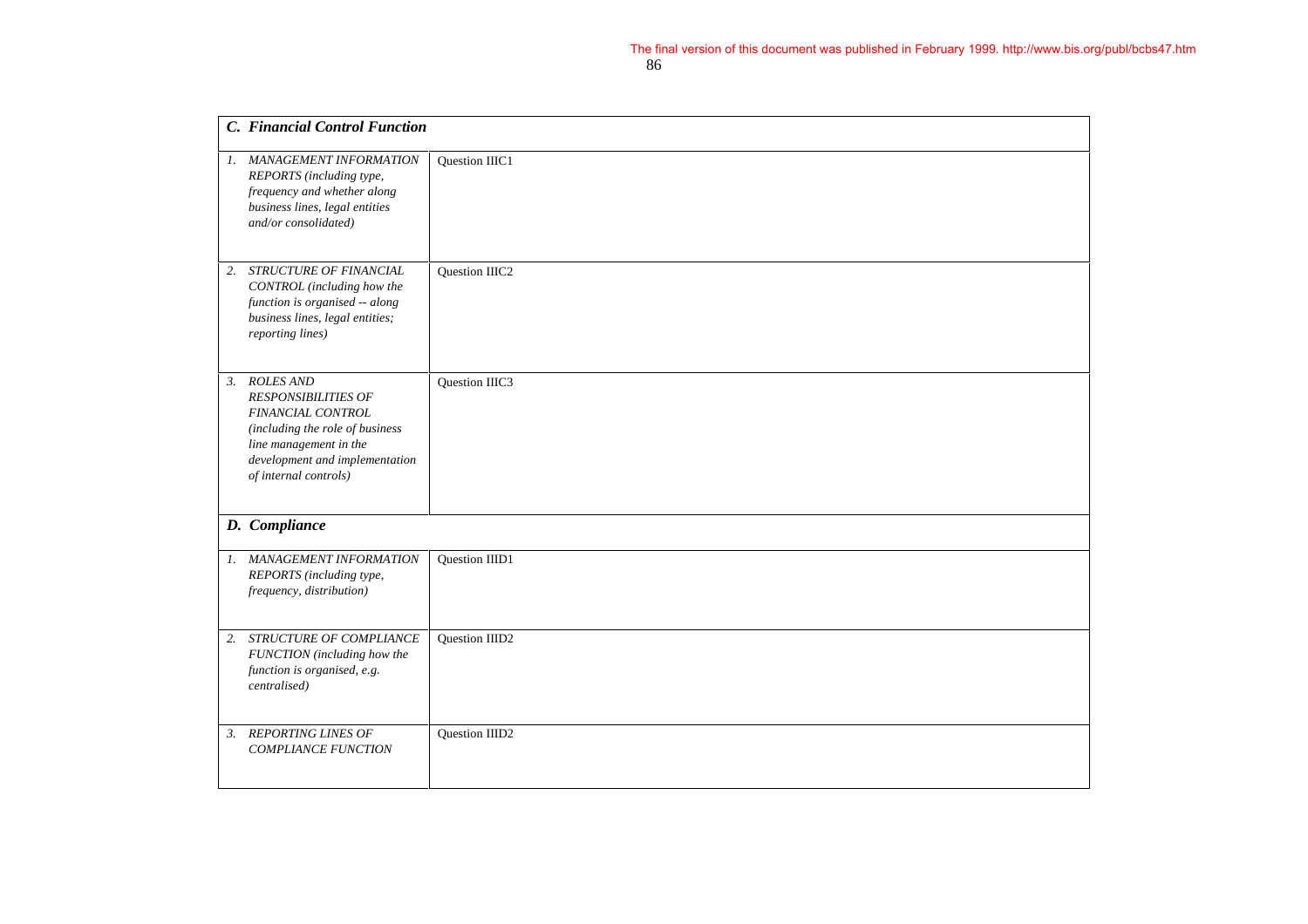| *C. Financial Control Function* | |
|---|---|
| 1. *MANAGEMENT INFORMATION REPORTS (including type, frequency and whether along business lines, legal entities and/or consolidated)* | Question IIIC1 |
| 2. *STRUCTURE OF FINANCIAL CONTROL (including how the function is organised -- along business lines, legal entities; reporting lines)* | Question IIIC2 |
| 3. *ROLES AND RESPONSIBILITIES OF FINANCIAL CONTROL (including the role of business line management in the development and implementation of internal controls)* | Question IIIC3 |
| ***D. Compliance*** | |
| 1. *MANAGEMENT INFORMATION REPORTS (including type, frequency, distribution)* | Question IIID1 |
| 2. *STRUCTURE OF COMPLIANCE FUNCTION (including how the function is organised, e.g. centralised)* | Question IIID2 |
| 3. *REPORTING LINES OF COMPLIANCE FUNCTION* | Question IIID2 |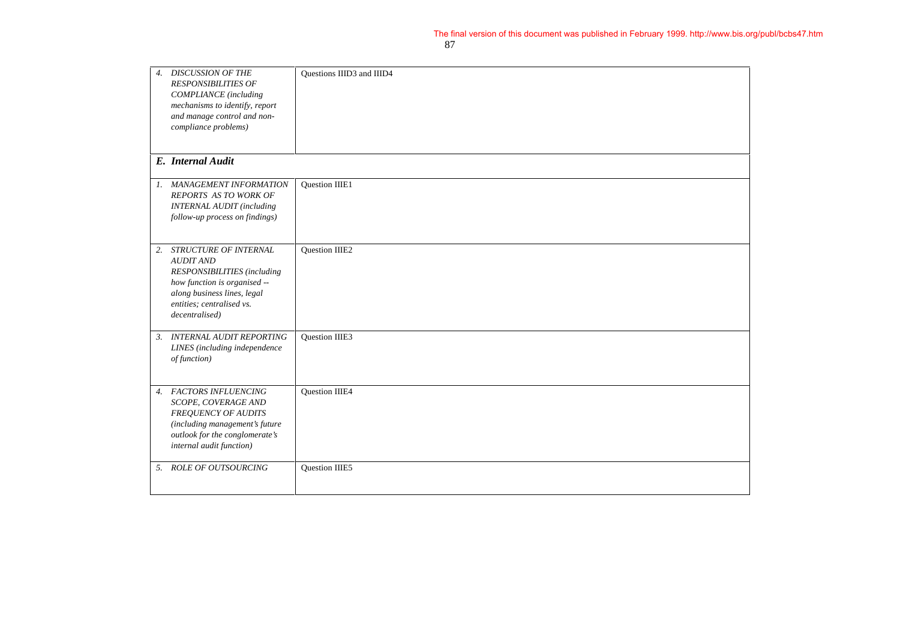| | |
|---|---|
| 4. *DISCUSSION OF THE RESPONSIBILITIES OF COMPLIANCE (including mechanisms to identify, report and manage control and non-compliance problems)* | Questions IIID3 and IIID4 |
| ***E. Internal Audit*** | |
| 1. *MANAGEMENT INFORMATION REPORTS AS TO WORK OF INTERNAL AUDIT (including follow-up process on findings)* | Question IIIE1 |
| 2. *STRUCTURE OF INTERNAL AUDIT AND RESPONSIBILITIES (including how function is organised -- along business lines, legal entities; centralised vs. decentralised)* | Question IIIE2 |
| 3. *INTERNAL AUDIT REPORTING LINES (including independence of function)* | Question IIIE3 |
| 4. *FACTORS INFLUENCING SCOPE, COVERAGE AND FREQUENCY OF AUDITS (including management's future outlook for the conglomerate's internal audit function)* | Question IIIE4 |
| 5. *ROLE OF OUTSOURCING* | Question IIIE5 |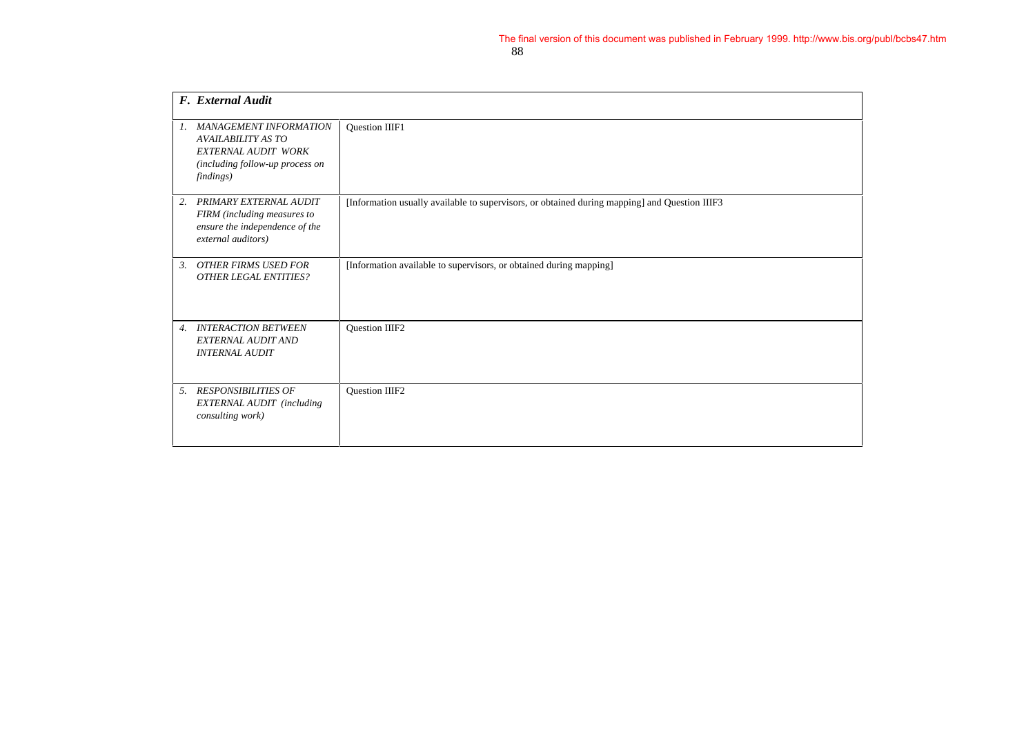| *F. External Audit* | |
|---|---|
| *1. MANAGEMENT INFORMATION AVAILABILITY AS TO EXTERNAL AUDIT WORK (including follow-up process on findings)* | Question IIIF1 |
| *2. PRIMARY EXTERNAL AUDIT FIRM (including measures to ensure the independence of the external auditors)* | [Information usually available to supervisors, or obtained during mapping] and Question IIIF3 |
| *3. OTHER FIRMS USED FOR OTHER LEGAL ENTITIES?* | [Information available to supervisors, or obtained during mapping] |
| *4. INTERACTION BETWEEN EXTERNAL AUDIT AND INTERNAL AUDIT* | Question IIIF2 |
| *5. RESPONSIBILITIES OF EXTERNAL AUDIT (including consulting work)* | Question IIIF2 |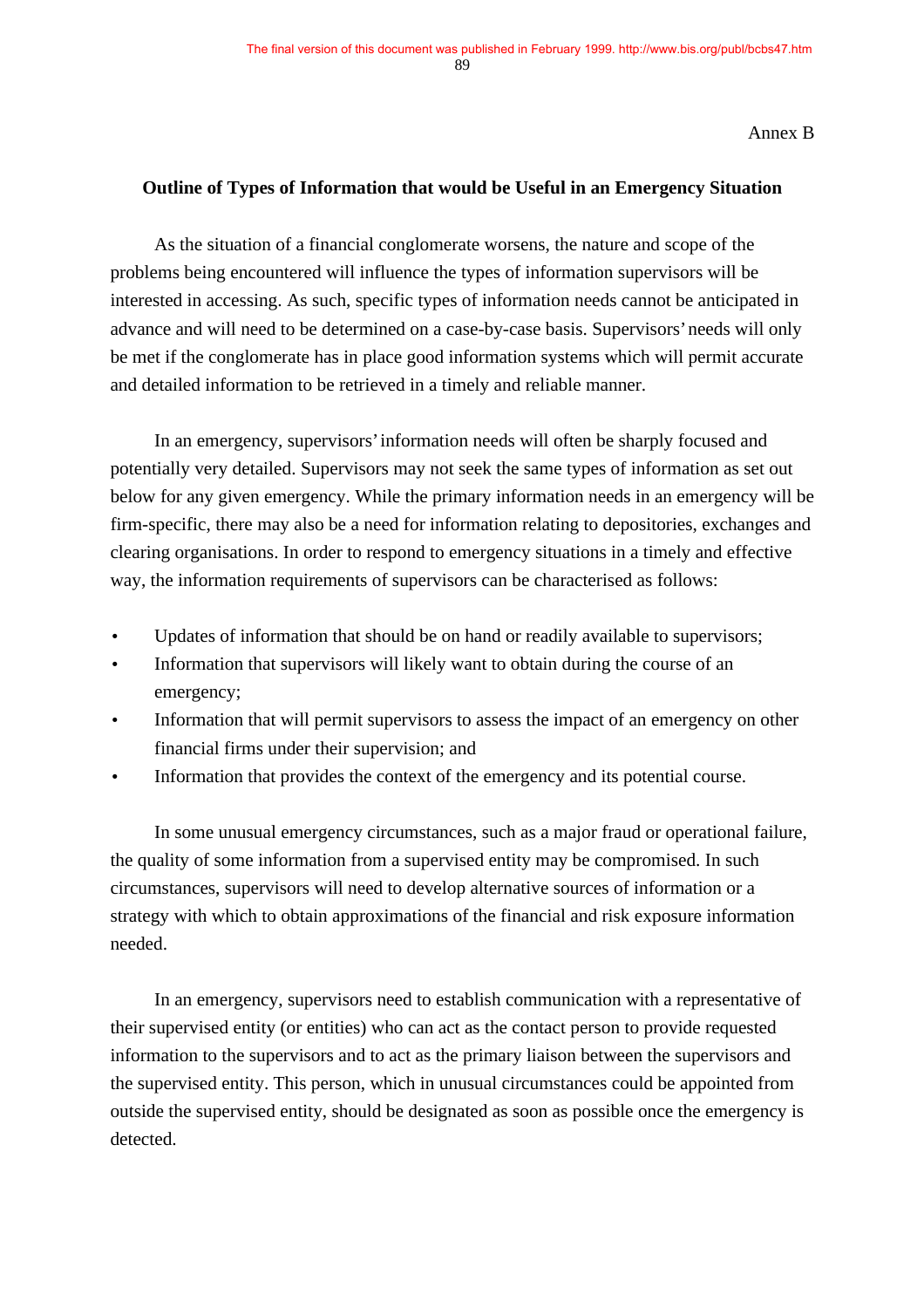Annex B

## Outline of Types of Information that would be Useful in an Emergency Situation

As the situation of a financial conglomerate worsens, the nature and scope of the problems being encountered will influence the types of information supervisors will be interested in accessing. As such, specific types of information needs cannot be anticipated in advance and will need to be determined on a case-by-case basis. Supervisors' needs will only be met if the conglomerate has in place good information systems which will permit accurate and detailed information to be retrieved in a timely and reliable manner.

In an emergency, supervisors' information needs will often be sharply focused and potentially very detailed. Supervisors may not seek the same types of information as set out below for any given emergency. While the primary information needs in an emergency will be firm-specific, there may also be a need for information relating to depositories, exchanges and clearing organisations. In order to respond to emergency situations in a timely and effective way, the information requirements of supervisors can be characterised as follows:

- Updates of information that should be on hand or readily available to supervisors;
- Information that supervisors will likely want to obtain during the course of an emergency;
- Information that will permit supervisors to assess the impact of an emergency on other financial firms under their supervision; and
- Information that provides the context of the emergency and its potential course.

In some unusual emergency circumstances, such as a major fraud or operational failure, the quality of some information from a supervised entity may be compromised. In such circumstances, supervisors will need to develop alternative sources of information or a strategy with which to obtain approximations of the financial and risk exposure information needed.

In an emergency, supervisors need to establish communication with a representative of their supervised entity (or entities) who can act as the contact person to provide requested information to the supervisors and to act as the primary liaison between the supervisors and the supervised entity. This person, which in unusual circumstances could be appointed from outside the supervised entity, should be designated as soon as possible once the emergency is detected.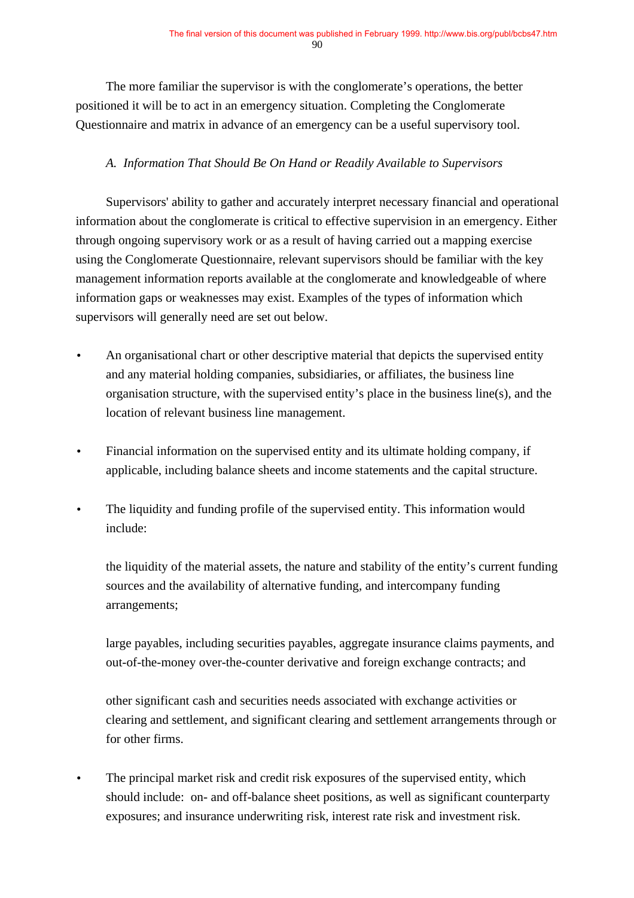The more familiar the supervisor is with the conglomerate's operations, the better positioned it will be to act in an emergency situation. Completing the Conglomerate Questionnaire and matrix in advance of an emergency can be a useful supervisory tool.

*A. Information That Should Be On Hand or Readily Available to Supervisors*

Supervisors' ability to gather and accurately interpret necessary financial and operational information about the conglomerate is critical to effective supervision in an emergency. Either through ongoing supervisory work or as a result of having carried out a mapping exercise using the Conglomerate Questionnaire, relevant supervisors should be familiar with the key management information reports available at the conglomerate and knowledgeable of where information gaps or weaknesses may exist. Examples of the types of information which supervisors will generally need are set out below.

- An organisational chart or other descriptive material that depicts the supervised entity and any material holding companies, subsidiaries, or affiliates, the business line organisation structure, with the supervised entity's place in the business line(s), and the location of relevant business line management.

- Financial information on the supervised entity and its ultimate holding company, if applicable, including balance sheets and income statements and the capital structure.

- The liquidity and funding profile of the supervised entity. This information would include:

  the liquidity of the material assets, the nature and stability of the entity's current funding sources and the availability of alternative funding, and intercompany funding arrangements;

  large payables, including securities payables, aggregate insurance claims payments, and out-of-the-money over-the-counter derivative and foreign exchange contracts; and

  other significant cash and securities needs associated with exchange activities or clearing and settlement, and significant clearing and settlement arrangements through or for other firms.

- The principal market risk and credit risk exposures of the supervised entity, which should include: on- and off-balance sheet positions, as well as significant counterparty exposures; and insurance underwriting risk, interest rate risk and investment risk.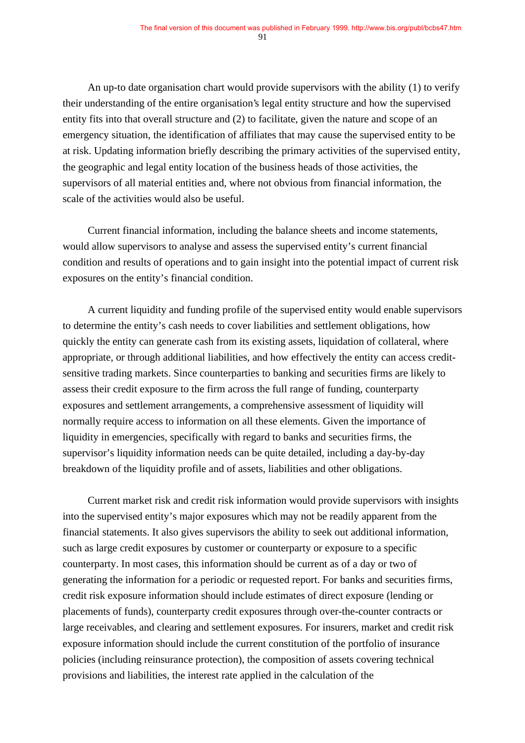An up-to date organisation chart would provide supervisors with the ability (1) to verify their understanding of the entire organisation's legal entity structure and how the supervised entity fits into that overall structure and (2) to facilitate, given the nature and scope of an emergency situation, the identification of affiliates that may cause the supervised entity to be at risk. Updating information briefly describing the primary activities of the supervised entity, the geographic and legal entity location of the business heads of those activities, the supervisors of all material entities and, where not obvious from financial information, the scale of the activities would also be useful.

Current financial information, including the balance sheets and income statements, would allow supervisors to analyse and assess the supervised entity's current financial condition and results of operations and to gain insight into the potential impact of current risk exposures on the entity's financial condition.

A current liquidity and funding profile of the supervised entity would enable supervisors to determine the entity's cash needs to cover liabilities and settlement obligations, how quickly the entity can generate cash from its existing assets, liquidation of collateral, where appropriate, or through additional liabilities, and how effectively the entity can access credit-sensitive trading markets. Since counterparties to banking and securities firms are likely to assess their credit exposure to the firm across the full range of funding, counterparty exposures and settlement arrangements, a comprehensive assessment of liquidity will normally require access to information on all these elements. Given the importance of liquidity in emergencies, specifically with regard to banks and securities firms, the supervisor's liquidity information needs can be quite detailed, including a day-by-day breakdown of the liquidity profile and of assets, liabilities and other obligations.

Current market risk and credit risk information would provide supervisors with insights into the supervised entity's major exposures which may not be readily apparent from the financial statements. It also gives supervisors the ability to seek out additional information, such as large credit exposures by customer or counterparty or exposure to a specific counterparty. In most cases, this information should be current as of a day or two of generating the information for a periodic or requested report. For banks and securities firms, credit risk exposure information should include estimates of direct exposure (lending or placements of funds), counterparty credit exposures through over-the-counter contracts or large receivables, and clearing and settlement exposures. For insurers, market and credit risk exposure information should include the current constitution of the portfolio of insurance policies (including reinsurance protection), the composition of assets covering technical provisions and liabilities, the interest rate applied in the calculation of the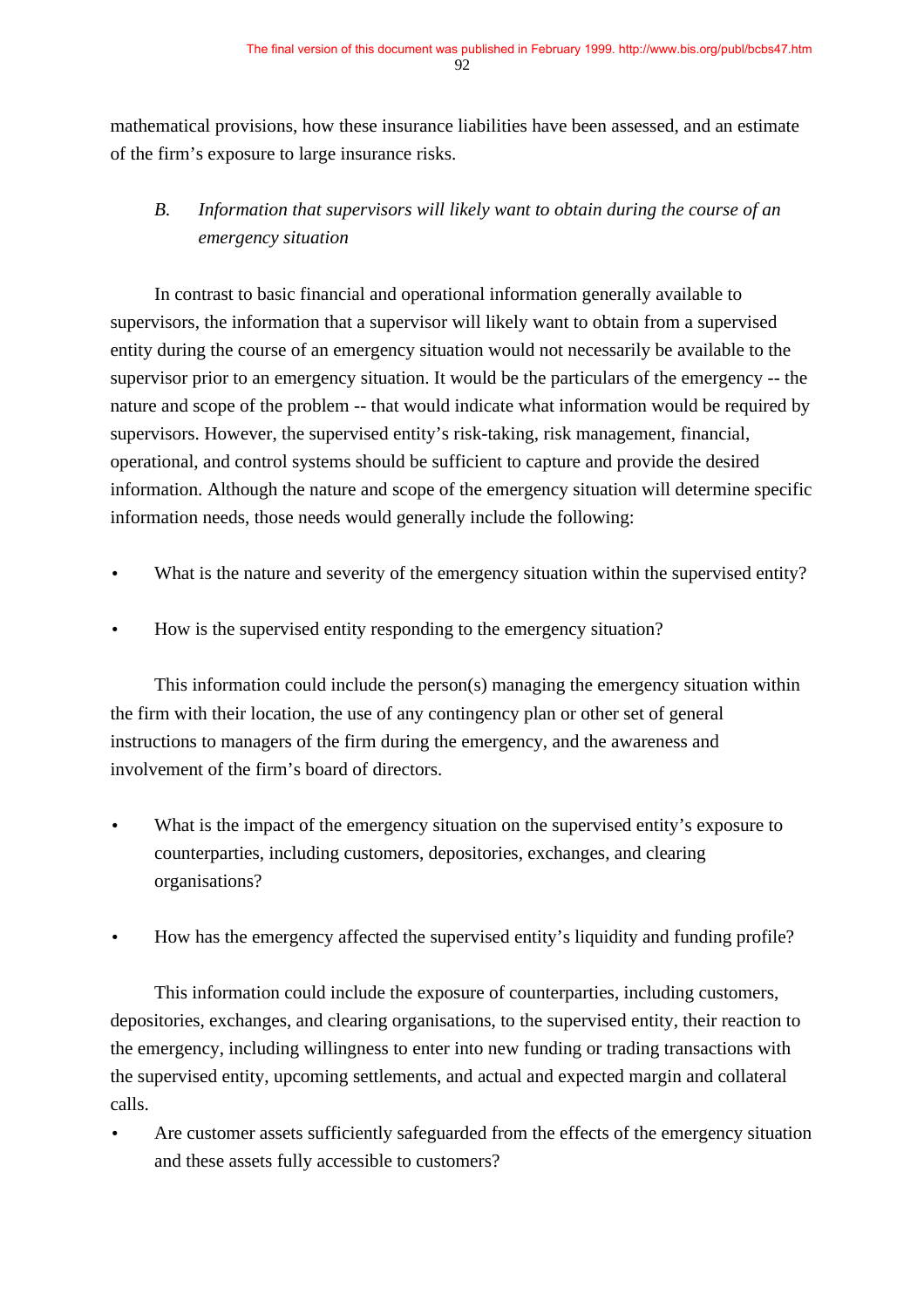mathematical provisions, how these insurance liabilities have been assessed, and an estimate of the firm's exposure to large insurance risks.

### *B. Information that supervisors will likely want to obtain during the course of an emergency situation*

In contrast to basic financial and operational information generally available to supervisors, the information that a supervisor will likely want to obtain from a supervised entity during the course of an emergency situation would not necessarily be available to the supervisor prior to an emergency situation. It would be the particulars of the emergency -- the nature and scope of the problem -- that would indicate what information would be required by supervisors. However, the supervised entity's risk-taking, risk management, financial, operational, and control systems should be sufficient to capture and provide the desired information. Although the nature and scope of the emergency situation will determine specific information needs, those needs would generally include the following:

- What is the nature and severity of the emergency situation within the supervised entity?
- How is the supervised entity responding to the emergency situation?

This information could include the person(s) managing the emergency situation within the firm with their location, the use of any contingency plan or other set of general instructions to managers of the firm during the emergency, and the awareness and involvement of the firm's board of directors.

- What is the impact of the emergency situation on the supervised entity's exposure to counterparties, including customers, depositories, exchanges, and clearing organisations?
- How has the emergency affected the supervised entity's liquidity and funding profile?

This information could include the exposure of counterparties, including customers, depositories, exchanges, and clearing organisations, to the supervised entity, their reaction to the emergency, including willingness to enter into new funding or trading transactions with the supervised entity, upcoming settlements, and actual and expected margin and collateral calls.

- Are customer assets sufficiently safeguarded from the effects of the emergency situation and these assets fully accessible to customers?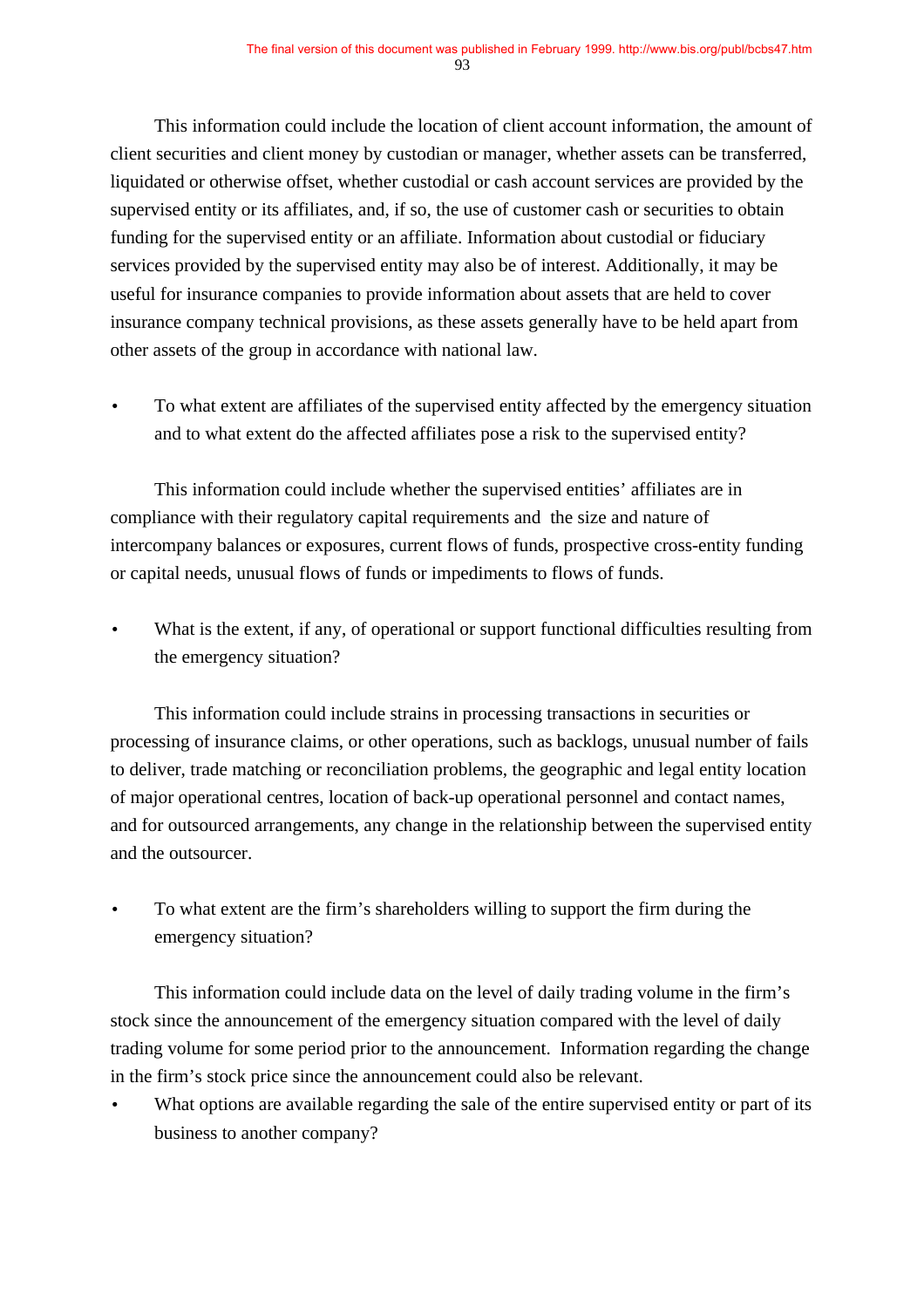This information could include the location of client account information, the amount of client securities and client money by custodian or manager, whether assets can be transferred, liquidated or otherwise offset, whether custodial or cash account services are provided by the supervised entity or its affiliates, and, if so, the use of customer cash or securities to obtain funding for the supervised entity or an affiliate. Information about custodial or fiduciary services provided by the supervised entity may also be of interest. Additionally, it may be useful for insurance companies to provide information about assets that are held to cover insurance company technical provisions, as these assets generally have to be held apart from other assets of the group in accordance with national law.

- To what extent are affiliates of the supervised entity affected by the emergency situation and to what extent do the affected affiliates pose a risk to the supervised entity?

This information could include whether the supervised entities' affiliates are in compliance with their regulatory capital requirements and the size and nature of intercompany balances or exposures, current flows of funds, prospective cross-entity funding or capital needs, unusual flows of funds or impediments to flows of funds.

- What is the extent, if any, of operational or support functional difficulties resulting from the emergency situation?

This information could include strains in processing transactions in securities or processing of insurance claims, or other operations, such as backlogs, unusual number of fails to deliver, trade matching or reconciliation problems, the geographic and legal entity location of major operational centres, location of back-up operational personnel and contact names, and for outsourced arrangements, any change in the relationship between the supervised entity and the outsourcer.

- To what extent are the firm's shareholders willing to support the firm during the emergency situation?

This information could include data on the level of daily trading volume in the firm's stock since the announcement of the emergency situation compared with the level of daily trading volume for some period prior to the announcement. Information regarding the change in the firm's stock price since the announcement could also be relevant.

- What options are available regarding the sale of the entire supervised entity or part of its business to another company?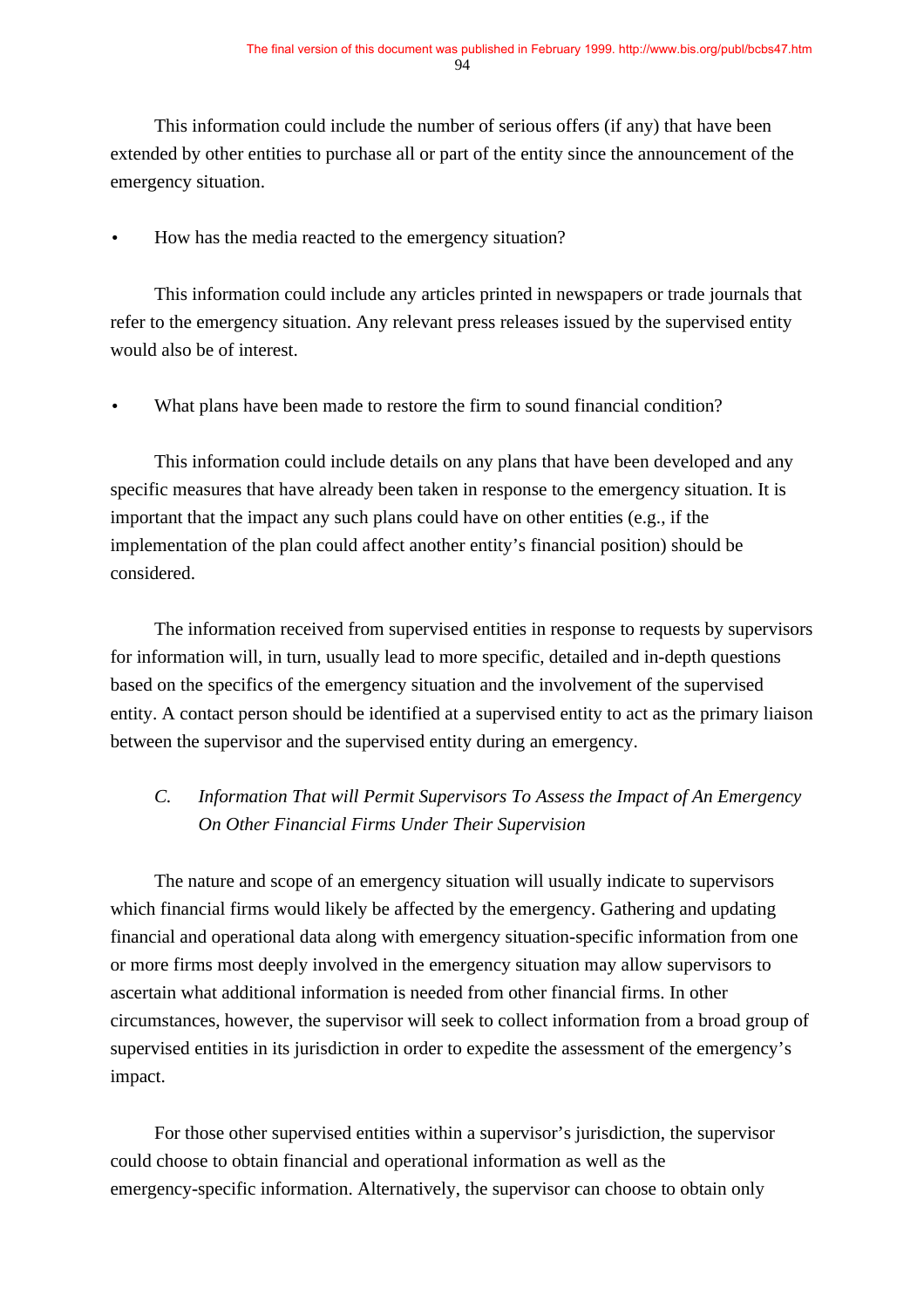This information could include the number of serious offers (if any) that have been extended by other entities to purchase all or part of the entity since the announcement of the emergency situation.

- How has the media reacted to the emergency situation?

This information could include any articles printed in newspapers or trade journals that refer to the emergency situation. Any relevant press releases issued by the supervised entity would also be of interest.

- What plans have been made to restore the firm to sound financial condition?

This information could include details on any plans that have been developed and any specific measures that have already been taken in response to the emergency situation. It is important that the impact any such plans could have on other entities (e.g., if the implementation of the plan could affect another entity's financial position) should be considered.

The information received from supervised entities in response to requests by supervisors for information will, in turn, usually lead to more specific, detailed and in-depth questions based on the specifics of the emergency situation and the involvement of the supervised entity. A contact person should be identified at a supervised entity to act as the primary liaison between the supervisor and the supervised entity during an emergency.

### *C. Information That will Permit Supervisors To Assess the Impact of An Emergency On Other Financial Firms Under Their Supervision*

The nature and scope of an emergency situation will usually indicate to supervisors which financial firms would likely be affected by the emergency. Gathering and updating financial and operational data along with emergency situation-specific information from one or more firms most deeply involved in the emergency situation may allow supervisors to ascertain what additional information is needed from other financial firms. In other circumstances, however, the supervisor will seek to collect information from a broad group of supervised entities in its jurisdiction in order to expedite the assessment of the emergency's impact.

For those other supervised entities within a supervisor's jurisdiction, the supervisor could choose to obtain financial and operational information as well as the emergency-specific information. Alternatively, the supervisor can choose to obtain only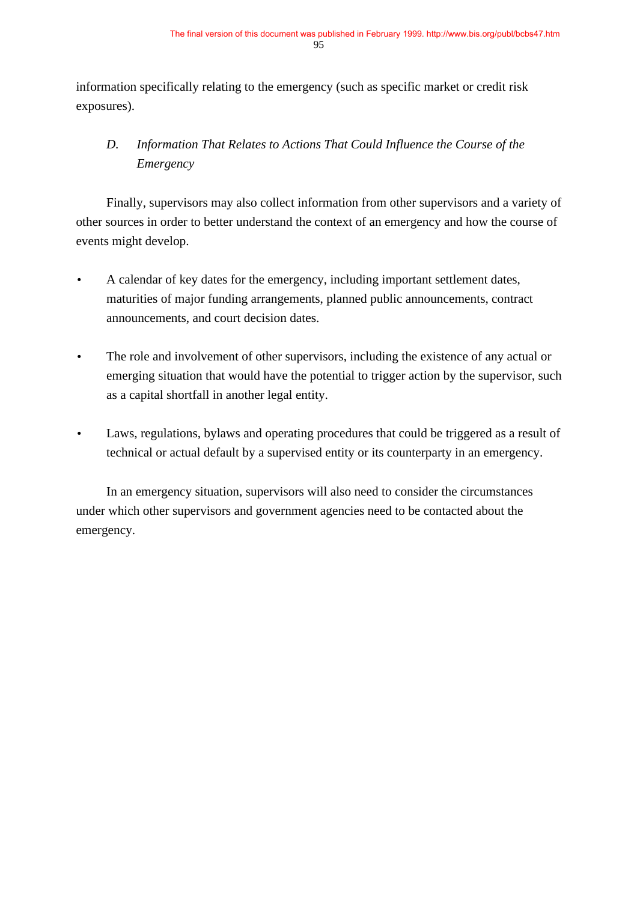information specifically relating to the emergency (such as specific market or credit risk exposures).

### *D. Information That Relates to Actions That Could Influence the Course of the Emergency*

Finally, supervisors may also collect information from other supervisors and a variety of other sources in order to better understand the context of an emergency and how the course of events might develop.

- A calendar of key dates for the emergency, including important settlement dates, maturities of major funding arrangements, planned public announcements, contract announcements, and court decision dates.

- The role and involvement of other supervisors, including the existence of any actual or emerging situation that would have the potential to trigger action by the supervisor, such as a capital shortfall in another legal entity.

- Laws, regulations, bylaws and operating procedures that could be triggered as a result of technical or actual default by a supervised entity or its counterparty in an emergency.

In an emergency situation, supervisors will also need to consider the circumstances under which other supervisors and government agencies need to be contacted about the emergency.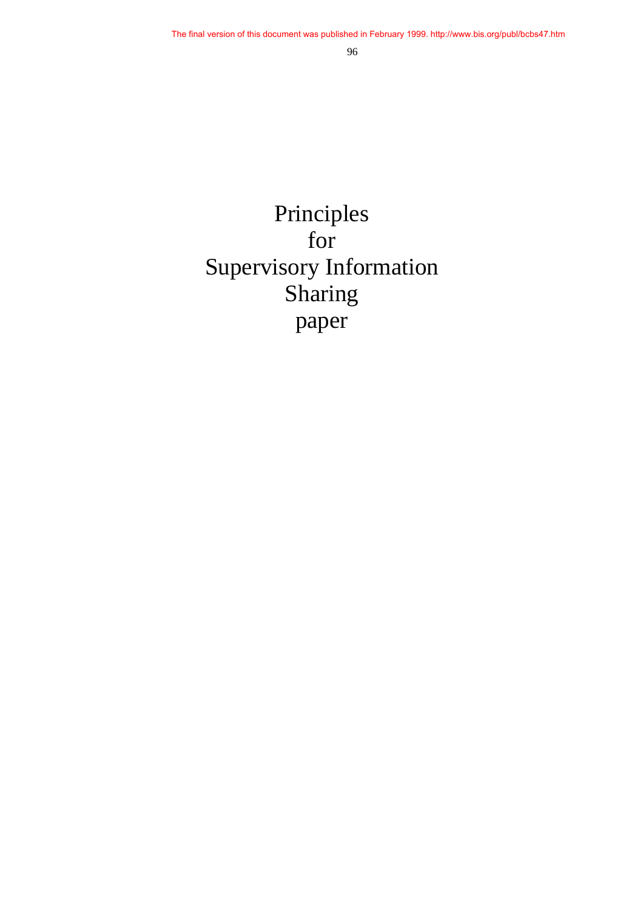# Principles for Supervisory Information Sharing paper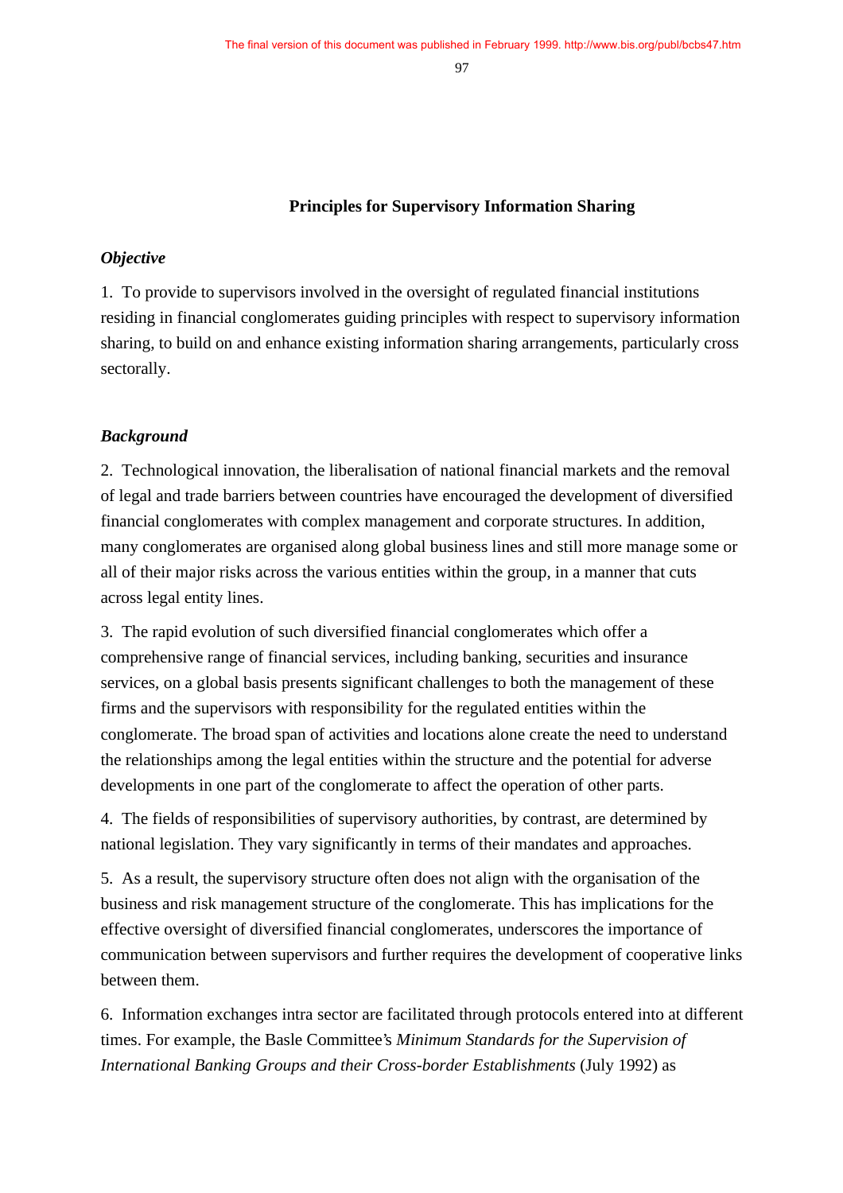## Principles for Supervisory Information Sharing

### *Objective*

1. To provide to supervisors involved in the oversight of regulated financial institutions residing in financial conglomerates guiding principles with respect to supervisory information sharing, to build on and enhance existing information sharing arrangements, particularly cross sectorally.

### *Background*

2. Technological innovation, the liberalisation of national financial markets and the removal of legal and trade barriers between countries have encouraged the development of diversified financial conglomerates with complex management and corporate structures. In addition, many conglomerates are organised along global business lines and still more manage some or all of their major risks across the various entities within the group, in a manner that cuts across legal entity lines.

3. The rapid evolution of such diversified financial conglomerates which offer a comprehensive range of financial services, including banking, securities and insurance services, on a global basis presents significant challenges to both the management of these firms and the supervisors with responsibility for the regulated entities within the conglomerate. The broad span of activities and locations alone create the need to understand the relationships among the legal entities within the structure and the potential for adverse developments in one part of the conglomerate to affect the operation of other parts.

4. The fields of responsibilities of supervisory authorities, by contrast, are determined by national legislation. They vary significantly in terms of their mandates and approaches.

5. As a result, the supervisory structure often does not align with the organisation of the business and risk management structure of the conglomerate. This has implications for the effective oversight of diversified financial conglomerates, underscores the importance of communication between supervisors and further requires the development of cooperative links between them.

6. Information exchanges intra sector are facilitated through protocols entered into at different times. For example, the Basle Committee's *Minimum Standards for the Supervision of International Banking Groups and their Cross-border Establishments* (July 1992) as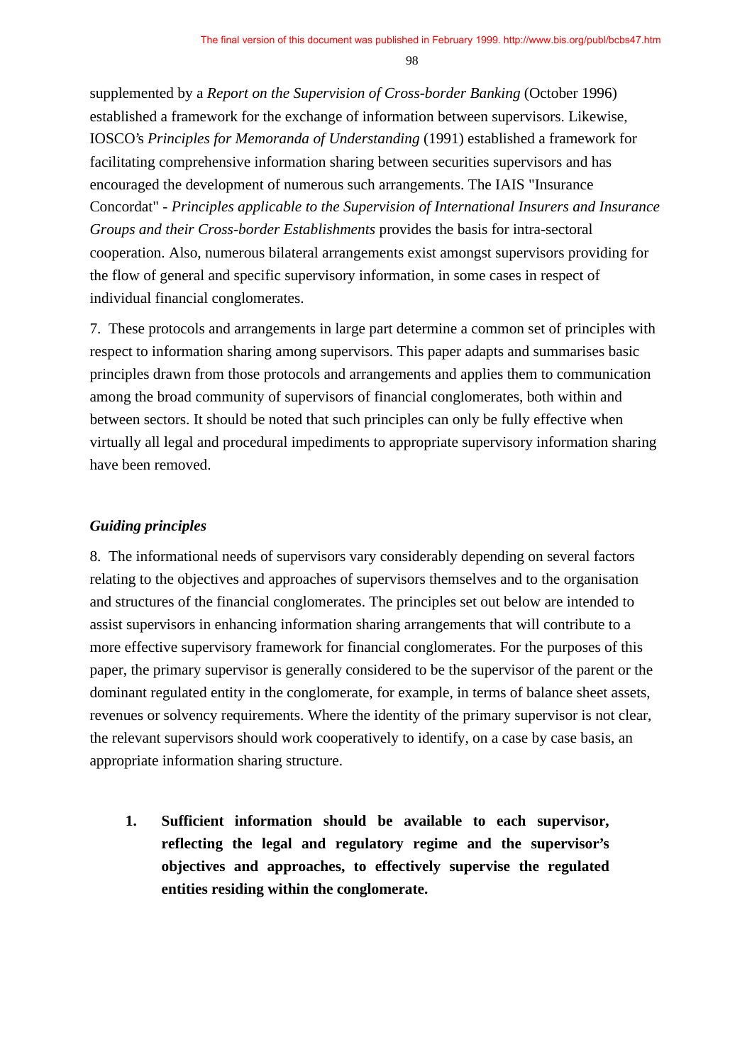supplemented by a *Report on the Supervision of Cross-border Banking* (October 1996) established a framework for the exchange of information between supervisors. Likewise, IOSCO's *Principles for Memoranda of Understanding* (1991) established a framework for facilitating comprehensive information sharing between securities supervisors and has encouraged the development of numerous such arrangements. The IAIS "Insurance Concordat" - *Principles applicable to the Supervision of International Insurers and Insurance Groups and their Cross-border Establishments* provides the basis for intra-sectoral cooperation. Also, numerous bilateral arrangements exist amongst supervisors providing for the flow of general and specific supervisory information, in some cases in respect of individual financial conglomerates.

7. These protocols and arrangements in large part determine a common set of principles with respect to information sharing among supervisors. This paper adapts and summarises basic principles drawn from those protocols and arrangements and applies them to communication among the broad community of supervisors of financial conglomerates, both within and between sectors. It should be noted that such principles can only be fully effective when virtually all legal and procedural impediments to appropriate supervisory information sharing have been removed.

***Guiding principles***

8. The informational needs of supervisors vary considerably depending on several factors relating to the objectives and approaches of supervisors themselves and to the organisation and structures of the financial conglomerates. The principles set out below are intended to assist supervisors in enhancing information sharing arrangements that will contribute to a more effective supervisory framework for financial conglomerates. For the purposes of this paper, the primary supervisor is generally considered to be the supervisor of the parent or the dominant regulated entity in the conglomerate, for example, in terms of balance sheet assets, revenues or solvency requirements. Where the identity of the primary supervisor is not clear, the relevant supervisors should work cooperatively to identify, on a case by case basis, an appropriate information sharing structure.

1. **Sufficient information should be available to each supervisor, reflecting the legal and regulatory regime and the supervisor's objectives and approaches, to effectively supervise the regulated entities residing within the conglomerate.**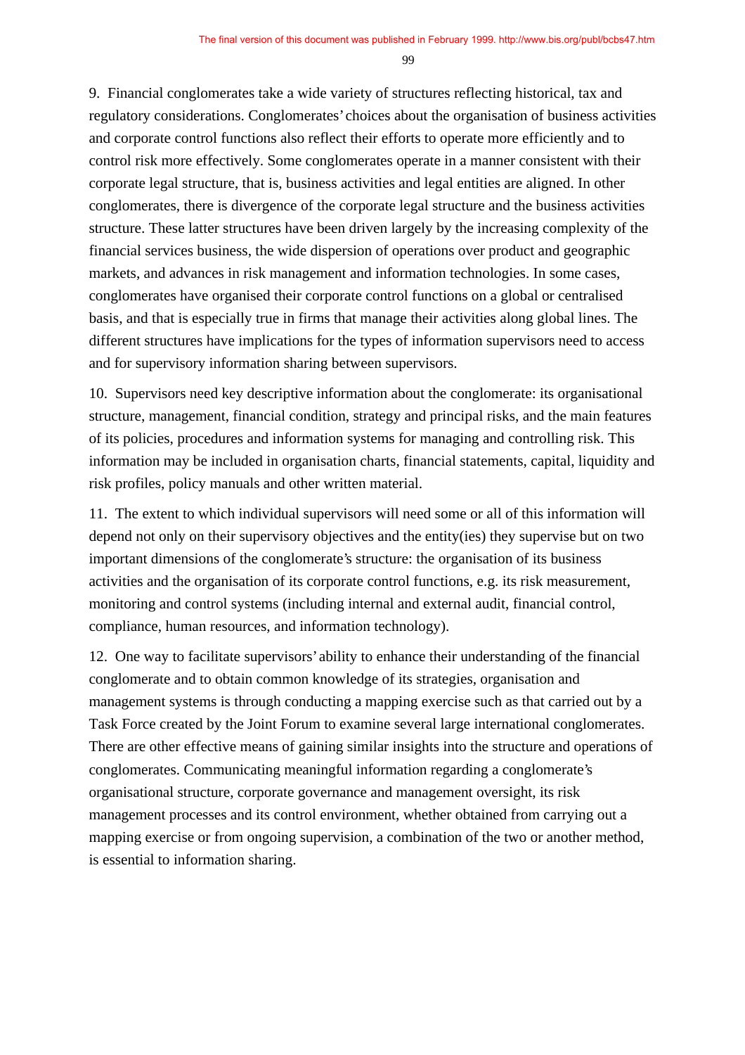9. Financial conglomerates take a wide variety of structures reflecting historical, tax and regulatory considerations. Conglomerates' choices about the organisation of business activities and corporate control functions also reflect their efforts to operate more efficiently and to control risk more effectively. Some conglomerates operate in a manner consistent with their corporate legal structure, that is, business activities and legal entities are aligned. In other conglomerates, there is divergence of the corporate legal structure and the business activities structure. These latter structures have been driven largely by the increasing complexity of the financial services business, the wide dispersion of operations over product and geographic markets, and advances in risk management and information technologies. In some cases, conglomerates have organised their corporate control functions on a global or centralised basis, and that is especially true in firms that manage their activities along global lines. The different structures have implications for the types of information supervisors need to access and for supervisory information sharing between supervisors.

10. Supervisors need key descriptive information about the conglomerate: its organisational structure, management, financial condition, strategy and principal risks, and the main features of its policies, procedures and information systems for managing and controlling risk. This information may be included in organisation charts, financial statements, capital, liquidity and risk profiles, policy manuals and other written material.

11. The extent to which individual supervisors will need some or all of this information will depend not only on their supervisory objectives and the entity(ies) they supervise but on two important dimensions of the conglomerate's structure: the organisation of its business activities and the organisation of its corporate control functions, e.g. its risk measurement, monitoring and control systems (including internal and external audit, financial control, compliance, human resources, and information technology).

12. One way to facilitate supervisors' ability to enhance their understanding of the financial conglomerate and to obtain common knowledge of its strategies, organisation and management systems is through conducting a mapping exercise such as that carried out by a Task Force created by the Joint Forum to examine several large international conglomerates. There are other effective means of gaining similar insights into the structure and operations of conglomerates. Communicating meaningful information regarding a conglomerate's organisational structure, corporate governance and management oversight, its risk management processes and its control environment, whether obtained from carrying out a mapping exercise or from ongoing supervision, a combination of the two or another method, is essential to information sharing.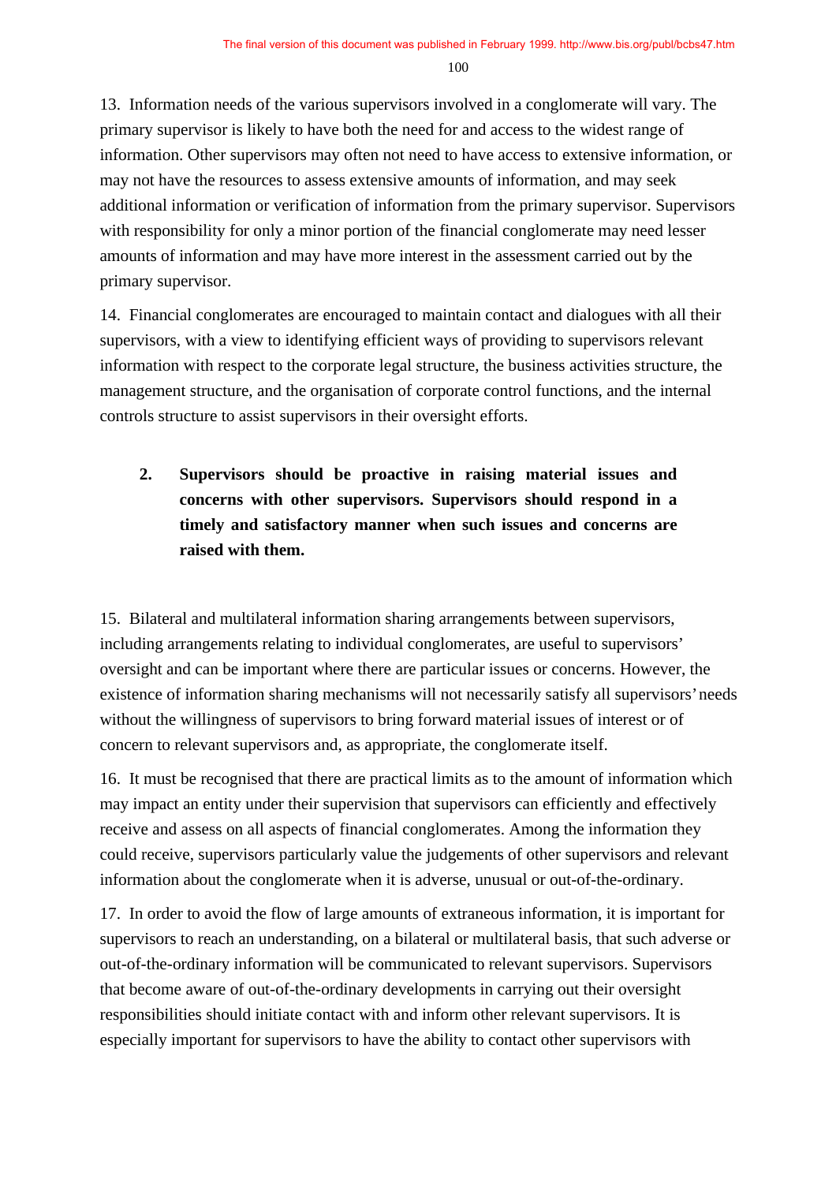13. Information needs of the various supervisors involved in a conglomerate will vary. The primary supervisor is likely to have both the need for and access to the widest range of information. Other supervisors may often not need to have access to extensive information, or may not have the resources to assess extensive amounts of information, and may seek additional information or verification of information from the primary supervisor. Supervisors with responsibility for only a minor portion of the financial conglomerate may need lesser amounts of information and may have more interest in the assessment carried out by the primary supervisor.

14. Financial conglomerates are encouraged to maintain contact and dialogues with all their supervisors, with a view to identifying efficient ways of providing to supervisors relevant information with respect to the corporate legal structure, the business activities structure, the management structure, and the organisation of corporate control functions, and the internal controls structure to assist supervisors in their oversight efforts.

**2. Supervisors should be proactive in raising material issues and concerns with other supervisors. Supervisors should respond in a timely and satisfactory manner when such issues and concerns are raised with them.**

15. Bilateral and multilateral information sharing arrangements between supervisors, including arrangements relating to individual conglomerates, are useful to supervisors' oversight and can be important where there are particular issues or concerns. However, the existence of information sharing mechanisms will not necessarily satisfy all supervisors' needs without the willingness of supervisors to bring forward material issues of interest or of concern to relevant supervisors and, as appropriate, the conglomerate itself.

16. It must be recognised that there are practical limits as to the amount of information which may impact an entity under their supervision that supervisors can efficiently and effectively receive and assess on all aspects of financial conglomerates. Among the information they could receive, supervisors particularly value the judgements of other supervisors and relevant information about the conglomerate when it is adverse, unusual or out-of-the-ordinary.

17. In order to avoid the flow of large amounts of extraneous information, it is important for supervisors to reach an understanding, on a bilateral or multilateral basis, that such adverse or out-of-the-ordinary information will be communicated to relevant supervisors. Supervisors that become aware of out-of-the-ordinary developments in carrying out their oversight responsibilities should initiate contact with and inform other relevant supervisors. It is especially important for supervisors to have the ability to contact other supervisors with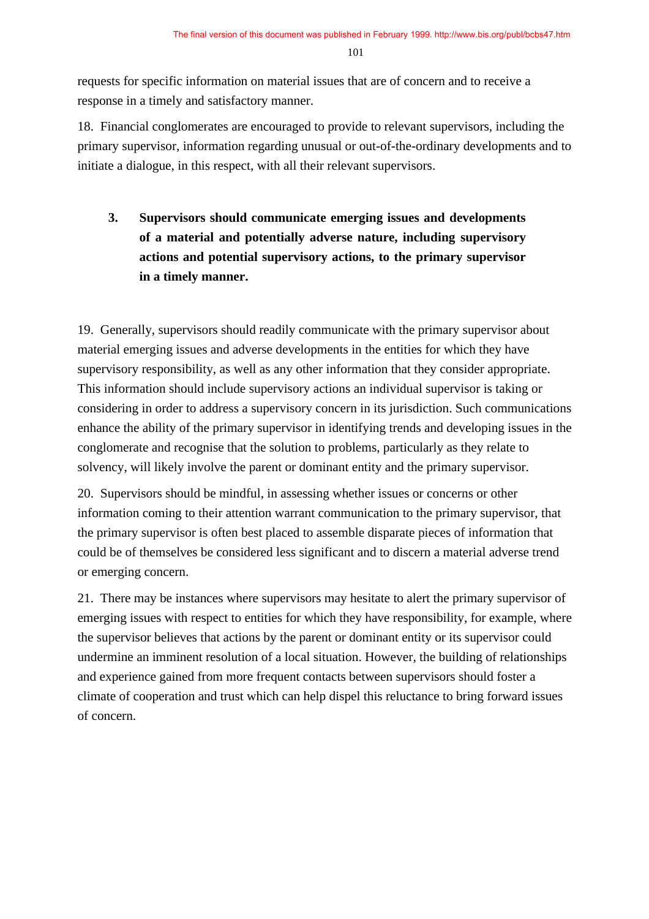requests for specific information on material issues that are of concern and to receive a response in a timely and satisfactory manner.

18. Financial conglomerates are encouraged to provide to relevant supervisors, including the primary supervisor, information regarding unusual or out-of-the-ordinary developments and to initiate a dialogue, in this respect, with all their relevant supervisors.

**3. Supervisors should communicate emerging issues and developments of a material and potentially adverse nature, including supervisory actions and potential supervisory actions, to the primary supervisor in a timely manner.**

19. Generally, supervisors should readily communicate with the primary supervisor about material emerging issues and adverse developments in the entities for which they have supervisory responsibility, as well as any other information that they consider appropriate. This information should include supervisory actions an individual supervisor is taking or considering in order to address a supervisory concern in its jurisdiction. Such communications enhance the ability of the primary supervisor in identifying trends and developing issues in the conglomerate and recognise that the solution to problems, particularly as they relate to solvency, will likely involve the parent or dominant entity and the primary supervisor.

20. Supervisors should be mindful, in assessing whether issues or concerns or other information coming to their attention warrant communication to the primary supervisor, that the primary supervisor is often best placed to assemble disparate pieces of information that could be of themselves be considered less significant and to discern a material adverse trend or emerging concern.

21. There may be instances where supervisors may hesitate to alert the primary supervisor of emerging issues with respect to entities for which they have responsibility, for example, where the supervisor believes that actions by the parent or dominant entity or its supervisor could undermine an imminent resolution of a local situation. However, the building of relationships and experience gained from more frequent contacts between supervisors should foster a climate of cooperation and trust which can help dispel this reluctance to bring forward issues of concern.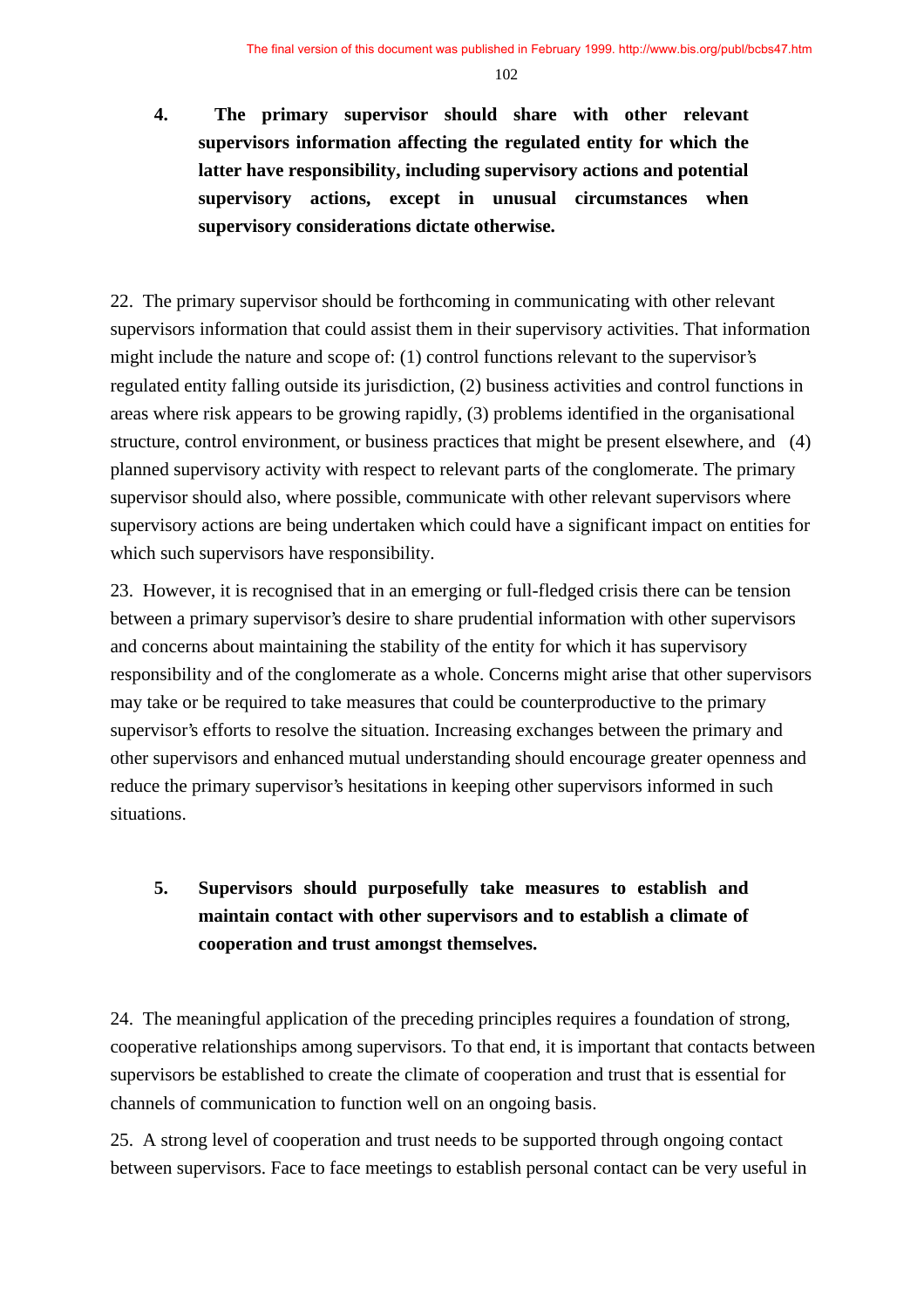4. **The primary supervisor should share with other relevant supervisors information affecting the regulated entity for which the latter have responsibility, including supervisory actions and potential supervisory actions, except in unusual circumstances when supervisory considerations dictate otherwise.**

22. The primary supervisor should be forthcoming in communicating with other relevant supervisors information that could assist them in their supervisory activities. That information might include the nature and scope of: (1) control functions relevant to the supervisor's regulated entity falling outside its jurisdiction, (2) business activities and control functions in areas where risk appears to be growing rapidly, (3) problems identified in the organisational structure, control environment, or business practices that might be present elsewhere, and (4) planned supervisory activity with respect to relevant parts of the conglomerate. The primary supervisor should also, where possible, communicate with other relevant supervisors where supervisory actions are being undertaken which could have a significant impact on entities for which such supervisors have responsibility.

23. However, it is recognised that in an emerging or full-fledged crisis there can be tension between a primary supervisor's desire to share prudential information with other supervisors and concerns about maintaining the stability of the entity for which it has supervisory responsibility and of the conglomerate as a whole. Concerns might arise that other supervisors may take or be required to take measures that could be counterproductive to the primary supervisor's efforts to resolve the situation. Increasing exchanges between the primary and other supervisors and enhanced mutual understanding should encourage greater openness and reduce the primary supervisor's hesitations in keeping other supervisors informed in such situations.

5. **Supervisors should purposefully take measures to establish and maintain contact with other supervisors and to establish a climate of cooperation and trust amongst themselves.**

24. The meaningful application of the preceding principles requires a foundation of strong, cooperative relationships among supervisors. To that end, it is important that contacts between supervisors be established to create the climate of cooperation and trust that is essential for channels of communication to function well on an ongoing basis.

25. A strong level of cooperation and trust needs to be supported through ongoing contact between supervisors. Face to face meetings to establish personal contact can be very useful in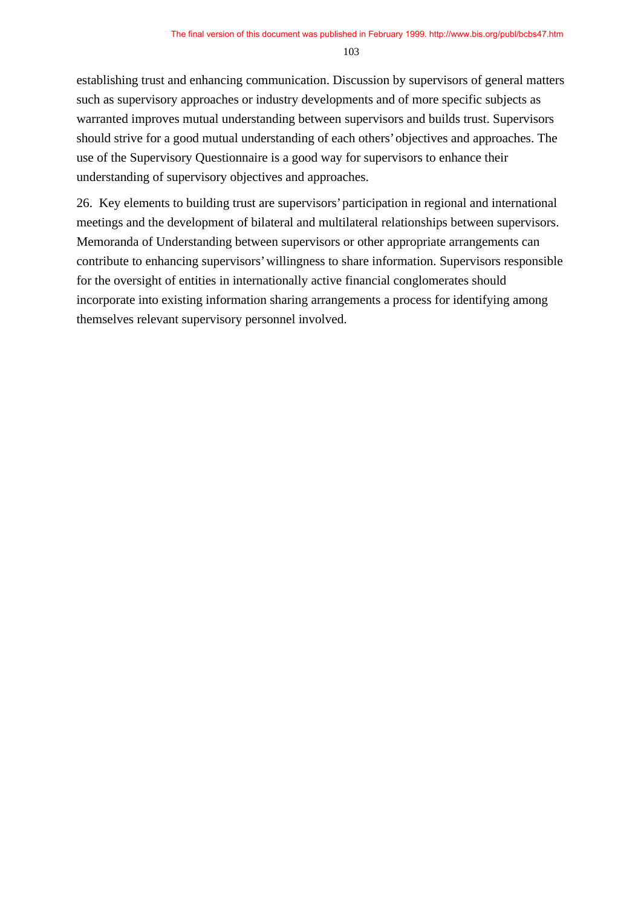establishing trust and enhancing communication. Discussion by supervisors of general matters such as supervisory approaches or industry developments and of more specific subjects as warranted improves mutual understanding between supervisors and builds trust. Supervisors should strive for a good mutual understanding of each others' objectives and approaches. The use of the Supervisory Questionnaire is a good way for supervisors to enhance their understanding of supervisory objectives and approaches.

26. Key elements to building trust are supervisors' participation in regional and international meetings and the development of bilateral and multilateral relationships between supervisors. Memoranda of Understanding between supervisors or other appropriate arrangements can contribute to enhancing supervisors' willingness to share information. Supervisors responsible for the oversight of entities in internationally active financial conglomerates should incorporate into existing information sharing arrangements a process for identifying among themselves relevant supervisory personnel involved.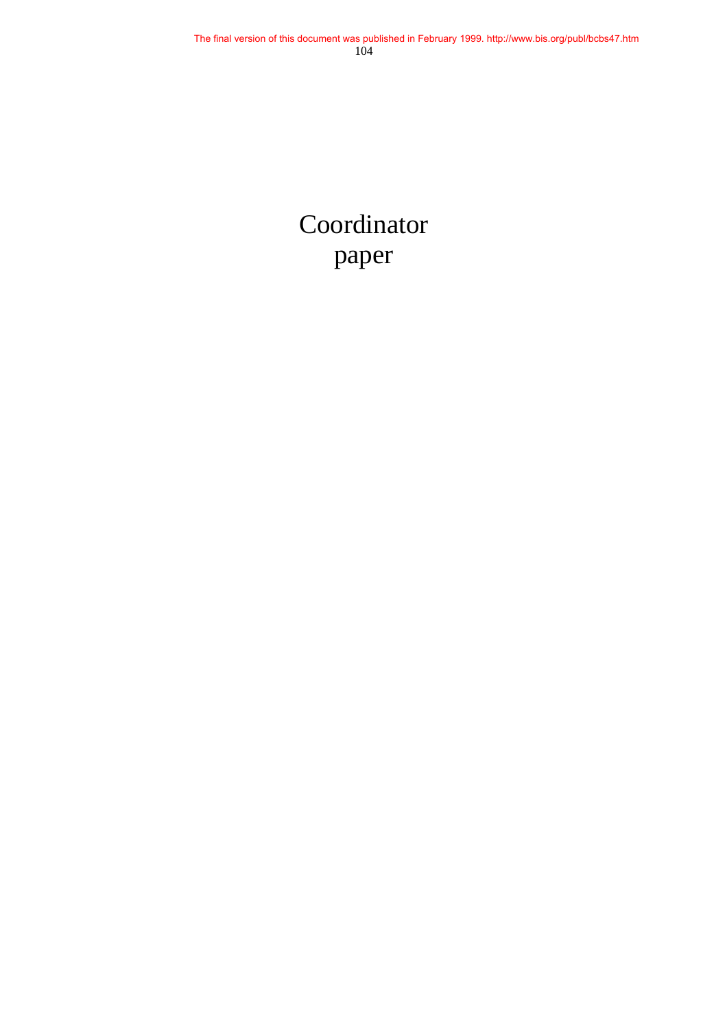# Coordinator paper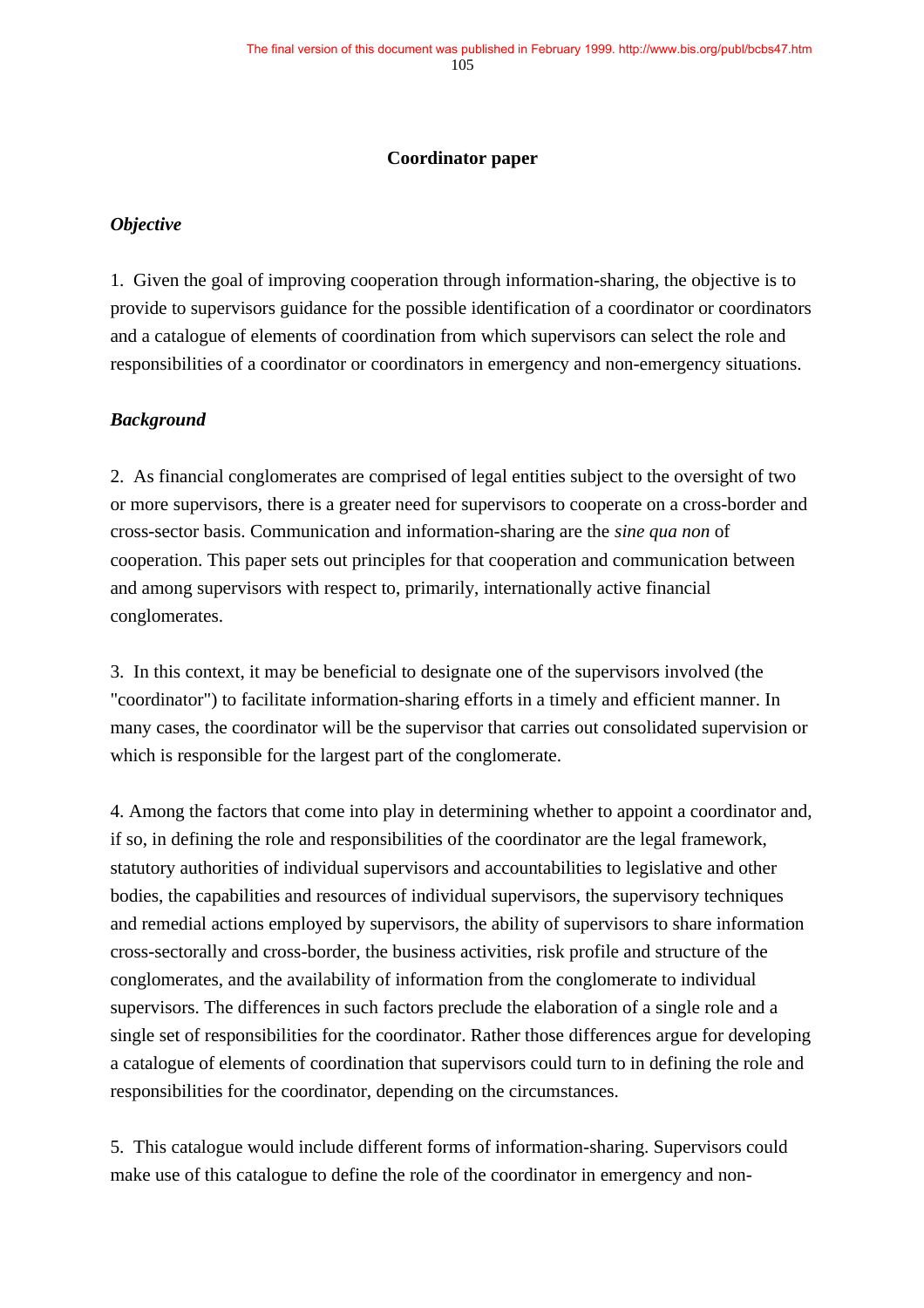## Coordinator paper

### *Objective*

1. Given the goal of improving cooperation through information-sharing, the objective is to provide to supervisors guidance for the possible identification of a coordinator or coordinators and a catalogue of elements of coordination from which supervisors can select the role and responsibilities of a coordinator or coordinators in emergency and non-emergency situations.

### *Background*

2. As financial conglomerates are comprised of legal entities subject to the oversight of two or more supervisors, there is a greater need for supervisors to cooperate on a cross-border and cross-sector basis. Communication and information-sharing are the *sine qua non* of cooperation. This paper sets out principles for that cooperation and communication between and among supervisors with respect to, primarily, internationally active financial conglomerates.

3. In this context, it may be beneficial to designate one of the supervisors involved (the "coordinator") to facilitate information-sharing efforts in a timely and efficient manner. In many cases, the coordinator will be the supervisor that carries out consolidated supervision or which is responsible for the largest part of the conglomerate.

4. Among the factors that come into play in determining whether to appoint a coordinator and, if so, in defining the role and responsibilities of the coordinator are the legal framework, statutory authorities of individual supervisors and accountabilities to legislative and other bodies, the capabilities and resources of individual supervisors, the supervisory techniques and remedial actions employed by supervisors, the ability of supervisors to share information cross-sectorally and cross-border, the business activities, risk profile and structure of the conglomerates, and the availability of information from the conglomerate to individual supervisors. The differences in such factors preclude the elaboration of a single role and a single set of responsibilities for the coordinator. Rather those differences argue for developing a catalogue of elements of coordination that supervisors could turn to in defining the role and responsibilities for the coordinator, depending on the circumstances.

5. This catalogue would include different forms of information-sharing. Supervisors could make use of this catalogue to define the role of the coordinator in emergency and non-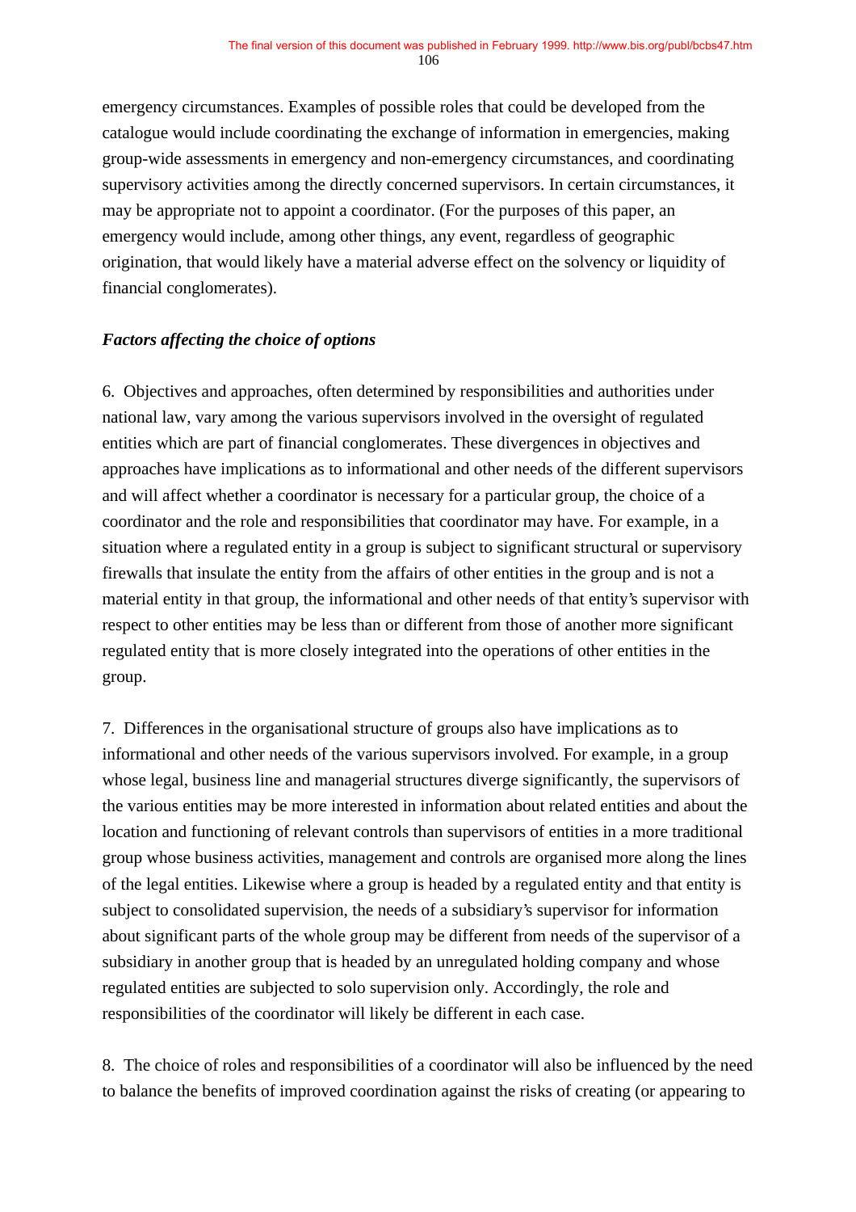emergency circumstances. Examples of possible roles that could be developed from the catalogue would include coordinating the exchange of information in emergencies, making group-wide assessments in emergency and non-emergency circumstances, and coordinating supervisory activities among the directly concerned supervisors. In certain circumstances, it may be appropriate not to appoint a coordinator. (For the purposes of this paper, an emergency would include, among other things, any event, regardless of geographic origination, that would likely have a material adverse effect on the solvency or liquidity of financial conglomerates).

***Factors affecting the choice of options***

6. Objectives and approaches, often determined by responsibilities and authorities under national law, vary among the various supervisors involved in the oversight of regulated entities which are part of financial conglomerates. These divergences in objectives and approaches have implications as to informational and other needs of the different supervisors and will affect whether a coordinator is necessary for a particular group, the choice of a coordinator and the role and responsibilities that coordinator may have. For example, in a situation where a regulated entity in a group is subject to significant structural or supervisory firewalls that insulate the entity from the affairs of other entities in the group and is not a material entity in that group, the informational and other needs of that entity's supervisor with respect to other entities may be less than or different from those of another more significant regulated entity that is more closely integrated into the operations of other entities in the group.

7. Differences in the organisational structure of groups also have implications as to informational and other needs of the various supervisors involved. For example, in a group whose legal, business line and managerial structures diverge significantly, the supervisors of the various entities may be more interested in information about related entities and about the location and functioning of relevant controls than supervisors of entities in a more traditional group whose business activities, management and controls are organised more along the lines of the legal entities. Likewise where a group is headed by a regulated entity and that entity is subject to consolidated supervision, the needs of a subsidiary's supervisor for information about significant parts of the whole group may be different from needs of the supervisor of a subsidiary in another group that is headed by an unregulated holding company and whose regulated entities are subjected to solo supervision only. Accordingly, the role and responsibilities of the coordinator will likely be different in each case.

8. The choice of roles and responsibilities of a coordinator will also be influenced by the need to balance the benefits of improved coordination against the risks of creating (or appearing to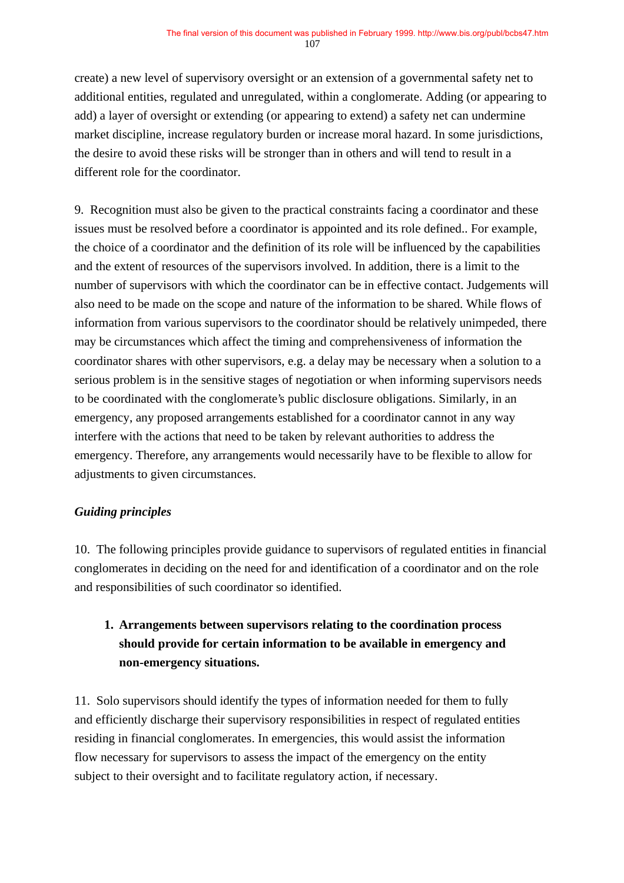create) a new level of supervisory oversight or an extension of a governmental safety net to additional entities, regulated and unregulated, within a conglomerate. Adding (or appearing to add) a layer of oversight or extending (or appearing to extend) a safety net can undermine market discipline, increase regulatory burden or increase moral hazard. In some jurisdictions, the desire to avoid these risks will be stronger than in others and will tend to result in a different role for the coordinator.

9. Recognition must also be given to the practical constraints facing a coordinator and these issues must be resolved before a coordinator is appointed and its role defined.. For example, the choice of a coordinator and the definition of its role will be influenced by the capabilities and the extent of resources of the supervisors involved. In addition, there is a limit to the number of supervisors with which the coordinator can be in effective contact. Judgements will also need to be made on the scope and nature of the information to be shared. While flows of information from various supervisors to the coordinator should be relatively unimpeded, there may be circumstances which affect the timing and comprehensiveness of information the coordinator shares with other supervisors, e.g. a delay may be necessary when a solution to a serious problem is in the sensitive stages of negotiation or when informing supervisors needs to be coordinated with the conglomerate's public disclosure obligations. Similarly, in an emergency, any proposed arrangements established for a coordinator cannot in any way interfere with the actions that need to be taken by relevant authorities to address the emergency. Therefore, any arrangements would necessarily have to be flexible to allow for adjustments to given circumstances.

***Guiding principles***

10. The following principles provide guidance to supervisors of regulated entities in financial conglomerates in deciding on the need for and identification of a coordinator and on the role and responsibilities of such coordinator so identified.

1. **Arrangements between supervisors relating to the coordination process should provide for certain information to be available in emergency and non-emergency situations.**

11. Solo supervisors should identify the types of information needed for them to fully and efficiently discharge their supervisory responsibilities in respect of regulated entities residing in financial conglomerates. In emergencies, this would assist the information flow necessary for supervisors to assess the impact of the emergency on the entity subject to their oversight and to facilitate regulatory action, if necessary.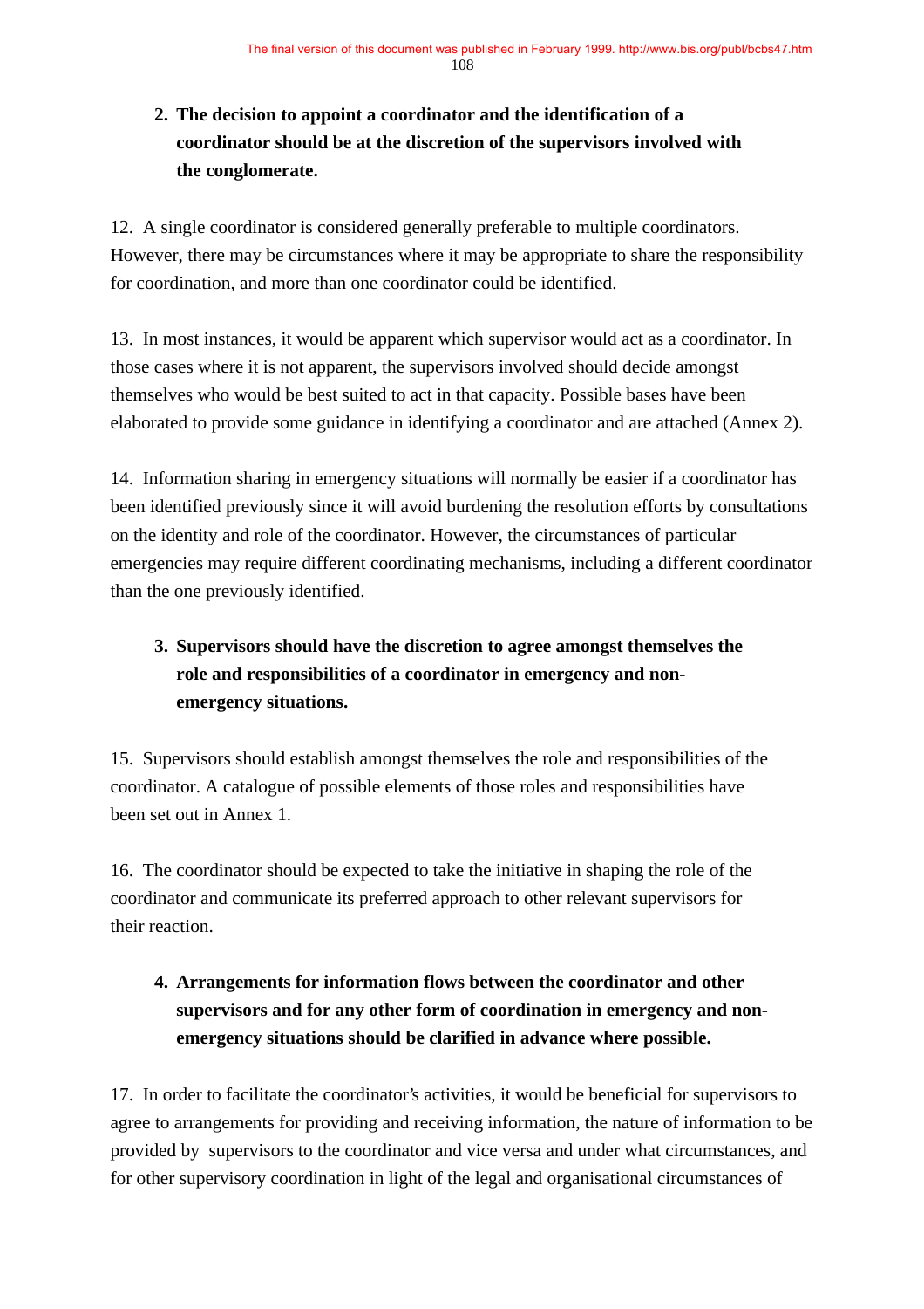2. **The decision to appoint a coordinator and the identification of a coordinator should be at the discretion of the supervisors involved with the conglomerate.**

12. A single coordinator is considered generally preferable to multiple coordinators. However, there may be circumstances where it may be appropriate to share the responsibility for coordination, and more than one coordinator could be identified.

13. In most instances, it would be apparent which supervisor would act as a coordinator. In those cases where it is not apparent, the supervisors involved should decide amongst themselves who would be best suited to act in that capacity. Possible bases have been elaborated to provide some guidance in identifying a coordinator and are attached (Annex 2).

14. Information sharing in emergency situations will normally be easier if a coordinator has been identified previously since it will avoid burdening the resolution efforts by consultations on the identity and role of the coordinator. However, the circumstances of particular emergencies may require different coordinating mechanisms, including a different coordinator than the one previously identified.

3. **Supervisors should have the discretion to agree amongst themselves the role and responsibilities of a coordinator in emergency and non-emergency situations.**

15. Supervisors should establish amongst themselves the role and responsibilities of the coordinator. A catalogue of possible elements of those roles and responsibilities have been set out in Annex 1.

16. The coordinator should be expected to take the initiative in shaping the role of the coordinator and communicate its preferred approach to other relevant supervisors for their reaction.

4. **Arrangements for information flows between the coordinator and other supervisors and for any other form of coordination in emergency and non-emergency situations should be clarified in advance where possible.**

17. In order to facilitate the coordinator's activities, it would be beneficial for supervisors to agree to arrangements for providing and receiving information, the nature of information to be provided by supervisors to the coordinator and vice versa and under what circumstances, and for other supervisory coordination in light of the legal and organisational circumstances of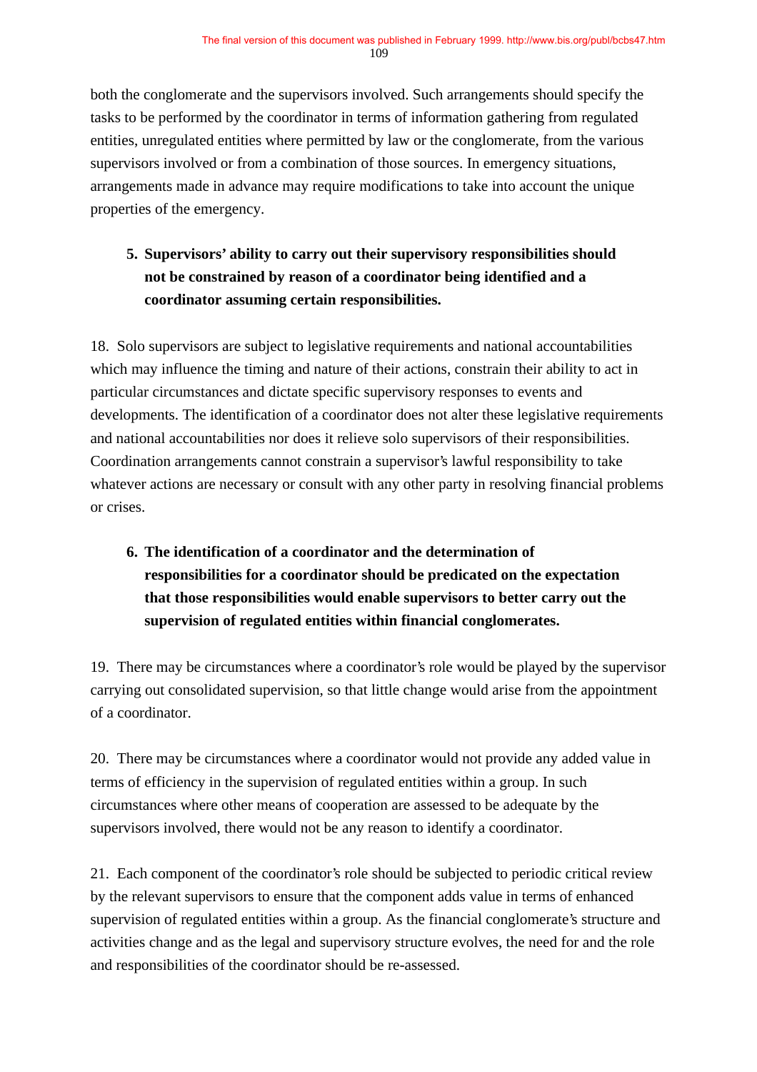both the conglomerate and the supervisors involved. Such arrangements should specify the tasks to be performed by the coordinator in terms of information gathering from regulated entities, unregulated entities where permitted by law or the conglomerate, from the various supervisors involved or from a combination of those sources. In emergency situations, arrangements made in advance may require modifications to take into account the unique properties of the emergency.

5. **Supervisors' ability to carry out their supervisory responsibilities should not be constrained by reason of a coordinator being identified and a coordinator assuming certain responsibilities.**

18. Solo supervisors are subject to legislative requirements and national accountabilities which may influence the timing and nature of their actions, constrain their ability to act in particular circumstances and dictate specific supervisory responses to events and developments. The identification of a coordinator does not alter these legislative requirements and national accountabilities nor does it relieve solo supervisors of their responsibilities. Coordination arrangements cannot constrain a supervisor's lawful responsibility to take whatever actions are necessary or consult with any other party in resolving financial problems or crises.

6. **The identification of a coordinator and the determination of responsibilities for a coordinator should be predicated on the expectation that those responsibilities would enable supervisors to better carry out the supervision of regulated entities within financial conglomerates.**

19. There may be circumstances where a coordinator's role would be played by the supervisor carrying out consolidated supervision, so that little change would arise from the appointment of a coordinator.

20. There may be circumstances where a coordinator would not provide any added value in terms of efficiency in the supervision of regulated entities within a group. In such circumstances where other means of cooperation are assessed to be adequate by the supervisors involved, there would not be any reason to identify a coordinator.

21. Each component of the coordinator's role should be subjected to periodic critical review by the relevant supervisors to ensure that the component adds value in terms of enhanced supervision of regulated entities within a group. As the financial conglomerate's structure and activities change and as the legal and supervisory structure evolves, the need for and the role and responsibilities of the coordinator should be re-assessed.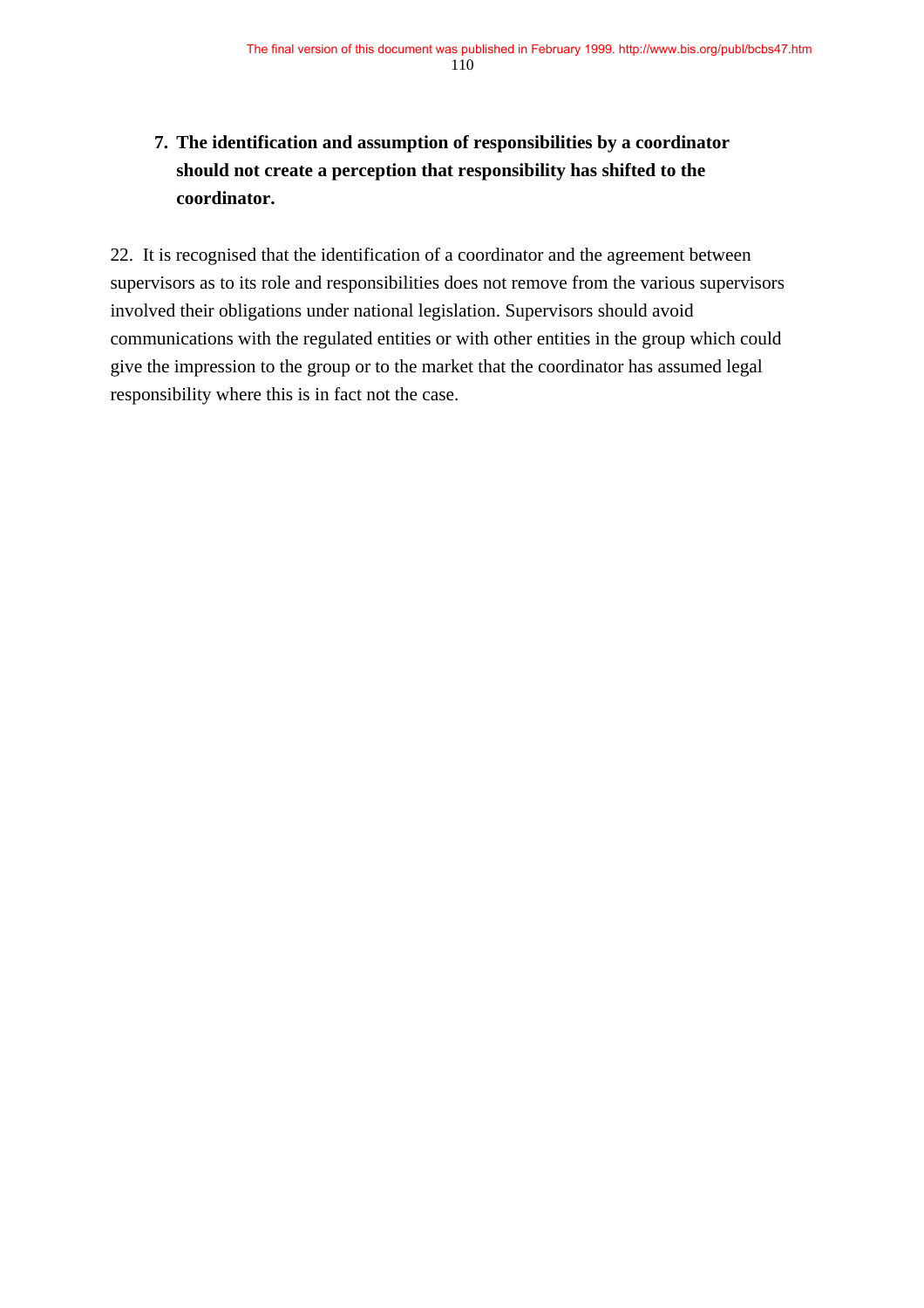7. **The identification and assumption of responsibilities by a coordinator should not create a perception that responsibility has shifted to the coordinator.**

22. It is recognised that the identification of a coordinator and the agreement between supervisors as to its role and responsibilities does not remove from the various supervisors involved their obligations under national legislation. Supervisors should avoid communications with the regulated entities or with other entities in the group which could give the impression to the group or to the market that the coordinator has assumed legal responsibility where this is in fact not the case.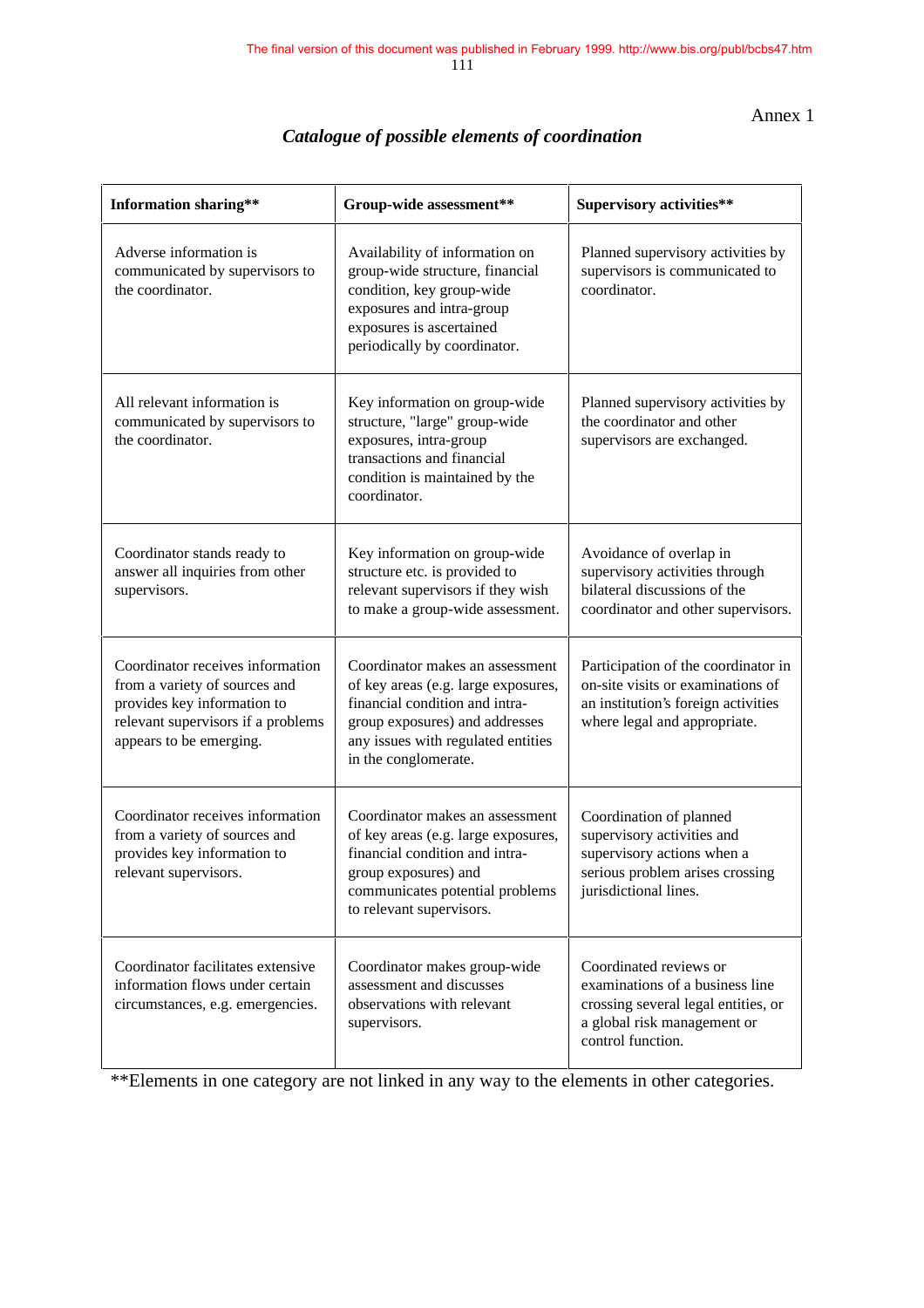Annex 1

## *Catalogue of possible elements of coordination*

| Information sharing** | Group-wide assessment** | Supervisory activities** |
|---|---|---|
| Adverse information is communicated by supervisors to the coordinator. | Availability of information on group-wide structure, financial condition, key group-wide exposures and intra-group exposures is ascertained periodically by coordinator. | Planned supervisory activities by supervisors is communicated to coordinator. |
| All relevant information is communicated by supervisors to the coordinator. | Key information on group-wide structure, "large" group-wide exposures, intra-group transactions and financial condition is maintained by the coordinator. | Planned supervisory activities by the coordinator and other supervisors are exchanged. |
| Coordinator stands ready to answer all inquiries from other supervisors. | Key information on group-wide structure etc. is provided to relevant supervisors if they wish to make a group-wide assessment. | Avoidance of overlap in supervisory activities through bilateral discussions of the coordinator and other supervisors. |
| Coordinator receives information from a variety of sources and provides key information to relevant supervisors if a problems appears to be emerging. | Coordinator makes an assessment of key areas (e.g. large exposures, financial condition and intra-group exposures) and addresses any issues with regulated entities in the conglomerate. | Participation of the coordinator in on-site visits or examinations of an institution's foreign activities where legal and appropriate. |
| Coordinator receives information from a variety of sources and provides key information to relevant supervisors. | Coordinator makes an assessment of key areas (e.g. large exposures, financial condition and intra-group exposures) and communicates potential problems to relevant supervisors. | Coordination of planned supervisory activities and supervisory actions when a serious problem arises crossing jurisdictional lines. |
| Coordinator facilitates extensive information flows under certain circumstances, e.g. emergencies. | Coordinator makes group-wide assessment and discusses observations with relevant supervisors. | Coordinated reviews or examinations of a business line crossing several legal entities, or a global risk management or control function. |

**Elements in one category are not linked in any way to the elements in other categories.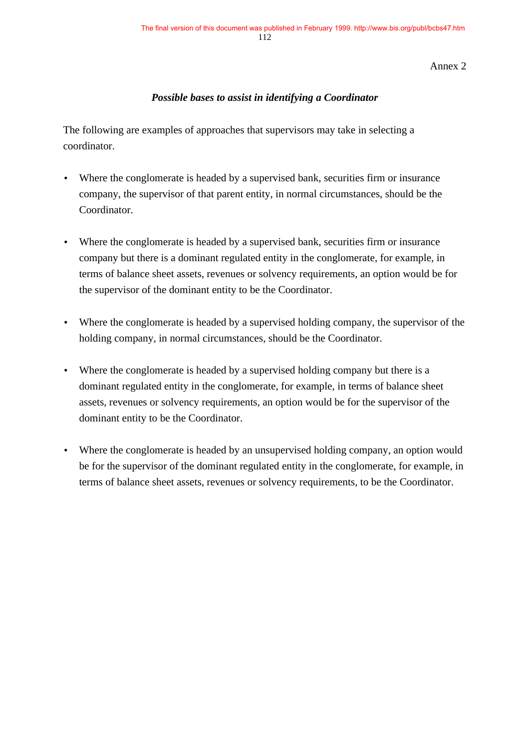Annex 2

## *Possible bases to assist in identifying a Coordinator*

The following are examples of approaches that supervisors may take in selecting a coordinator.

- Where the conglomerate is headed by a supervised bank, securities firm or insurance company, the supervisor of that parent entity, in normal circumstances, should be the Coordinator.

- Where the conglomerate is headed by a supervised bank, securities firm or insurance company but there is a dominant regulated entity in the conglomerate, for example, in terms of balance sheet assets, revenues or solvency requirements, an option would be for the supervisor of the dominant entity to be the Coordinator.

- Where the conglomerate is headed by a supervised holding company, the supervisor of the holding company, in normal circumstances, should be the Coordinator.

- Where the conglomerate is headed by a supervised holding company but there is a dominant regulated entity in the conglomerate, for example, in terms of balance sheet assets, revenues or solvency requirements, an option would be for the supervisor of the dominant entity to be the Coordinator.

- Where the conglomerate is headed by an unsupervised holding company, an option would be for the supervisor of the dominant regulated entity in the conglomerate, for example, in terms of balance sheet assets, revenues or solvency requirements, to be the Coordinator.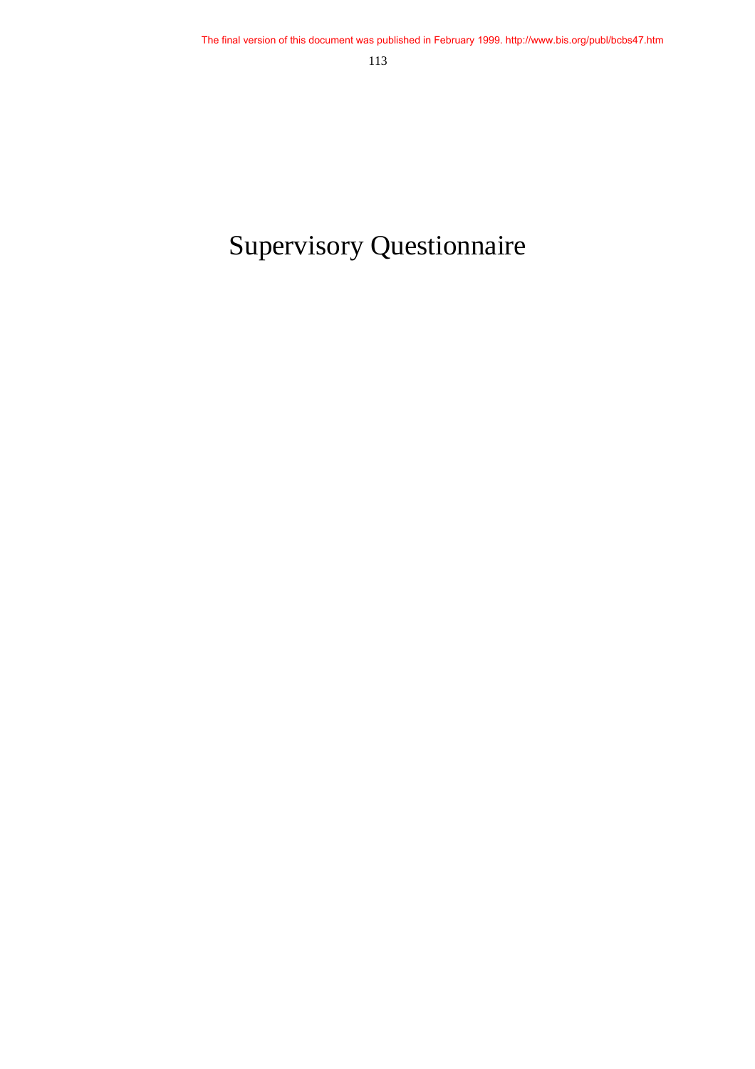# Supervisory Questionnaire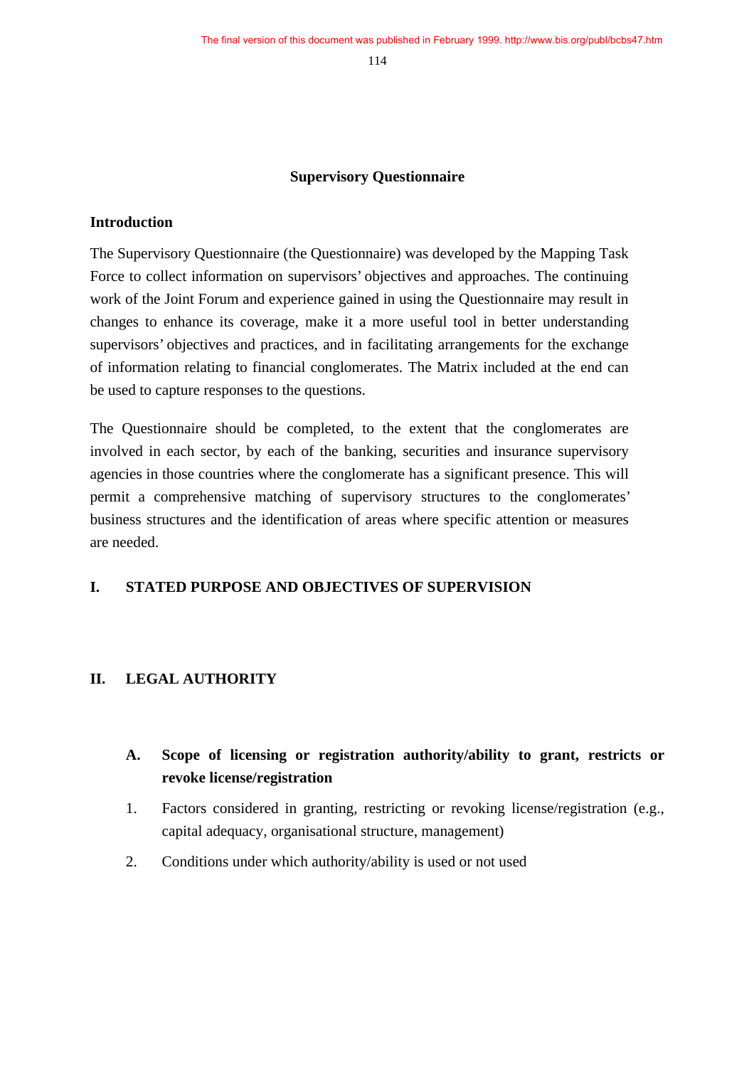## Supervisory Questionnaire

### Introduction

The Supervisory Questionnaire (the Questionnaire) was developed by the Mapping Task Force to collect information on supervisors' objectives and approaches. The continuing work of the Joint Forum and experience gained in using the Questionnaire may result in changes to enhance its coverage, make it a more useful tool in better understanding supervisors' objectives and practices, and in facilitating arrangements for the exchange of information relating to financial conglomerates. The Matrix included at the end can be used to capture responses to the questions.

The Questionnaire should be completed, to the extent that the conglomerates are involved in each sector, by each of the banking, securities and insurance supervisory agencies in those countries where the conglomerate has a significant presence. This will permit a comprehensive matching of supervisory structures to the conglomerates' business structures and the identification of areas where specific attention or measures are needed.

### I. STATED PURPOSE AND OBJECTIVES OF SUPERVISION

### II. LEGAL AUTHORITY

#### A. Scope of licensing or registration authority/ability to grant, restricts or revoke license/registration

1. Factors considered in granting, restricting or revoking license/registration (e.g., capital adequacy, organisational structure, management)
2. Conditions under which authority/ability is used or not used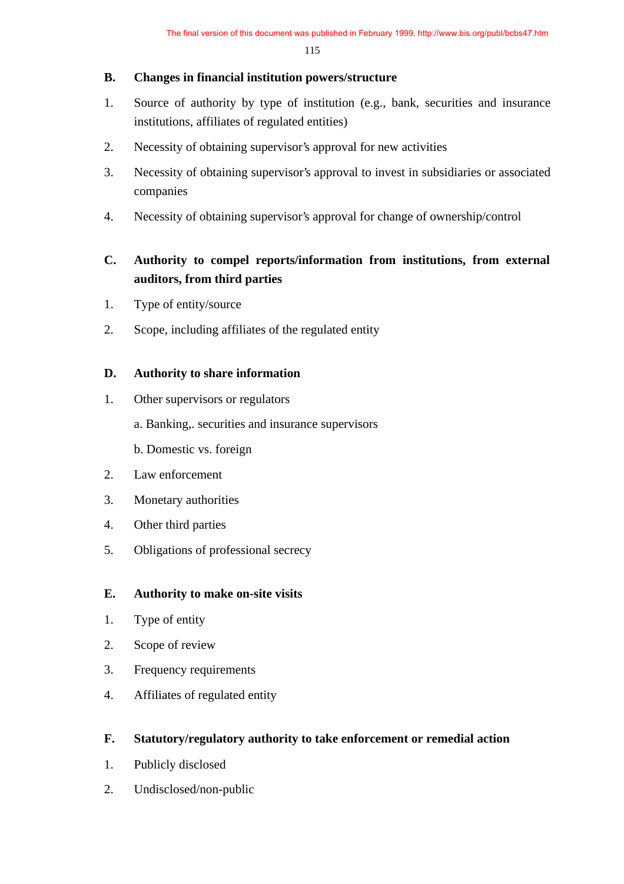**B. Changes in financial institution powers/structure**

1. Source of authority by type of institution (e.g., bank, securities and insurance institutions, affiliates of regulated entities)
2. Necessity of obtaining supervisor's approval for new activities
3. Necessity of obtaining supervisor's approval to invest in subsidiaries or associated companies
4. Necessity of obtaining supervisor's approval for change of ownership/control

**C. Authority to compel reports/information from institutions, from external auditors, from third parties**

1. Type of entity/source
2. Scope, including affiliates of the regulated entity

**D. Authority to share information**

1. Other supervisors or regulators

   a. Banking,. securities and insurance supervisors

   b. Domestic vs. foreign

2. Law enforcement
3. Monetary authorities
4. Other third parties
5. Obligations of professional secrecy

**E. Authority to make on-site visits**

1. Type of entity
2. Scope of review
3. Frequency requirements
4. Affiliates of regulated entity

**F. Statutory/regulatory authority to take enforcement or remedial action**

1. Publicly disclosed
2. Undisclosed/non-public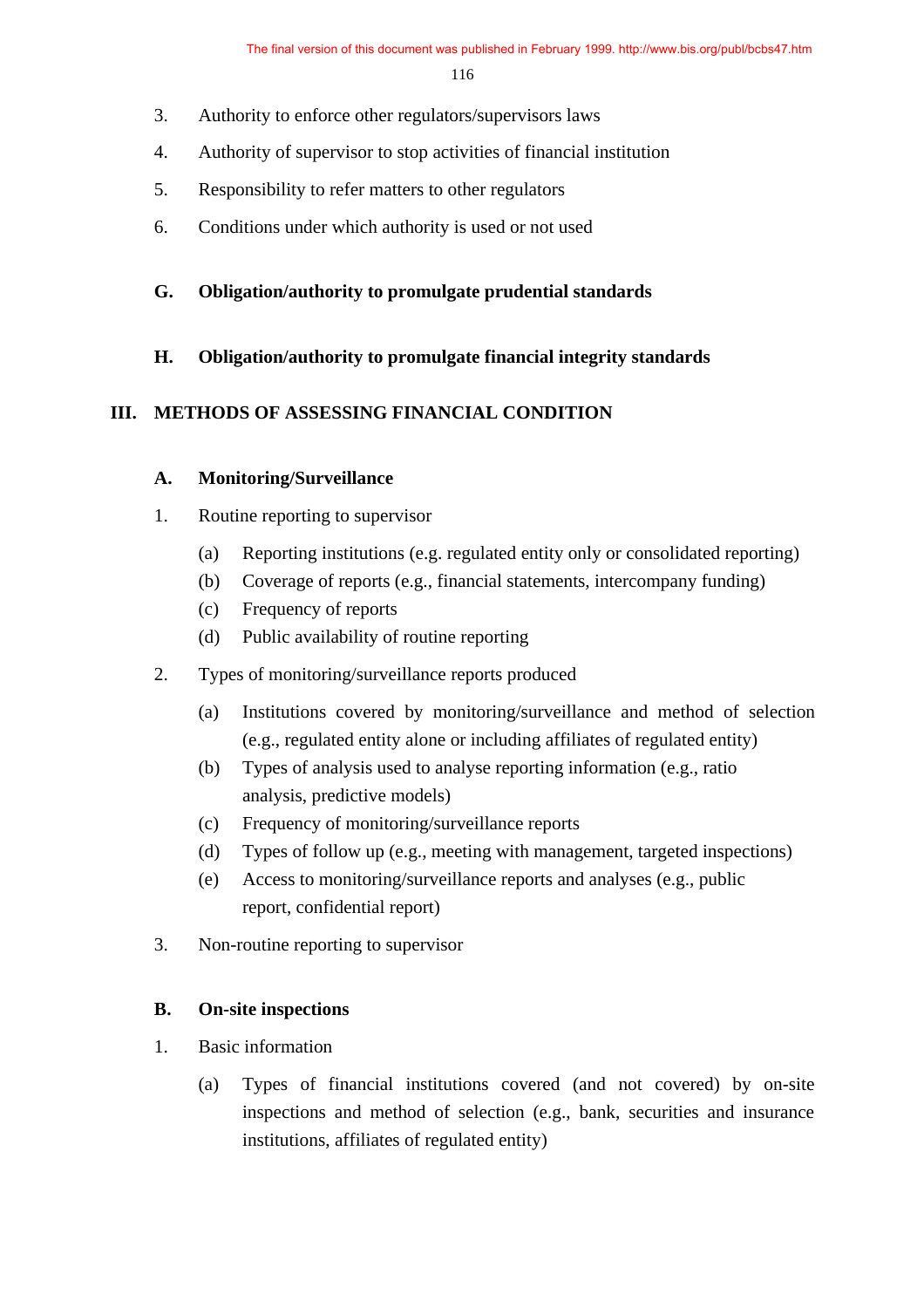3. Authority to enforce other regulators/supervisors laws

4. Authority of supervisor to stop activities of financial institution

5. Responsibility to refer matters to other regulators

6. Conditions under which authority is used or not used

### G. Obligation/authority to promulgate prudential standards

### H. Obligation/authority to promulgate financial integrity standards

## III. METHODS OF ASSESSING FINANCIAL CONDITION

### A. Monitoring/Surveillance

1. Routine reporting to supervisor

   (a) Reporting institutions (e.g. regulated entity only or consolidated reporting)

   (b) Coverage of reports (e.g., financial statements, intercompany funding)

   (c) Frequency of reports

   (d) Public availability of routine reporting

2. Types of monitoring/surveillance reports produced

   (a) Institutions covered by monitoring/surveillance and method of selection (e.g., regulated entity alone or including affiliates of regulated entity)

   (b) Types of analysis used to analyse reporting information (e.g., ratio analysis, predictive models)

   (c) Frequency of monitoring/surveillance reports

   (d) Types of follow up (e.g., meeting with management, targeted inspections)

   (e) Access to monitoring/surveillance reports and analyses (e.g., public report, confidential report)

3. Non-routine reporting to supervisor

### B. On-site inspections

1. Basic information

   (a) Types of financial institutions covered (and not covered) by on-site inspections and method of selection (e.g., bank, securities and insurance institutions, affiliates of regulated entity)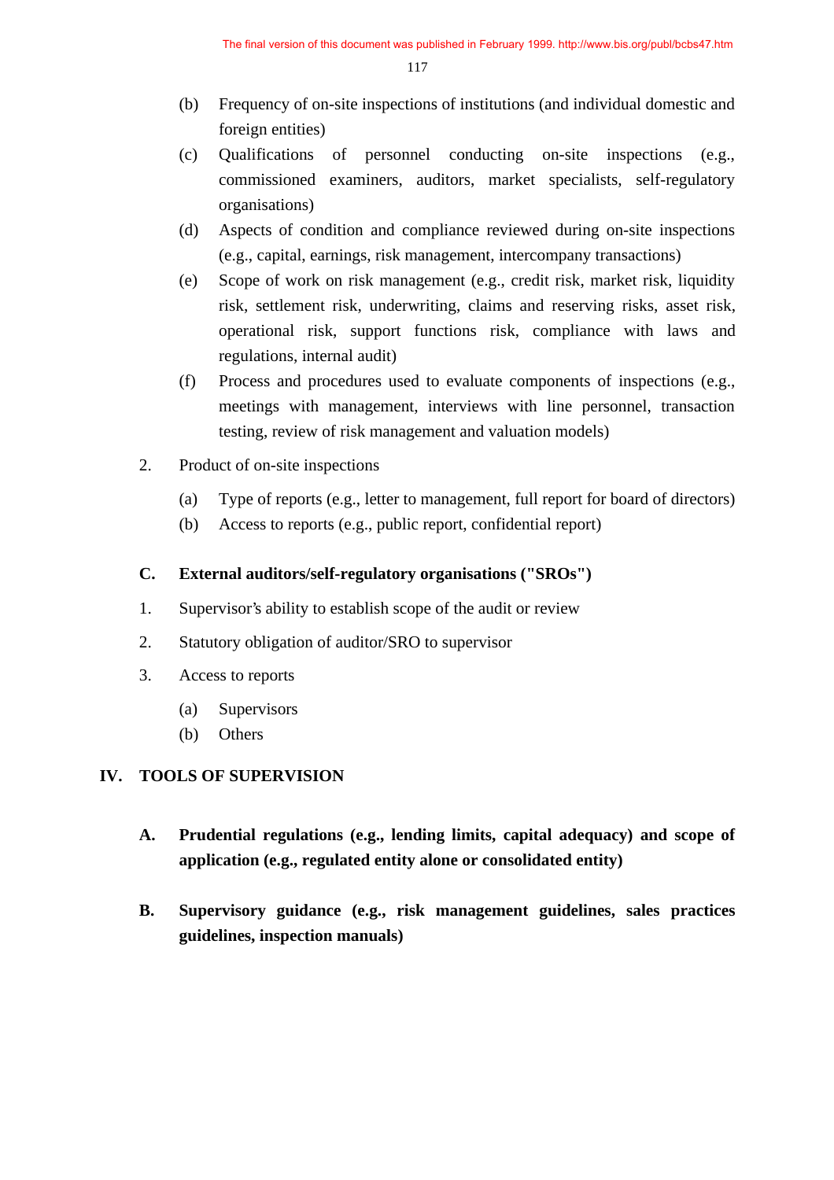(b) Frequency of on-site inspections of institutions (and individual domestic and foreign entities)

(c) Qualifications of personnel conducting on-site inspections (e.g., commissioned examiners, auditors, market specialists, self-regulatory organisations)

(d) Aspects of condition and compliance reviewed during on-site inspections (e.g., capital, earnings, risk management, intercompany transactions)

(e) Scope of work on risk management (e.g., credit risk, market risk, liquidity risk, settlement risk, underwriting, claims and reserving risks, asset risk, operational risk, support functions risk, compliance with laws and regulations, internal audit)

(f) Process and procedures used to evaluate components of inspections (e.g., meetings with management, interviews with line personnel, transaction testing, review of risk management and valuation models)

2. Product of on-site inspections

(a) Type of reports (e.g., letter to management, full report for board of directors)

(b) Access to reports (e.g., public report, confidential report)

**C. External auditors/self-regulatory organisations ("SROs")**

1. Supervisor's ability to establish scope of the audit or review

2. Statutory obligation of auditor/SRO to supervisor

3. Access to reports

(a) Supervisors

(b) Others

## IV. TOOLS OF SUPERVISION

**A. Prudential regulations (e.g., lending limits, capital adequacy) and scope of application (e.g., regulated entity alone or consolidated entity)**

**B. Supervisory guidance (e.g., risk management guidelines, sales practices guidelines, inspection manuals)**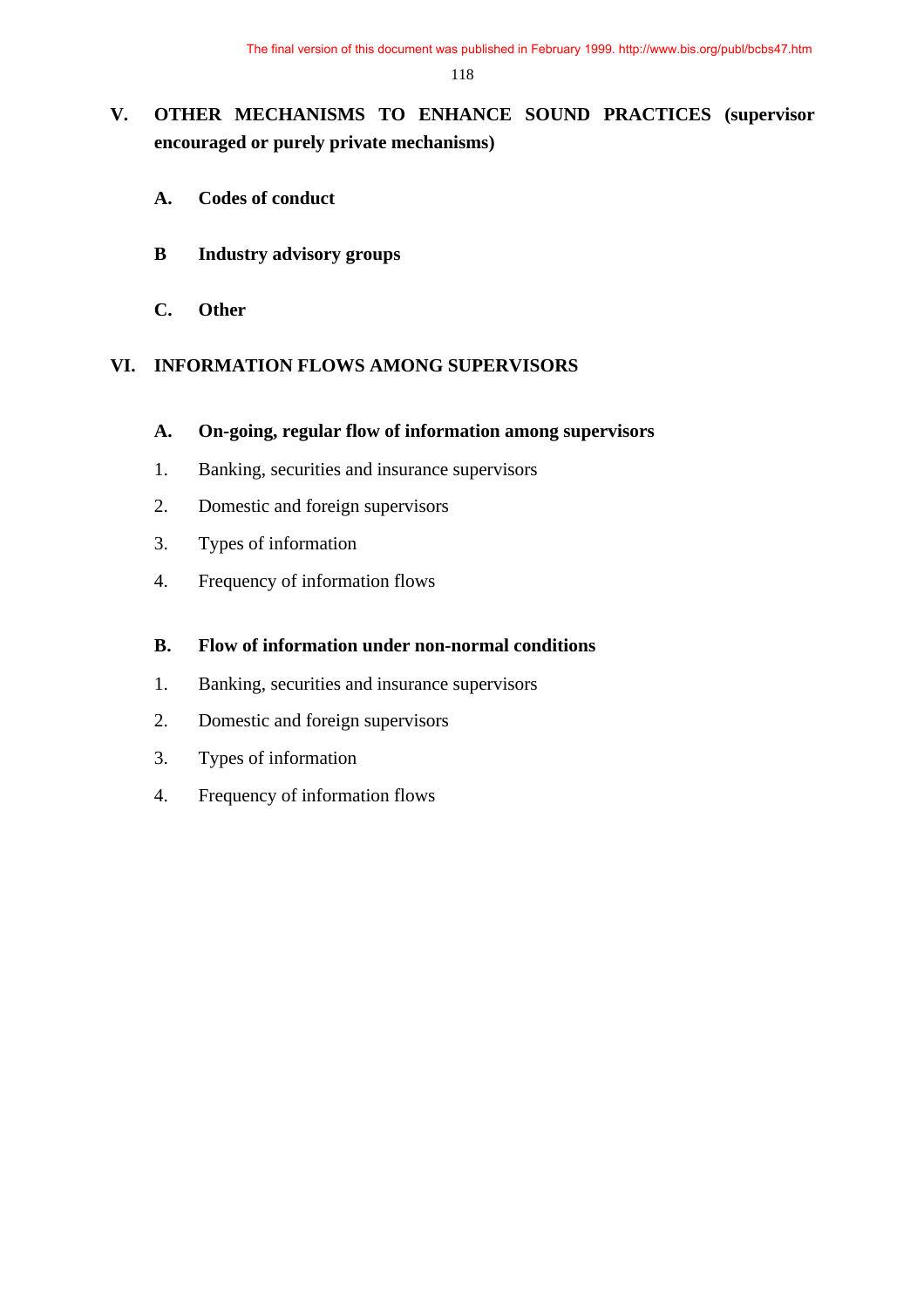## V. OTHER MECHANISMS TO ENHANCE SOUND PRACTICES (supervisor encouraged or purely private mechanisms)

### A. Codes of conduct

### B Industry advisory groups

### C. Other

## VI. INFORMATION FLOWS AMONG SUPERVISORS

### A. On-going, regular flow of information among supervisors

1. Banking, securities and insurance supervisors
2. Domestic and foreign supervisors
3. Types of information
4. Frequency of information flows

### B. Flow of information under non-normal conditions

1. Banking, securities and insurance supervisors
2. Domestic and foreign supervisors
3. Types of information
4. Frequency of information flows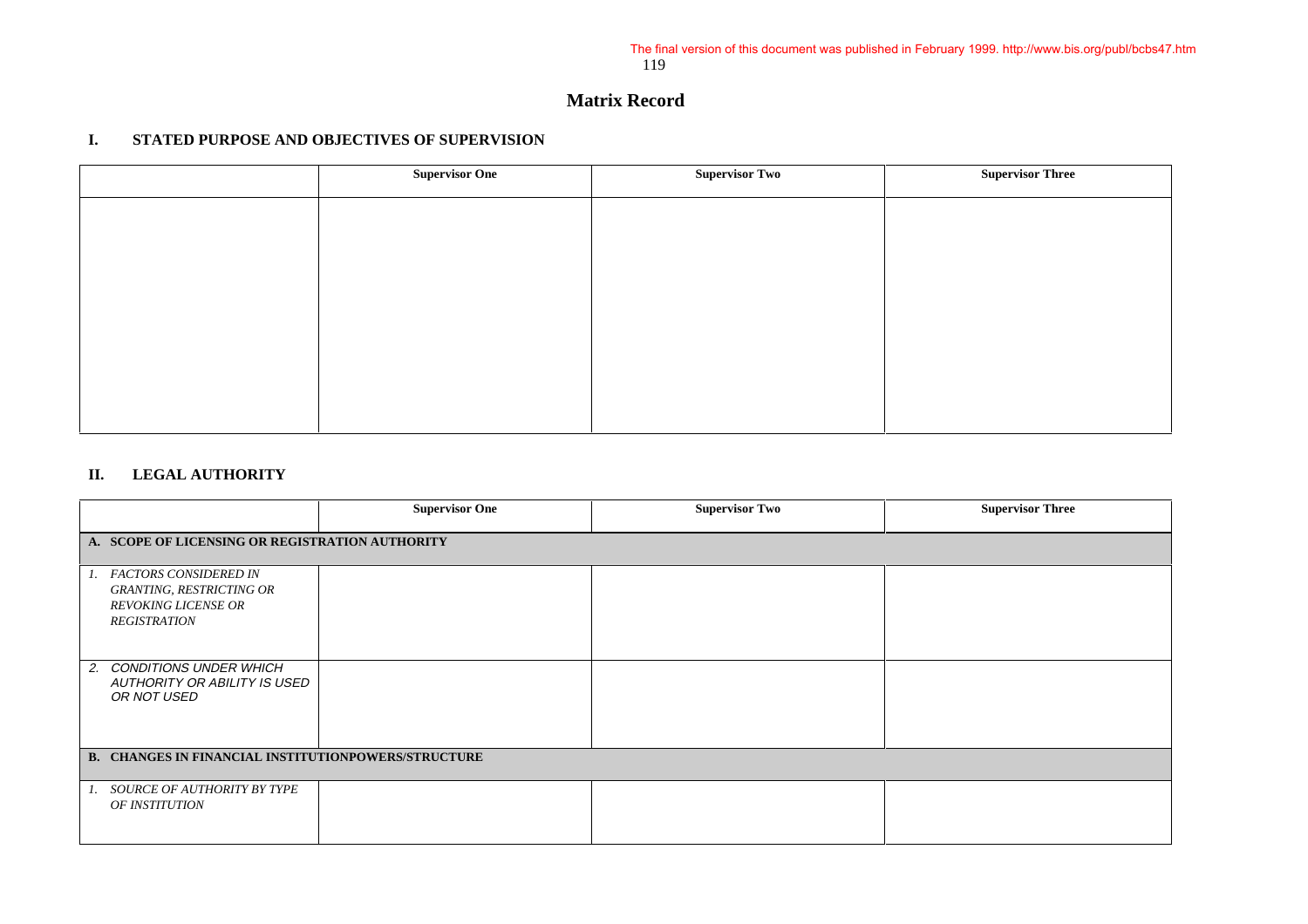The final version of this document was published in February 1999. http://www.bis.org/publ/bcbs47.htm

## Matrix Record

### I. STATED PURPOSE AND OBJECTIVES OF SUPERVISION

| | **Supervisor One** | **Supervisor Two** | **Supervisor Three** |
|---|---|---|---|
| | | | |

### II. LEGAL AUTHORITY

| | **Supervisor One** | **Supervisor Two** | **Supervisor Three** |
|---|---|---|---|
| **A. SCOPE OF LICENSING OR REGISTRATION AUTHORITY** | | | |
| *1. FACTORS CONSIDERED IN GRANTING, RESTRICTING OR REVOKING LICENSE OR REGISTRATION* | | | |
| *2. CONDITIONS UNDER WHICH AUTHORITY OR ABILITY IS USED OR NOT USED* | | | |
| **B. CHANGES IN FINANCIAL INSTITUTIONPOWERS/STRUCTURE** | | | |
| *1. SOURCE OF AUTHORITY BY TYPE OF INSTITUTION* | | | |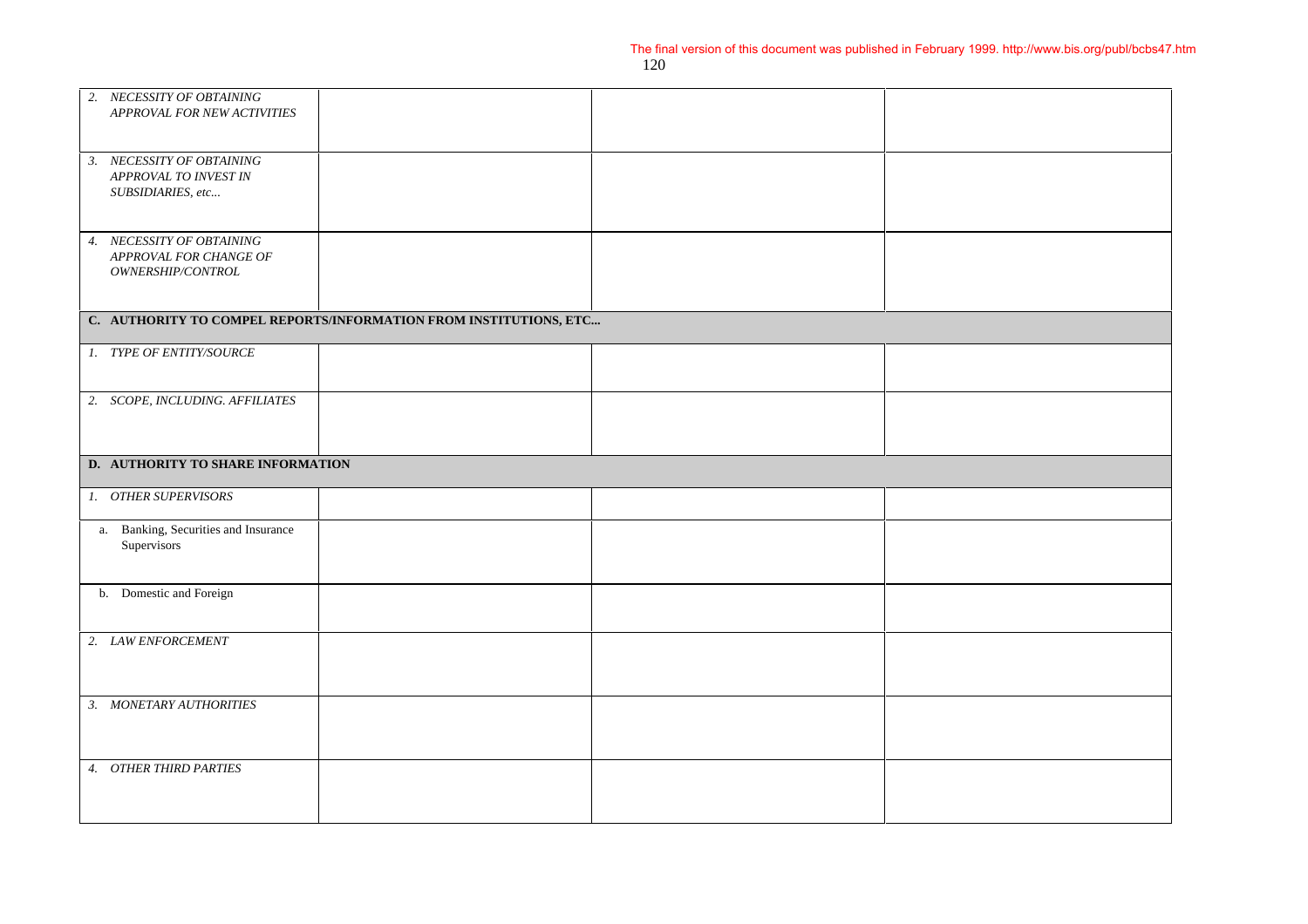| | | | |
|---|---|---|---|
| 2. *NECESSITY OF OBTAINING APPROVAL FOR NEW ACTIVITIES* | | | |
| 3. *NECESSITY OF OBTAINING APPROVAL TO INVEST IN SUBSIDIARIES, etc...* | | | |
| 4. *NECESSITY OF OBTAINING APPROVAL FOR CHANGE OF OWNERSHIP/CONTROL* | | | |
| **C. AUTHORITY TO COMPEL REPORTS/INFORMATION FROM INSTITUTIONS, ETC...** | | | |
| 1. *TYPE OF ENTITY/SOURCE* | | | |
| 2. *SCOPE, INCLUDING. AFFILIATES* | | | |
| **D. AUTHORITY TO SHARE INFORMATION** | | | |
| 1. *OTHER SUPERVISORS* | | | |
| a. Banking, Securities and Insurance Supervisors | | | |
| b. Domestic and Foreign | | | |
| 2. *LAW ENFORCEMENT* | | | |
| 3. *MONETARY AUTHORITIES* | | | |
| 4. *OTHER THIRD PARTIES* | | | |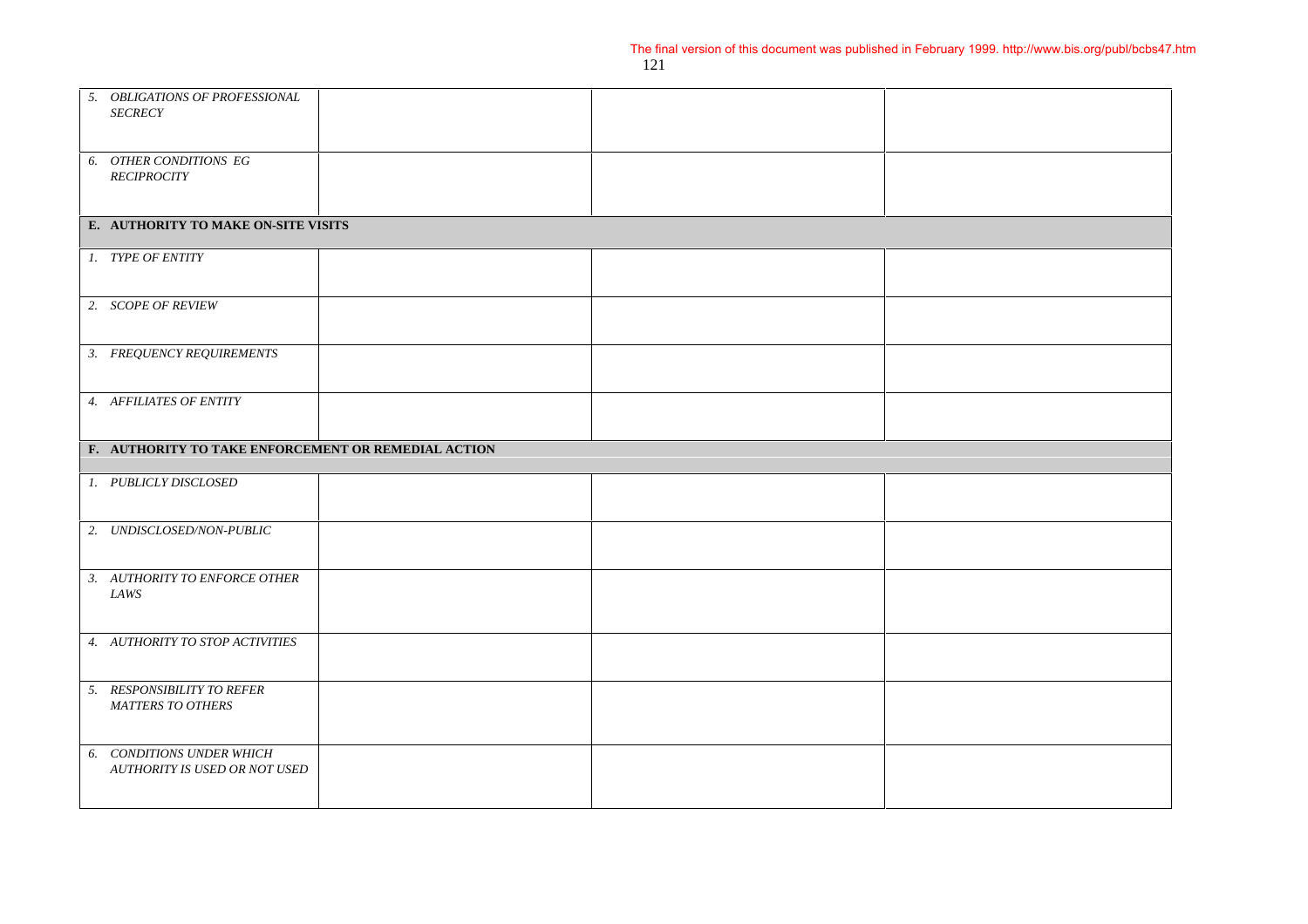The final version of this document was published in February 1999. http://www.bis.org/publ/bcbs47.htm

| | | | |
|---|---|---|---|
| *5. OBLIGATIONS OF PROFESSIONAL SECRECY* | | | |
| *6. OTHER CONDITIONS EG RECIPROCITY* | | | |
| **E. AUTHORITY TO MAKE ON-SITE VISITS** | | | |
| *1. TYPE OF ENTITY* | | | |
| *2. SCOPE OF REVIEW* | | | |
| *3. FREQUENCY REQUIREMENTS* | | | |
| *4. AFFILIATES OF ENTITY* | | | |
| **F. AUTHORITY TO TAKE ENFORCEMENT OR REMEDIAL ACTION** | | | |
| *1. PUBLICLY DISCLOSED* | | | |
| *2. UNDISCLOSED/NON-PUBLIC* | | | |
| *3. AUTHORITY TO ENFORCE OTHER LAWS* | | | |
| *4. AUTHORITY TO STOP ACTIVITIES* | | | |
| *5. RESPONSIBILITY TO REFER MATTERS TO OTHERS* | | | |
| *6. CONDITIONS UNDER WHICH AUTHORITY IS USED OR NOT USED* | | | |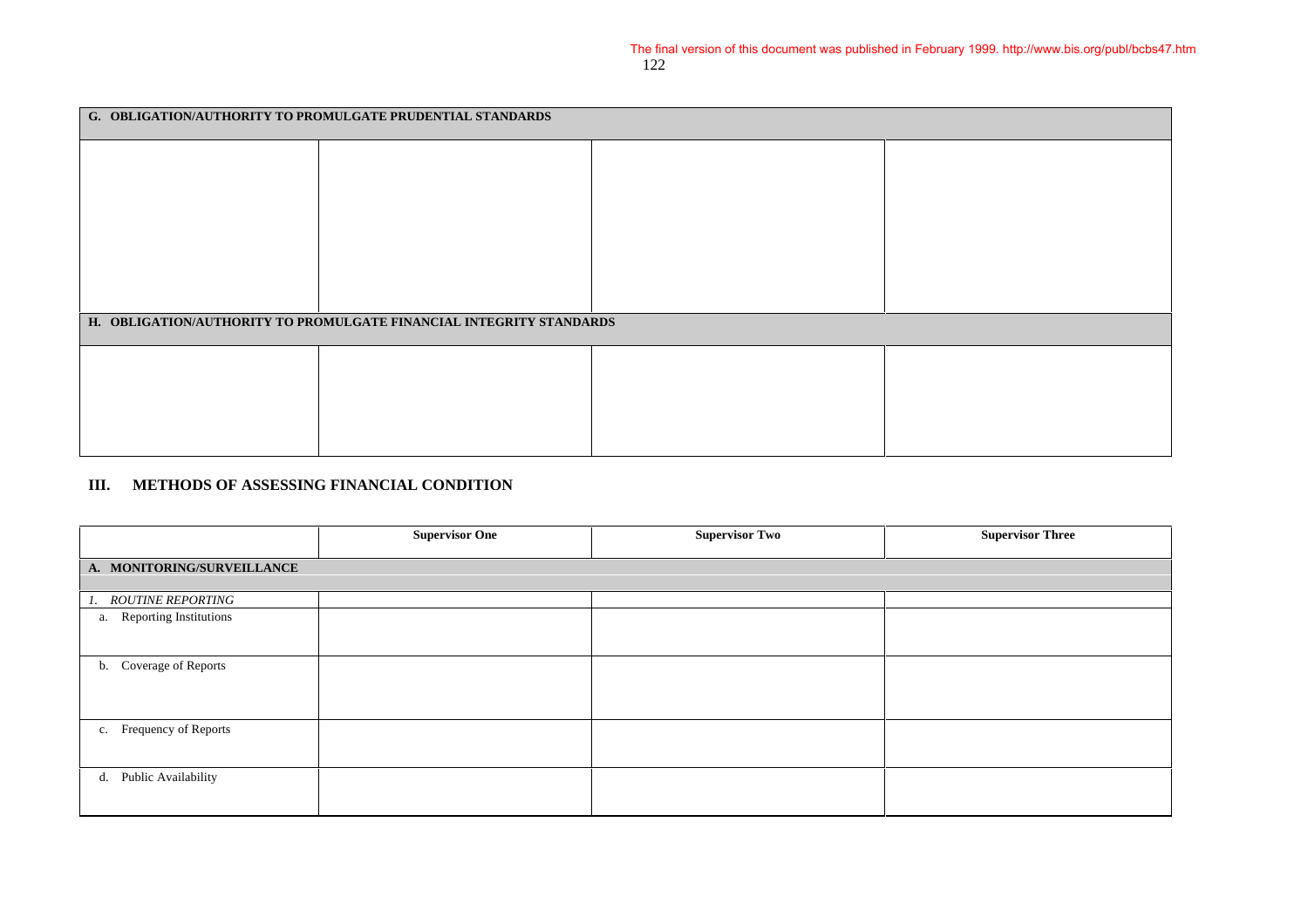The final version of this document was published in February 1999. http://www.bis.org/publ/bcbs47.htm

| G. OBLIGATION/AUTHORITY TO PROMULGATE PRUDENTIAL STANDARDS | | | |
|---|---|---|---|
| | | | |
| **H. OBLIGATION/AUTHORITY TO PROMULGATE FINANCIAL INTEGRITY STANDARDS** | | | |
| | | | |

## III. METHODS OF ASSESSING FINANCIAL CONDITION

| | Supervisor One | Supervisor Two | Supervisor Three |
|---|---|---|---|
| **A. MONITORING/SURVEILLANCE** | | | |
| *1. ROUTINE REPORTING* | | | |
| a. Reporting Institutions | | | |
| b. Coverage of Reports | | | |
| c. Frequency of Reports | | | |
| d. Public Availability | | | |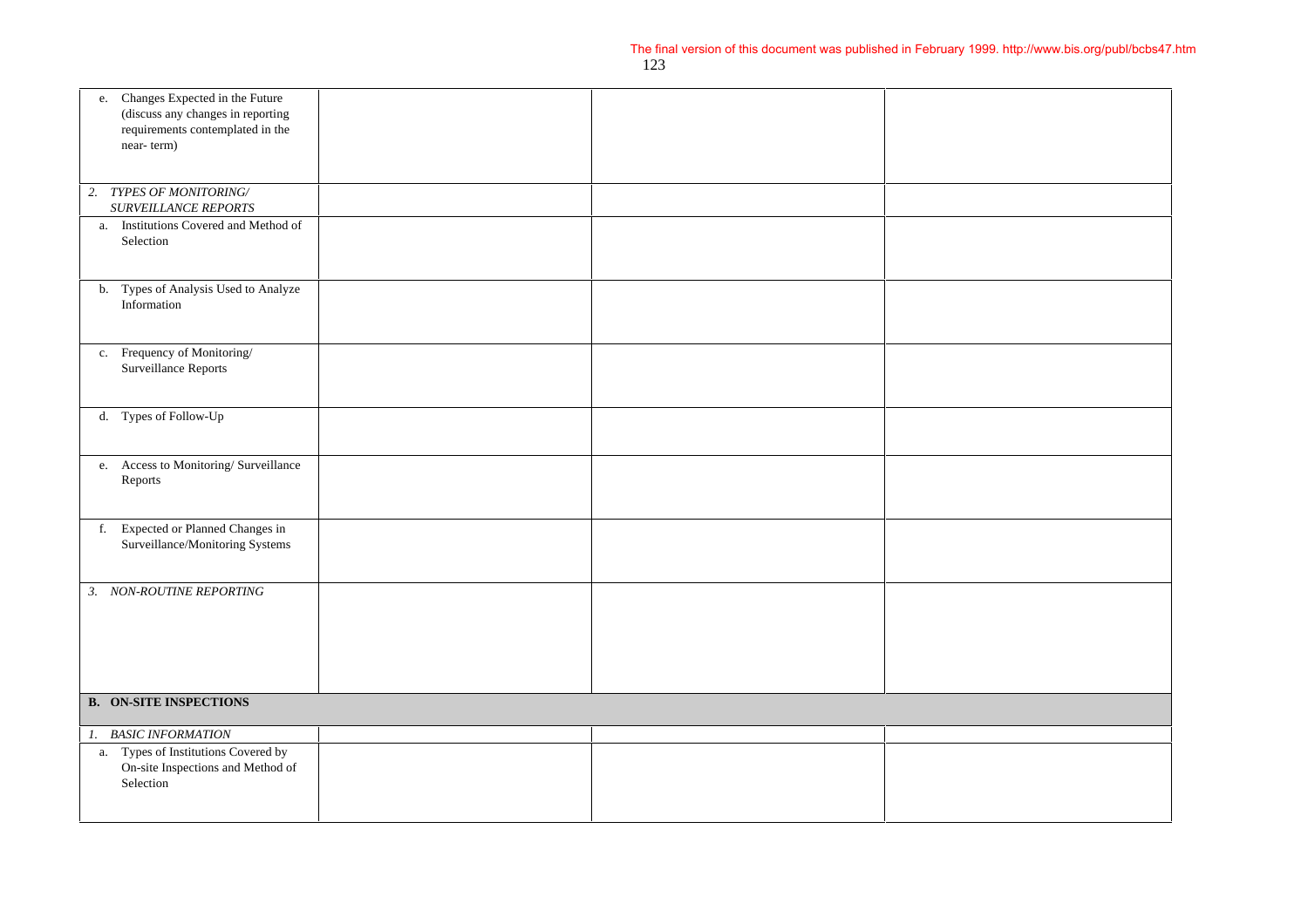The final version of this document was published in February 1999. http://www.bis.org/publ/bcbs47.htm

| | | | |
|---|---|---|---|
| e. Changes Expected in the Future (discuss any changes in reporting requirements contemplated in the near- term) | | | |
| *2. TYPES OF MONITORING/ SURVEILLANCE REPORTS* | | | |
| a. Institutions Covered and Method of Selection | | | |
| b. Types of Analysis Used to Analyze Information | | | |
| c. Frequency of Monitoring/ Surveillance Reports | | | |
| d. Types of Follow-Up | | | |
| e. Access to Monitoring/ Surveillance Reports | | | |
| f. Expected or Planned Changes in Surveillance/Monitoring Systems | | | |
| *3. NON-ROUTINE REPORTING* | | | |
| **B. ON-SITE INSPECTIONS** | | | |
| *1. BASIC INFORMATION* | | | |
| a. Types of Institutions Covered by On-site Inspections and Method of Selection | | | |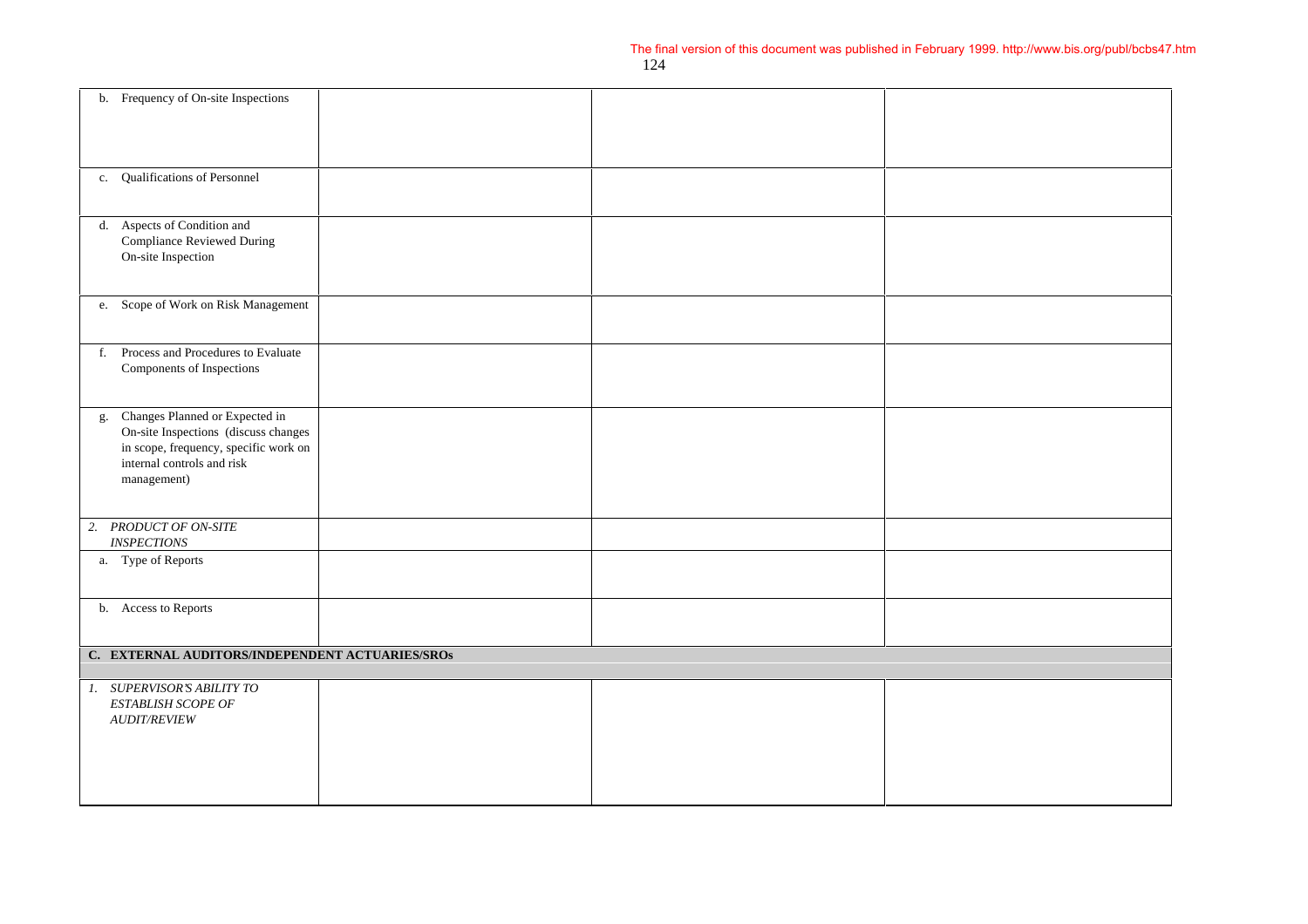The final version of this document was published in February 1999. http://www.bis.org/publ/bcbs47.htm

| | | | |
|---|---|---|---|
| b. Frequency of On-site Inspections | | | |
| c. Qualifications of Personnel | | | |
| d. Aspects of Condition and Compliance Reviewed During On-site Inspection | | | |
| e. Scope of Work on Risk Management | | | |
| f. Process and Procedures to Evaluate Components of Inspections | | | |
| g. Changes Planned or Expected in On-site Inspections (discuss changes in scope, frequency, specific work on internal controls and risk management) | | | |
| *2. PRODUCT OF ON-SITE INSPECTIONS* | | | |
| a. Type of Reports | | | |
| b. Access to Reports | | | |
| **C. EXTERNAL AUDITORS/INDEPENDENT ACTUARIES/SROs** | | | |
| *1. SUPERVISOR'S ABILITY TO ESTABLISH SCOPE OF AUDIT/REVIEW* | | | |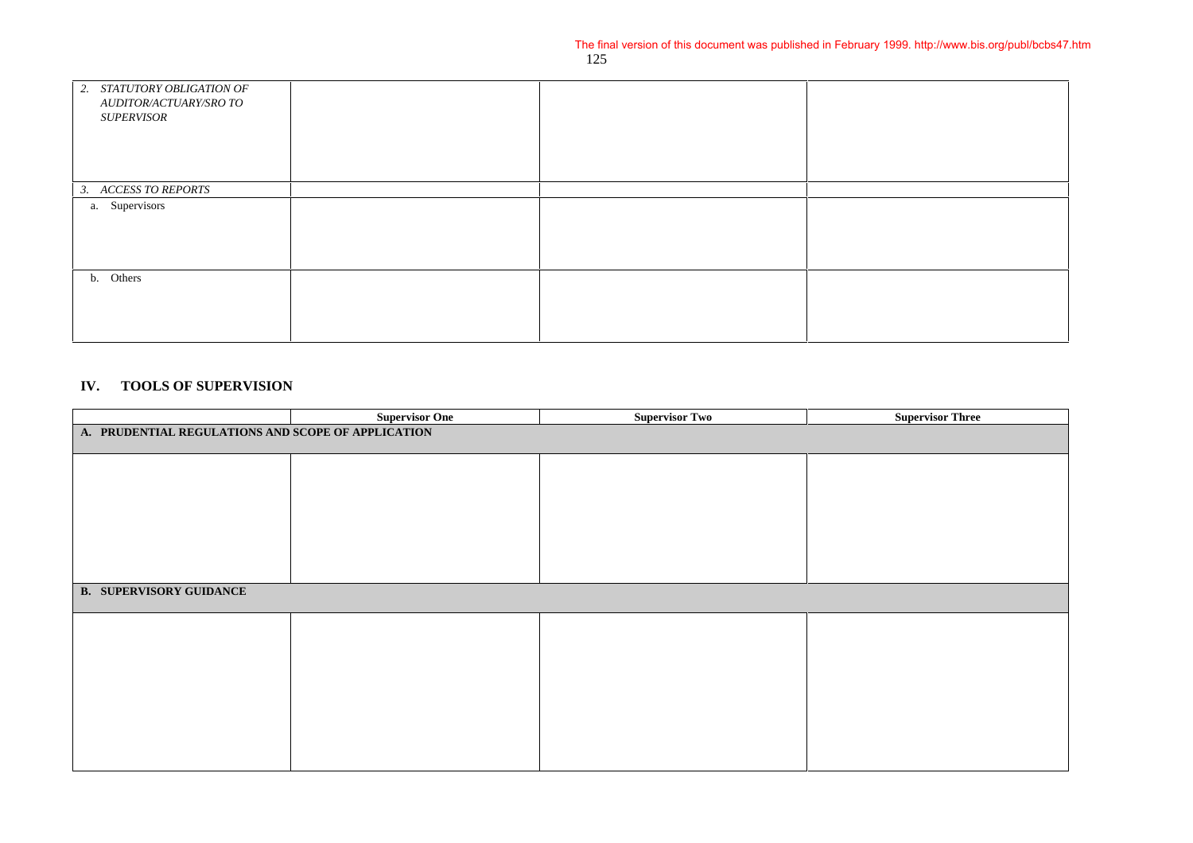| | | | |
|---|---|---|---|
| *2. STATUTORY OBLIGATION OF AUDITOR/ACTUARY/SRO TO SUPERVISOR* | | | |
| *3. ACCESS TO REPORTS* | | | |
| a. Supervisors | | | |
| b. Others | | | |

## IV. TOOLS OF SUPERVISION

| | **Supervisor One** | **Supervisor Two** | **Supervisor Three** |
|---|---|---|---|
| **A. PRUDENTIAL REGULATIONS AND SCOPE OF APPLICATION** | | | |
| | | | |
| **B. SUPERVISORY GUIDANCE** | | | |
| | | | |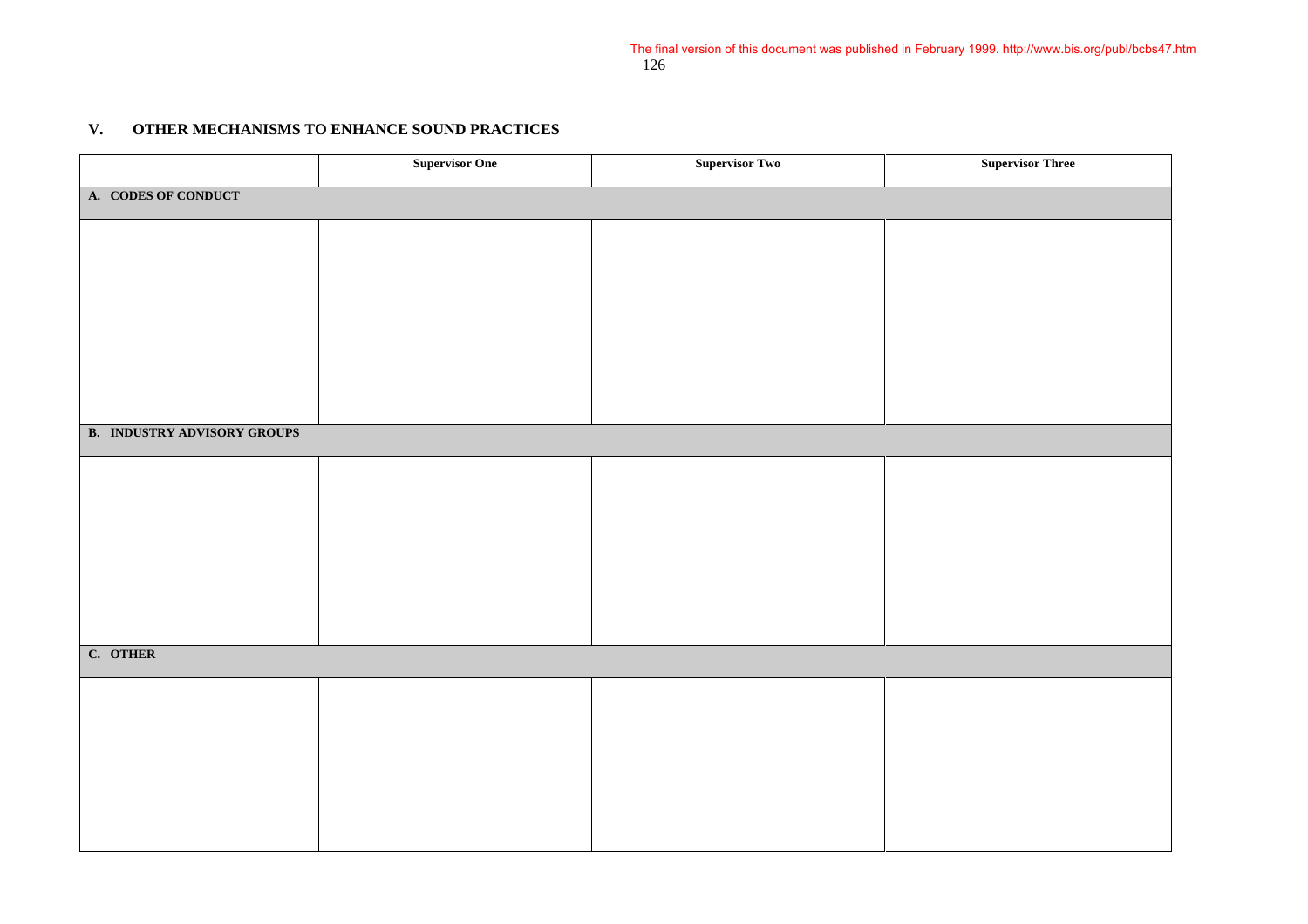The final version of this document was published in February 1999. http://www.bis.org/publ/bcbs47.htm

## V. OTHER MECHANISMS TO ENHANCE SOUND PRACTICES

| | Supervisor One | Supervisor Two | Supervisor Three |
|---|---|---|---|
| **A. CODES OF CONDUCT** | | | |
| | | | |
| **B. INDUSTRY ADVISORY GROUPS** | | | |
| | | | |
| **C. OTHER** | | | |
| | | | |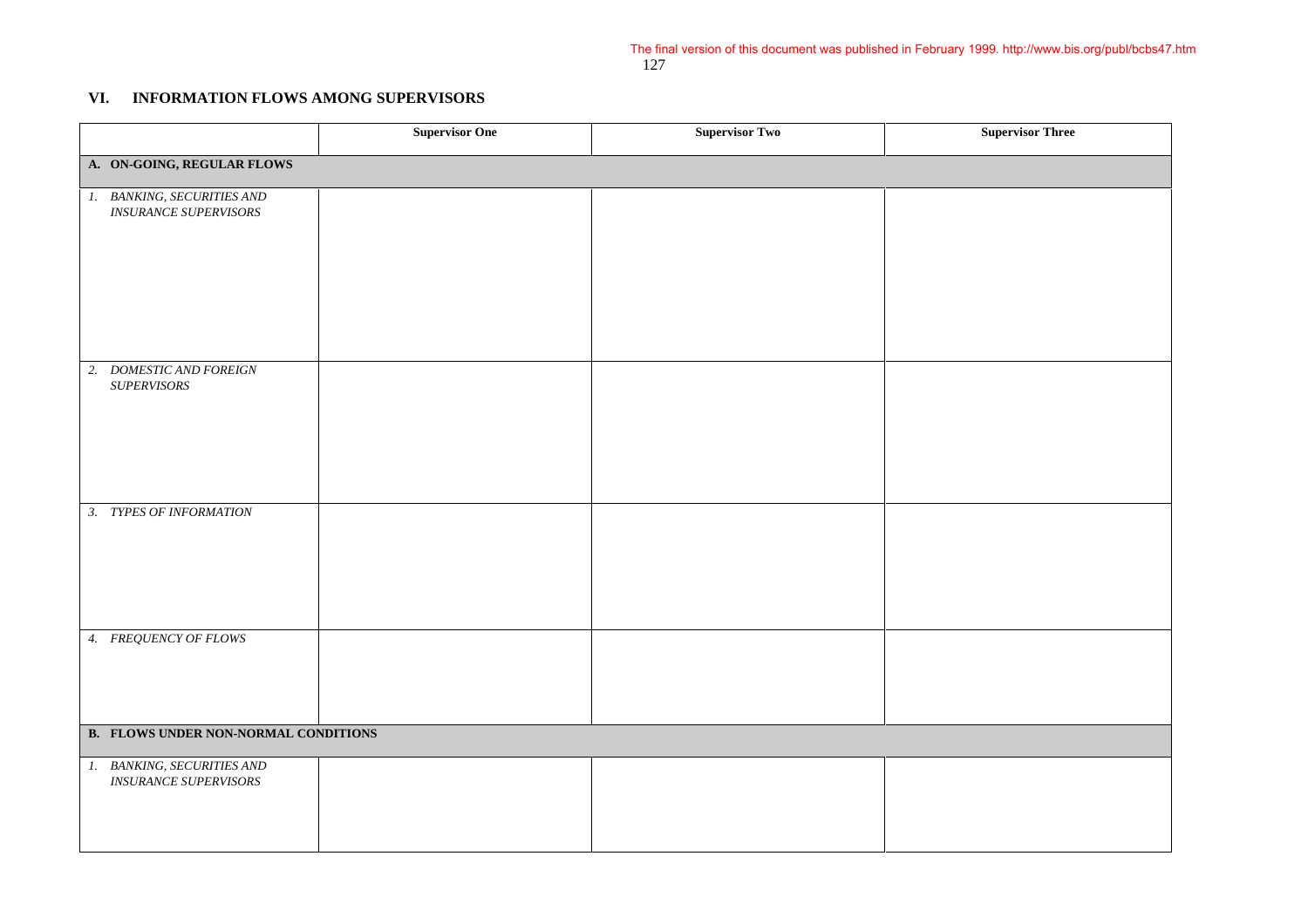The final version of this document was published in February 1999. http://www.bis.org/publ/bcbs47.htm

## VI. INFORMATION FLOWS AMONG SUPERVISORS

| | Supervisor One | Supervisor Two | Supervisor Three |
|---|---|---|---|
| **A. ON-GOING, REGULAR FLOWS** | | | |
| *1. BANKING, SECURITIES AND INSURANCE SUPERVISORS* | | | |
| *2. DOMESTIC AND FOREIGN SUPERVISORS* | | | |
| *3. TYPES OF INFORMATION* | | | |
| *4. FREQUENCY OF FLOWS* | | | |
| **B. FLOWS UNDER NON-NORMAL CONDITIONS** | | | |
| *1. BANKING, SECURITIES AND INSURANCE SUPERVISORS* | | | |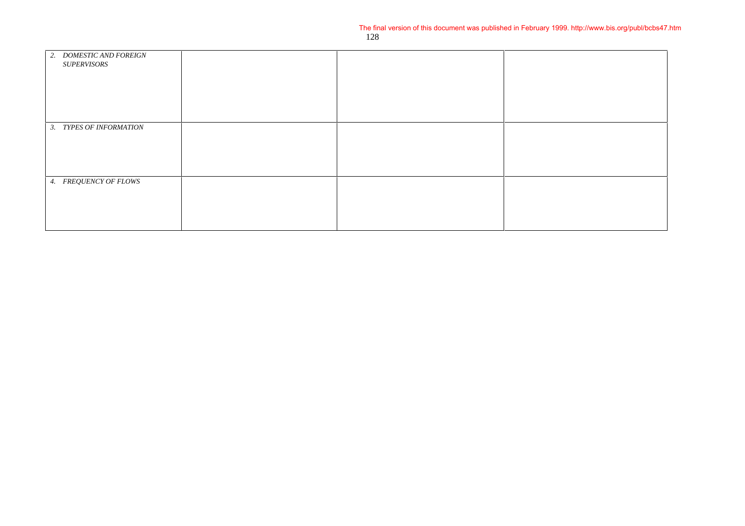| | | | |
|---|---|---|---|
| *2. DOMESTIC AND FOREIGN SUPERVISORS* | | | |
| *3. TYPES OF INFORMATION* | | | |
| *4. FREQUENCY OF FLOWS* | | | |